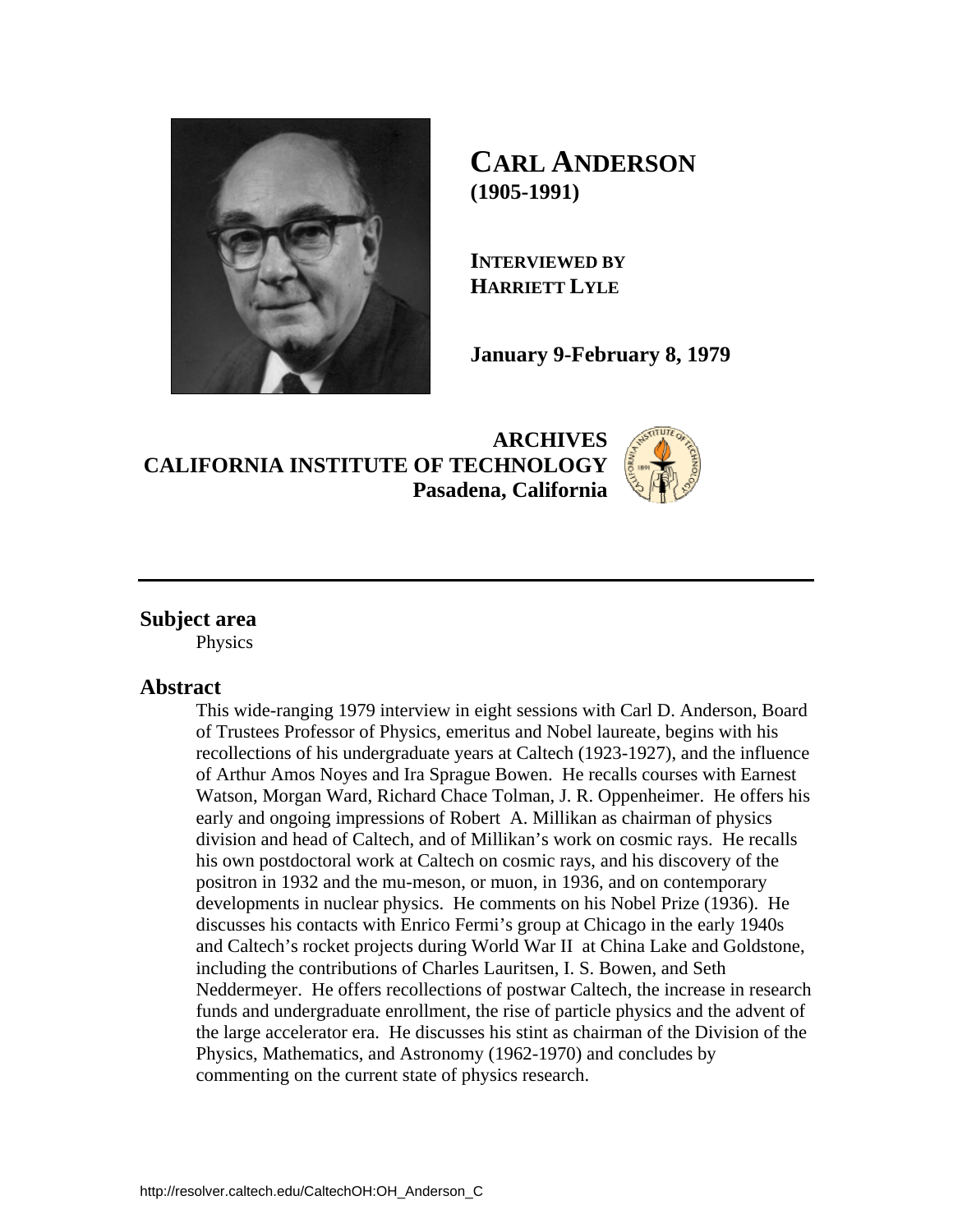# CARL ANDERSON
**(1905-1991)**

**INTERVIEWED BY**
**HARRIETT LYLE**

**January 9-February 8, 1979**

**ARCHIVES**
**CALIFORNIA INSTITUTE OF TECHNOLOGY**
**Pasadena, California**

---

## Subject area

Physics

## Abstract

This wide-ranging 1979 interview in eight sessions with Carl D. Anderson, Board of Trustees Professor of Physics, emeritus and Nobel laureate, begins with his recollections of his undergraduate years at Caltech (1923-1927), and the influence of Arthur Amos Noyes and Ira Sprague Bowen. He recalls courses with Earnest Watson, Morgan Ward, Richard Chace Tolman, J. R. Oppenheimer. He offers his early and ongoing impressions of Robert A. Millikan as chairman of physics division and head of Caltech, and of Millikan's work on cosmic rays. He recalls his own postdoctoral work at Caltech on cosmic rays, and his discovery of the positron in 1932 and the mu-meson, or muon, in 1936, and on contemporary developments in nuclear physics. He comments on his Nobel Prize (1936). He discusses his contacts with Enrico Fermi's group at Chicago in the early 1940s and Caltech's rocket projects during World War II at China Lake and Goldstone, including the contributions of Charles Lauritsen, I. S. Bowen, and Seth Neddermeyer. He offers recollections of postwar Caltech, the increase in research funds and undergraduate enrollment, the rise of particle physics and the advent of the large accelerator era. He discusses his stint as chairman of the Division of the Physics, Mathematics, and Astronomy (1962-1970) and concludes by commenting on the current state of physics research.

http://resolver.caltech.edu/CaltechOH:OH_Anderson_C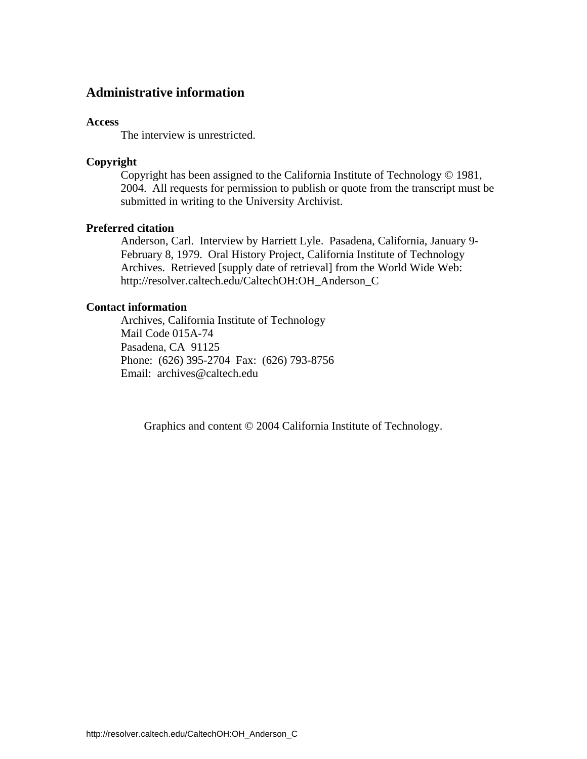## Administrative information

**Access**

The interview is unrestricted.

**Copyright**

Copyright has been assigned to the California Institute of Technology © 1981, 2004. All requests for permission to publish or quote from the transcript must be submitted in writing to the University Archivist.

**Preferred citation**

Anderson, Carl. Interview by Harriett Lyle. Pasadena, California, January 9-February 8, 1979. Oral History Project, California Institute of Technology Archives. Retrieved [supply date of retrieval] from the World Wide Web: http://resolver.caltech.edu/CaltechOH:OH_Anderson_C

**Contact information**

Archives, California Institute of Technology
Mail Code 015A-74
Pasadena, CA 91125
Phone: (626) 395-2704 Fax: (626) 793-8756
Email: archives@caltech.edu

Graphics and content © 2004 California Institute of Technology.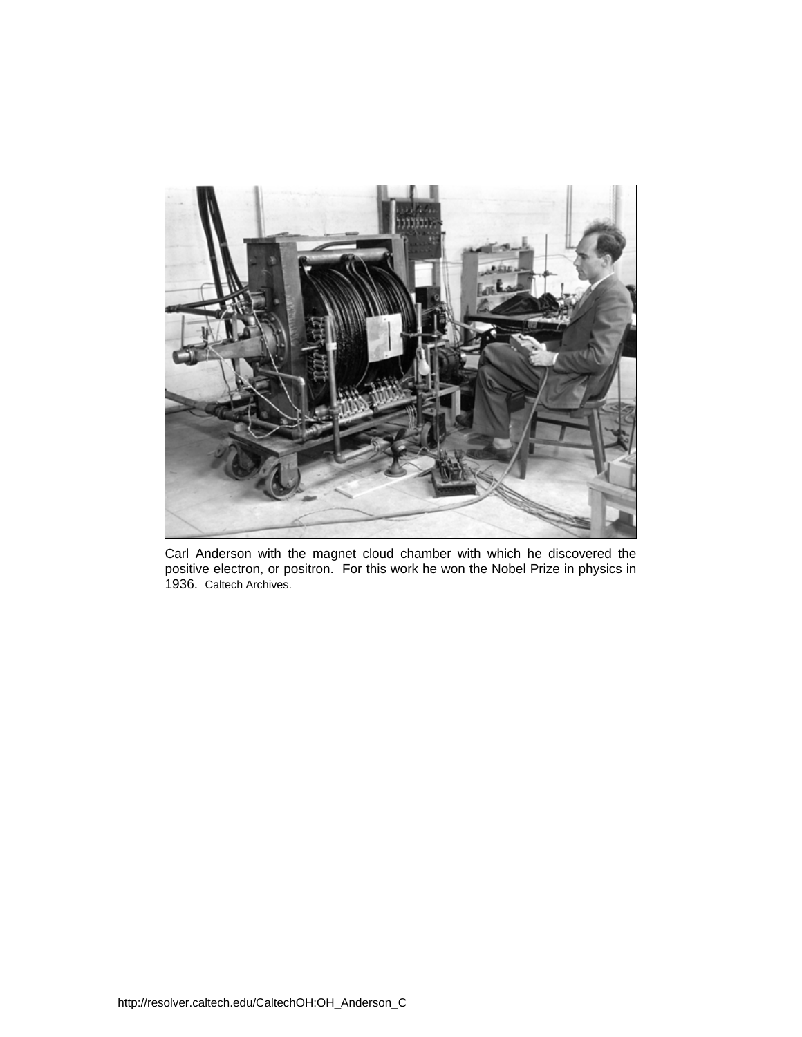Carl Anderson with the magnet cloud chamber with which he discovered the positive electron, or positron. For this work he won the Nobel Prize in physics in 1936. Caltech Archives.

http://resolver.caltech.edu/CaltechOH:OH_Anderson_C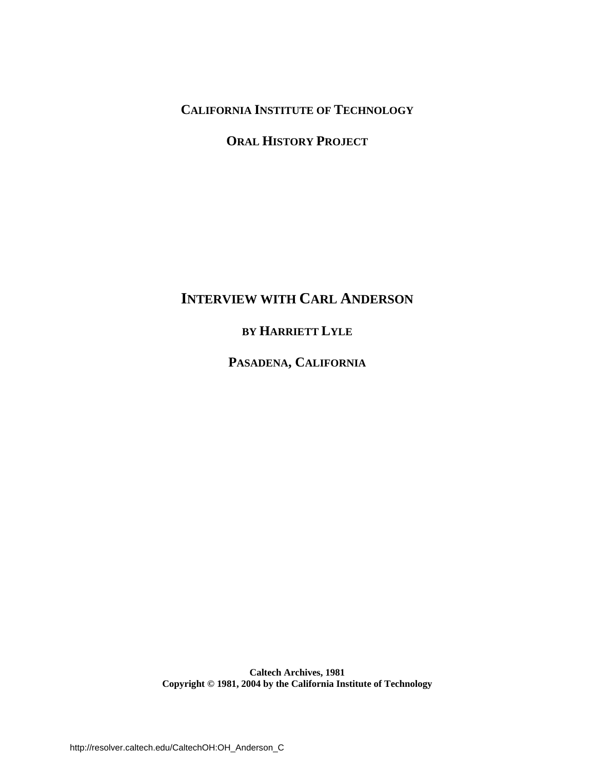**CALIFORNIA INSTITUTE OF TECHNOLOGY**

**ORAL HISTORY PROJECT**

# INTERVIEW WITH CARL ANDERSON

**BY HARRIETT LYLE**

**PASADENA, CALIFORNIA**

**Caltech Archives, 1981**
**Copyright © 1981, 2004 by the California Institute of Technology**

http://resolver.caltech.edu/CaltechOH:OH_Anderson_C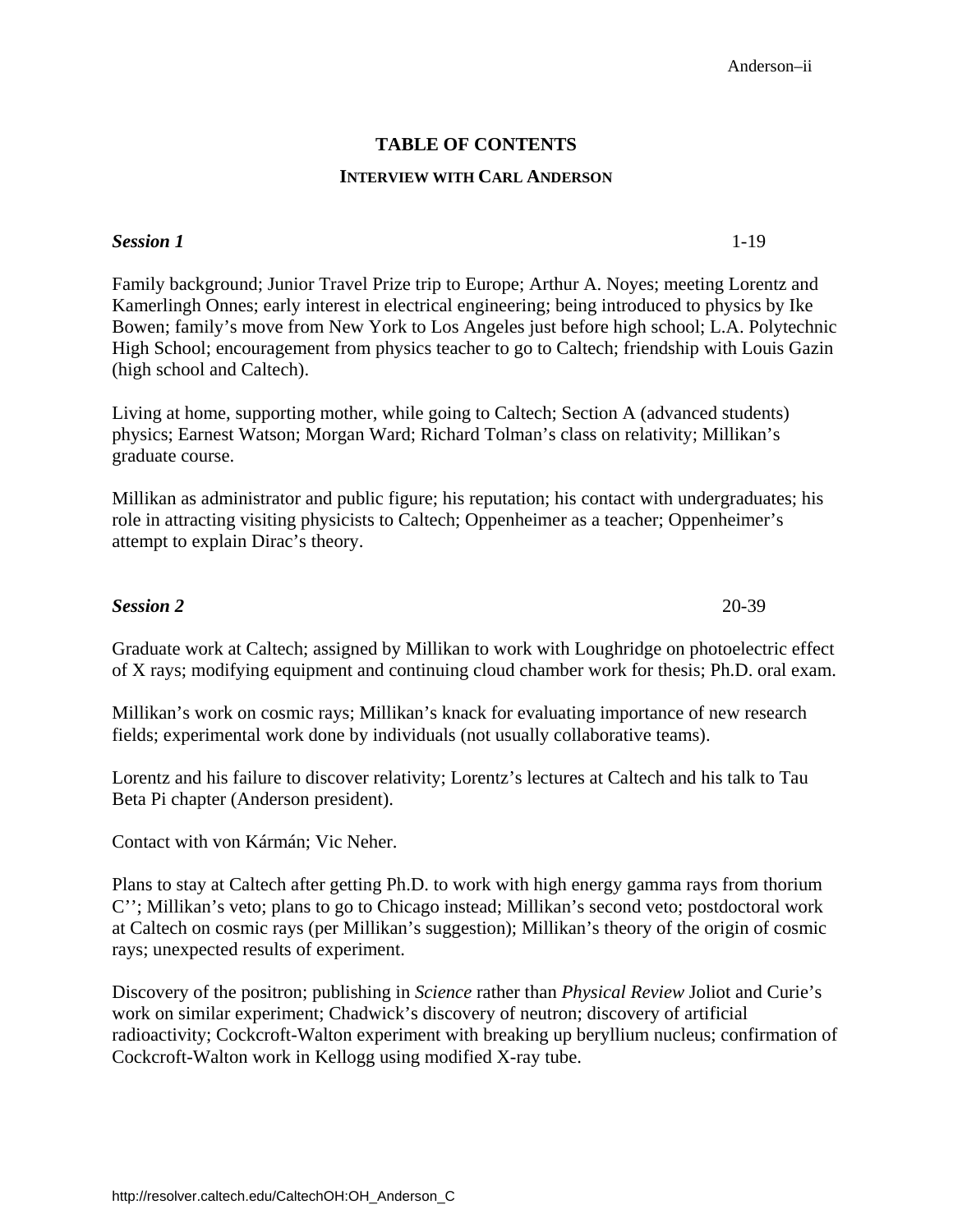# TABLE OF CONTENTS

## INTERVIEW WITH CARL ANDERSON

***Session 1*** 1-19

Family background; Junior Travel Prize trip to Europe; Arthur A. Noyes; meeting Lorentz and Kamerlingh Onnes; early interest in electrical engineering; being introduced to physics by Ike Bowen; family's move from New York to Los Angeles just before high school; L.A. Polytechnic High School; encouragement from physics teacher to go to Caltech; friendship with Louis Gazin (high school and Caltech).

Living at home, supporting mother, while going to Caltech; Section A (advanced students) physics; Earnest Watson; Morgan Ward; Richard Tolman's class on relativity; Millikan's graduate course.

Millikan as administrator and public figure; his reputation; his contact with undergraduates; his role in attracting visiting physicists to Caltech; Oppenheimer as a teacher; Oppenheimer's attempt to explain Dirac's theory.

***Session 2*** 20-39

Graduate work at Caltech; assigned by Millikan to work with Loughridge on photoelectric effect of X rays; modifying equipment and continuing cloud chamber work for thesis; Ph.D. oral exam.

Millikan's work on cosmic rays; Millikan's knack for evaluating importance of new research fields; experimental work done by individuals (not usually collaborative teams).

Lorentz and his failure to discover relativity; Lorentz's lectures at Caltech and his talk to Tau Beta Pi chapter (Anderson president).

Contact with von Kármán; Vic Neher.

Plans to stay at Caltech after getting Ph.D. to work with high energy gamma rays from thorium C''; Millikan's veto; plans to go to Chicago instead; Millikan's second veto; postdoctoral work at Caltech on cosmic rays (per Millikan's suggestion); Millikan's theory of the origin of cosmic rays; unexpected results of experiment.

Discovery of the positron; publishing in *Science* rather than *Physical Review* Joliot and Curie's work on similar experiment; Chadwick's discovery of neutron; discovery of artificial radioactivity; Cockcroft-Walton experiment with breaking up beryllium nucleus; confirmation of Cockcroft-Walton work in Kellogg using modified X-ray tube.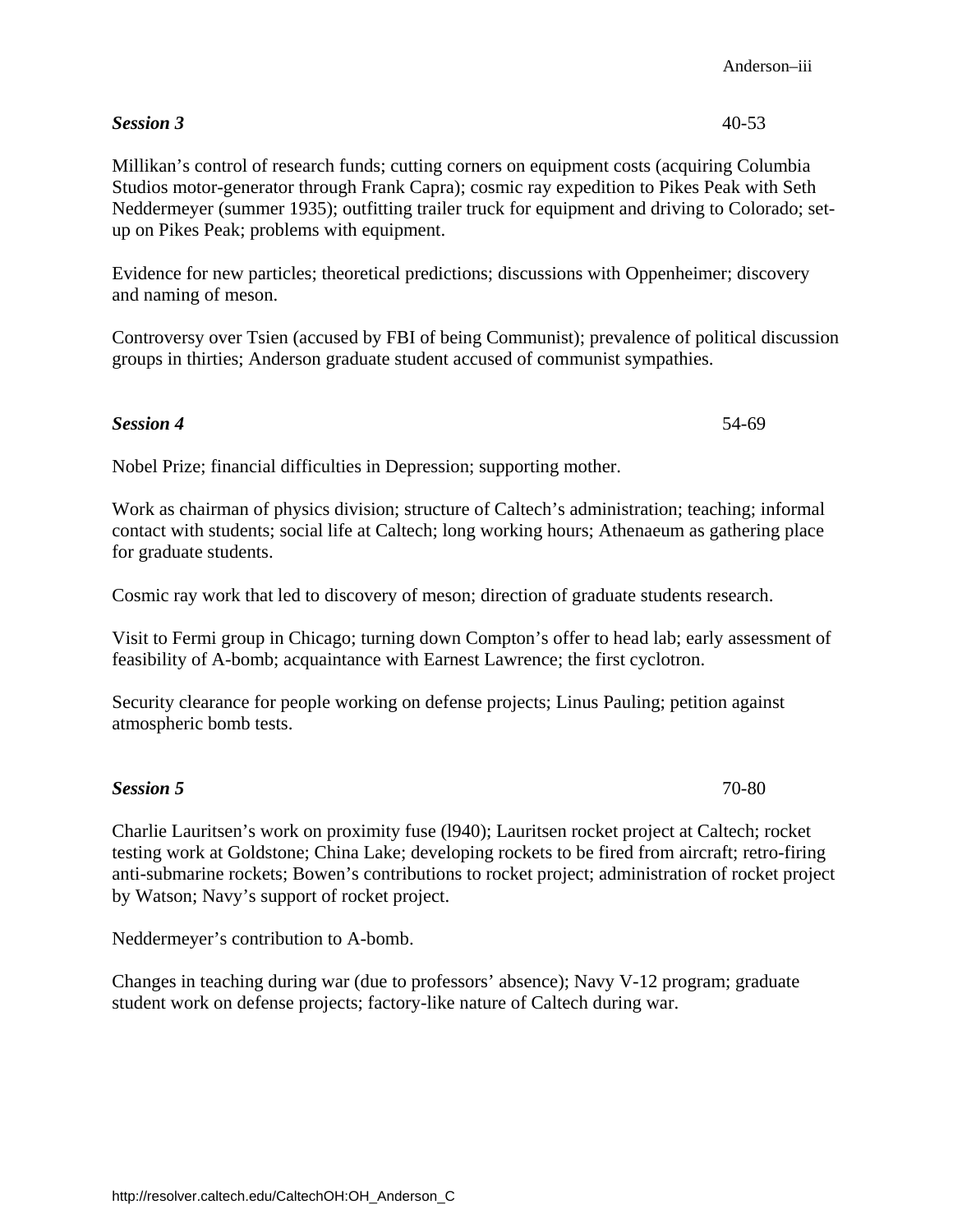***Session 3*** 40-53

Millikan's control of research funds; cutting corners on equipment costs (acquiring Columbia Studios motor-generator through Frank Capra); cosmic ray expedition to Pikes Peak with Seth Neddermeyer (summer 1935); outfitting trailer truck for equipment and driving to Colorado; set-up on Pikes Peak; problems with equipment.

Evidence for new particles; theoretical predictions; discussions with Oppenheimer; discovery and naming of meson.

Controversy over Tsien (accused by FBI of being Communist); prevalence of political discussion groups in thirties; Anderson graduate student accused of communist sympathies.

***Session 4*** 54-69

Nobel Prize; financial difficulties in Depression; supporting mother.

Work as chairman of physics division; structure of Caltech's administration; teaching; informal contact with students; social life at Caltech; long working hours; Athenaeum as gathering place for graduate students.

Cosmic ray work that led to discovery of meson; direction of graduate students research.

Visit to Fermi group in Chicago; turning down Compton's offer to head lab; early assessment of feasibility of A-bomb; acquaintance with Earnest Lawrence; the first cyclotron.

Security clearance for people working on defense projects; Linus Pauling; petition against atmospheric bomb tests.

***Session 5*** 70-80

Charlie Lauritsen's work on proximity fuse (l940); Lauritsen rocket project at Caltech; rocket testing work at Goldstone; China Lake; developing rockets to be fired from aircraft; retro-firing anti-submarine rockets; Bowen's contributions to rocket project; administration of rocket project by Watson; Navy's support of rocket project.

Neddermeyer's contribution to A-bomb.

Changes in teaching during war (due to professors' absence); Navy V-12 program; graduate student work on defense projects; factory-like nature of Caltech during war.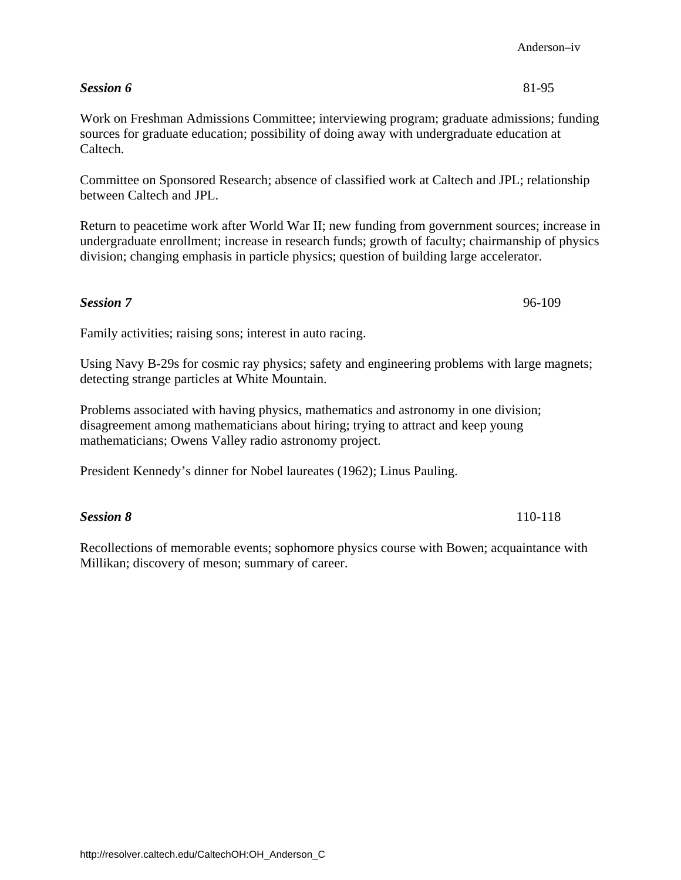***Session 6*** 81-95

Work on Freshman Admissions Committee; interviewing program; graduate admissions; funding sources for graduate education; possibility of doing away with undergraduate education at Caltech.

Committee on Sponsored Research; absence of classified work at Caltech and JPL; relationship between Caltech and JPL.

Return to peacetime work after World War II; new funding from government sources; increase in undergraduate enrollment; increase in research funds; growth of faculty; chairmanship of physics division; changing emphasis in particle physics; question of building large accelerator.

***Session 7*** 96-109

Family activities; raising sons; interest in auto racing.

Using Navy B-29s for cosmic ray physics; safety and engineering problems with large magnets; detecting strange particles at White Mountain.

Problems associated with having physics, mathematics and astronomy in one division; disagreement among mathematicians about hiring; trying to attract and keep young mathematicians; Owens Valley radio astronomy project.

President Kennedy's dinner for Nobel laureates (1962); Linus Pauling.

***Session 8*** 110-118

Recollections of memorable events; sophomore physics course with Bowen; acquaintance with Millikan; discovery of meson; summary of career.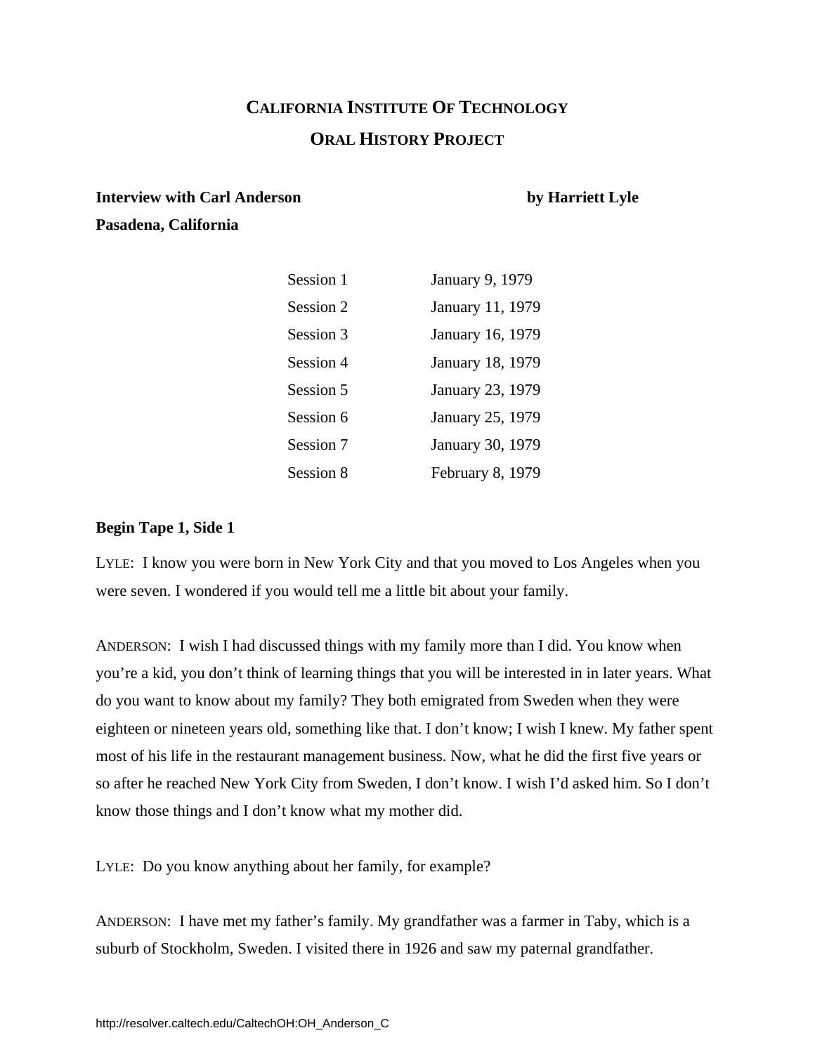# CALIFORNIA INSTITUTE OF TECHNOLOGY

## ORAL HISTORY PROJECT

**Interview with Carl Anderson** **by Harriett Lyle**

**Pasadena, California**

| Session | Date |
|---|---|
| Session 1 | January 9, 1979 |
| Session 2 | January 11, 1979 |
| Session 3 | January 16, 1979 |
| Session 4 | January 18, 1979 |
| Session 5 | January 23, 1979 |
| Session 6 | January 25, 1979 |
| Session 7 | January 30, 1979 |
| Session 8 | February 8, 1979 |

**Begin Tape 1, Side 1**

LYLE: I know you were born in New York City and that you moved to Los Angeles when you were seven. I wondered if you would tell me a little bit about your family.

ANDERSON: I wish I had discussed things with my family more than I did. You know when you're a kid, you don't think of learning things that you will be interested in in later years. What do you want to know about my family? They both emigrated from Sweden when they were eighteen or nineteen years old, something like that. I don't know; I wish I knew. My father spent most of his life in the restaurant management business. Now, what he did the first five years or so after he reached New York City from Sweden, I don't know. I wish I'd asked him. So I don't know those things and I don't know what my mother did.

LYLE: Do you know anything about her family, for example?

ANDERSON: I have met my father's family. My grandfather was a farmer in Taby, which is a suburb of Stockholm, Sweden. I visited there in 1926 and saw my paternal grandfather.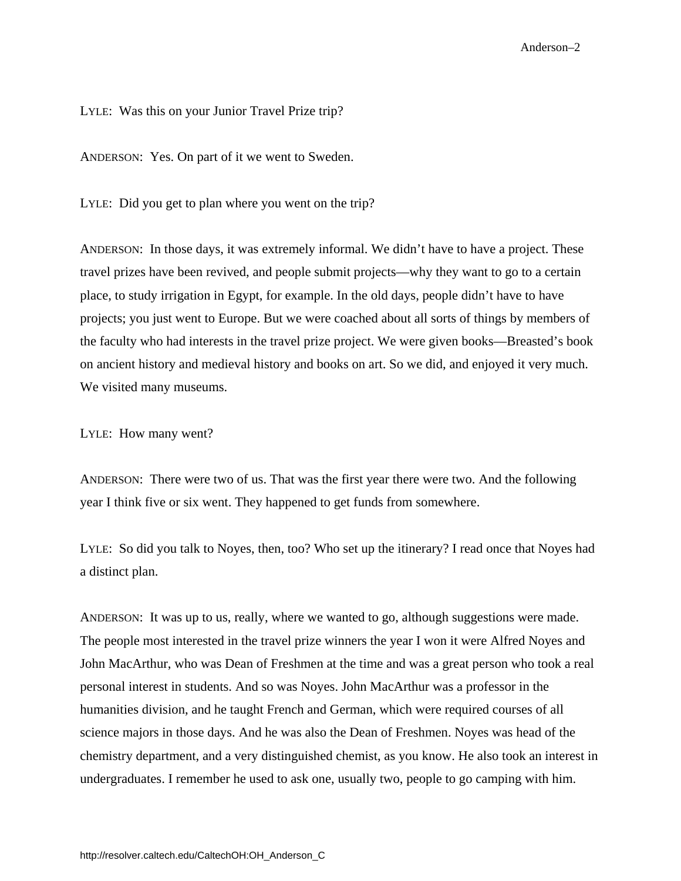LYLE: Was this on your Junior Travel Prize trip?

ANDERSON: Yes. On part of it we went to Sweden.

LYLE: Did you get to plan where you went on the trip?

ANDERSON: In those days, it was extremely informal. We didn't have to have a project. These travel prizes have been revived, and people submit projects—why they want to go to a certain place, to study irrigation in Egypt, for example. In the old days, people didn't have to have projects; you just went to Europe. But we were coached about all sorts of things by members of the faculty who had interests in the travel prize project. We were given books—Breasted's book on ancient history and medieval history and books on art. So we did, and enjoyed it very much. We visited many museums.

LYLE: How many went?

ANDERSON: There were two of us. That was the first year there were two. And the following year I think five or six went. They happened to get funds from somewhere.

LYLE: So did you talk to Noyes, then, too? Who set up the itinerary? I read once that Noyes had a distinct plan.

ANDERSON: It was up to us, really, where we wanted to go, although suggestions were made. The people most interested in the travel prize winners the year I won it were Alfred Noyes and John MacArthur, who was Dean of Freshmen at the time and was a great person who took a real personal interest in students. And so was Noyes. John MacArthur was a professor in the humanities division, and he taught French and German, which were required courses of all science majors in those days. And he was also the Dean of Freshmen. Noyes was head of the chemistry department, and a very distinguished chemist, as you know. He also took an interest in undergraduates. I remember he used to ask one, usually two, people to go camping with him.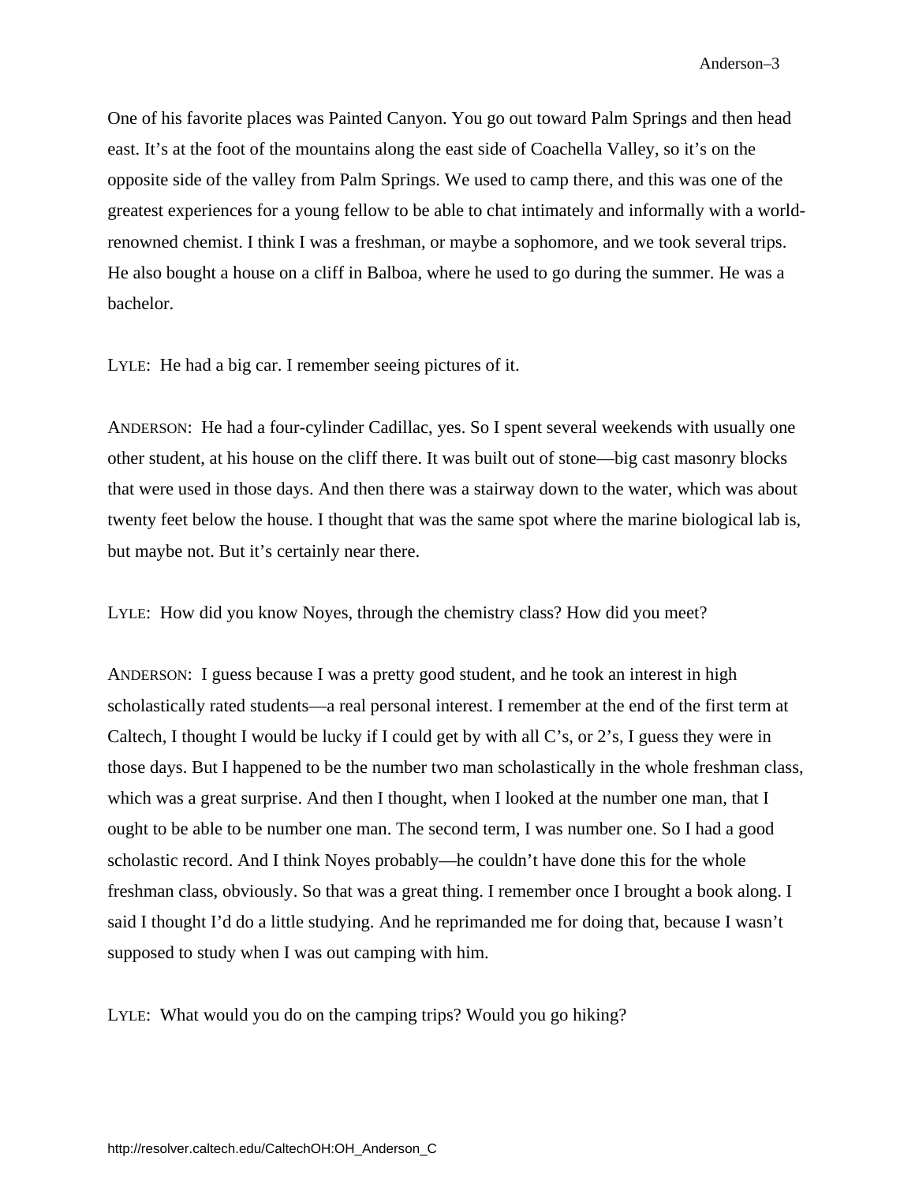One of his favorite places was Painted Canyon. You go out toward Palm Springs and then head east. It's at the foot of the mountains along the east side of Coachella Valley, so it's on the opposite side of the valley from Palm Springs. We used to camp there, and this was one of the greatest experiences for a young fellow to be able to chat intimately and informally with a world-renowned chemist. I think I was a freshman, or maybe a sophomore, and we took several trips. He also bought a house on a cliff in Balboa, where he used to go during the summer. He was a bachelor.

LYLE: He had a big car. I remember seeing pictures of it.

ANDERSON: He had a four-cylinder Cadillac, yes. So I spent several weekends with usually one other student, at his house on the cliff there. It was built out of stone—big cast masonry blocks that were used in those days. And then there was a stairway down to the water, which was about twenty feet below the house. I thought that was the same spot where the marine biological lab is, but maybe not. But it's certainly near there.

LYLE: How did you know Noyes, through the chemistry class? How did you meet?

ANDERSON: I guess because I was a pretty good student, and he took an interest in high scholastically rated students—a real personal interest. I remember at the end of the first term at Caltech, I thought I would be lucky if I could get by with all C's, or 2's, I guess they were in those days. But I happened to be the number two man scholastically in the whole freshman class, which was a great surprise. And then I thought, when I looked at the number one man, that I ought to be able to be number one man. The second term, I was number one. So I had a good scholastic record. And I think Noyes probably—he couldn't have done this for the whole freshman class, obviously. So that was a great thing. I remember once I brought a book along. I said I thought I'd do a little studying. And he reprimanded me for doing that, because I wasn't supposed to study when I was out camping with him.

LYLE: What would you do on the camping trips? Would you go hiking?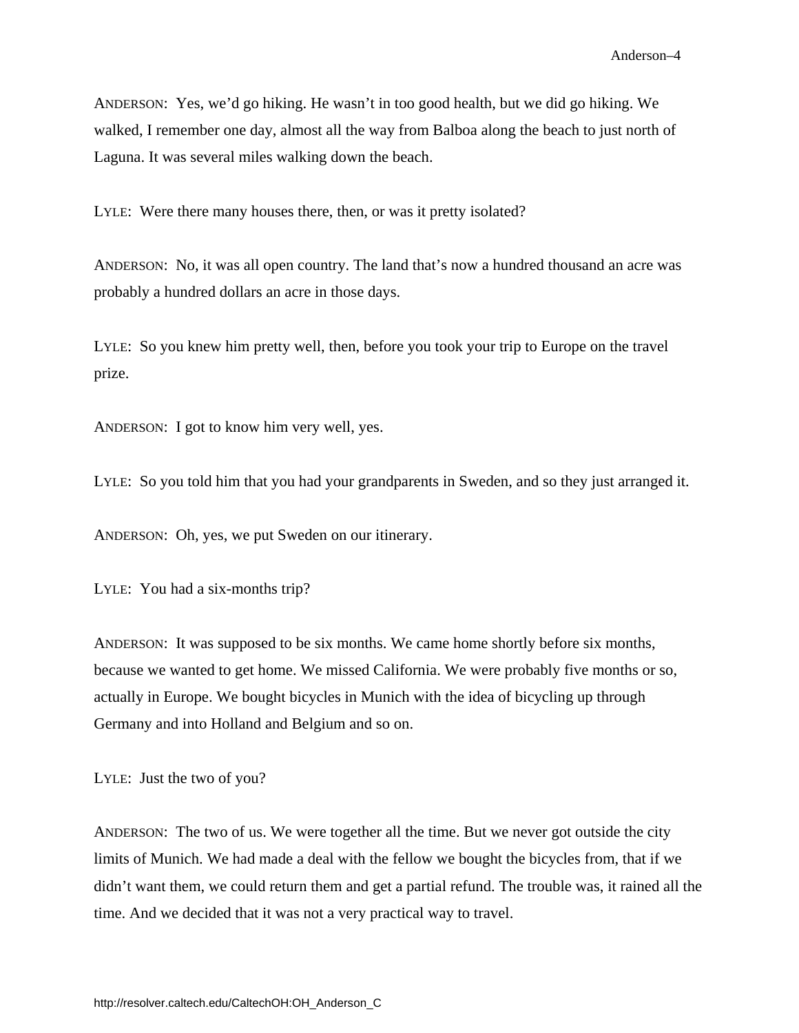ANDERSON: Yes, we'd go hiking. He wasn't in too good health, but we did go hiking. We walked, I remember one day, almost all the way from Balboa along the beach to just north of Laguna. It was several miles walking down the beach.

LYLE: Were there many houses there, then, or was it pretty isolated?

ANDERSON: No, it was all open country. The land that's now a hundred thousand an acre was probably a hundred dollars an acre in those days.

LYLE: So you knew him pretty well, then, before you took your trip to Europe on the travel prize.

ANDERSON: I got to know him very well, yes.

LYLE: So you told him that you had your grandparents in Sweden, and so they just arranged it.

ANDERSON: Oh, yes, we put Sweden on our itinerary.

LYLE: You had a six-months trip?

ANDERSON: It was supposed to be six months. We came home shortly before six months, because we wanted to get home. We missed California. We were probably five months or so, actually in Europe. We bought bicycles in Munich with the idea of bicycling up through Germany and into Holland and Belgium and so on.

LYLE: Just the two of you?

ANDERSON: The two of us. We were together all the time. But we never got outside the city limits of Munich. We had made a deal with the fellow we bought the bicycles from, that if we didn't want them, we could return them and get a partial refund. The trouble was, it rained all the time. And we decided that it was not a very practical way to travel.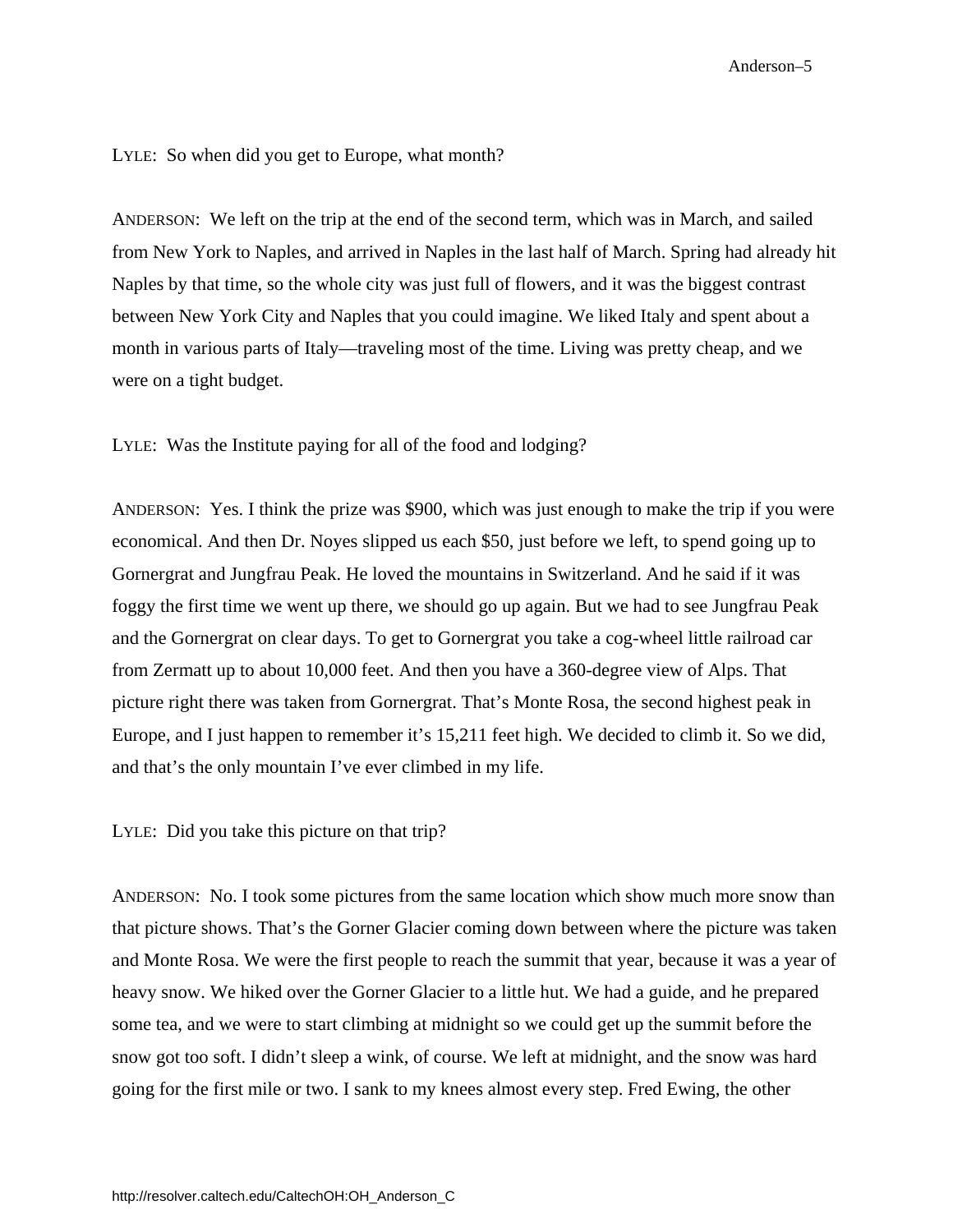LYLE: So when did you get to Europe, what month?

ANDERSON: We left on the trip at the end of the second term, which was in March, and sailed from New York to Naples, and arrived in Naples in the last half of March. Spring had already hit Naples by that time, so the whole city was just full of flowers, and it was the biggest contrast between New York City and Naples that you could imagine. We liked Italy and spent about a month in various parts of Italy—traveling most of the time. Living was pretty cheap, and we were on a tight budget.

LYLE: Was the Institute paying for all of the food and lodging?

ANDERSON: Yes. I think the prize was $900, which was just enough to make the trip if you were economical. And then Dr. Noyes slipped us each $50, just before we left, to spend going up to Gornergrat and Jungfrau Peak. He loved the mountains in Switzerland. And he said if it was foggy the first time we went up there, we should go up again. But we had to see Jungfrau Peak and the Gornergrat on clear days. To get to Gornergrat you take a cog-wheel little railroad car from Zermatt up to about 10,000 feet. And then you have a 360-degree view of Alps. That picture right there was taken from Gornergrat. That's Monte Rosa, the second highest peak in Europe, and I just happen to remember it's 15,211 feet high. We decided to climb it. So we did, and that's the only mountain I've ever climbed in my life.

LYLE: Did you take this picture on that trip?

ANDERSON: No. I took some pictures from the same location which show much more snow than that picture shows. That's the Gorner Glacier coming down between where the picture was taken and Monte Rosa. We were the first people to reach the summit that year, because it was a year of heavy snow. We hiked over the Gorner Glacier to a little hut. We had a guide, and he prepared some tea, and we were to start climbing at midnight so we could get up the summit before the snow got too soft. I didn't sleep a wink, of course. We left at midnight, and the snow was hard going for the first mile or two. I sank to my knees almost every step. Fred Ewing, the other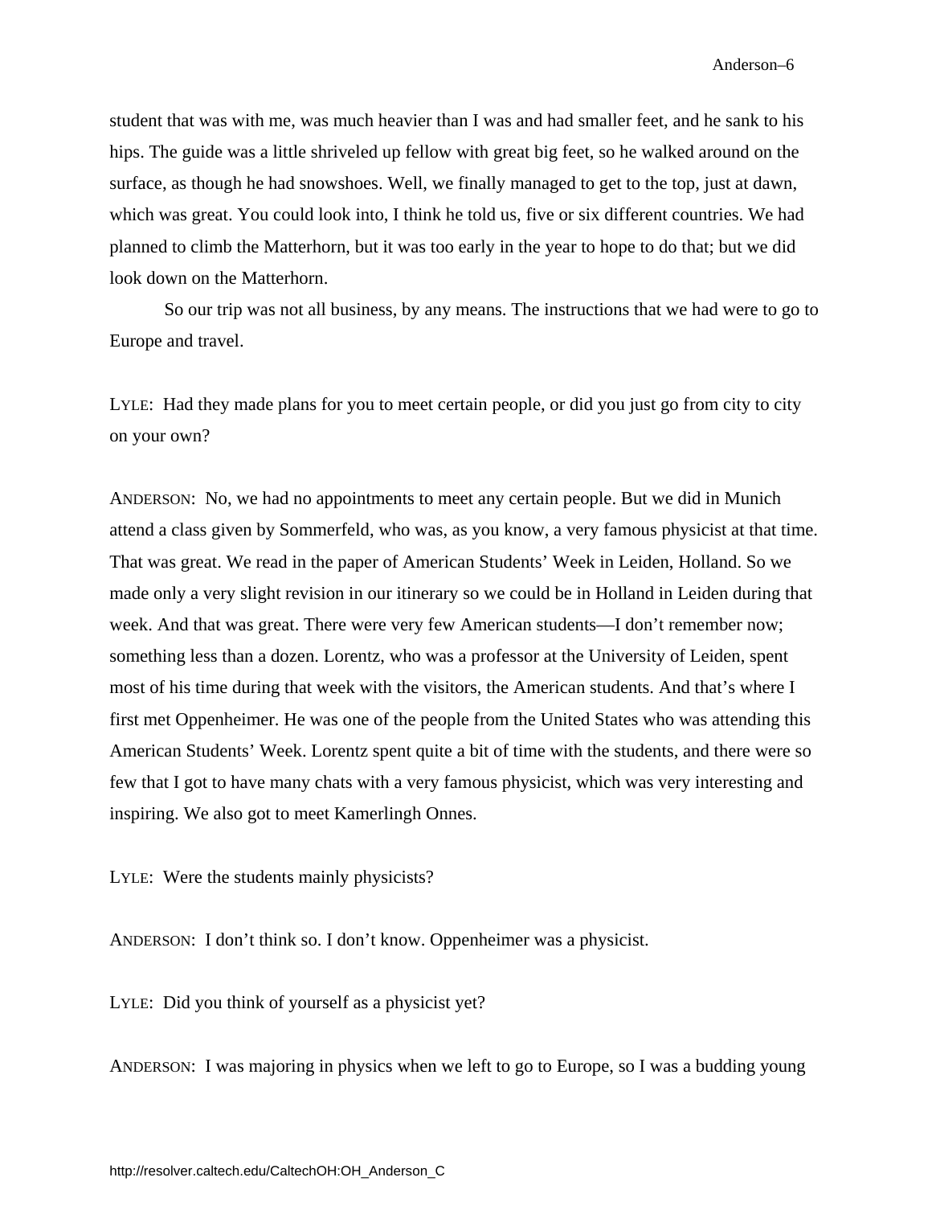student that was with me, was much heavier than I was and had smaller feet, and he sank to his hips. The guide was a little shriveled up fellow with great big feet, so he walked around on the surface, as though he had snowshoes. Well, we finally managed to get to the top, just at dawn, which was great. You could look into, I think he told us, five or six different countries. We had planned to climb the Matterhorn, but it was too early in the year to hope to do that; but we did look down on the Matterhorn.

So our trip was not all business, by any means. The instructions that we had were to go to Europe and travel.

LYLE: Had they made plans for you to meet certain people, or did you just go from city to city on your own?

ANDERSON: No, we had no appointments to meet any certain people. But we did in Munich attend a class given by Sommerfeld, who was, as you know, a very famous physicist at that time. That was great. We read in the paper of American Students' Week in Leiden, Holland. So we made only a very slight revision in our itinerary so we could be in Holland in Leiden during that week. And that was great. There were very few American students—I don't remember now; something less than a dozen. Lorentz, who was a professor at the University of Leiden, spent most of his time during that week with the visitors, the American students. And that's where I first met Oppenheimer. He was one of the people from the United States who was attending this American Students' Week. Lorentz spent quite a bit of time with the students, and there were so few that I got to have many chats with a very famous physicist, which was very interesting and inspiring. We also got to meet Kamerlingh Onnes.

LYLE: Were the students mainly physicists?

ANDERSON: I don't think so. I don't know. Oppenheimer was a physicist.

LYLE: Did you think of yourself as a physicist yet?

ANDERSON: I was majoring in physics when we left to go to Europe, so I was a budding young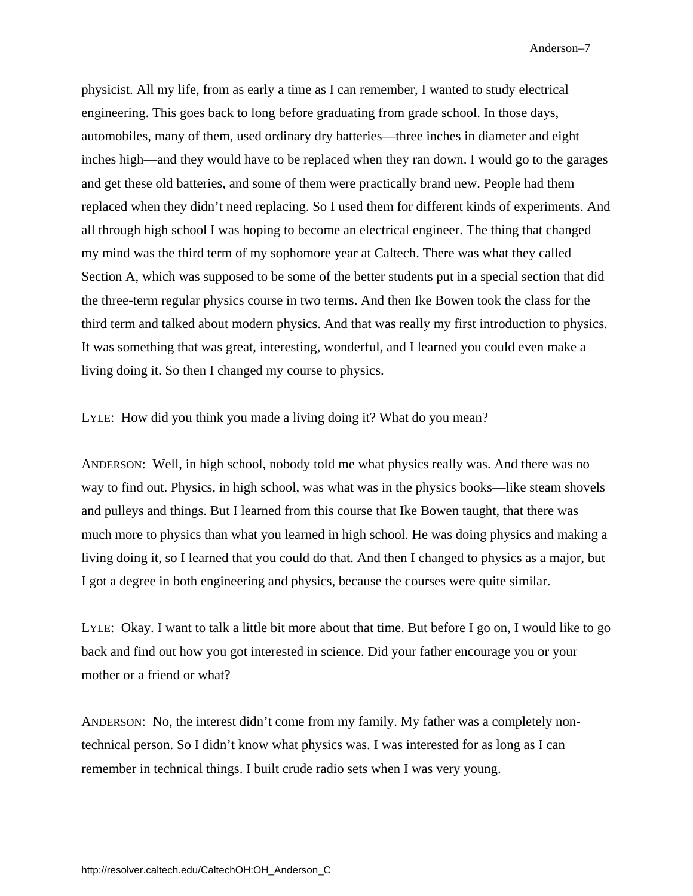physicist. All my life, from as early a time as I can remember, I wanted to study electrical engineering. This goes back to long before graduating from grade school. In those days, automobiles, many of them, used ordinary dry batteries—three inches in diameter and eight inches high—and they would have to be replaced when they ran down. I would go to the garages and get these old batteries, and some of them were practically brand new. People had them replaced when they didn't need replacing. So I used them for different kinds of experiments. And all through high school I was hoping to become an electrical engineer. The thing that changed my mind was the third term of my sophomore year at Caltech. There was what they called Section A, which was supposed to be some of the better students put in a special section that did the three-term regular physics course in two terms. And then Ike Bowen took the class for the third term and talked about modern physics. And that was really my first introduction to physics. It was something that was great, interesting, wonderful, and I learned you could even make a living doing it. So then I changed my course to physics.

LYLE: How did you think you made a living doing it? What do you mean?

ANDERSON: Well, in high school, nobody told me what physics really was. And there was no way to find out. Physics, in high school, was what was in the physics books—like steam shovels and pulleys and things. But I learned from this course that Ike Bowen taught, that there was much more to physics than what you learned in high school. He was doing physics and making a living doing it, so I learned that you could do that. And then I changed to physics as a major, but I got a degree in both engineering and physics, because the courses were quite similar.

LYLE: Okay. I want to talk a little bit more about that time. But before I go on, I would like to go back and find out how you got interested in science. Did your father encourage you or your mother or a friend or what?

ANDERSON: No, the interest didn't come from my family. My father was a completely non-technical person. So I didn't know what physics was. I was interested for as long as I can remember in technical things. I built crude radio sets when I was very young.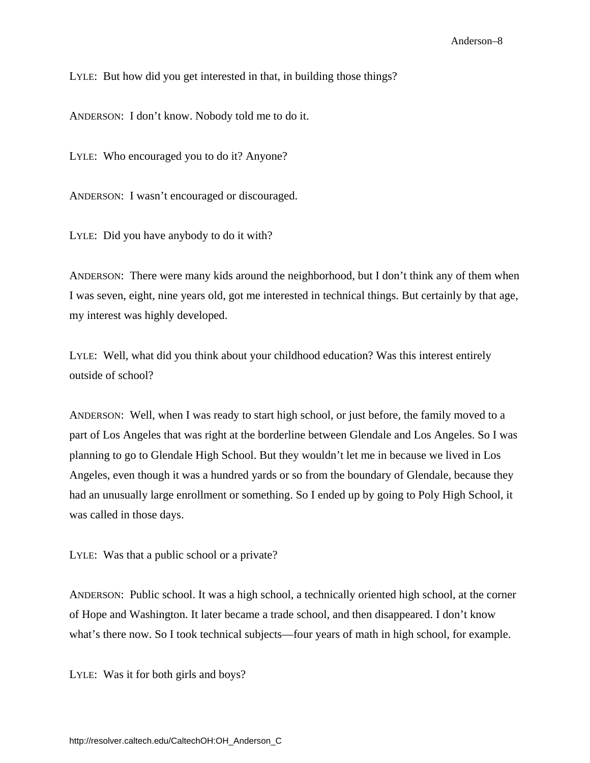LYLE: But how did you get interested in that, in building those things?

ANDERSON: I don't know. Nobody told me to do it.

LYLE: Who encouraged you to do it? Anyone?

ANDERSON: I wasn't encouraged or discouraged.

LYLE: Did you have anybody to do it with?

ANDERSON: There were many kids around the neighborhood, but I don't think any of them when I was seven, eight, nine years old, got me interested in technical things. But certainly by that age, my interest was highly developed.

LYLE: Well, what did you think about your childhood education? Was this interest entirely outside of school?

ANDERSON: Well, when I was ready to start high school, or just before, the family moved to a part of Los Angeles that was right at the borderline between Glendale and Los Angeles. So I was planning to go to Glendale High School. But they wouldn't let me in because we lived in Los Angeles, even though it was a hundred yards or so from the boundary of Glendale, because they had an unusually large enrollment or something. So I ended up by going to Poly High School, it was called in those days.

LYLE: Was that a public school or a private?

ANDERSON: Public school. It was a high school, a technically oriented high school, at the corner of Hope and Washington. It later became a trade school, and then disappeared. I don't know what's there now. So I took technical subjects—four years of math in high school, for example.

LYLE: Was it for both girls and boys?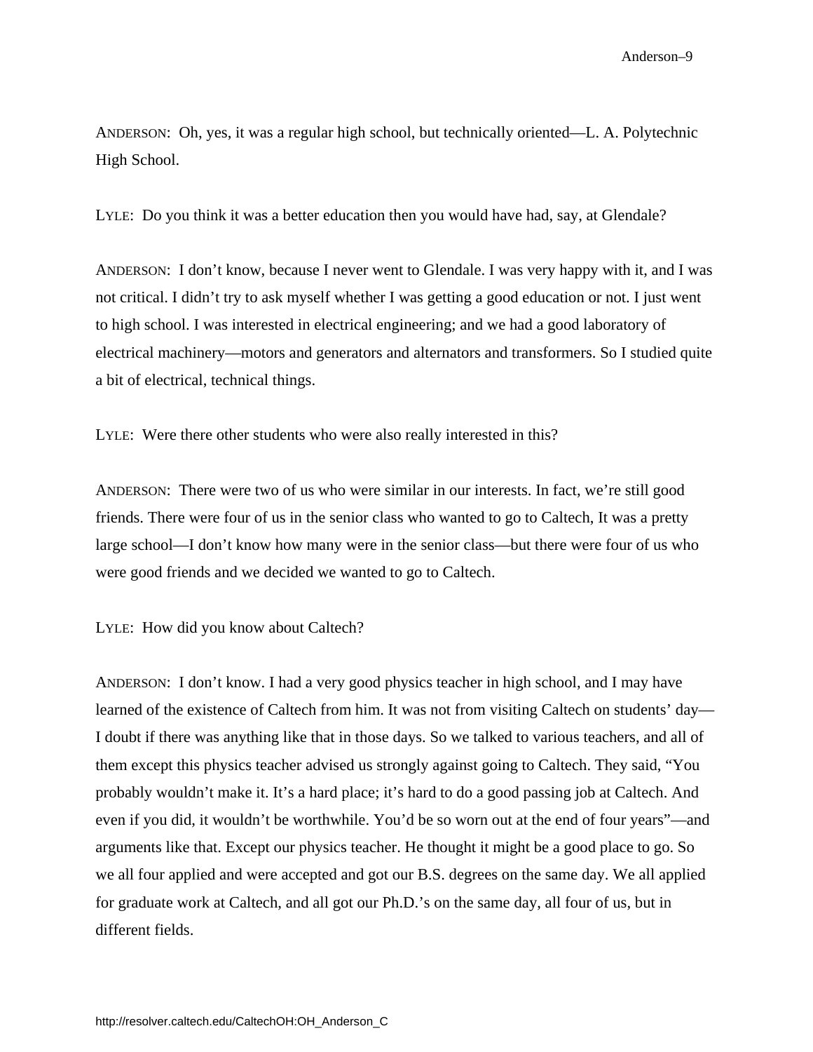ANDERSON: Oh, yes, it was a regular high school, but technically oriented—L. A. Polytechnic High School.

LYLE: Do you think it was a better education then you would have had, say, at Glendale?

ANDERSON: I don't know, because I never went to Glendale. I was very happy with it, and I was not critical. I didn't try to ask myself whether I was getting a good education or not. I just went to high school. I was interested in electrical engineering; and we had a good laboratory of electrical machinery—motors and generators and alternators and transformers. So I studied quite a bit of electrical, technical things.

LYLE: Were there other students who were also really interested in this?

ANDERSON: There were two of us who were similar in our interests. In fact, we're still good friends. There were four of us in the senior class who wanted to go to Caltech, It was a pretty large school—I don't know how many were in the senior class—but there were four of us who were good friends and we decided we wanted to go to Caltech.

LYLE: How did you know about Caltech?

ANDERSON: I don't know. I had a very good physics teacher in high school, and I may have learned of the existence of Caltech from him. It was not from visiting Caltech on students' day—I doubt if there was anything like that in those days. So we talked to various teachers, and all of them except this physics teacher advised us strongly against going to Caltech. They said, "You probably wouldn't make it. It's a hard place; it's hard to do a good passing job at Caltech. And even if you did, it wouldn't be worthwhile. You'd be so worn out at the end of four years"—and arguments like that. Except our physics teacher. He thought it might be a good place to go. So we all four applied and were accepted and got our B.S. degrees on the same day. We all applied for graduate work at Caltech, and all got our Ph.D.'s on the same day, all four of us, but in different fields.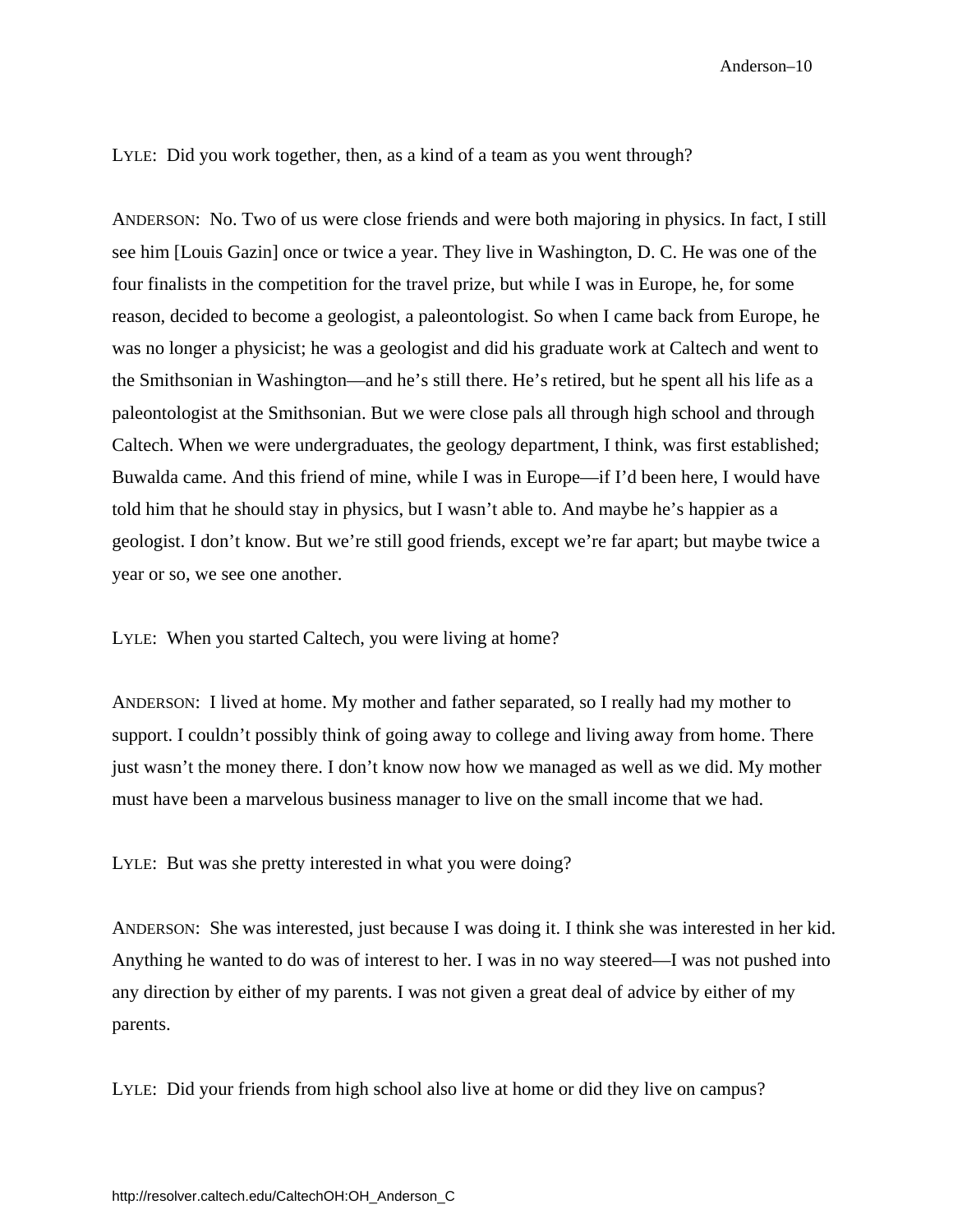LYLE: Did you work together, then, as a kind of a team as you went through?

ANDERSON: No. Two of us were close friends and were both majoring in physics. In fact, I still see him [Louis Gazin] once or twice a year. They live in Washington, D. C. He was one of the four finalists in the competition for the travel prize, but while I was in Europe, he, for some reason, decided to become a geologist, a paleontologist. So when I came back from Europe, he was no longer a physicist; he was a geologist and did his graduate work at Caltech and went to the Smithsonian in Washington—and he's still there. He's retired, but he spent all his life as a paleontologist at the Smithsonian. But we were close pals all through high school and through Caltech. When we were undergraduates, the geology department, I think, was first established; Buwalda came. And this friend of mine, while I was in Europe—if I'd been here, I would have told him that he should stay in physics, but I wasn't able to. And maybe he's happier as a geologist. I don't know. But we're still good friends, except we're far apart; but maybe twice a year or so, we see one another.

LYLE: When you started Caltech, you were living at home?

ANDERSON: I lived at home. My mother and father separated, so I really had my mother to support. I couldn't possibly think of going away to college and living away from home. There just wasn't the money there. I don't know now how we managed as well as we did. My mother must have been a marvelous business manager to live on the small income that we had.

LYLE: But was she pretty interested in what you were doing?

ANDERSON: She was interested, just because I was doing it. I think she was interested in her kid. Anything he wanted to do was of interest to her. I was in no way steered—I was not pushed into any direction by either of my parents. I was not given a great deal of advice by either of my parents.

LYLE: Did your friends from high school also live at home or did they live on campus?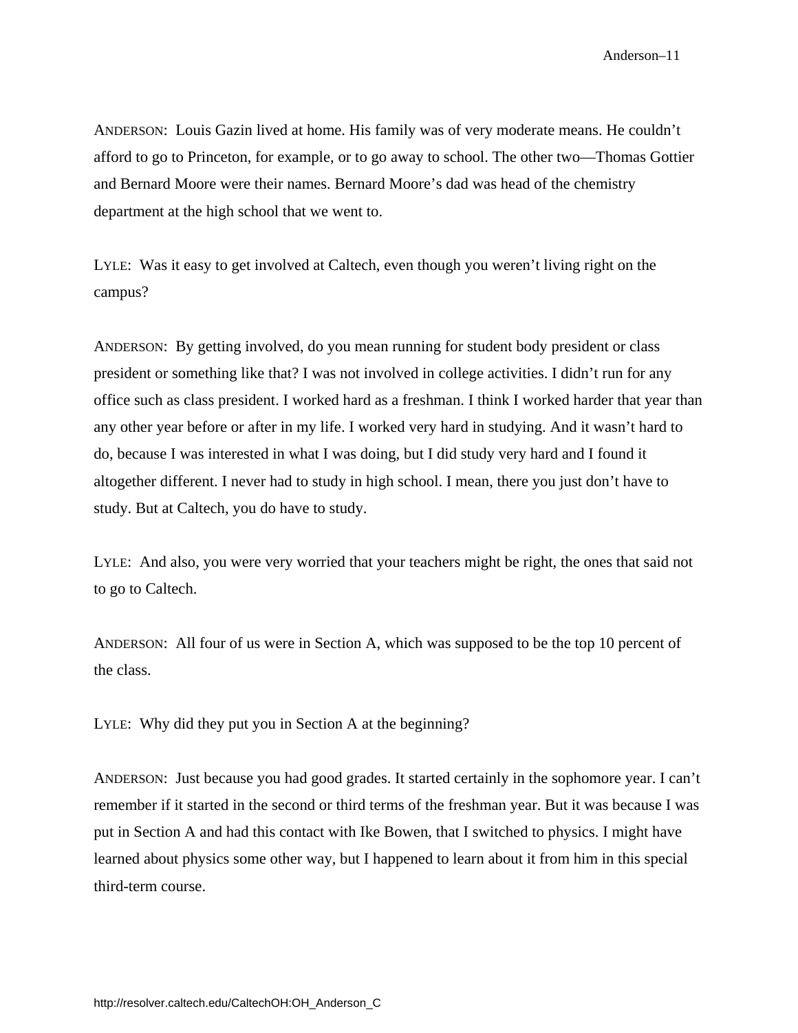ANDERSON: Louis Gazin lived at home. His family was of very moderate means. He couldn't afford to go to Princeton, for example, or to go away to school. The other two—Thomas Gottier and Bernard Moore were their names. Bernard Moore's dad was head of the chemistry department at the high school that we went to.

LYLE: Was it easy to get involved at Caltech, even though you weren't living right on the campus?

ANDERSON: By getting involved, do you mean running for student body president or class president or something like that? I was not involved in college activities. I didn't run for any office such as class president. I worked hard as a freshman. I think I worked harder that year than any other year before or after in my life. I worked very hard in studying. And it wasn't hard to do, because I was interested in what I was doing, but I did study very hard and I found it altogether different. I never had to study in high school. I mean, there you just don't have to study. But at Caltech, you do have to study.

LYLE: And also, you were very worried that your teachers might be right, the ones that said not to go to Caltech.

ANDERSON: All four of us were in Section A, which was supposed to be the top 10 percent of the class.

LYLE: Why did they put you in Section A at the beginning?

ANDERSON: Just because you had good grades. It started certainly in the sophomore year. I can't remember if it started in the second or third terms of the freshman year. But it was because I was put in Section A and had this contact with Ike Bowen, that I switched to physics. I might have learned about physics some other way, but I happened to learn about it from him in this special third-term course.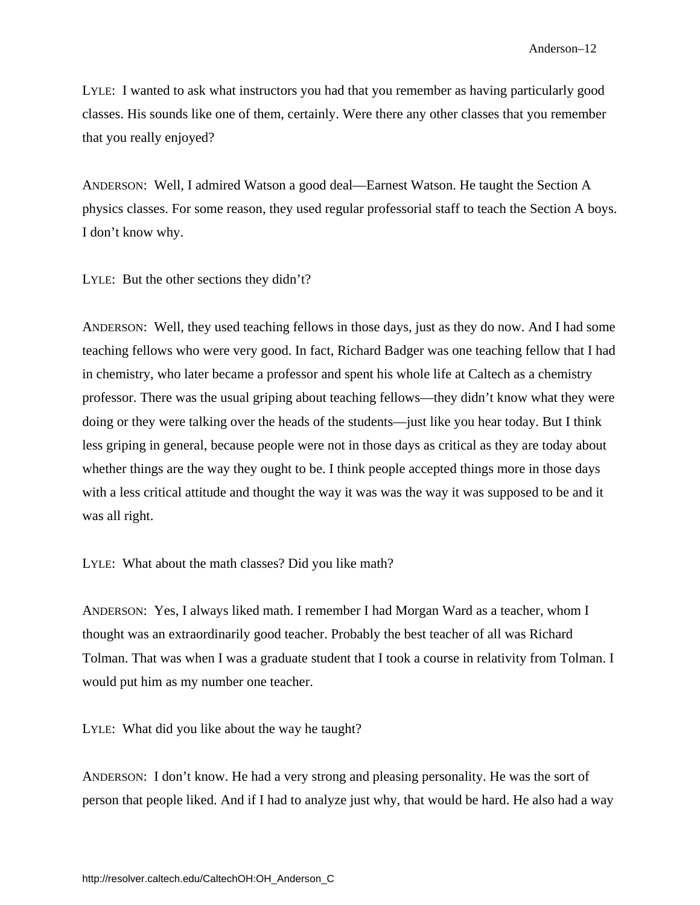LYLE: I wanted to ask what instructors you had that you remember as having particularly good classes. His sounds like one of them, certainly. Were there any other classes that you remember that you really enjoyed?

ANDERSON: Well, I admired Watson a good deal—Earnest Watson. He taught the Section A physics classes. For some reason, they used regular professorial staff to teach the Section A boys. I don't know why.

LYLE: But the other sections they didn't?

ANDERSON: Well, they used teaching fellows in those days, just as they do now. And I had some teaching fellows who were very good. In fact, Richard Badger was one teaching fellow that I had in chemistry, who later became a professor and spent his whole life at Caltech as a chemistry professor. There was the usual griping about teaching fellows—they didn't know what they were doing or they were talking over the heads of the students—just like you hear today. But I think less griping in general, because people were not in those days as critical as they are today about whether things are the way they ought to be. I think people accepted things more in those days with a less critical attitude and thought the way it was was the way it was supposed to be and it was all right.

LYLE: What about the math classes? Did you like math?

ANDERSON: Yes, I always liked math. I remember I had Morgan Ward as a teacher, whom I thought was an extraordinarily good teacher. Probably the best teacher of all was Richard Tolman. That was when I was a graduate student that I took a course in relativity from Tolman. I would put him as my number one teacher.

LYLE: What did you like about the way he taught?

ANDERSON: I don't know. He had a very strong and pleasing personality. He was the sort of person that people liked. And if I had to analyze just why, that would be hard. He also had a way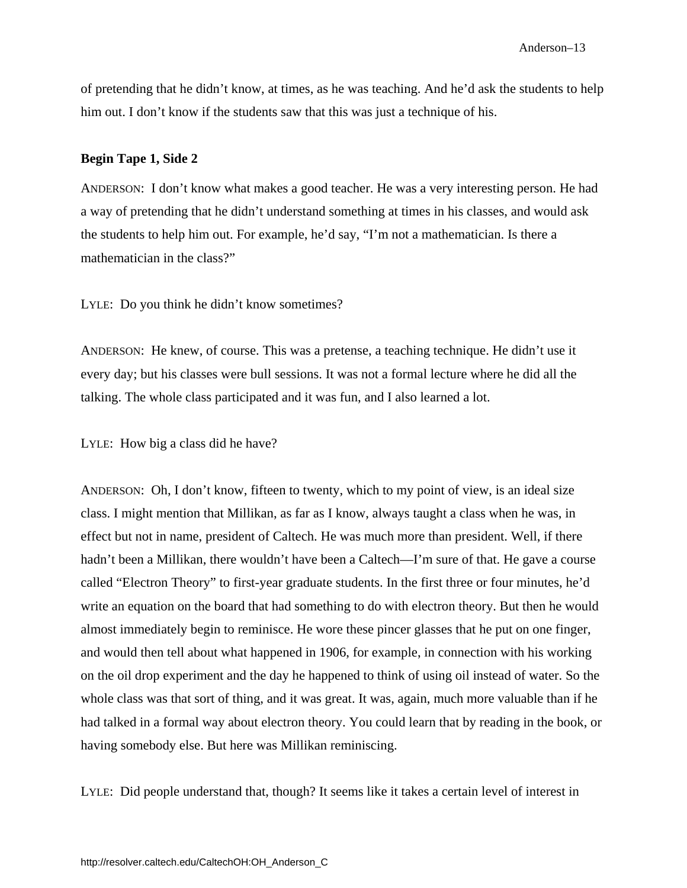of pretending that he didn't know, at times, as he was teaching. And he'd ask the students to help him out. I don't know if the students saw that this was just a technique of his.

**Begin Tape 1, Side 2**

ANDERSON: I don't know what makes a good teacher. He was a very interesting person. He had a way of pretending that he didn't understand something at times in his classes, and would ask the students to help him out. For example, he'd say, "I'm not a mathematician. Is there a mathematician in the class?"

LYLE: Do you think he didn't know sometimes?

ANDERSON: He knew, of course. This was a pretense, a teaching technique. He didn't use it every day; but his classes were bull sessions. It was not a formal lecture where he did all the talking. The whole class participated and it was fun, and I also learned a lot.

LYLE: How big a class did he have?

ANDERSON: Oh, I don't know, fifteen to twenty, which to my point of view, is an ideal size class. I might mention that Millikan, as far as I know, always taught a class when he was, in effect but not in name, president of Caltech. He was much more than president. Well, if there hadn't been a Millikan, there wouldn't have been a Caltech—I'm sure of that. He gave a course called "Electron Theory" to first-year graduate students. In the first three or four minutes, he'd write an equation on the board that had something to do with electron theory. But then he would almost immediately begin to reminisce. He wore these pincer glasses that he put on one finger, and would then tell about what happened in 1906, for example, in connection with his working on the oil drop experiment and the day he happened to think of using oil instead of water. So the whole class was that sort of thing, and it was great. It was, again, much more valuable than if he had talked in a formal way about electron theory. You could learn that by reading in the book, or having somebody else. But here was Millikan reminiscing.

LYLE: Did people understand that, though? It seems like it takes a certain level of interest in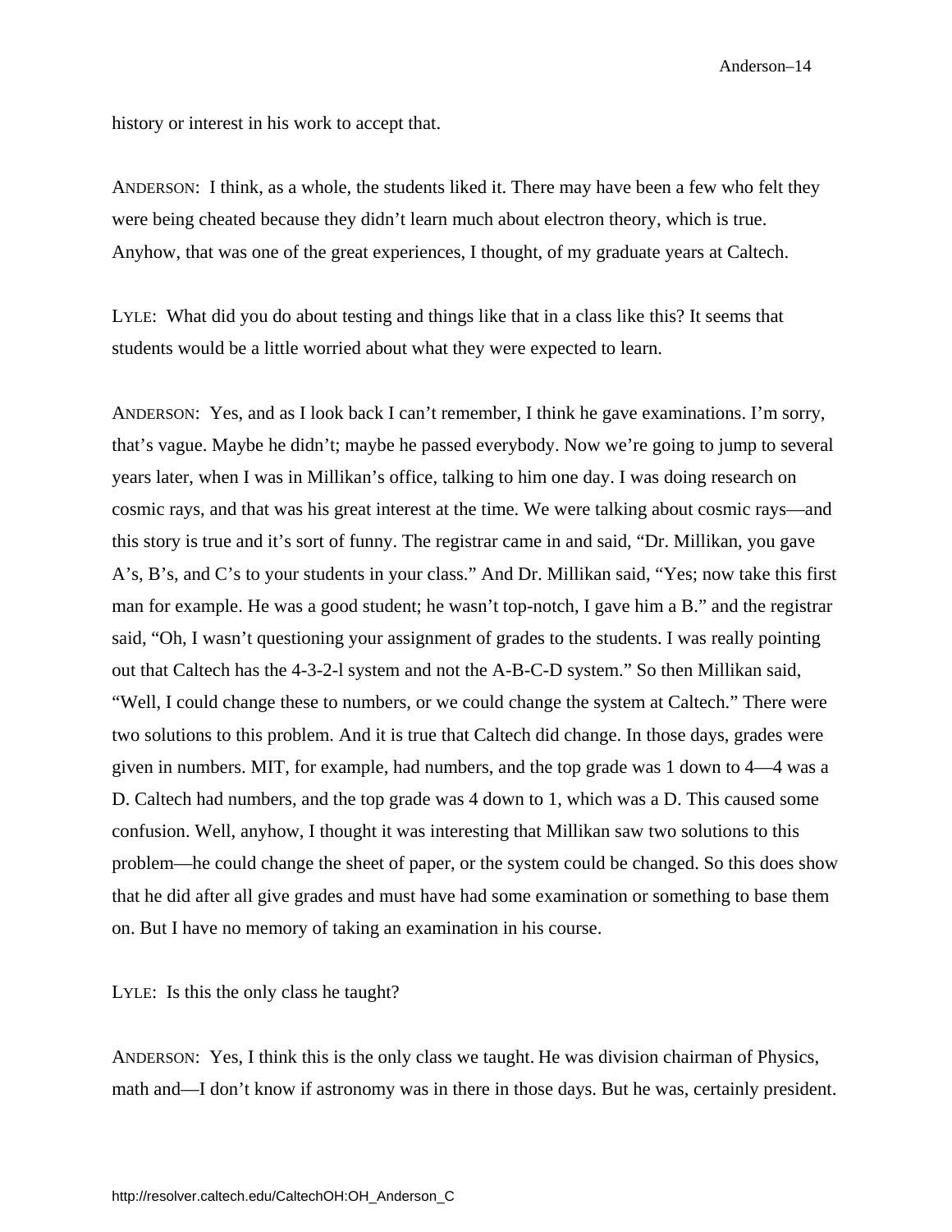history or interest in his work to accept that.

ANDERSON: I think, as a whole, the students liked it. There may have been a few who felt they were being cheated because they didn't learn much about electron theory, which is true. Anyhow, that was one of the great experiences, I thought, of my graduate years at Caltech.

LYLE: What did you do about testing and things like that in a class like this? It seems that students would be a little worried about what they were expected to learn.

ANDERSON: Yes, and as I look back I can't remember, I think he gave examinations. I'm sorry, that's vague. Maybe he didn't; maybe he passed everybody. Now we're going to jump to several years later, when I was in Millikan's office, talking to him one day. I was doing research on cosmic rays, and that was his great interest at the time. We were talking about cosmic rays—and this story is true and it's sort of funny. The registrar came in and said, "Dr. Millikan, you gave A's, B's, and C's to your students in your class." And Dr. Millikan said, "Yes; now take this first man for example. He was a good student; he wasn't top-notch, I gave him a B." and the registrar said, "Oh, I wasn't questioning your assignment of grades to the students. I was really pointing out that Caltech has the 4-3-2-l system and not the A-B-C-D system." So then Millikan said, "Well, I could change these to numbers, or we could change the system at Caltech." There were two solutions to this problem. And it is true that Caltech did change. In those days, grades were given in numbers. MIT, for example, had numbers, and the top grade was 1 down to 4—4 was a D. Caltech had numbers, and the top grade was 4 down to 1, which was a D. This caused some confusion. Well, anyhow, I thought it was interesting that Millikan saw two solutions to this problem—he could change the sheet of paper, or the system could be changed. So this does show that he did after all give grades and must have had some examination or something to base them on. But I have no memory of taking an examination in his course.

LYLE: Is this the only class he taught?

ANDERSON: Yes, I think this is the only class we taught. He was division chairman of Physics, math and—I don't know if astronomy was in there in those days. But he was, certainly president.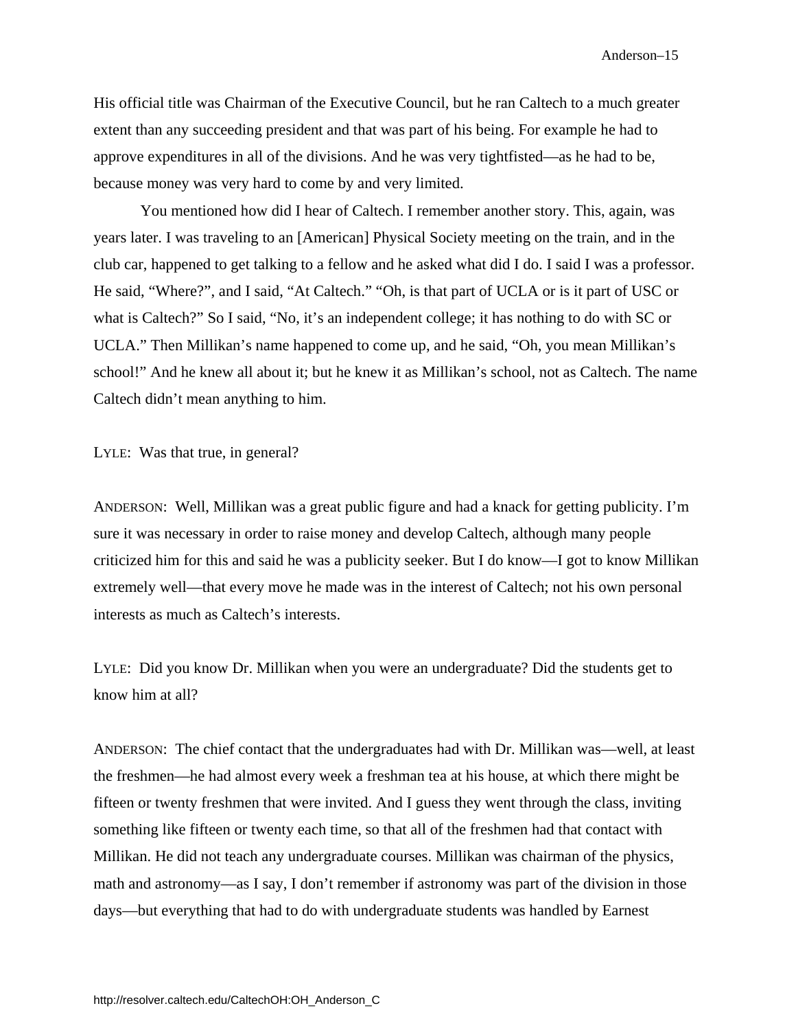His official title was Chairman of the Executive Council, but he ran Caltech to a much greater extent than any succeeding president and that was part of his being. For example he had to approve expenditures in all of the divisions. And he was very tightfisted—as he had to be, because money was very hard to come by and very limited.

You mentioned how did I hear of Caltech. I remember another story. This, again, was years later. I was traveling to an [American] Physical Society meeting on the train, and in the club car, happened to get talking to a fellow and he asked what did I do. I said I was a professor. He said, "Where?", and I said, "At Caltech." "Oh, is that part of UCLA or is it part of USC or what is Caltech?" So I said, "No, it's an independent college; it has nothing to do with SC or UCLA." Then Millikan's name happened to come up, and he said, "Oh, you mean Millikan's school!" And he knew all about it; but he knew it as Millikan's school, not as Caltech. The name Caltech didn't mean anything to him.

LYLE: Was that true, in general?

ANDERSON: Well, Millikan was a great public figure and had a knack for getting publicity. I'm sure it was necessary in order to raise money and develop Caltech, although many people criticized him for this and said he was a publicity seeker. But I do know—I got to know Millikan extremely well—that every move he made was in the interest of Caltech; not his own personal interests as much as Caltech's interests.

LYLE: Did you know Dr. Millikan when you were an undergraduate? Did the students get to know him at all?

ANDERSON: The chief contact that the undergraduates had with Dr. Millikan was—well, at least the freshmen—he had almost every week a freshman tea at his house, at which there might be fifteen or twenty freshmen that were invited. And I guess they went through the class, inviting something like fifteen or twenty each time, so that all of the freshmen had that contact with Millikan. He did not teach any undergraduate courses. Millikan was chairman of the physics, math and astronomy—as I say, I don't remember if astronomy was part of the division in those days—but everything that had to do with undergraduate students was handled by Earnest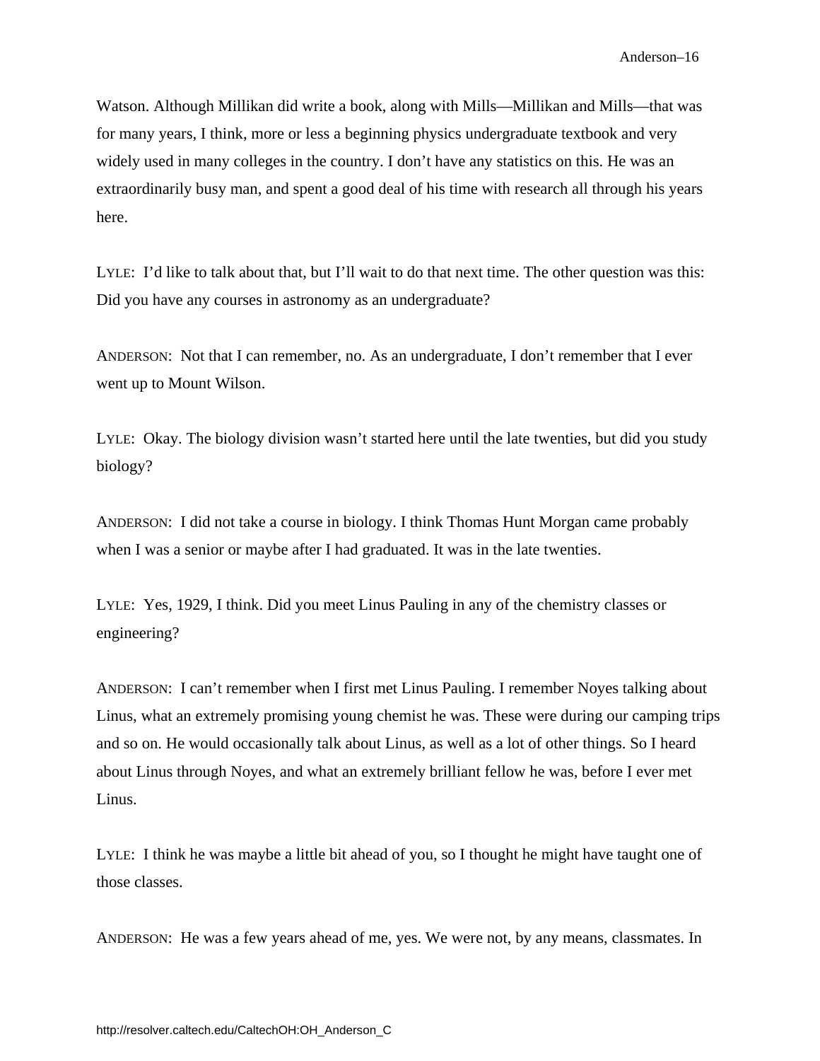Watson. Although Millikan did write a book, along with Mills—Millikan and Mills—that was for many years, I think, more or less a beginning physics undergraduate textbook and very widely used in many colleges in the country. I don't have any statistics on this. He was an extraordinarily busy man, and spent a good deal of his time with research all through his years here.

LYLE: I'd like to talk about that, but I'll wait to do that next time. The other question was this: Did you have any courses in astronomy as an undergraduate?

ANDERSON: Not that I can remember, no. As an undergraduate, I don't remember that I ever went up to Mount Wilson.

LYLE: Okay. The biology division wasn't started here until the late twenties, but did you study biology?

ANDERSON: I did not take a course in biology. I think Thomas Hunt Morgan came probably when I was a senior or maybe after I had graduated. It was in the late twenties.

LYLE: Yes, 1929, I think. Did you meet Linus Pauling in any of the chemistry classes or engineering?

ANDERSON: I can't remember when I first met Linus Pauling. I remember Noyes talking about Linus, what an extremely promising young chemist he was. These were during our camping trips and so on. He would occasionally talk about Linus, as well as a lot of other things. So I heard about Linus through Noyes, and what an extremely brilliant fellow he was, before I ever met Linus.

LYLE: I think he was maybe a little bit ahead of you, so I thought he might have taught one of those classes.

ANDERSON: He was a few years ahead of me, yes. We were not, by any means, classmates. In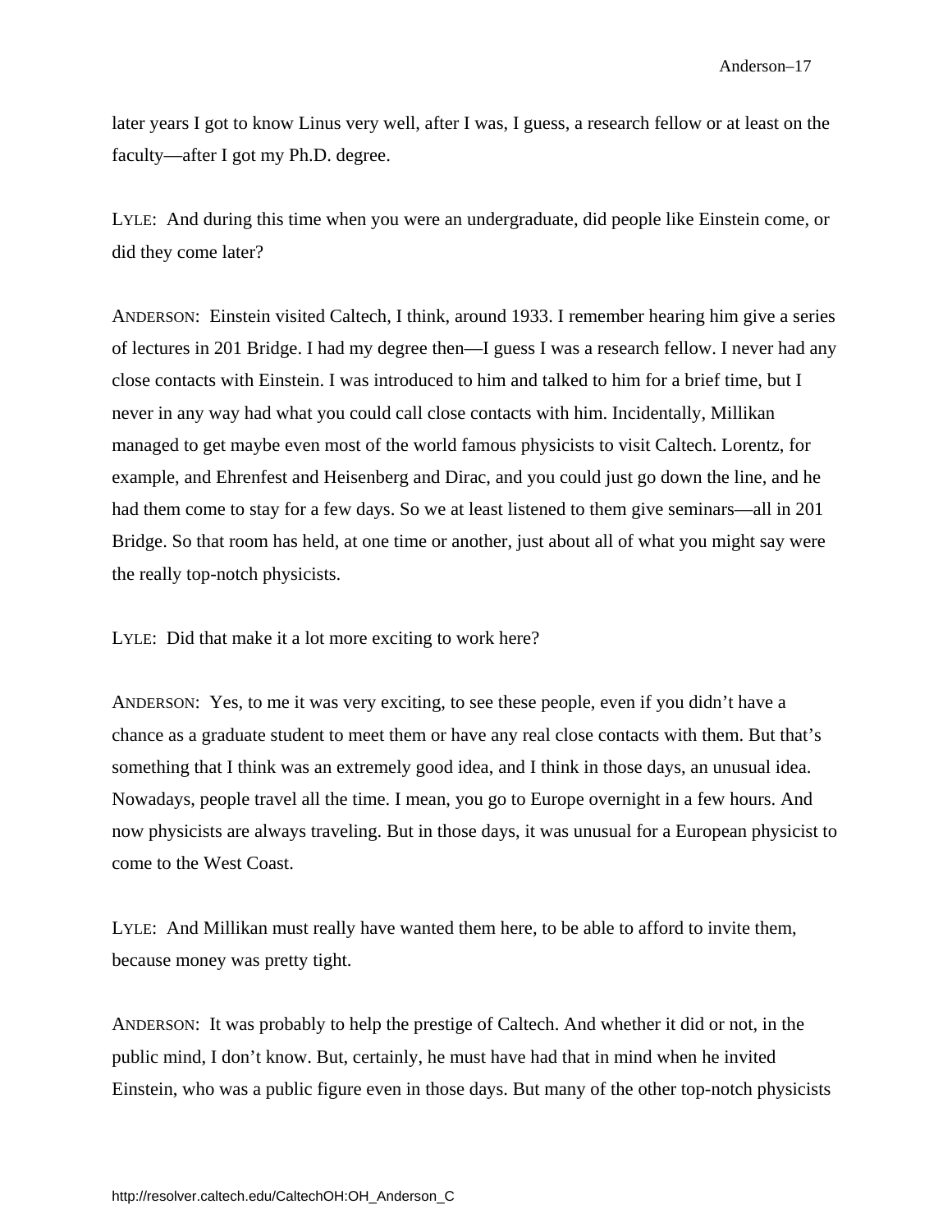later years I got to know Linus very well, after I was, I guess, a research fellow or at least on the faculty—after I got my Ph.D. degree.

LYLE: And during this time when you were an undergraduate, did people like Einstein come, or did they come later?

ANDERSON: Einstein visited Caltech, I think, around 1933. I remember hearing him give a series of lectures in 201 Bridge. I had my degree then—I guess I was a research fellow. I never had any close contacts with Einstein. I was introduced to him and talked to him for a brief time, but I never in any way had what you could call close contacts with him. Incidentally, Millikan managed to get maybe even most of the world famous physicists to visit Caltech. Lorentz, for example, and Ehrenfest and Heisenberg and Dirac, and you could just go down the line, and he had them come to stay for a few days. So we at least listened to them give seminars—all in 201 Bridge. So that room has held, at one time or another, just about all of what you might say were the really top-notch physicists.

LYLE: Did that make it a lot more exciting to work here?

ANDERSON: Yes, to me it was very exciting, to see these people, even if you didn't have a chance as a graduate student to meet them or have any real close contacts with them. But that's something that I think was an extremely good idea, and I think in those days, an unusual idea. Nowadays, people travel all the time. I mean, you go to Europe overnight in a few hours. And now physicists are always traveling. But in those days, it was unusual for a European physicist to come to the West Coast.

LYLE: And Millikan must really have wanted them here, to be able to afford to invite them, because money was pretty tight.

ANDERSON: It was probably to help the prestige of Caltech. And whether it did or not, in the public mind, I don't know. But, certainly, he must have had that in mind when he invited Einstein, who was a public figure even in those days. But many of the other top-notch physicists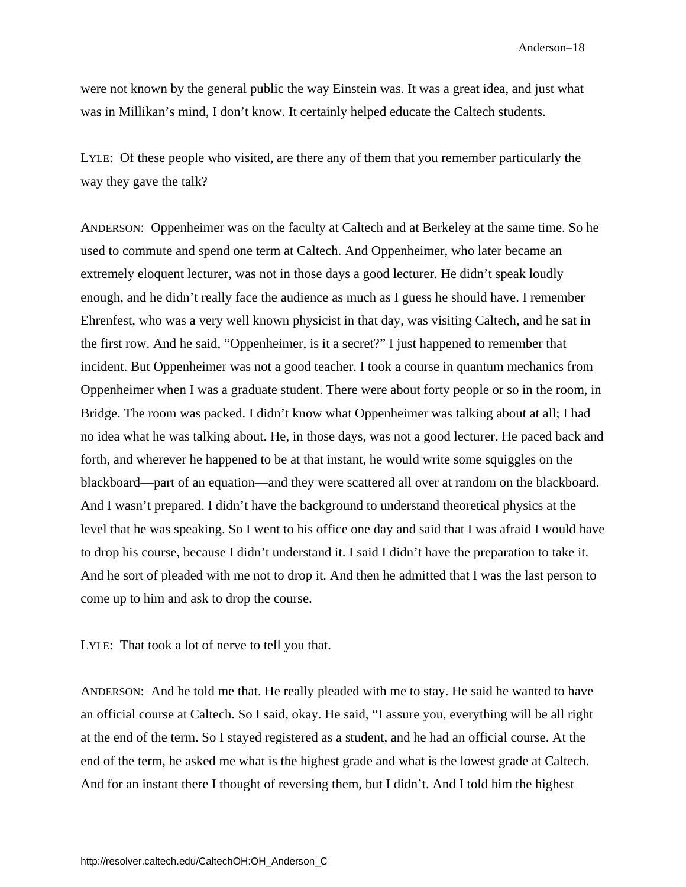were not known by the general public the way Einstein was. It was a great idea, and just what was in Millikan's mind, I don't know. It certainly helped educate the Caltech students.

LYLE: Of these people who visited, are there any of them that you remember particularly the way they gave the talk?

ANDERSON: Oppenheimer was on the faculty at Caltech and at Berkeley at the same time. So he used to commute and spend one term at Caltech. And Oppenheimer, who later became an extremely eloquent lecturer, was not in those days a good lecturer. He didn't speak loudly enough, and he didn't really face the audience as much as I guess he should have. I remember Ehrenfest, who was a very well known physicist in that day, was visiting Caltech, and he sat in the first row. And he said, "Oppenheimer, is it a secret?" I just happened to remember that incident. But Oppenheimer was not a good teacher. I took a course in quantum mechanics from Oppenheimer when I was a graduate student. There were about forty people or so in the room, in Bridge. The room was packed. I didn't know what Oppenheimer was talking about at all; I had no idea what he was talking about. He, in those days, was not a good lecturer. He paced back and forth, and wherever he happened to be at that instant, he would write some squiggles on the blackboard—part of an equation—and they were scattered all over at random on the blackboard. And I wasn't prepared. I didn't have the background to understand theoretical physics at the level that he was speaking. So I went to his office one day and said that I was afraid I would have to drop his course, because I didn't understand it. I said I didn't have the preparation to take it. And he sort of pleaded with me not to drop it. And then he admitted that I was the last person to come up to him and ask to drop the course.

LYLE: That took a lot of nerve to tell you that.

ANDERSON: And he told me that. He really pleaded with me to stay. He said he wanted to have an official course at Caltech. So I said, okay. He said, "I assure you, everything will be all right at the end of the term. So I stayed registered as a student, and he had an official course. At the end of the term, he asked me what is the highest grade and what is the lowest grade at Caltech. And for an instant there I thought of reversing them, but I didn't. And I told him the highest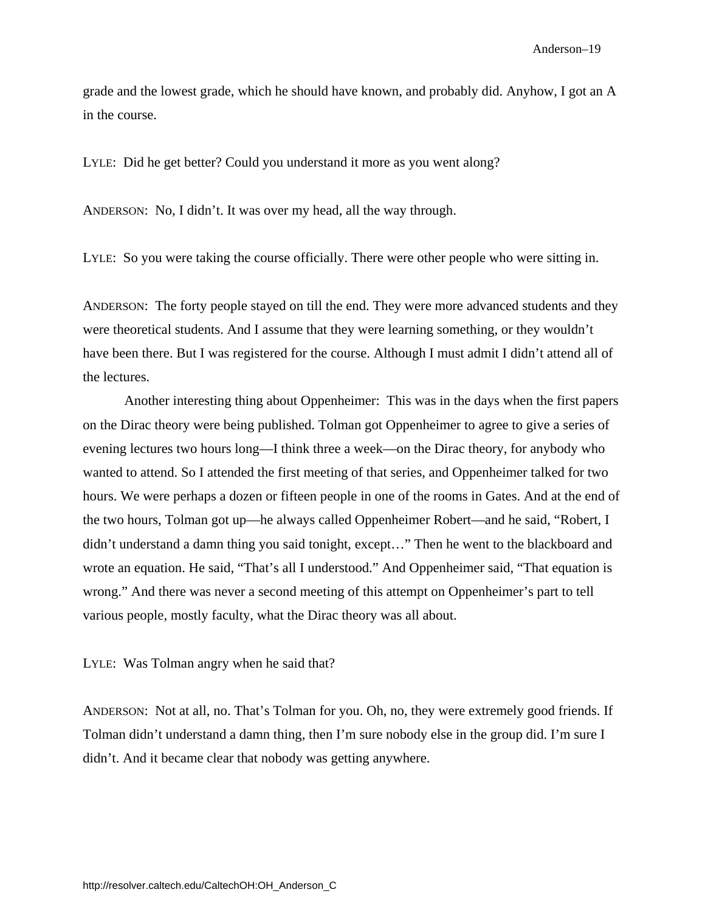grade and the lowest grade, which he should have known, and probably did. Anyhow, I got an A in the course.

LYLE: Did he get better? Could you understand it more as you went along?

ANDERSON: No, I didn't. It was over my head, all the way through.

LYLE: So you were taking the course officially. There were other people who were sitting in.

ANDERSON: The forty people stayed on till the end. They were more advanced students and they were theoretical students. And I assume that they were learning something, or they wouldn't have been there. But I was registered for the course. Although I must admit I didn't attend all of the lectures.

Another interesting thing about Oppenheimer: This was in the days when the first papers on the Dirac theory were being published. Tolman got Oppenheimer to agree to give a series of evening lectures two hours long—I think three a week—on the Dirac theory, for anybody who wanted to attend. So I attended the first meeting of that series, and Oppenheimer talked for two hours. We were perhaps a dozen or fifteen people in one of the rooms in Gates. And at the end of the two hours, Tolman got up—he always called Oppenheimer Robert—and he said, "Robert, I didn't understand a damn thing you said tonight, except…" Then he went to the blackboard and wrote an equation. He said, "That's all I understood." And Oppenheimer said, "That equation is wrong." And there was never a second meeting of this attempt on Oppenheimer's part to tell various people, mostly faculty, what the Dirac theory was all about.

LYLE: Was Tolman angry when he said that?

ANDERSON: Not at all, no. That's Tolman for you. Oh, no, they were extremely good friends. If Tolman didn't understand a damn thing, then I'm sure nobody else in the group did. I'm sure I didn't. And it became clear that nobody was getting anywhere.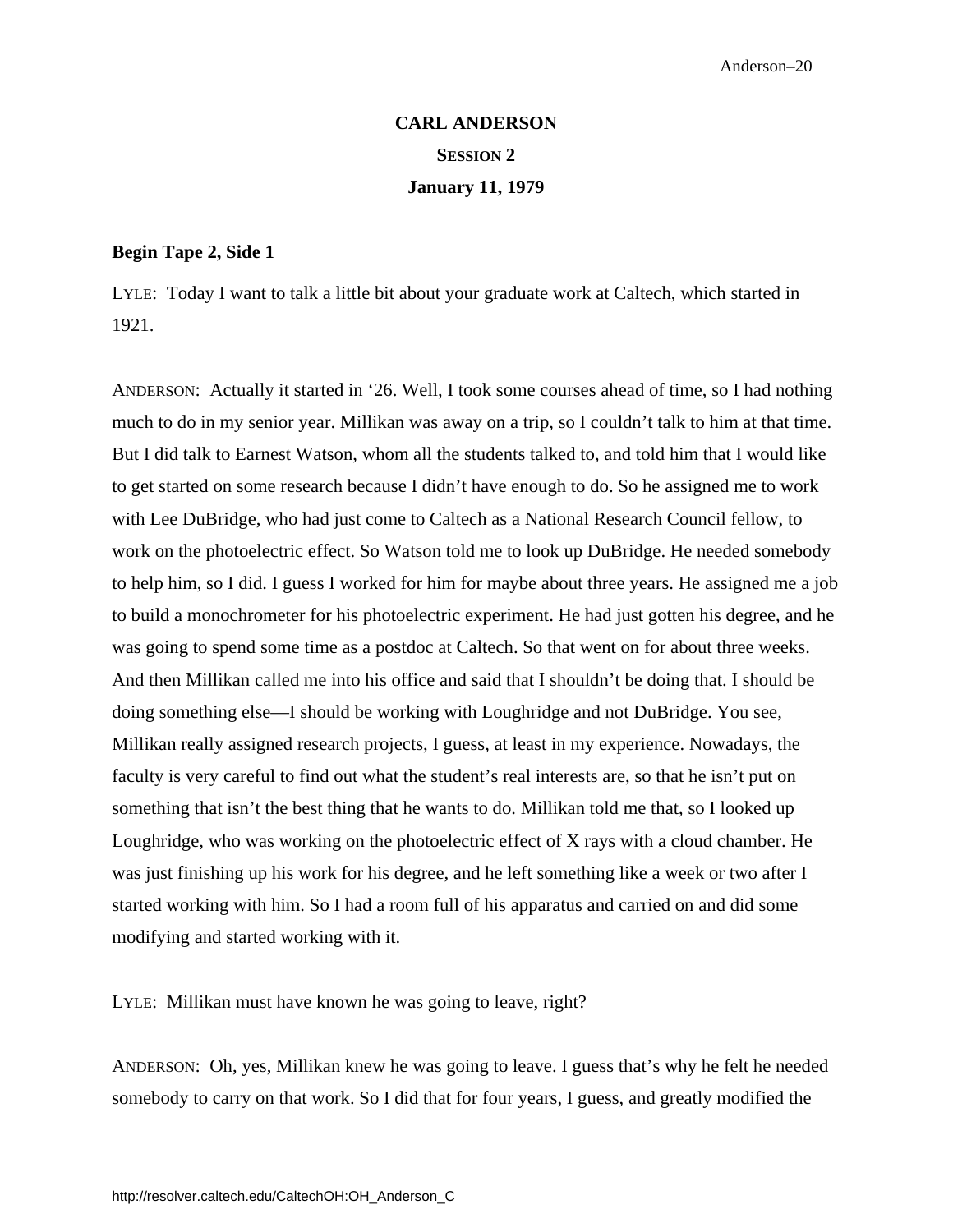# CARL ANDERSON

## SESSION 2

## January 11, 1979

**Begin Tape 2, Side 1**

LYLE: Today I want to talk a little bit about your graduate work at Caltech, which started in 1921.

ANDERSON: Actually it started in '26. Well, I took some courses ahead of time, so I had nothing much to do in my senior year. Millikan was away on a trip, so I couldn't talk to him at that time. But I did talk to Earnest Watson, whom all the students talked to, and told him that I would like to get started on some research because I didn't have enough to do. So he assigned me to work with Lee DuBridge, who had just come to Caltech as a National Research Council fellow, to work on the photoelectric effect. So Watson told me to look up DuBridge. He needed somebody to help him, so I did. I guess I worked for him for maybe about three years. He assigned me a job to build a monochrometer for his photoelectric experiment. He had just gotten his degree, and he was going to spend some time as a postdoc at Caltech. So that went on for about three weeks. And then Millikan called me into his office and said that I shouldn't be doing that. I should be doing something else—I should be working with Loughridge and not DuBridge. You see, Millikan really assigned research projects, I guess, at least in my experience. Nowadays, the faculty is very careful to find out what the student's real interests are, so that he isn't put on something that isn't the best thing that he wants to do. Millikan told me that, so I looked up Loughridge, who was working on the photoelectric effect of X rays with a cloud chamber. He was just finishing up his work for his degree, and he left something like a week or two after I started working with him. So I had a room full of his apparatus and carried on and did some modifying and started working with it.

LYLE: Millikan must have known he was going to leave, right?

ANDERSON: Oh, yes, Millikan knew he was going to leave. I guess that's why he felt he needed somebody to carry on that work. So I did that for four years, I guess, and greatly modified the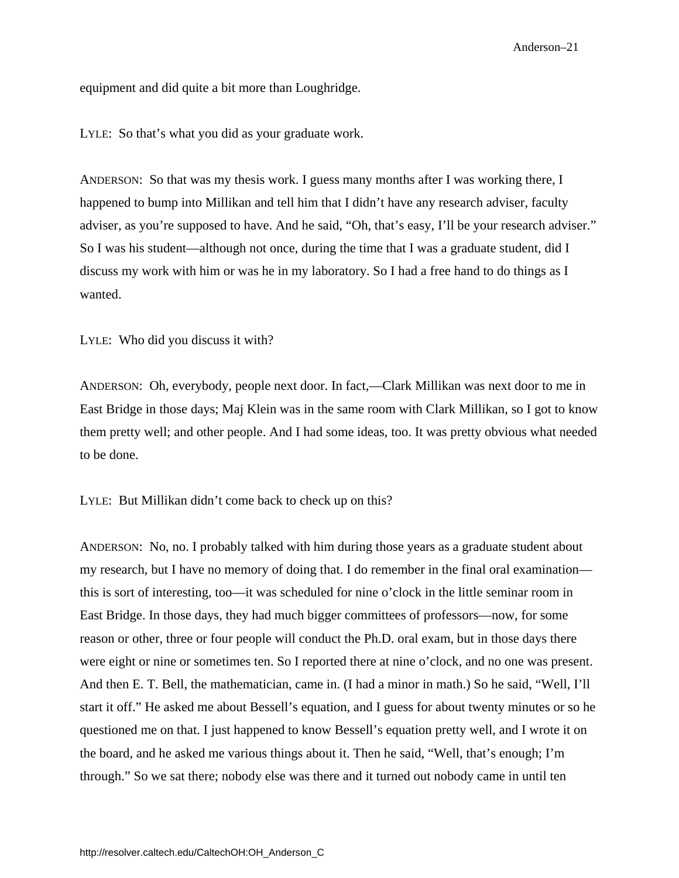equipment and did quite a bit more than Loughridge.

LYLE: So that's what you did as your graduate work.

ANDERSON: So that was my thesis work. I guess many months after I was working there, I happened to bump into Millikan and tell him that I didn't have any research adviser, faculty adviser, as you're supposed to have. And he said, "Oh, that's easy, I'll be your research adviser." So I was his student—although not once, during the time that I was a graduate student, did I discuss my work with him or was he in my laboratory. So I had a free hand to do things as I wanted.

LYLE: Who did you discuss it with?

ANDERSON: Oh, everybody, people next door. In fact,—Clark Millikan was next door to me in East Bridge in those days; Maj Klein was in the same room with Clark Millikan, so I got to know them pretty well; and other people. And I had some ideas, too. It was pretty obvious what needed to be done.

LYLE: But Millikan didn't come back to check up on this?

ANDERSON: No, no. I probably talked with him during those years as a graduate student about my research, but I have no memory of doing that. I do remember in the final oral examination—this is sort of interesting, too—it was scheduled for nine o'clock in the little seminar room in East Bridge. In those days, they had much bigger committees of professors—now, for some reason or other, three or four people will conduct the Ph.D. oral exam, but in those days there were eight or nine or sometimes ten. So I reported there at nine o'clock, and no one was present. And then E. T. Bell, the mathematician, came in. (I had a minor in math.) So he said, "Well, I'll start it off." He asked me about Bessell's equation, and I guess for about twenty minutes or so he questioned me on that. I just happened to know Bessell's equation pretty well, and I wrote it on the board, and he asked me various things about it. Then he said, "Well, that's enough; I'm through." So we sat there; nobody else was there and it turned out nobody came in until ten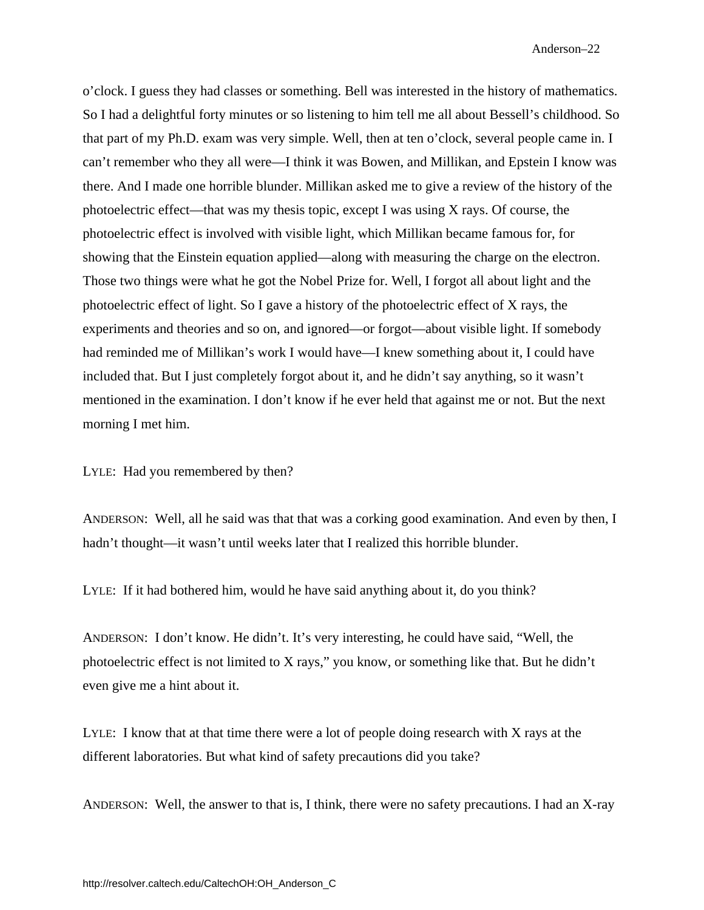o'clock. I guess they had classes or something. Bell was interested in the history of mathematics. So I had a delightful forty minutes or so listening to him tell me all about Bessell's childhood. So that part of my Ph.D. exam was very simple. Well, then at ten o'clock, several people came in. I can't remember who they all were—I think it was Bowen, and Millikan, and Epstein I know was there. And I made one horrible blunder. Millikan asked me to give a review of the history of the photoelectric effect—that was my thesis topic, except I was using X rays. Of course, the photoelectric effect is involved with visible light, which Millikan became famous for, for showing that the Einstein equation applied—along with measuring the charge on the electron. Those two things were what he got the Nobel Prize for. Well, I forgot all about light and the photoelectric effect of light. So I gave a history of the photoelectric effect of X rays, the experiments and theories and so on, and ignored—or forgot—about visible light. If somebody had reminded me of Millikan's work I would have—I knew something about it, I could have included that. But I just completely forgot about it, and he didn't say anything, so it wasn't mentioned in the examination. I don't know if he ever held that against me or not. But the next morning I met him.

LYLE: Had you remembered by then?

ANDERSON: Well, all he said was that that was a corking good examination. And even by then, I hadn't thought—it wasn't until weeks later that I realized this horrible blunder.

LYLE: If it had bothered him, would he have said anything about it, do you think?

ANDERSON: I don't know. He didn't. It's very interesting, he could have said, "Well, the photoelectric effect is not limited to X rays," you know, or something like that. But he didn't even give me a hint about it.

LYLE: I know that at that time there were a lot of people doing research with X rays at the different laboratories. But what kind of safety precautions did you take?

ANDERSON: Well, the answer to that is, I think, there were no safety precautions. I had an X-ray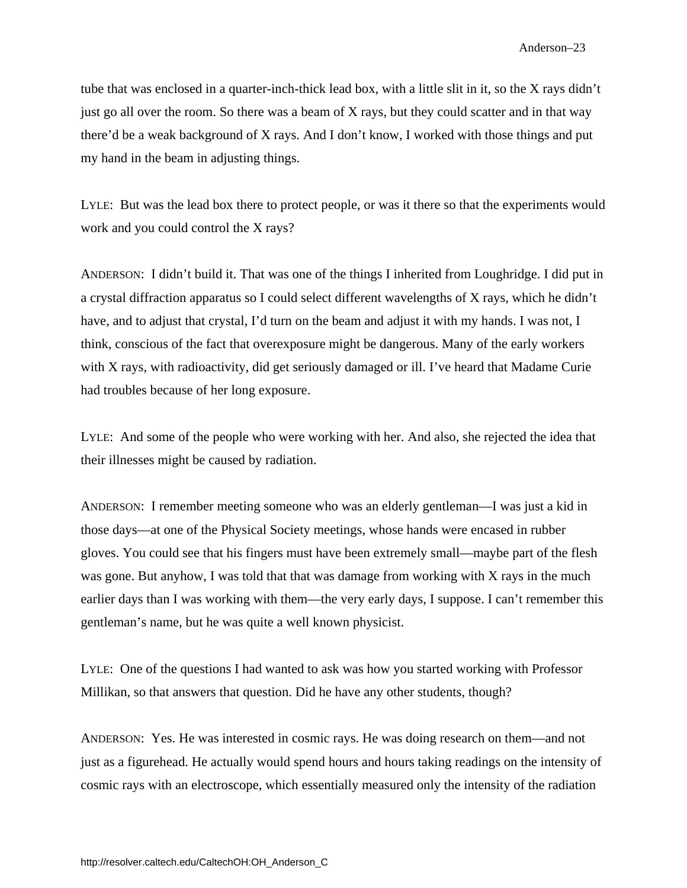tube that was enclosed in a quarter-inch-thick lead box, with a little slit in it, so the X rays didn't just go all over the room. So there was a beam of X rays, but they could scatter and in that way there'd be a weak background of X rays. And I don't know, I worked with those things and put my hand in the beam in adjusting things.

LYLE: But was the lead box there to protect people, or was it there so that the experiments would work and you could control the X rays?

ANDERSON: I didn't build it. That was one of the things I inherited from Loughridge. I did put in a crystal diffraction apparatus so I could select different wavelengths of X rays, which he didn't have, and to adjust that crystal, I'd turn on the beam and adjust it with my hands. I was not, I think, conscious of the fact that overexposure might be dangerous. Many of the early workers with X rays, with radioactivity, did get seriously damaged or ill. I've heard that Madame Curie had troubles because of her long exposure.

LYLE: And some of the people who were working with her. And also, she rejected the idea that their illnesses might be caused by radiation.

ANDERSON: I remember meeting someone who was an elderly gentleman—I was just a kid in those days—at one of the Physical Society meetings, whose hands were encased in rubber gloves. You could see that his fingers must have been extremely small—maybe part of the flesh was gone. But anyhow, I was told that that was damage from working with X rays in the much earlier days than I was working with them—the very early days, I suppose. I can't remember this gentleman's name, but he was quite a well known physicist.

LYLE: One of the questions I had wanted to ask was how you started working with Professor Millikan, so that answers that question. Did he have any other students, though?

ANDERSON: Yes. He was interested in cosmic rays. He was doing research on them—and not just as a figurehead. He actually would spend hours and hours taking readings on the intensity of cosmic rays with an electroscope, which essentially measured only the intensity of the radiation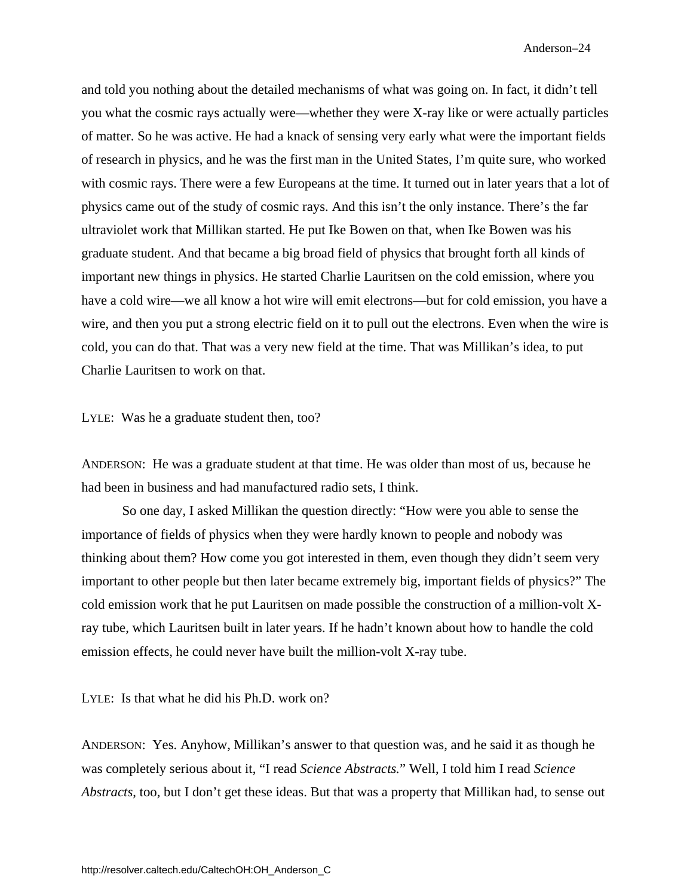and told you nothing about the detailed mechanisms of what was going on. In fact, it didn't tell you what the cosmic rays actually were—whether they were X-ray like or were actually particles of matter. So he was active. He had a knack of sensing very early what were the important fields of research in physics, and he was the first man in the United States, I'm quite sure, who worked with cosmic rays. There were a few Europeans at the time. It turned out in later years that a lot of physics came out of the study of cosmic rays. And this isn't the only instance. There's the far ultraviolet work that Millikan started. He put Ike Bowen on that, when Ike Bowen was his graduate student. And that became a big broad field of physics that brought forth all kinds of important new things in physics. He started Charlie Lauritsen on the cold emission, where you have a cold wire—we all know a hot wire will emit electrons—but for cold emission, you have a wire, and then you put a strong electric field on it to pull out the electrons. Even when the wire is cold, you can do that. That was a very new field at the time. That was Millikan's idea, to put Charlie Lauritsen to work on that.

LYLE: Was he a graduate student then, too?

ANDERSON: He was a graduate student at that time. He was older than most of us, because he had been in business and had manufactured radio sets, I think.

So one day, I asked Millikan the question directly: "How were you able to sense the importance of fields of physics when they were hardly known to people and nobody was thinking about them? How come you got interested in them, even though they didn't seem very important to other people but then later became extremely big, important fields of physics?" The cold emission work that he put Lauritsen on made possible the construction of a million-volt X-ray tube, which Lauritsen built in later years. If he hadn't known about how to handle the cold emission effects, he could never have built the million-volt X-ray tube.

LYLE: Is that what he did his Ph.D. work on?

ANDERSON: Yes. Anyhow, Millikan's answer to that question was, and he said it as though he was completely serious about it, "I read *Science Abstracts.*" Well, I told him I read *Science Abstracts*, too, but I don't get these ideas. But that was a property that Millikan had, to sense out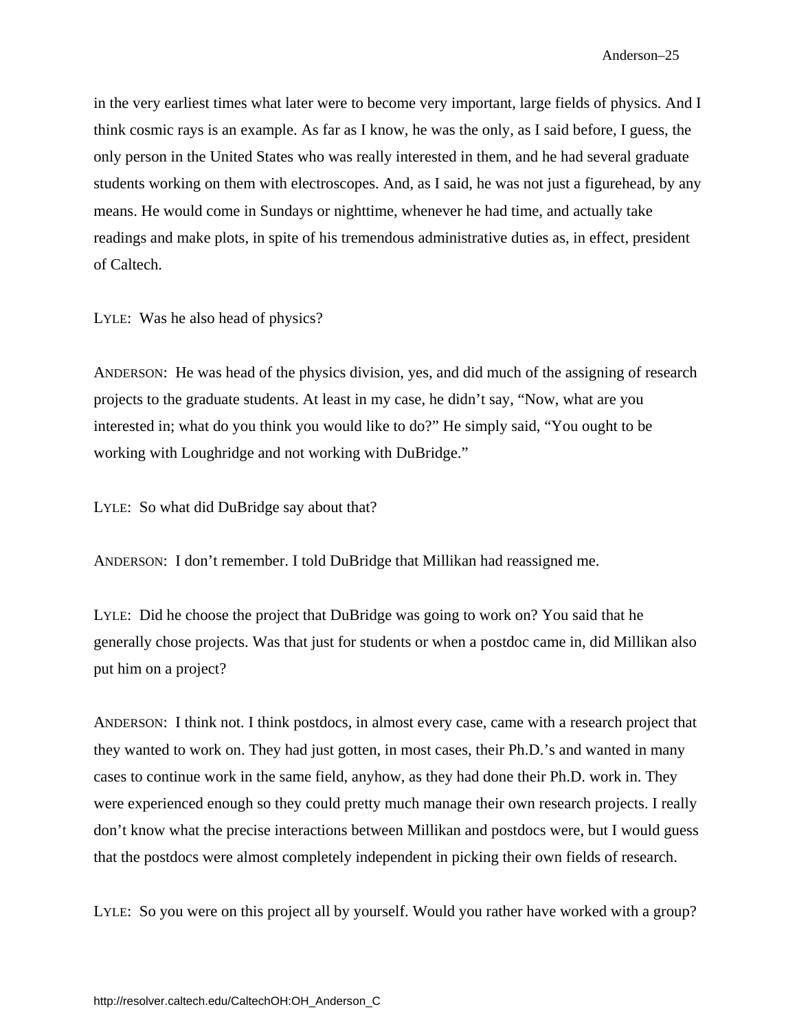in the very earliest times what later were to become very important, large fields of physics. And I think cosmic rays is an example. As far as I know, he was the only, as I said before, I guess, the only person in the United States who was really interested in them, and he had several graduate students working on them with electroscopes. And, as I said, he was not just a figurehead, by any means. He would come in Sundays or nighttime, whenever he had time, and actually take readings and make plots, in spite of his tremendous administrative duties as, in effect, president of Caltech.

LYLE: Was he also head of physics?

ANDERSON: He was head of the physics division, yes, and did much of the assigning of research projects to the graduate students. At least in my case, he didn't say, "Now, what are you interested in; what do you think you would like to do?" He simply said, "You ought to be working with Loughridge and not working with DuBridge."

LYLE: So what did DuBridge say about that?

ANDERSON: I don't remember. I told DuBridge that Millikan had reassigned me.

LYLE: Did he choose the project that DuBridge was going to work on? You said that he generally chose projects. Was that just for students or when a postdoc came in, did Millikan also put him on a project?

ANDERSON: I think not. I think postdocs, in almost every case, came with a research project that they wanted to work on. They had just gotten, in most cases, their Ph.D.'s and wanted in many cases to continue work in the same field, anyhow, as they had done their Ph.D. work in. They were experienced enough so they could pretty much manage their own research projects. I really don't know what the precise interactions between Millikan and postdocs were, but I would guess that the postdocs were almost completely independent in picking their own fields of research.

LYLE: So you were on this project all by yourself. Would you rather have worked with a group?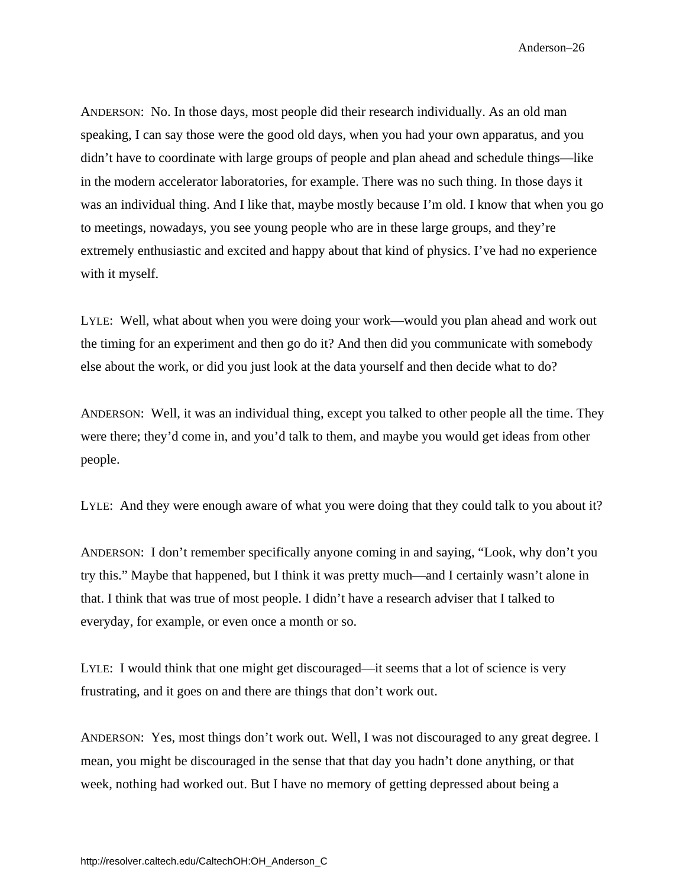ANDERSON: No. In those days, most people did their research individually. As an old man speaking, I can say those were the good old days, when you had your own apparatus, and you didn't have to coordinate with large groups of people and plan ahead and schedule things—like in the modern accelerator laboratories, for example. There was no such thing. In those days it was an individual thing. And I like that, maybe mostly because I'm old. I know that when you go to meetings, nowadays, you see young people who are in these large groups, and they're extremely enthusiastic and excited and happy about that kind of physics. I've had no experience with it myself.

LYLE: Well, what about when you were doing your work—would you plan ahead and work out the timing for an experiment and then go do it? And then did you communicate with somebody else about the work, or did you just look at the data yourself and then decide what to do?

ANDERSON: Well, it was an individual thing, except you talked to other people all the time. They were there; they'd come in, and you'd talk to them, and maybe you would get ideas from other people.

LYLE: And they were enough aware of what you were doing that they could talk to you about it?

ANDERSON: I don't remember specifically anyone coming in and saying, "Look, why don't you try this." Maybe that happened, but I think it was pretty much—and I certainly wasn't alone in that. I think that was true of most people. I didn't have a research adviser that I talked to everyday, for example, or even once a month or so.

LYLE: I would think that one might get discouraged—it seems that a lot of science is very frustrating, and it goes on and there are things that don't work out.

ANDERSON: Yes, most things don't work out. Well, I was not discouraged to any great degree. I mean, you might be discouraged in the sense that that day you hadn't done anything, or that week, nothing had worked out. But I have no memory of getting depressed about being a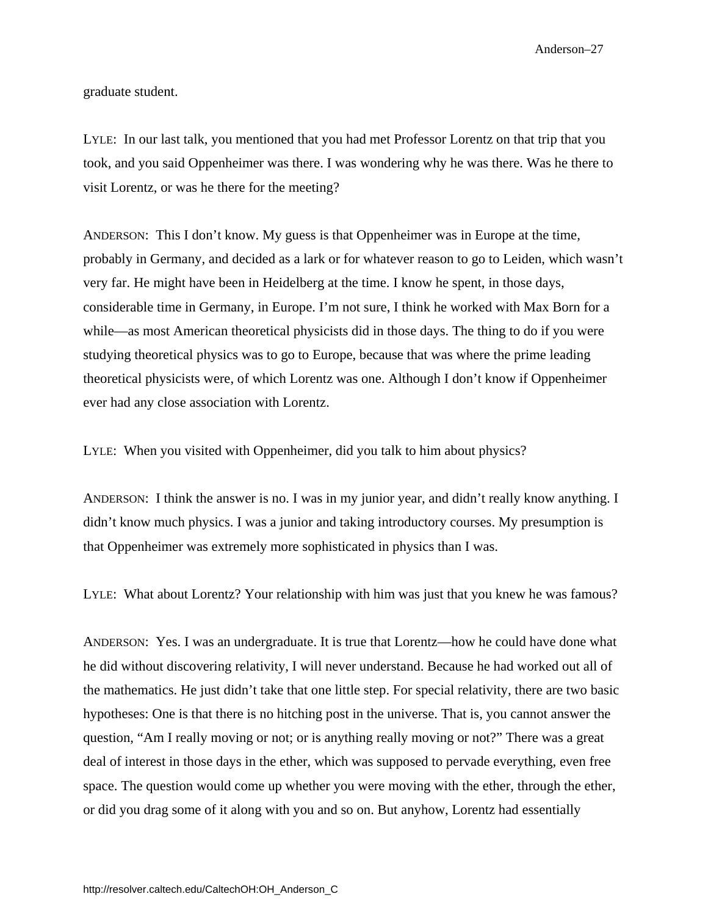graduate student.

LYLE: In our last talk, you mentioned that you had met Professor Lorentz on that trip that you took, and you said Oppenheimer was there. I was wondering why he was there. Was he there to visit Lorentz, or was he there for the meeting?

ANDERSON: This I don't know. My guess is that Oppenheimer was in Europe at the time, probably in Germany, and decided as a lark or for whatever reason to go to Leiden, which wasn't very far. He might have been in Heidelberg at the time. I know he spent, in those days, considerable time in Germany, in Europe. I'm not sure, I think he worked with Max Born for a while—as most American theoretical physicists did in those days. The thing to do if you were studying theoretical physics was to go to Europe, because that was where the prime leading theoretical physicists were, of which Lorentz was one. Although I don't know if Oppenheimer ever had any close association with Lorentz.

LYLE: When you visited with Oppenheimer, did you talk to him about physics?

ANDERSON: I think the answer is no. I was in my junior year, and didn't really know anything. I didn't know much physics. I was a junior and taking introductory courses. My presumption is that Oppenheimer was extremely more sophisticated in physics than I was.

LYLE: What about Lorentz? Your relationship with him was just that you knew he was famous?

ANDERSON: Yes. I was an undergraduate. It is true that Lorentz—how he could have done what he did without discovering relativity, I will never understand. Because he had worked out all of the mathematics. He just didn't take that one little step. For special relativity, there are two basic hypotheses: One is that there is no hitching post in the universe. That is, you cannot answer the question, "Am I really moving or not; or is anything really moving or not?" There was a great deal of interest in those days in the ether, which was supposed to pervade everything, even free space. The question would come up whether you were moving with the ether, through the ether, or did you drag some of it along with you and so on. But anyhow, Lorentz had essentially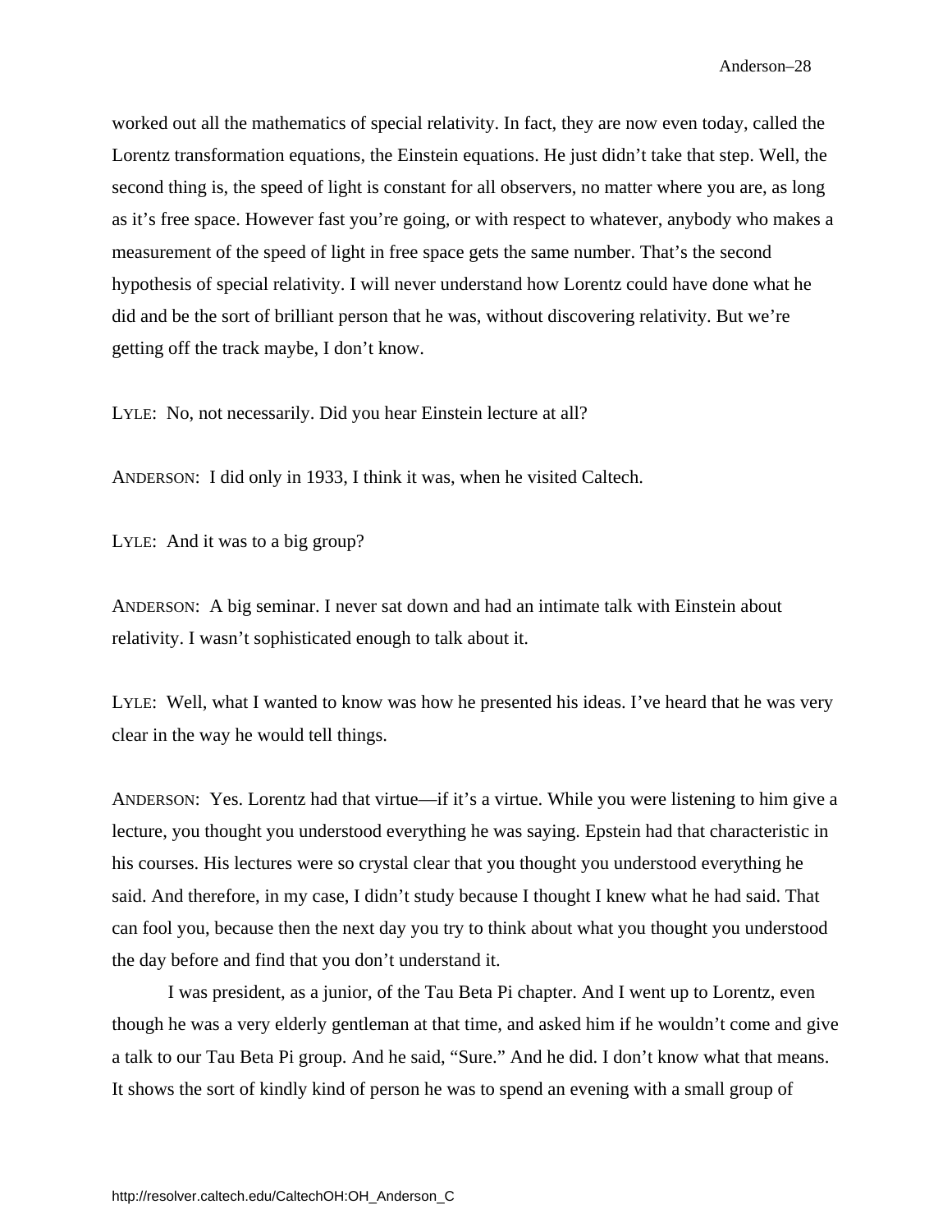worked out all the mathematics of special relativity. In fact, they are now even today, called the Lorentz transformation equations, the Einstein equations. He just didn't take that step. Well, the second thing is, the speed of light is constant for all observers, no matter where you are, as long as it's free space. However fast you're going, or with respect to whatever, anybody who makes a measurement of the speed of light in free space gets the same number. That's the second hypothesis of special relativity. I will never understand how Lorentz could have done what he did and be the sort of brilliant person that he was, without discovering relativity. But we're getting off the track maybe, I don't know.

LYLE: No, not necessarily. Did you hear Einstein lecture at all?

ANDERSON: I did only in 1933, I think it was, when he visited Caltech.

LYLE: And it was to a big group?

ANDERSON: A big seminar. I never sat down and had an intimate talk with Einstein about relativity. I wasn't sophisticated enough to talk about it.

LYLE: Well, what I wanted to know was how he presented his ideas. I've heard that he was very clear in the way he would tell things.

ANDERSON: Yes. Lorentz had that virtue—if it's a virtue. While you were listening to him give a lecture, you thought you understood everything he was saying. Epstein had that characteristic in his courses. His lectures were so crystal clear that you thought you understood everything he said. And therefore, in my case, I didn't study because I thought I knew what he had said. That can fool you, because then the next day you try to think about what you thought you understood the day before and find that you don't understand it.

I was president, as a junior, of the Tau Beta Pi chapter. And I went up to Lorentz, even though he was a very elderly gentleman at that time, and asked him if he wouldn't come and give a talk to our Tau Beta Pi group. And he said, "Sure." And he did. I don't know what that means. It shows the sort of kindly kind of person he was to spend an evening with a small group of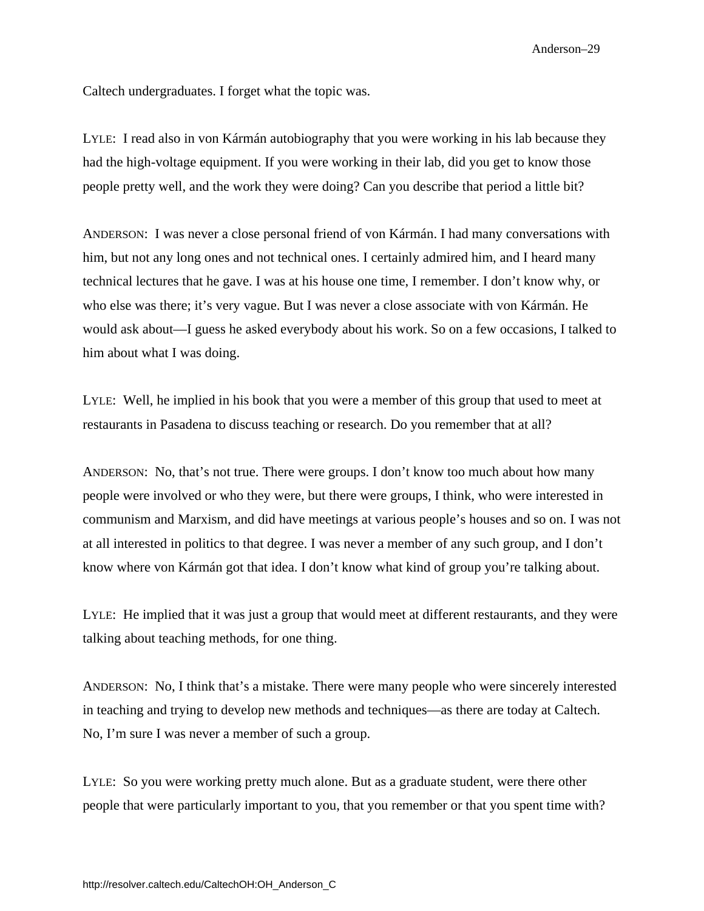Caltech undergraduates. I forget what the topic was.

LYLE: I read also in von Kármán autobiography that you were working in his lab because they had the high-voltage equipment. If you were working in their lab, did you get to know those people pretty well, and the work they were doing? Can you describe that period a little bit?

ANDERSON: I was never a close personal friend of von Kármán. I had many conversations with him, but not any long ones and not technical ones. I certainly admired him, and I heard many technical lectures that he gave. I was at his house one time, I remember. I don't know why, or who else was there; it's very vague. But I was never a close associate with von Kármán. He would ask about—I guess he asked everybody about his work. So on a few occasions, I talked to him about what I was doing.

LYLE: Well, he implied in his book that you were a member of this group that used to meet at restaurants in Pasadena to discuss teaching or research. Do you remember that at all?

ANDERSON: No, that's not true. There were groups. I don't know too much about how many people were involved or who they were, but there were groups, I think, who were interested in communism and Marxism, and did have meetings at various people's houses and so on. I was not at all interested in politics to that degree. I was never a member of any such group, and I don't know where von Kármán got that idea. I don't know what kind of group you're talking about.

LYLE: He implied that it was just a group that would meet at different restaurants, and they were talking about teaching methods, for one thing.

ANDERSON: No, I think that's a mistake. There were many people who were sincerely interested in teaching and trying to develop new methods and techniques—as there are today at Caltech. No, I'm sure I was never a member of such a group.

LYLE: So you were working pretty much alone. But as a graduate student, were there other people that were particularly important to you, that you remember or that you spent time with?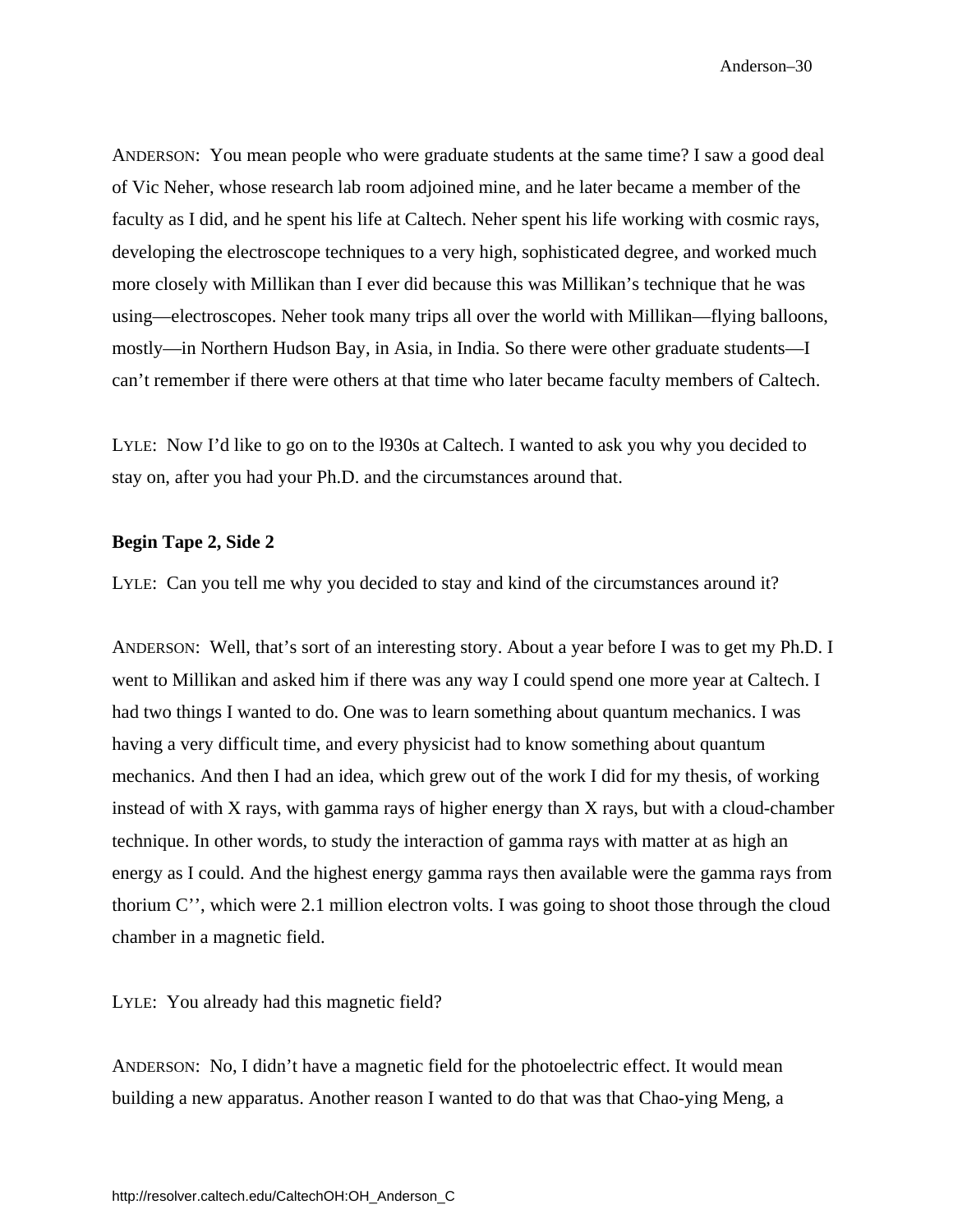ANDERSON: You mean people who were graduate students at the same time? I saw a good deal of Vic Neher, whose research lab room adjoined mine, and he later became a member of the faculty as I did, and he spent his life at Caltech. Neher spent his life working with cosmic rays, developing the electroscope techniques to a very high, sophisticated degree, and worked much more closely with Millikan than I ever did because this was Millikan's technique that he was using—electroscopes. Neher took many trips all over the world with Millikan—flying balloons, mostly—in Northern Hudson Bay, in Asia, in India. So there were other graduate students—I can't remember if there were others at that time who later became faculty members of Caltech.

LYLE: Now I'd like to go on to the l930s at Caltech. I wanted to ask you why you decided to stay on, after you had your Ph.D. and the circumstances around that.

**Begin Tape 2, Side 2**

LYLE: Can you tell me why you decided to stay and kind of the circumstances around it?

ANDERSON: Well, that's sort of an interesting story. About a year before I was to get my Ph.D. I went to Millikan and asked him if there was any way I could spend one more year at Caltech. I had two things I wanted to do. One was to learn something about quantum mechanics. I was having a very difficult time, and every physicist had to know something about quantum mechanics. And then I had an idea, which grew out of the work I did for my thesis, of working instead of with X rays, with gamma rays of higher energy than X rays, but with a cloud-chamber technique. In other words, to study the interaction of gamma rays with matter at as high an energy as I could. And the highest energy gamma rays then available were the gamma rays from thorium C'', which were 2.1 million electron volts. I was going to shoot those through the cloud chamber in a magnetic field.

LYLE: You already had this magnetic field?

ANDERSON: No, I didn't have a magnetic field for the photoelectric effect. It would mean building a new apparatus. Another reason I wanted to do that was that Chao-ying Meng, a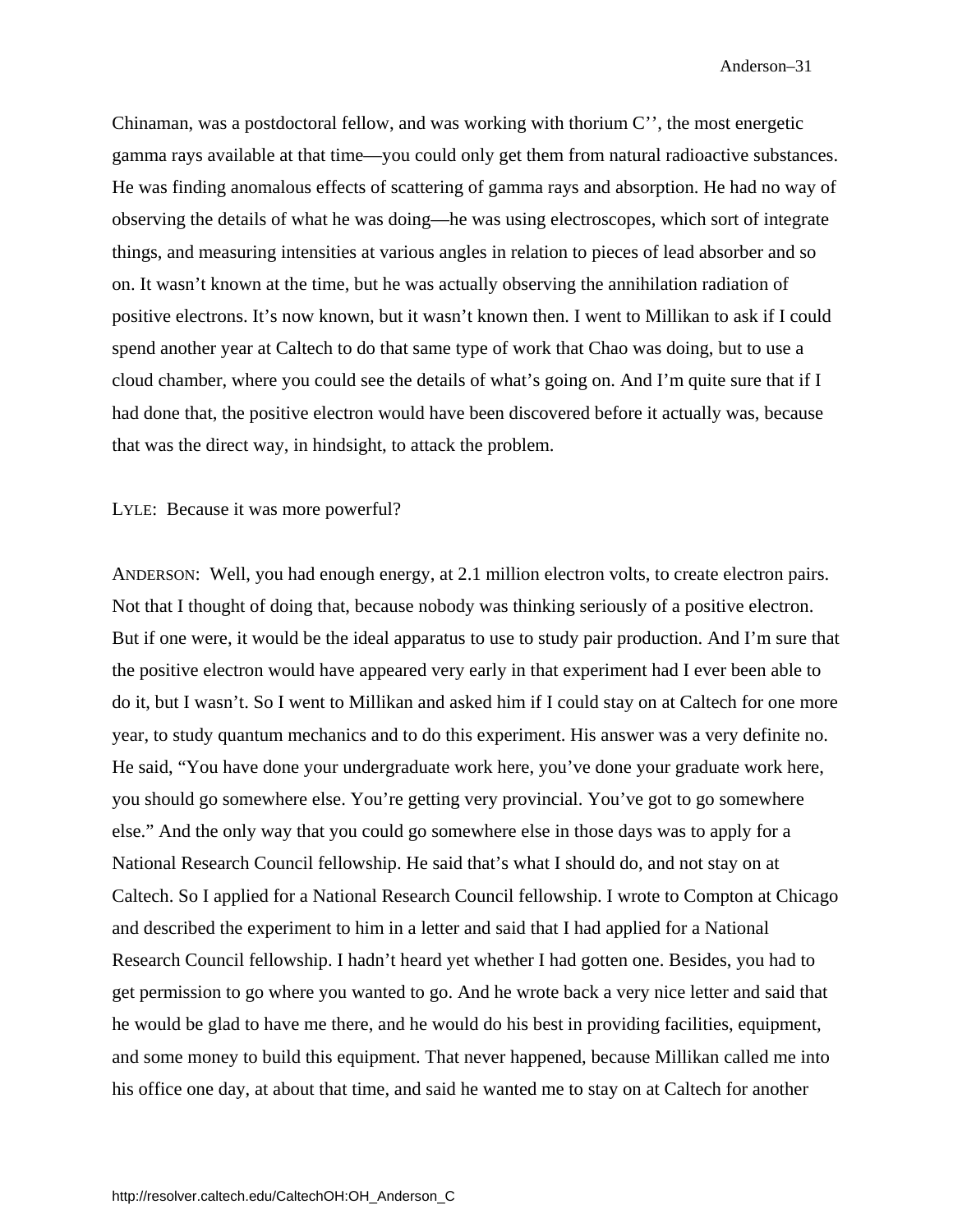Chinaman, was a postdoctoral fellow, and was working with thorium C'', the most energetic gamma rays available at that time—you could only get them from natural radioactive substances. He was finding anomalous effects of scattering of gamma rays and absorption. He had no way of observing the details of what he was doing—he was using electroscopes, which sort of integrate things, and measuring intensities at various angles in relation to pieces of lead absorber and so on. It wasn't known at the time, but he was actually observing the annihilation radiation of positive electrons. It's now known, but it wasn't known then. I went to Millikan to ask if I could spend another year at Caltech to do that same type of work that Chao was doing, but to use a cloud chamber, where you could see the details of what's going on. And I'm quite sure that if I had done that, the positive electron would have been discovered before it actually was, because that was the direct way, in hindsight, to attack the problem.

LYLE: Because it was more powerful?

ANDERSON: Well, you had enough energy, at 2.1 million electron volts, to create electron pairs. Not that I thought of doing that, because nobody was thinking seriously of a positive electron. But if one were, it would be the ideal apparatus to use to study pair production. And I'm sure that the positive electron would have appeared very early in that experiment had I ever been able to do it, but I wasn't. So I went to Millikan and asked him if I could stay on at Caltech for one more year, to study quantum mechanics and to do this experiment. His answer was a very definite no. He said, "You have done your undergraduate work here, you've done your graduate work here, you should go somewhere else. You're getting very provincial. You've got to go somewhere else." And the only way that you could go somewhere else in those days was to apply for a National Research Council fellowship. He said that's what I should do, and not stay on at Caltech. So I applied for a National Research Council fellowship. I wrote to Compton at Chicago and described the experiment to him in a letter and said that I had applied for a National Research Council fellowship. I hadn't heard yet whether I had gotten one. Besides, you had to get permission to go where you wanted to go. And he wrote back a very nice letter and said that he would be glad to have me there, and he would do his best in providing facilities, equipment, and some money to build this equipment. That never happened, because Millikan called me into his office one day, at about that time, and said he wanted me to stay on at Caltech for another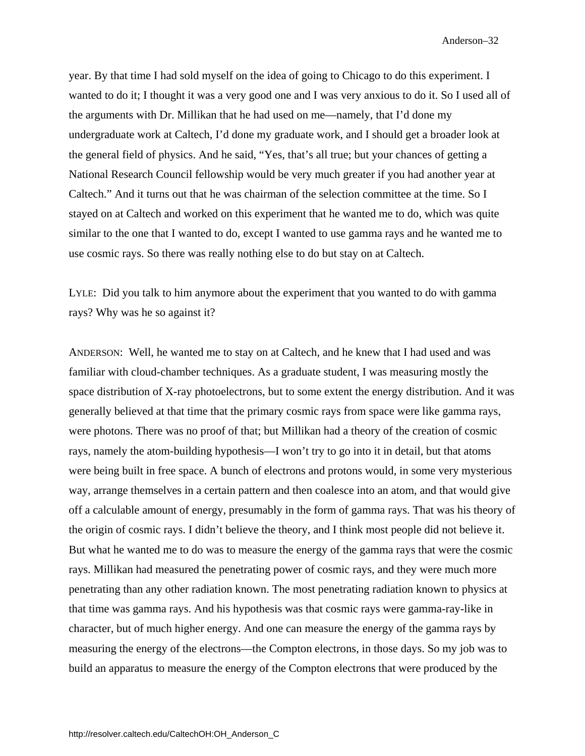year. By that time I had sold myself on the idea of going to Chicago to do this experiment. I wanted to do it; I thought it was a very good one and I was very anxious to do it. So I used all of the arguments with Dr. Millikan that he had used on me—namely, that I'd done my undergraduate work at Caltech, I'd done my graduate work, and I should get a broader look at the general field of physics. And he said, "Yes, that's all true; but your chances of getting a National Research Council fellowship would be very much greater if you had another year at Caltech." And it turns out that he was chairman of the selection committee at the time. So I stayed on at Caltech and worked on this experiment that he wanted me to do, which was quite similar to the one that I wanted to do, except I wanted to use gamma rays and he wanted me to use cosmic rays. So there was really nothing else to do but stay on at Caltech.

LYLE: Did you talk to him anymore about the experiment that you wanted to do with gamma rays? Why was he so against it?

ANDERSON: Well, he wanted me to stay on at Caltech, and he knew that I had used and was familiar with cloud-chamber techniques. As a graduate student, I was measuring mostly the space distribution of X-ray photoelectrons, but to some extent the energy distribution. And it was generally believed at that time that the primary cosmic rays from space were like gamma rays, were photons. There was no proof of that; but Millikan had a theory of the creation of cosmic rays, namely the atom-building hypothesis—I won't try to go into it in detail, but that atoms were being built in free space. A bunch of electrons and protons would, in some very mysterious way, arrange themselves in a certain pattern and then coalesce into an atom, and that would give off a calculable amount of energy, presumably in the form of gamma rays. That was his theory of the origin of cosmic rays. I didn't believe the theory, and I think most people did not believe it. But what he wanted me to do was to measure the energy of the gamma rays that were the cosmic rays. Millikan had measured the penetrating power of cosmic rays, and they were much more penetrating than any other radiation known. The most penetrating radiation known to physics at that time was gamma rays. And his hypothesis was that cosmic rays were gamma-ray-like in character, but of much higher energy. And one can measure the energy of the gamma rays by measuring the energy of the electrons—the Compton electrons, in those days. So my job was to build an apparatus to measure the energy of the Compton electrons that were produced by the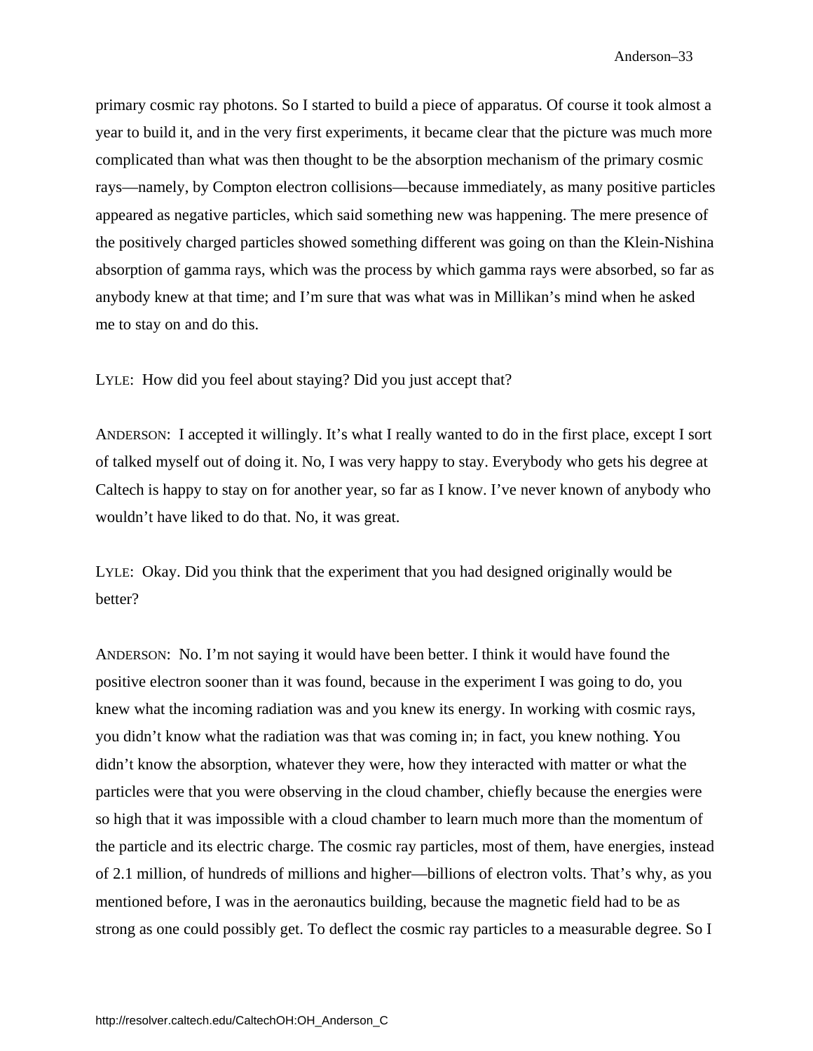primary cosmic ray photons. So I started to build a piece of apparatus. Of course it took almost a year to build it, and in the very first experiments, it became clear that the picture was much more complicated than what was then thought to be the absorption mechanism of the primary cosmic rays—namely, by Compton electron collisions—because immediately, as many positive particles appeared as negative particles, which said something new was happening. The mere presence of the positively charged particles showed something different was going on than the Klein-Nishina absorption of gamma rays, which was the process by which gamma rays were absorbed, so far as anybody knew at that time; and I'm sure that was what was in Millikan's mind when he asked me to stay on and do this.

LYLE: How did you feel about staying? Did you just accept that?

ANDERSON: I accepted it willingly. It's what I really wanted to do in the first place, except I sort of talked myself out of doing it. No, I was very happy to stay. Everybody who gets his degree at Caltech is happy to stay on for another year, so far as I know. I've never known of anybody who wouldn't have liked to do that. No, it was great.

LYLE: Okay. Did you think that the experiment that you had designed originally would be better?

ANDERSON: No. I'm not saying it would have been better. I think it would have found the positive electron sooner than it was found, because in the experiment I was going to do, you knew what the incoming radiation was and you knew its energy. In working with cosmic rays, you didn't know what the radiation was that was coming in; in fact, you knew nothing. You didn't know the absorption, whatever they were, how they interacted with matter or what the particles were that you were observing in the cloud chamber, chiefly because the energies were so high that it was impossible with a cloud chamber to learn much more than the momentum of the particle and its electric charge. The cosmic ray particles, most of them, have energies, instead of 2.1 million, of hundreds of millions and higher—billions of electron volts. That's why, as you mentioned before, I was in the aeronautics building, because the magnetic field had to be as strong as one could possibly get. To deflect the cosmic ray particles to a measurable degree. So I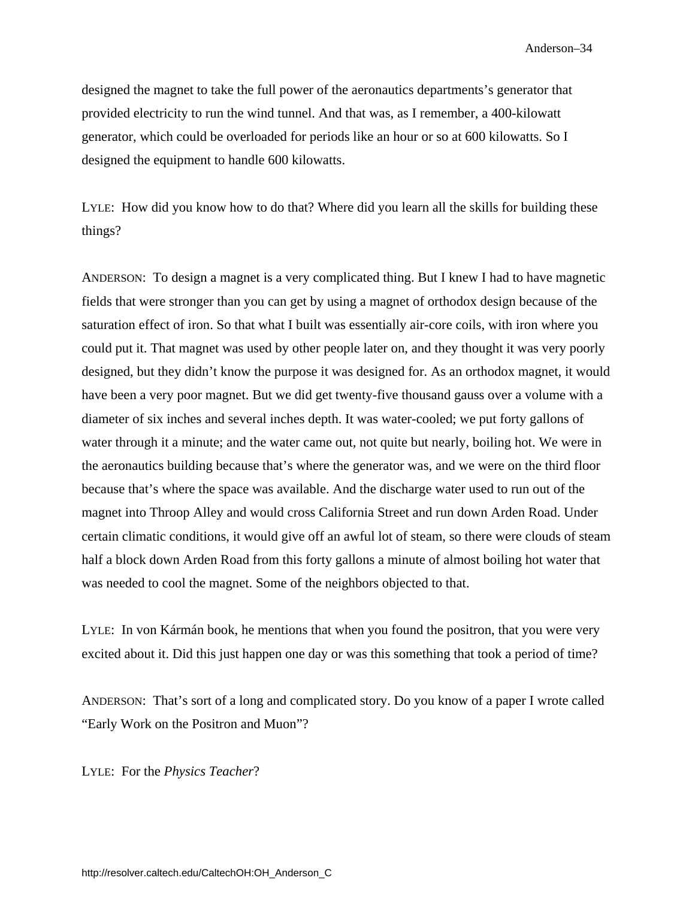designed the magnet to take the full power of the aeronautics departments's generator that provided electricity to run the wind tunnel. And that was, as I remember, a 400-kilowatt generator, which could be overloaded for periods like an hour or so at 600 kilowatts. So I designed the equipment to handle 600 kilowatts.

LYLE: How did you know how to do that? Where did you learn all the skills for building these things?

ANDERSON: To design a magnet is a very complicated thing. But I knew I had to have magnetic fields that were stronger than you can get by using a magnet of orthodox design because of the saturation effect of iron. So that what I built was essentially air-core coils, with iron where you could put it. That magnet was used by other people later on, and they thought it was very poorly designed, but they didn't know the purpose it was designed for. As an orthodox magnet, it would have been a very poor magnet. But we did get twenty-five thousand gauss over a volume with a diameter of six inches and several inches depth. It was water-cooled; we put forty gallons of water through it a minute; and the water came out, not quite but nearly, boiling hot. We were in the aeronautics building because that's where the generator was, and we were on the third floor because that's where the space was available. And the discharge water used to run out of the magnet into Throop Alley and would cross California Street and run down Arden Road. Under certain climatic conditions, it would give off an awful lot of steam, so there were clouds of steam half a block down Arden Road from this forty gallons a minute of almost boiling hot water that was needed to cool the magnet. Some of the neighbors objected to that.

LYLE: In von Kármán book, he mentions that when you found the positron, that you were very excited about it. Did this just happen one day or was this something that took a period of time?

ANDERSON: That's sort of a long and complicated story. Do you know of a paper I wrote called "Early Work on the Positron and Muon"?

LYLE: For the *Physics Teacher*?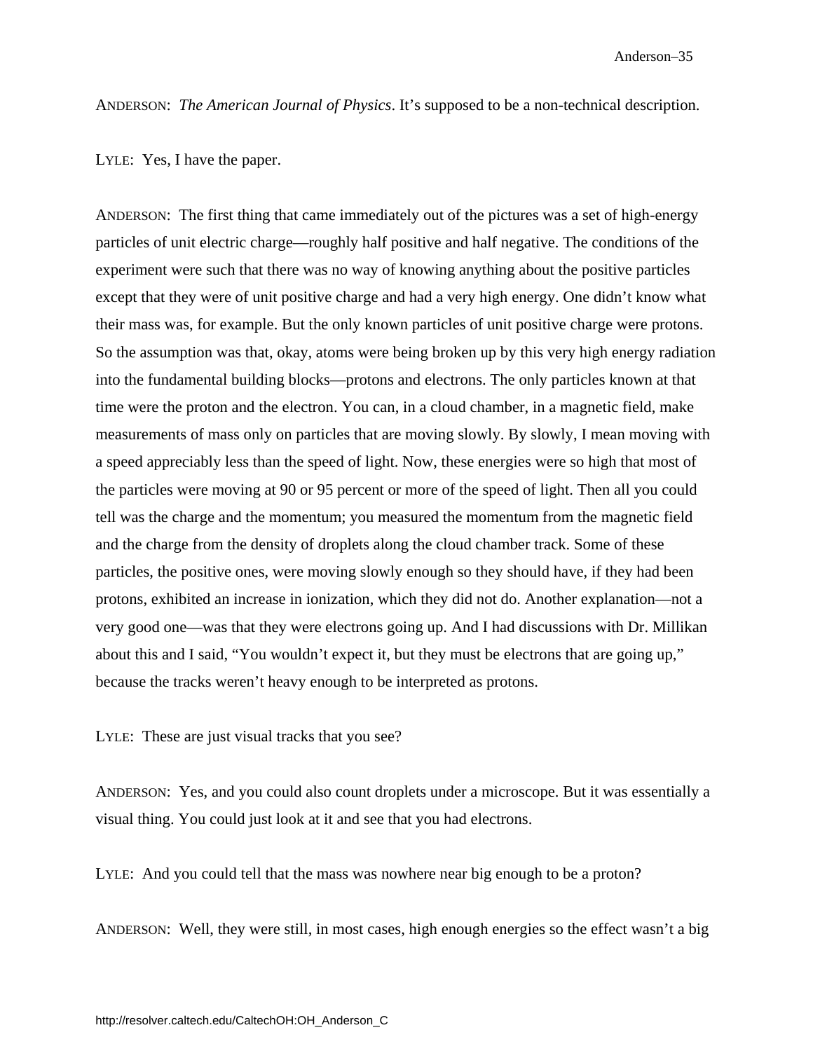ANDERSON: *The American Journal of Physics*. It's supposed to be a non-technical description.

LYLE: Yes, I have the paper.

ANDERSON: The first thing that came immediately out of the pictures was a set of high-energy particles of unit electric charge—roughly half positive and half negative. The conditions of the experiment were such that there was no way of knowing anything about the positive particles except that they were of unit positive charge and had a very high energy. One didn't know what their mass was, for example. But the only known particles of unit positive charge were protons. So the assumption was that, okay, atoms were being broken up by this very high energy radiation into the fundamental building blocks—protons and electrons. The only particles known at that time were the proton and the electron. You can, in a cloud chamber, in a magnetic field, make measurements of mass only on particles that are moving slowly. By slowly, I mean moving with a speed appreciably less than the speed of light. Now, these energies were so high that most of the particles were moving at 90 or 95 percent or more of the speed of light. Then all you could tell was the charge and the momentum; you measured the momentum from the magnetic field and the charge from the density of droplets along the cloud chamber track. Some of these particles, the positive ones, were moving slowly enough so they should have, if they had been protons, exhibited an increase in ionization, which they did not do. Another explanation—not a very good one—was that they were electrons going up. And I had discussions with Dr. Millikan about this and I said, "You wouldn't expect it, but they must be electrons that are going up," because the tracks weren't heavy enough to be interpreted as protons.

LYLE: These are just visual tracks that you see?

ANDERSON: Yes, and you could also count droplets under a microscope. But it was essentially a visual thing. You could just look at it and see that you had electrons.

LYLE: And you could tell that the mass was nowhere near big enough to be a proton?

ANDERSON: Well, they were still, in most cases, high enough energies so the effect wasn't a big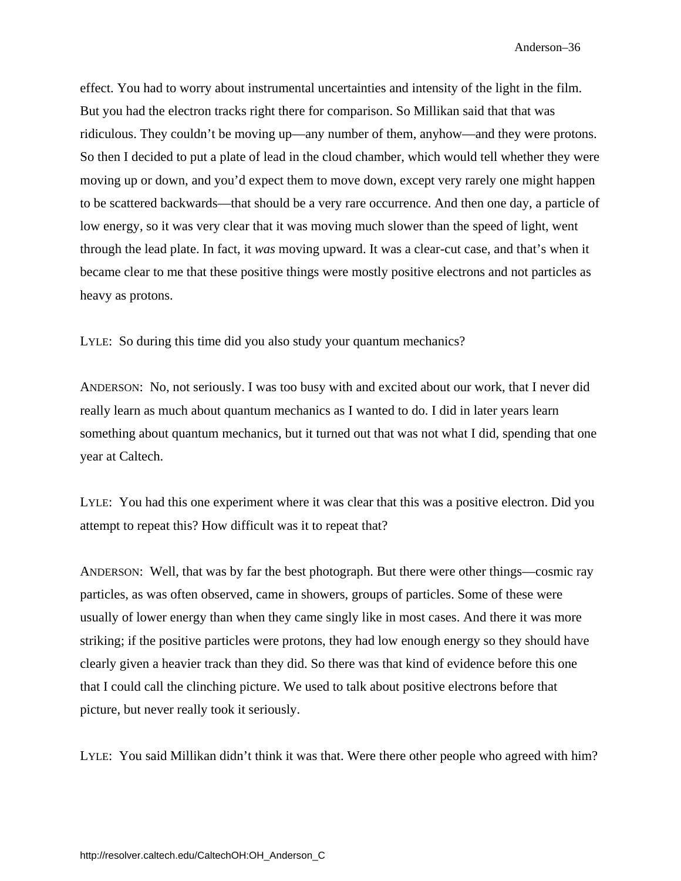effect. You had to worry about instrumental uncertainties and intensity of the light in the film. But you had the electron tracks right there for comparison. So Millikan said that that was ridiculous. They couldn't be moving up—any number of them, anyhow—and they were protons. So then I decided to put a plate of lead in the cloud chamber, which would tell whether they were moving up or down, and you'd expect them to move down, except very rarely one might happen to be scattered backwards—that should be a very rare occurrence. And then one day, a particle of low energy, so it was very clear that it was moving much slower than the speed of light, went through the lead plate. In fact, it *was* moving upward. It was a clear-cut case, and that's when it became clear to me that these positive things were mostly positive electrons and not particles as heavy as protons.

LYLE: So during this time did you also study your quantum mechanics?

ANDERSON: No, not seriously. I was too busy with and excited about our work, that I never did really learn as much about quantum mechanics as I wanted to do. I did in later years learn something about quantum mechanics, but it turned out that was not what I did, spending that one year at Caltech.

LYLE: You had this one experiment where it was clear that this was a positive electron. Did you attempt to repeat this? How difficult was it to repeat that?

ANDERSON: Well, that was by far the best photograph. But there were other things—cosmic ray particles, as was often observed, came in showers, groups of particles. Some of these were usually of lower energy than when they came singly like in most cases. And there it was more striking; if the positive particles were protons, they had low enough energy so they should have clearly given a heavier track than they did. So there was that kind of evidence before this one that I could call the clinching picture. We used to talk about positive electrons before that picture, but never really took it seriously.

LYLE: You said Millikan didn't think it was that. Were there other people who agreed with him?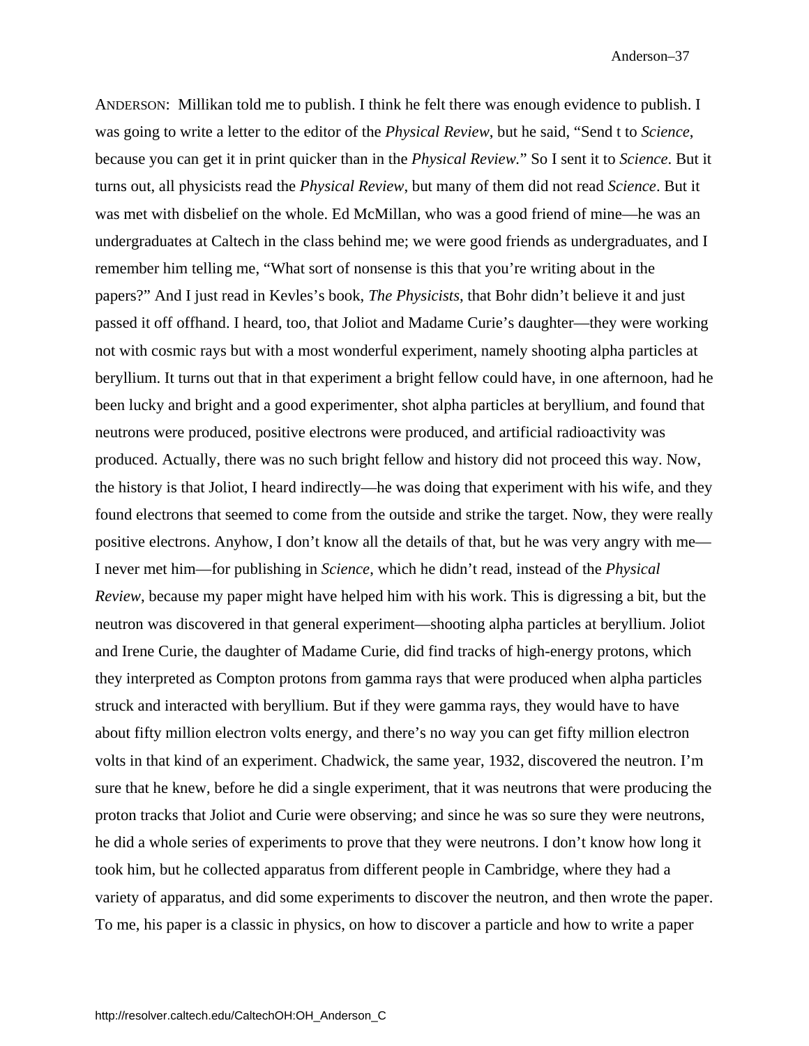ANDERSON: Millikan told me to publish. I think he felt there was enough evidence to publish. I was going to write a letter to the editor of the *Physical Review*, but he said, "Send t to *Science*, because you can get it in print quicker than in the *Physical Review.*" So I sent it to *Science*. But it turns out, all physicists read the *Physical Review*, but many of them did not read *Science*. But it was met with disbelief on the whole. Ed McMillan, who was a good friend of mine—he was an undergraduates at Caltech in the class behind me; we were good friends as undergraduates, and I remember him telling me, "What sort of nonsense is this that you're writing about in the papers?" And I just read in Kevles's book, *The Physicists*, that Bohr didn't believe it and just passed it off offhand. I heard, too, that Joliot and Madame Curie's daughter—they were working not with cosmic rays but with a most wonderful experiment, namely shooting alpha particles at beryllium. It turns out that in that experiment a bright fellow could have, in one afternoon, had he been lucky and bright and a good experimenter, shot alpha particles at beryllium, and found that neutrons were produced, positive electrons were produced, and artificial radioactivity was produced. Actually, there was no such bright fellow and history did not proceed this way. Now, the history is that Joliot, I heard indirectly—he was doing that experiment with his wife, and they found electrons that seemed to come from the outside and strike the target. Now, they were really positive electrons. Anyhow, I don't know all the details of that, but he was very angry with me—I never met him—for publishing in *Science*, which he didn't read, instead of the *Physical Review*, because my paper might have helped him with his work. This is digressing a bit, but the neutron was discovered in that general experiment—shooting alpha particles at beryllium. Joliot and Irene Curie, the daughter of Madame Curie, did find tracks of high-energy protons, which they interpreted as Compton protons from gamma rays that were produced when alpha particles struck and interacted with beryllium. But if they were gamma rays, they would have to have about fifty million electron volts energy, and there's no way you can get fifty million electron volts in that kind of an experiment. Chadwick, the same year, 1932, discovered the neutron. I'm sure that he knew, before he did a single experiment, that it was neutrons that were producing the proton tracks that Joliot and Curie were observing; and since he was so sure they were neutrons, he did a whole series of experiments to prove that they were neutrons. I don't know how long it took him, but he collected apparatus from different people in Cambridge, where they had a variety of apparatus, and did some experiments to discover the neutron, and then wrote the paper. To me, his paper is a classic in physics, on how to discover a particle and how to write a paper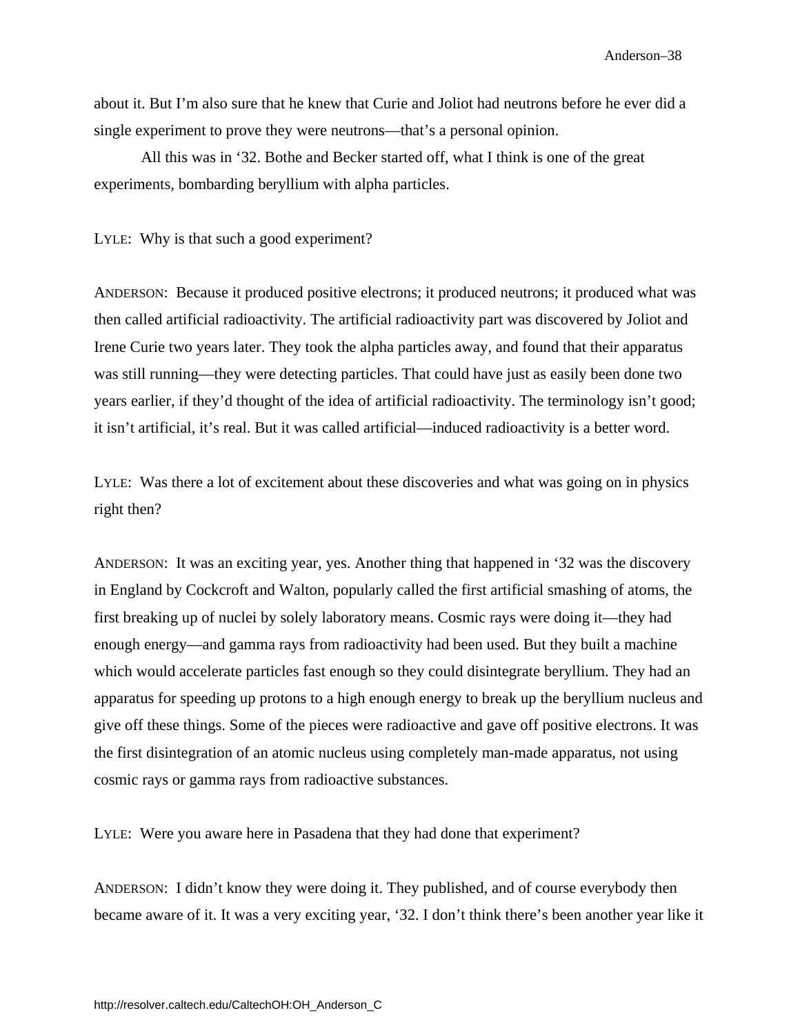about it. But I'm also sure that he knew that Curie and Joliot had neutrons before he ever did a single experiment to prove they were neutrons—that's a personal opinion.

All this was in '32. Bothe and Becker started off, what I think is one of the great experiments, bombarding beryllium with alpha particles.

LYLE: Why is that such a good experiment?

ANDERSON: Because it produced positive electrons; it produced neutrons; it produced what was then called artificial radioactivity. The artificial radioactivity part was discovered by Joliot and Irene Curie two years later. They took the alpha particles away, and found that their apparatus was still running—they were detecting particles. That could have just as easily been done two years earlier, if they'd thought of the idea of artificial radioactivity. The terminology isn't good; it isn't artificial, it's real. But it was called artificial—induced radioactivity is a better word.

LYLE: Was there a lot of excitement about these discoveries and what was going on in physics right then?

ANDERSON: It was an exciting year, yes. Another thing that happened in '32 was the discovery in England by Cockcroft and Walton, popularly called the first artificial smashing of atoms, the first breaking up of nuclei by solely laboratory means. Cosmic rays were doing it—they had enough energy—and gamma rays from radioactivity had been used. But they built a machine which would accelerate particles fast enough so they could disintegrate beryllium. They had an apparatus for speeding up protons to a high enough energy to break up the beryllium nucleus and give off these things. Some of the pieces were radioactive and gave off positive electrons. It was the first disintegration of an atomic nucleus using completely man-made apparatus, not using cosmic rays or gamma rays from radioactive substances.

LYLE: Were you aware here in Pasadena that they had done that experiment?

ANDERSON: I didn't know they were doing it. They published, and of course everybody then became aware of it. It was a very exciting year, '32. I don't think there's been another year like it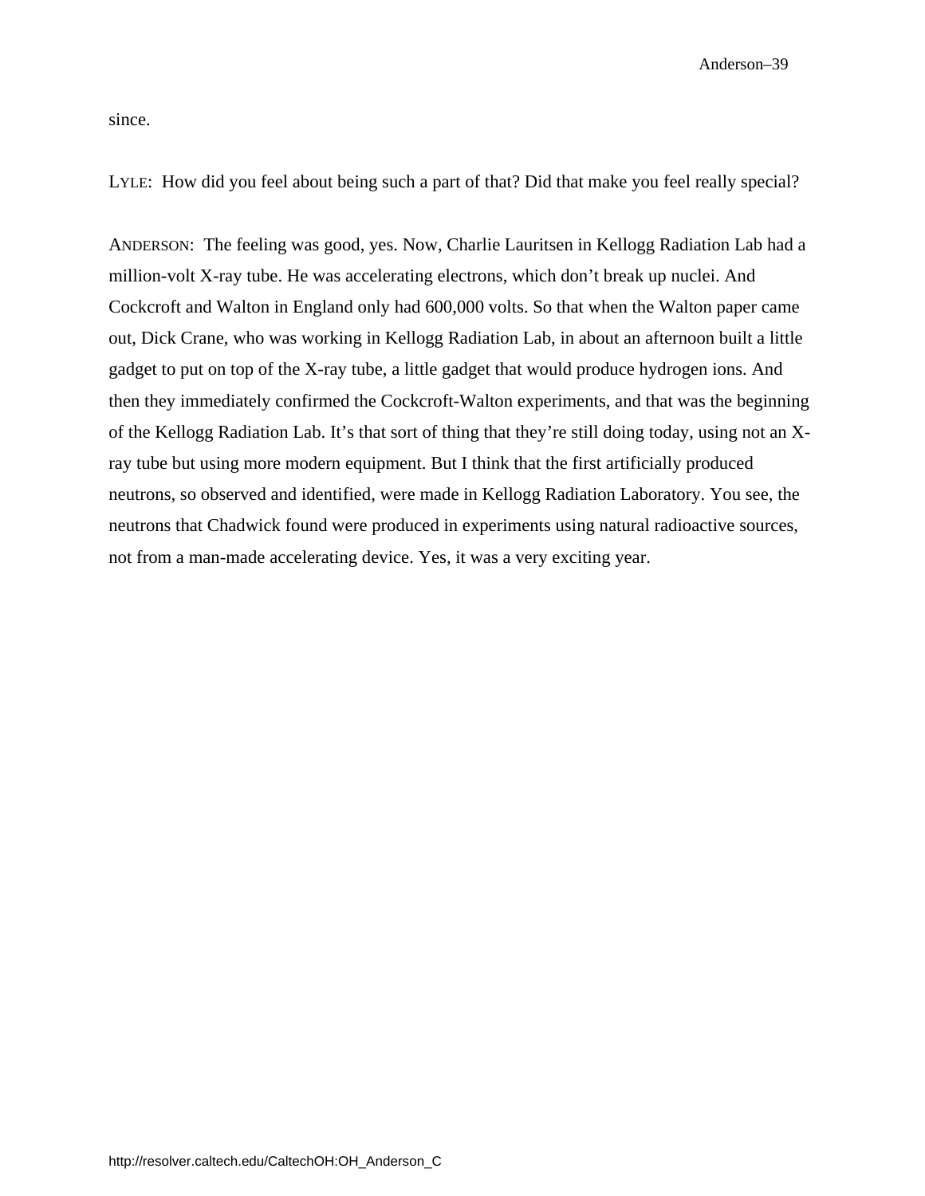since.

LYLE: How did you feel about being such a part of that? Did that make you feel really special?

ANDERSON: The feeling was good, yes. Now, Charlie Lauritsen in Kellogg Radiation Lab had a million-volt X-ray tube. He was accelerating electrons, which don't break up nuclei. And Cockcroft and Walton in England only had 600,000 volts. So that when the Walton paper came out, Dick Crane, who was working in Kellogg Radiation Lab, in about an afternoon built a little gadget to put on top of the X-ray tube, a little gadget that would produce hydrogen ions. And then they immediately confirmed the Cockcroft-Walton experiments, and that was the beginning of the Kellogg Radiation Lab. It's that sort of thing that they're still doing today, using not an X-ray tube but using more modern equipment. But I think that the first artificially produced neutrons, so observed and identified, were made in Kellogg Radiation Laboratory. You see, the neutrons that Chadwick found were produced in experiments using natural radioactive sources, not from a man-made accelerating device. Yes, it was a very exciting year.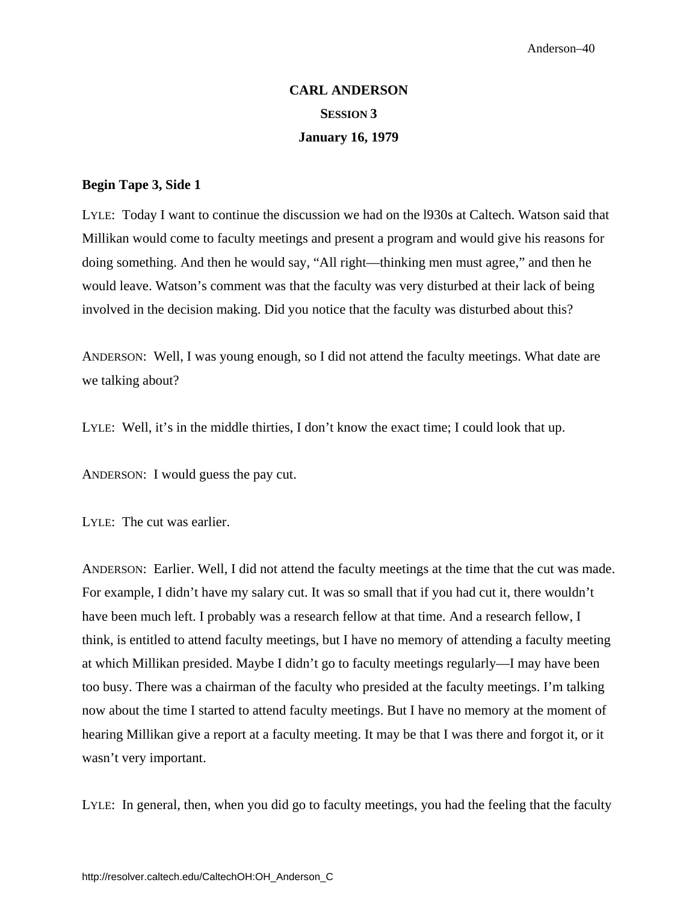# CARL ANDERSON

## SESSION 3

### January 16, 1979

**Begin Tape 3, Side 1**

LYLE: Today I want to continue the discussion we had on the l930s at Caltech. Watson said that Millikan would come to faculty meetings and present a program and would give his reasons for doing something. And then he would say, "All right—thinking men must agree," and then he would leave. Watson's comment was that the faculty was very disturbed at their lack of being involved in the decision making. Did you notice that the faculty was disturbed about this?

ANDERSON: Well, I was young enough, so I did not attend the faculty meetings. What date are we talking about?

LYLE: Well, it's in the middle thirties, I don't know the exact time; I could look that up.

ANDERSON: I would guess the pay cut.

LYLE: The cut was earlier.

ANDERSON: Earlier. Well, I did not attend the faculty meetings at the time that the cut was made. For example, I didn't have my salary cut. It was so small that if you had cut it, there wouldn't have been much left. I probably was a research fellow at that time. And a research fellow, I think, is entitled to attend faculty meetings, but I have no memory of attending a faculty meeting at which Millikan presided. Maybe I didn't go to faculty meetings regularly—I may have been too busy. There was a chairman of the faculty who presided at the faculty meetings. I'm talking now about the time I started to attend faculty meetings. But I have no memory at the moment of hearing Millikan give a report at a faculty meeting. It may be that I was there and forgot it, or it wasn't very important.

LYLE: In general, then, when you did go to faculty meetings, you had the feeling that the faculty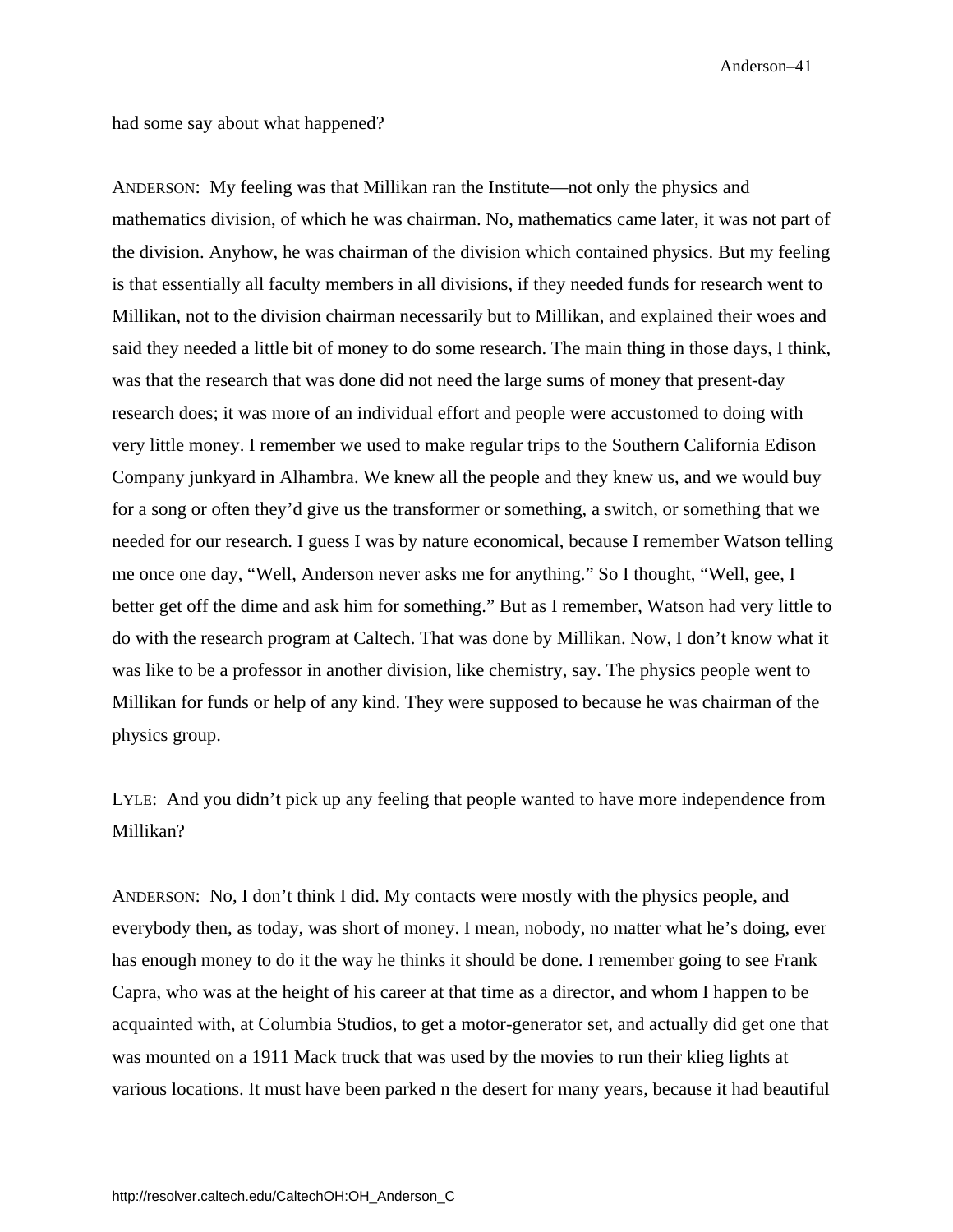had some say about what happened?

ANDERSON: My feeling was that Millikan ran the Institute—not only the physics and mathematics division, of which he was chairman. No, mathematics came later, it was not part of the division. Anyhow, he was chairman of the division which contained physics. But my feeling is that essentially all faculty members in all divisions, if they needed funds for research went to Millikan, not to the division chairman necessarily but to Millikan, and explained their woes and said they needed a little bit of money to do some research. The main thing in those days, I think, was that the research that was done did not need the large sums of money that present-day research does; it was more of an individual effort and people were accustomed to doing with very little money. I remember we used to make regular trips to the Southern California Edison Company junkyard in Alhambra. We knew all the people and they knew us, and we would buy for a song or often they'd give us the transformer or something, a switch, or something that we needed for our research. I guess I was by nature economical, because I remember Watson telling me once one day, "Well, Anderson never asks me for anything." So I thought, "Well, gee, I better get off the dime and ask him for something." But as I remember, Watson had very little to do with the research program at Caltech. That was done by Millikan. Now, I don't know what it was like to be a professor in another division, like chemistry, say. The physics people went to Millikan for funds or help of any kind. They were supposed to because he was chairman of the physics group.

LYLE: And you didn't pick up any feeling that people wanted to have more independence from Millikan?

ANDERSON: No, I don't think I did. My contacts were mostly with the physics people, and everybody then, as today, was short of money. I mean, nobody, no matter what he's doing, ever has enough money to do it the way he thinks it should be done. I remember going to see Frank Capra, who was at the height of his career at that time as a director, and whom I happen to be acquainted with, at Columbia Studios, to get a motor-generator set, and actually did get one that was mounted on a 1911 Mack truck that was used by the movies to run their klieg lights at various locations. It must have been parked n the desert for many years, because it had beautiful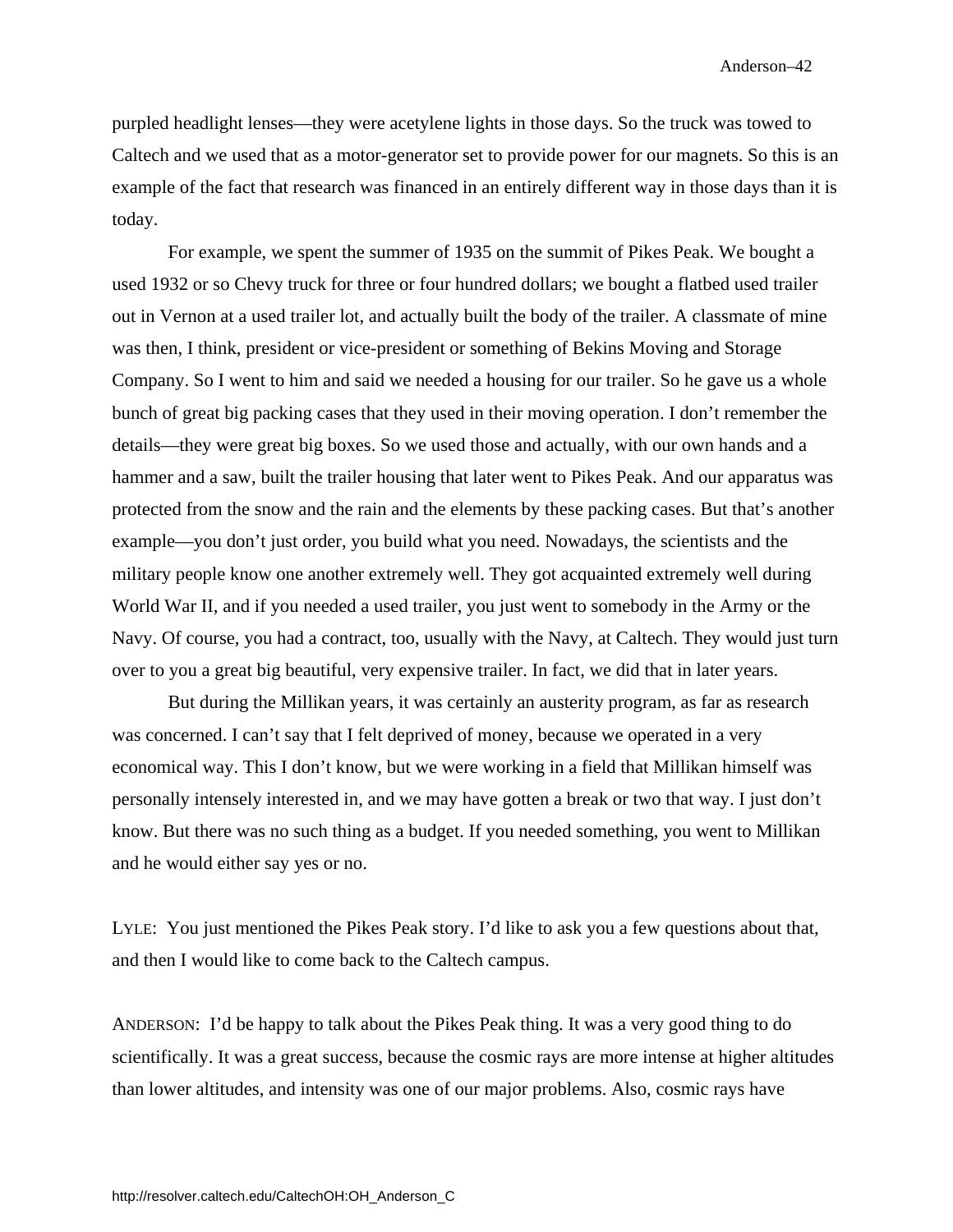purpled headlight lenses—they were acetylene lights in those days. So the truck was towed to Caltech and we used that as a motor-generator set to provide power for our magnets. So this is an example of the fact that research was financed in an entirely different way in those days than it is today.

For example, we spent the summer of 1935 on the summit of Pikes Peak. We bought a used 1932 or so Chevy truck for three or four hundred dollars; we bought a flatbed used trailer out in Vernon at a used trailer lot, and actually built the body of the trailer. A classmate of mine was then, I think, president or vice-president or something of Bekins Moving and Storage Company. So I went to him and said we needed a housing for our trailer. So he gave us a whole bunch of great big packing cases that they used in their moving operation. I don't remember the details—they were great big boxes. So we used those and actually, with our own hands and a hammer and a saw, built the trailer housing that later went to Pikes Peak. And our apparatus was protected from the snow and the rain and the elements by these packing cases. But that's another example—you don't just order, you build what you need. Nowadays, the scientists and the military people know one another extremely well. They got acquainted extremely well during World War II, and if you needed a used trailer, you just went to somebody in the Army or the Navy. Of course, you had a contract, too, usually with the Navy, at Caltech. They would just turn over to you a great big beautiful, very expensive trailer. In fact, we did that in later years.

But during the Millikan years, it was certainly an austerity program, as far as research was concerned. I can't say that I felt deprived of money, because we operated in a very economical way. This I don't know, but we were working in a field that Millikan himself was personally intensely interested in, and we may have gotten a break or two that way. I just don't know. But there was no such thing as a budget. If you needed something, you went to Millikan and he would either say yes or no.

LYLE: You just mentioned the Pikes Peak story. I'd like to ask you a few questions about that, and then I would like to come back to the Caltech campus.

ANDERSON: I'd be happy to talk about the Pikes Peak thing. It was a very good thing to do scientifically. It was a great success, because the cosmic rays are more intense at higher altitudes than lower altitudes, and intensity was one of our major problems. Also, cosmic rays have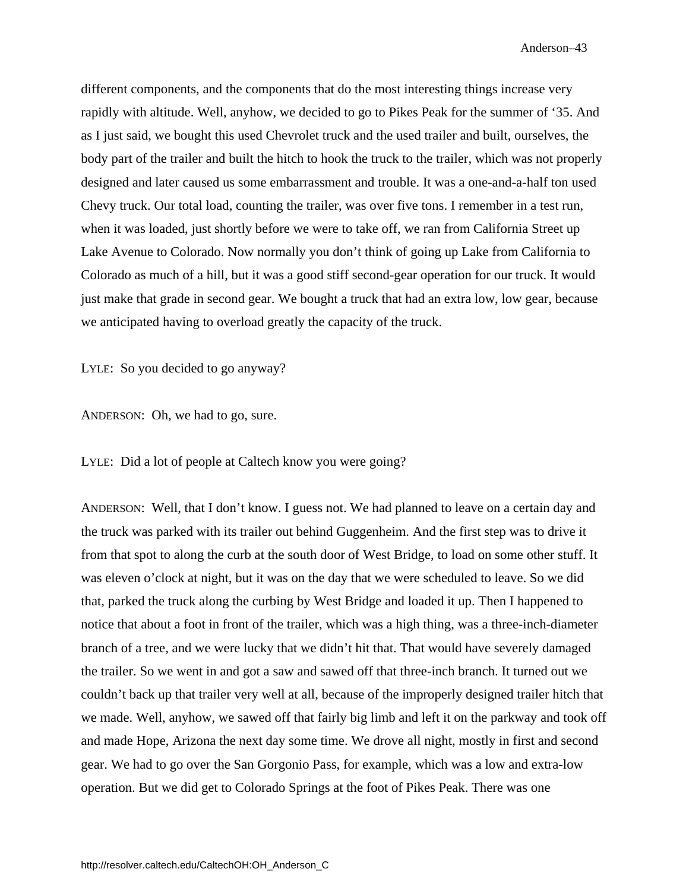different components, and the components that do the most interesting things increase very rapidly with altitude. Well, anyhow, we decided to go to Pikes Peak for the summer of ‘35. And as I just said, we bought this used Chevrolet truck and the used trailer and built, ourselves, the body part of the trailer and built the hitch to hook the truck to the trailer, which was not properly designed and later caused us some embarrassment and trouble. It was a one-and-a-half ton used Chevy truck. Our total load, counting the trailer, was over five tons. I remember in a test run, when it was loaded, just shortly before we were to take off, we ran from California Street up Lake Avenue to Colorado. Now normally you don’t think of going up Lake from California to Colorado as much of a hill, but it was a good stiff second-gear operation for our truck. It would just make that grade in second gear. We bought a truck that had an extra low, low gear, because we anticipated having to overload greatly the capacity of the truck.

LYLE: So you decided to go anyway?

ANDERSON: Oh, we had to go, sure.

LYLE: Did a lot of people at Caltech know you were going?

ANDERSON: Well, that I don’t know. I guess not. We had planned to leave on a certain day and the truck was parked with its trailer out behind Guggenheim. And the first step was to drive it from that spot to along the curb at the south door of West Bridge, to load on some other stuff. It was eleven o’clock at night, but it was on the day that we were scheduled to leave. So we did that, parked the truck along the curbing by West Bridge and loaded it up. Then I happened to notice that about a foot in front of the trailer, which was a high thing, was a three-inch-diameter branch of a tree, and we were lucky that we didn’t hit that. That would have severely damaged the trailer. So we went in and got a saw and sawed off that three-inch branch. It turned out we couldn’t back up that trailer very well at all, because of the improperly designed trailer hitch that we made. Well, anyhow, we sawed off that fairly big limb and left it on the parkway and took off and made Hope, Arizona the next day some time. We drove all night, mostly in first and second gear. We had to go over the San Gorgonio Pass, for example, which was a low and extra-low operation. But we did get to Colorado Springs at the foot of Pikes Peak. There was one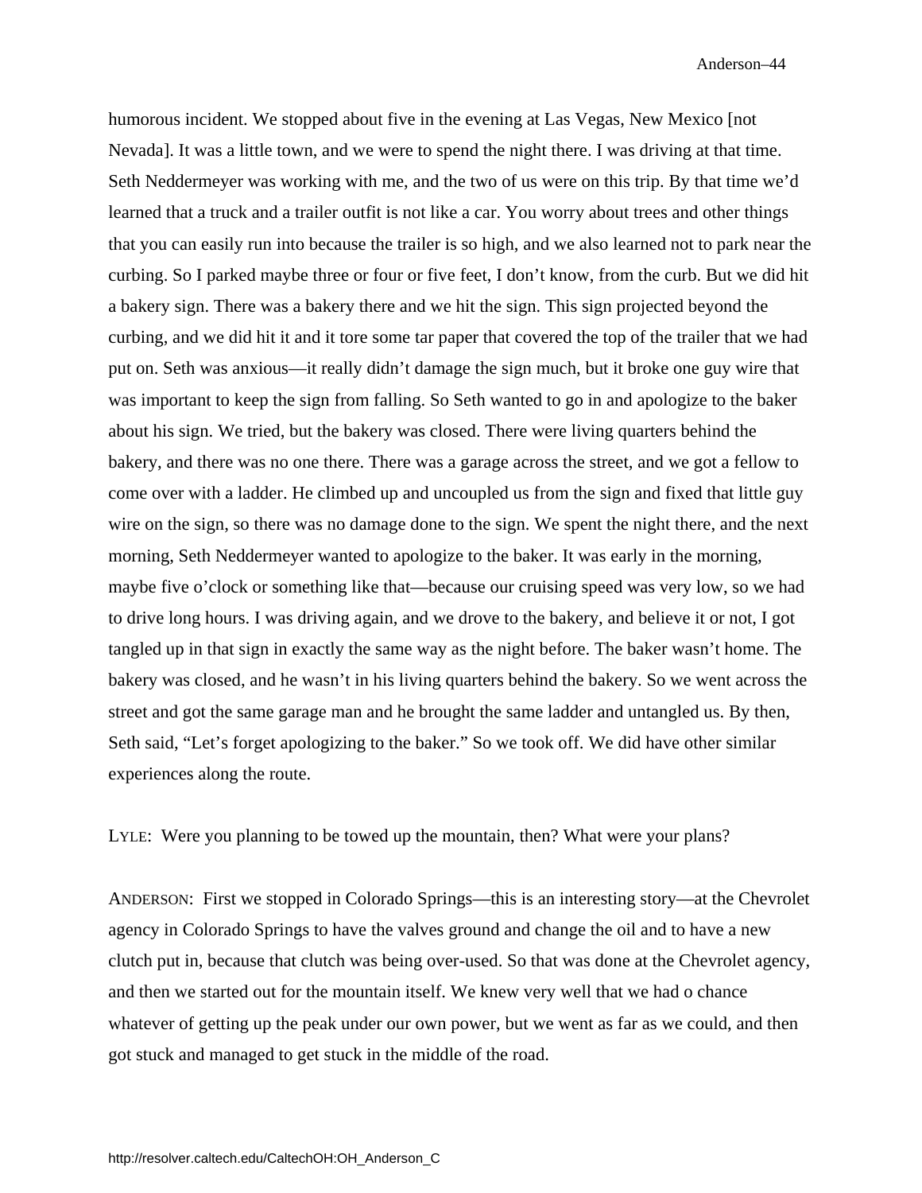humorous incident. We stopped about five in the evening at Las Vegas, New Mexico [not Nevada]. It was a little town, and we were to spend the night there. I was driving at that time. Seth Neddermeyer was working with me, and the two of us were on this trip. By that time we'd learned that a truck and a trailer outfit is not like a car. You worry about trees and other things that you can easily run into because the trailer is so high, and we also learned not to park near the curbing. So I parked maybe three or four or five feet, I don't know, from the curb. But we did hit a bakery sign. There was a bakery there and we hit the sign. This sign projected beyond the curbing, and we did hit it and it tore some tar paper that covered the top of the trailer that we had put on. Seth was anxious—it really didn't damage the sign much, but it broke one guy wire that was important to keep the sign from falling. So Seth wanted to go in and apologize to the baker about his sign. We tried, but the bakery was closed. There were living quarters behind the bakery, and there was no one there. There was a garage across the street, and we got a fellow to come over with a ladder. He climbed up and uncoupled us from the sign and fixed that little guy wire on the sign, so there was no damage done to the sign. We spent the night there, and the next morning, Seth Neddermeyer wanted to apologize to the baker. It was early in the morning, maybe five o'clock or something like that—because our cruising speed was very low, so we had to drive long hours. I was driving again, and we drove to the bakery, and believe it or not, I got tangled up in that sign in exactly the same way as the night before. The baker wasn't home. The bakery was closed, and he wasn't in his living quarters behind the bakery. So we went across the street and got the same garage man and he brought the same ladder and untangled us. By then, Seth said, "Let's forget apologizing to the baker." So we took off. We did have other similar experiences along the route.

LYLE: Were you planning to be towed up the mountain, then? What were your plans?

ANDERSON: First we stopped in Colorado Springs—this is an interesting story—at the Chevrolet agency in Colorado Springs to have the valves ground and change the oil and to have a new clutch put in, because that clutch was being over-used. So that was done at the Chevrolet agency, and then we started out for the mountain itself. We knew very well that we had o chance whatever of getting up the peak under our own power, but we went as far as we could, and then got stuck and managed to get stuck in the middle of the road.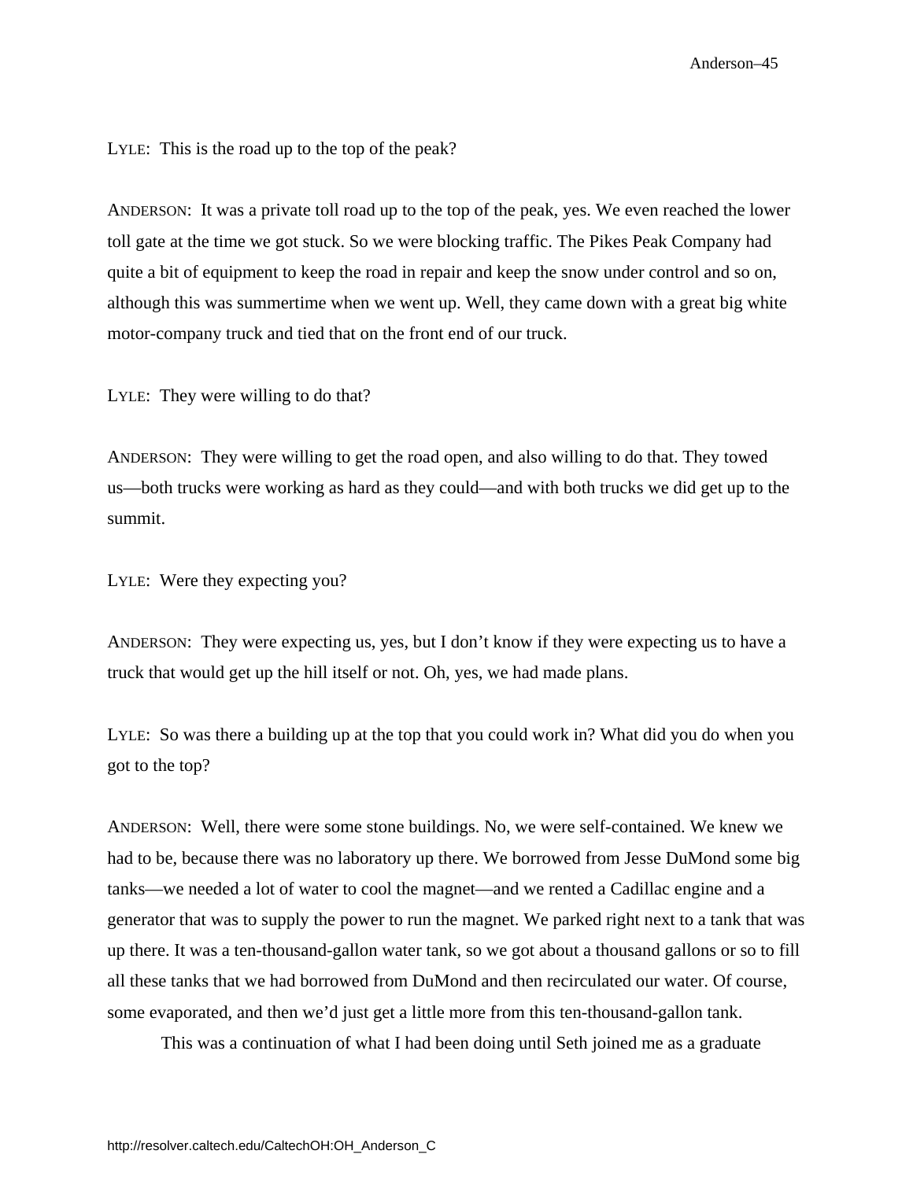LYLE: This is the road up to the top of the peak?

ANDERSON: It was a private toll road up to the top of the peak, yes. We even reached the lower toll gate at the time we got stuck. So we were blocking traffic. The Pikes Peak Company had quite a bit of equipment to keep the road in repair and keep the snow under control and so on, although this was summertime when we went up. Well, they came down with a great big white motor-company truck and tied that on the front end of our truck.

LYLE: They were willing to do that?

ANDERSON: They were willing to get the road open, and also willing to do that. They towed us—both trucks were working as hard as they could—and with both trucks we did get up to the summit.

LYLE: Were they expecting you?

ANDERSON: They were expecting us, yes, but I don't know if they were expecting us to have a truck that would get up the hill itself or not. Oh, yes, we had made plans.

LYLE: So was there a building up at the top that you could work in? What did you do when you got to the top?

ANDERSON: Well, there were some stone buildings. No, we were self-contained. We knew we had to be, because there was no laboratory up there. We borrowed from Jesse DuMond some big tanks—we needed a lot of water to cool the magnet—and we rented a Cadillac engine and a generator that was to supply the power to run the magnet. We parked right next to a tank that was up there. It was a ten-thousand-gallon water tank, so we got about a thousand gallons or so to fill all these tanks that we had borrowed from DuMond and then recirculated our water. Of course, some evaporated, and then we'd just get a little more from this ten-thousand-gallon tank.

This was a continuation of what I had been doing until Seth joined me as a graduate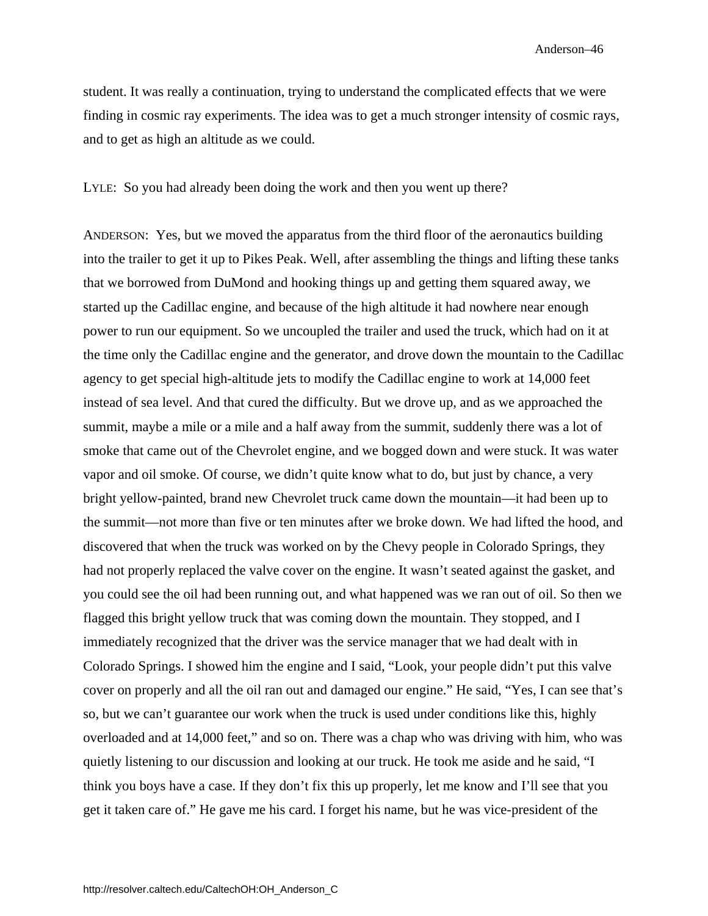student. It was really a continuation, trying to understand the complicated effects that we were finding in cosmic ray experiments. The idea was to get a much stronger intensity of cosmic rays, and to get as high an altitude as we could.

LYLE: So you had already been doing the work and then you went up there?

ANDERSON: Yes, but we moved the apparatus from the third floor of the aeronautics building into the trailer to get it up to Pikes Peak. Well, after assembling the things and lifting these tanks that we borrowed from DuMond and hooking things up and getting them squared away, we started up the Cadillac engine, and because of the high altitude it had nowhere near enough power to run our equipment. So we uncoupled the trailer and used the truck, which had on it at the time only the Cadillac engine and the generator, and drove down the mountain to the Cadillac agency to get special high-altitude jets to modify the Cadillac engine to work at 14,000 feet instead of sea level. And that cured the difficulty. But we drove up, and as we approached the summit, maybe a mile or a mile and a half away from the summit, suddenly there was a lot of smoke that came out of the Chevrolet engine, and we bogged down and were stuck. It was water vapor and oil smoke. Of course, we didn't quite know what to do, but just by chance, a very bright yellow-painted, brand new Chevrolet truck came down the mountain—it had been up to the summit—not more than five or ten minutes after we broke down. We had lifted the hood, and discovered that when the truck was worked on by the Chevy people in Colorado Springs, they had not properly replaced the valve cover on the engine. It wasn't seated against the gasket, and you could see the oil had been running out, and what happened was we ran out of oil. So then we flagged this bright yellow truck that was coming down the mountain. They stopped, and I immediately recognized that the driver was the service manager that we had dealt with in Colorado Springs. I showed him the engine and I said, "Look, your people didn't put this valve cover on properly and all the oil ran out and damaged our engine." He said, "Yes, I can see that's so, but we can't guarantee our work when the truck is used under conditions like this, highly overloaded and at 14,000 feet," and so on. There was a chap who was driving with him, who was quietly listening to our discussion and looking at our truck. He took me aside and he said, "I think you boys have a case. If they don't fix this up properly, let me know and I'll see that you get it taken care of." He gave me his card. I forget his name, but he was vice-president of the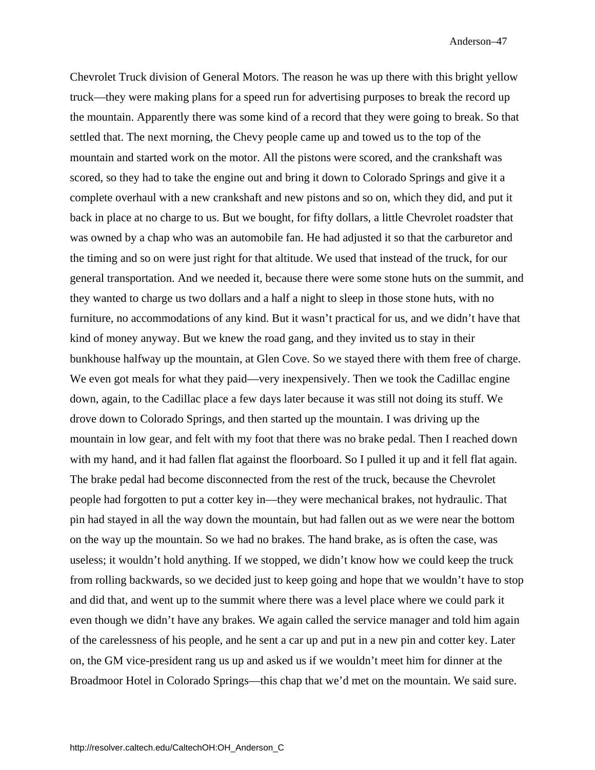Chevrolet Truck division of General Motors. The reason he was up there with this bright yellow truck—they were making plans for a speed run for advertising purposes to break the record up the mountain. Apparently there was some kind of a record that they were going to break. So that settled that. The next morning, the Chevy people came up and towed us to the top of the mountain and started work on the motor. All the pistons were scored, and the crankshaft was scored, so they had to take the engine out and bring it down to Colorado Springs and give it a complete overhaul with a new crankshaft and new pistons and so on, which they did, and put it back in place at no charge to us. But we bought, for fifty dollars, a little Chevrolet roadster that was owned by a chap who was an automobile fan. He had adjusted it so that the carburetor and the timing and so on were just right for that altitude. We used that instead of the truck, for our general transportation. And we needed it, because there were some stone huts on the summit, and they wanted to charge us two dollars and a half a night to sleep in those stone huts, with no furniture, no accommodations of any kind. But it wasn't practical for us, and we didn't have that kind of money anyway. But we knew the road gang, and they invited us to stay in their bunkhouse halfway up the mountain, at Glen Cove. So we stayed there with them free of charge. We even got meals for what they paid—very inexpensively. Then we took the Cadillac engine down, again, to the Cadillac place a few days later because it was still not doing its stuff. We drove down to Colorado Springs, and then started up the mountain. I was driving up the mountain in low gear, and felt with my foot that there was no brake pedal. Then I reached down with my hand, and it had fallen flat against the floorboard. So I pulled it up and it fell flat again. The brake pedal had become disconnected from the rest of the truck, because the Chevrolet people had forgotten to put a cotter key in—they were mechanical brakes, not hydraulic. That pin had stayed in all the way down the mountain, but had fallen out as we were near the bottom on the way up the mountain. So we had no brakes. The hand brake, as is often the case, was useless; it wouldn't hold anything. If we stopped, we didn't know how we could keep the truck from rolling backwards, so we decided just to keep going and hope that we wouldn't have to stop and did that, and went up to the summit where there was a level place where we could park it even though we didn't have any brakes. We again called the service manager and told him again of the carelessness of his people, and he sent a car up and put in a new pin and cotter key. Later on, the GM vice-president rang us up and asked us if we wouldn't meet him for dinner at the Broadmoor Hotel in Colorado Springs—this chap that we'd met on the mountain. We said sure.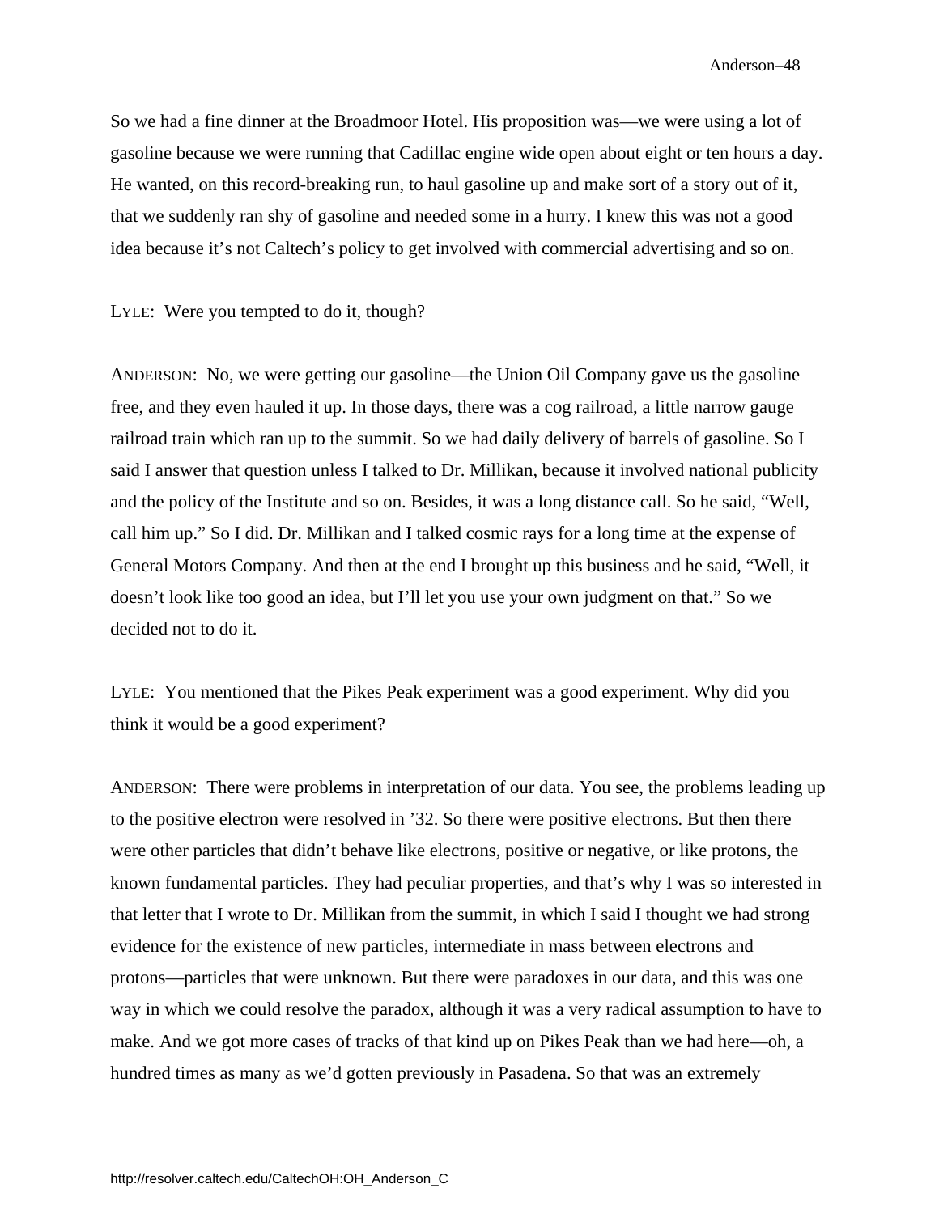So we had a fine dinner at the Broadmoor Hotel. His proposition was—we were using a lot of gasoline because we were running that Cadillac engine wide open about eight or ten hours a day. He wanted, on this record-breaking run, to haul gasoline up and make sort of a story out of it, that we suddenly ran shy of gasoline and needed some in a hurry. I knew this was not a good idea because it's not Caltech's policy to get involved with commercial advertising and so on.

LYLE: Were you tempted to do it, though?

ANDERSON: No, we were getting our gasoline—the Union Oil Company gave us the gasoline free, and they even hauled it up. In those days, there was a cog railroad, a little narrow gauge railroad train which ran up to the summit. So we had daily delivery of barrels of gasoline. So I said I answer that question unless I talked to Dr. Millikan, because it involved national publicity and the policy of the Institute and so on. Besides, it was a long distance call. So he said, "Well, call him up." So I did. Dr. Millikan and I talked cosmic rays for a long time at the expense of General Motors Company. And then at the end I brought up this business and he said, "Well, it doesn't look like too good an idea, but I'll let you use your own judgment on that." So we decided not to do it.

LYLE: You mentioned that the Pikes Peak experiment was a good experiment. Why did you think it would be a good experiment?

ANDERSON: There were problems in interpretation of our data. You see, the problems leading up to the positive electron were resolved in '32. So there were positive electrons. But then there were other particles that didn't behave like electrons, positive or negative, or like protons, the known fundamental particles. They had peculiar properties, and that's why I was so interested in that letter that I wrote to Dr. Millikan from the summit, in which I said I thought we had strong evidence for the existence of new particles, intermediate in mass between electrons and protons—particles that were unknown. But there were paradoxes in our data, and this was one way in which we could resolve the paradox, although it was a very radical assumption to have to make. And we got more cases of tracks of that kind up on Pikes Peak than we had here—oh, a hundred times as many as we'd gotten previously in Pasadena. So that was an extremely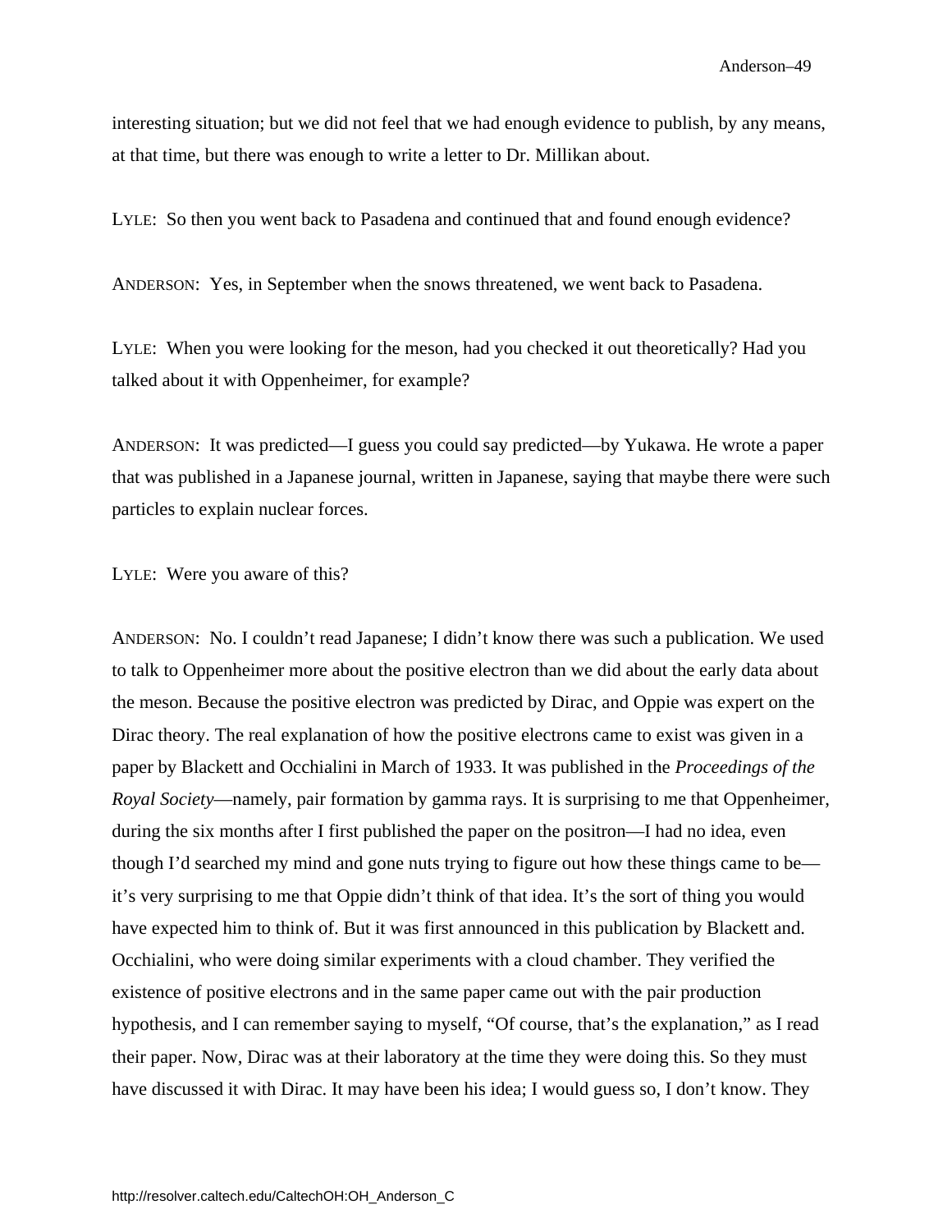interesting situation; but we did not feel that we had enough evidence to publish, by any means, at that time, but there was enough to write a letter to Dr. Millikan about.

LYLE: So then you went back to Pasadena and continued that and found enough evidence?

ANDERSON: Yes, in September when the snows threatened, we went back to Pasadena.

LYLE: When you were looking for the meson, had you checked it out theoretically? Had you talked about it with Oppenheimer, for example?

ANDERSON: It was predicted—I guess you could say predicted—by Yukawa. He wrote a paper that was published in a Japanese journal, written in Japanese, saying that maybe there were such particles to explain nuclear forces.

LYLE: Were you aware of this?

ANDERSON: No. I couldn't read Japanese; I didn't know there was such a publication. We used to talk to Oppenheimer more about the positive electron than we did about the early data about the meson. Because the positive electron was predicted by Dirac, and Oppie was expert on the Dirac theory. The real explanation of how the positive electrons came to exist was given in a paper by Blackett and Occhialini in March of 1933. It was published in the *Proceedings of the Royal Society*—namely, pair formation by gamma rays. It is surprising to me that Oppenheimer, during the six months after I first published the paper on the positron—I had no idea, even though I'd searched my mind and gone nuts trying to figure out how these things came to be—it's very surprising to me that Oppie didn't think of that idea. It's the sort of thing you would have expected him to think of. But it was first announced in this publication by Blackett and. Occhialini, who were doing similar experiments with a cloud chamber. They verified the existence of positive electrons and in the same paper came out with the pair production hypothesis, and I can remember saying to myself, "Of course, that's the explanation," as I read their paper. Now, Dirac was at their laboratory at the time they were doing this. So they must have discussed it with Dirac. It may have been his idea; I would guess so, I don't know. They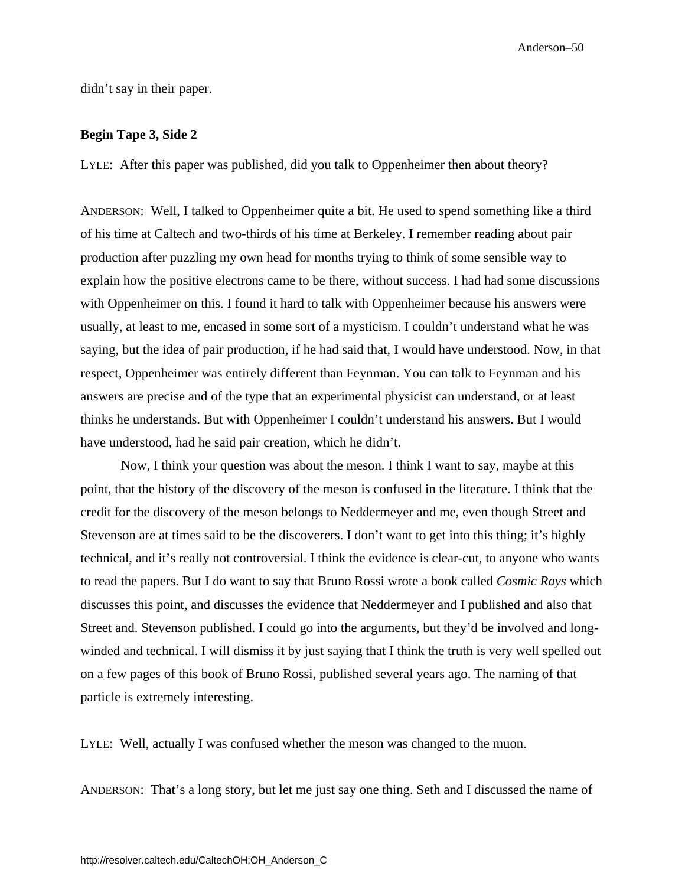didn't say in their paper.

**Begin Tape 3, Side 2**

LYLE: After this paper was published, did you talk to Oppenheimer then about theory?

ANDERSON: Well, I talked to Oppenheimer quite a bit. He used to spend something like a third of his time at Caltech and two-thirds of his time at Berkeley. I remember reading about pair production after puzzling my own head for months trying to think of some sensible way to explain how the positive electrons came to be there, without success. I had had some discussions with Oppenheimer on this. I found it hard to talk with Oppenheimer because his answers were usually, at least to me, encased in some sort of a mysticism. I couldn't understand what he was saying, but the idea of pair production, if he had said that, I would have understood. Now, in that respect, Oppenheimer was entirely different than Feynman. You can talk to Feynman and his answers are precise and of the type that an experimental physicist can understand, or at least thinks he understands. But with Oppenheimer I couldn't understand his answers. But I would have understood, had he said pair creation, which he didn't.

Now, I think your question was about the meson. I think I want to say, maybe at this point, that the history of the discovery of the meson is confused in the literature. I think that the credit for the discovery of the meson belongs to Neddermeyer and me, even though Street and Stevenson are at times said to be the discoverers. I don't want to get into this thing; it's highly technical, and it's really not controversial. I think the evidence is clear-cut, to anyone who wants to read the papers. But I do want to say that Bruno Rossi wrote a book called *Cosmic Rays* which discusses this point, and discusses the evidence that Neddermeyer and I published and also that Street and. Stevenson published. I could go into the arguments, but they'd be involved and long-winded and technical. I will dismiss it by just saying that I think the truth is very well spelled out on a few pages of this book of Bruno Rossi, published several years ago. The naming of that particle is extremely interesting.

LYLE: Well, actually I was confused whether the meson was changed to the muon.

ANDERSON: That's a long story, but let me just say one thing. Seth and I discussed the name of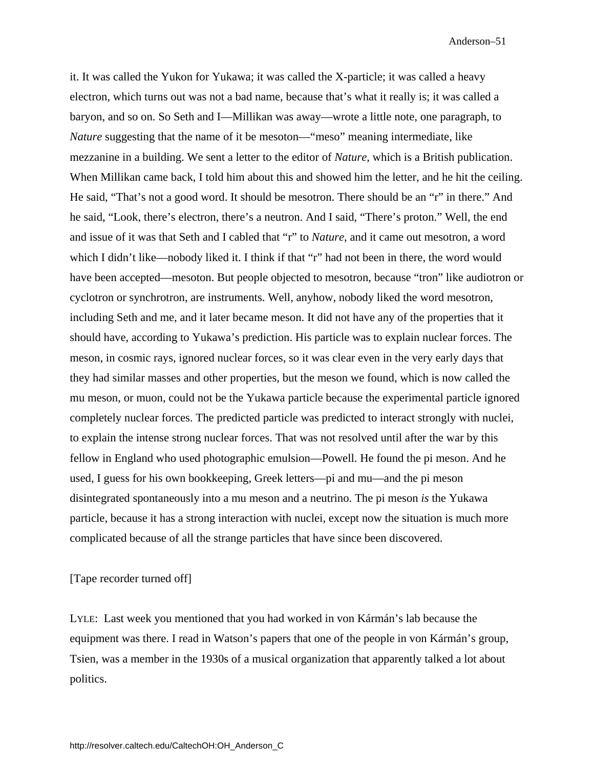it. It was called the Yukon for Yukawa; it was called the X-particle; it was called a heavy electron, which turns out was not a bad name, because that's what it really is; it was called a baryon, and so on. So Seth and I—Millikan was away—wrote a little note, one paragraph, to *Nature* suggesting that the name of it be mesoton—"meso" meaning intermediate, like mezzanine in a building. We sent a letter to the editor of *Nature*, which is a British publication. When Millikan came back, I told him about this and showed him the letter, and he hit the ceiling. He said, "That's not a good word. It should be mesotron. There should be an "r" in there." And he said, "Look, there's electron, there's a neutron. And I said, "There's proton." Well, the end and issue of it was that Seth and I cabled that "r" to *Nature*, and it came out mesotron, a word which I didn't like—nobody liked it. I think if that "r" had not been in there, the word would have been accepted—mesoton. But people objected to mesotron, because "tron" like audiotron or cyclotron or synchrotron, are instruments. Well, anyhow, nobody liked the word mesotron, including Seth and me, and it later became meson. It did not have any of the properties that it should have, according to Yukawa's prediction. His particle was to explain nuclear forces. The meson, in cosmic rays, ignored nuclear forces, so it was clear even in the very early days that they had similar masses and other properties, but the meson we found, which is now called the mu meson, or muon, could not be the Yukawa particle because the experimental particle ignored completely nuclear forces. The predicted particle was predicted to interact strongly with nuclei, to explain the intense strong nuclear forces. That was not resolved until after the war by this fellow in England who used photographic emulsion—Powell. He found the pi meson. And he used, I guess for his own bookkeeping, Greek letters—pi and mu—and the pi meson disintegrated spontaneously into a mu meson and a neutrino. The pi meson *is* the Yukawa particle, because it has a strong interaction with nuclei, except now the situation is much more complicated because of all the strange particles that have since been discovered.

[Tape recorder turned off]

LYLE: Last week you mentioned that you had worked in von Kármán's lab because the equipment was there. I read in Watson's papers that one of the people in von Kármán's group, Tsien, was a member in the 1930s of a musical organization that apparently talked a lot about politics.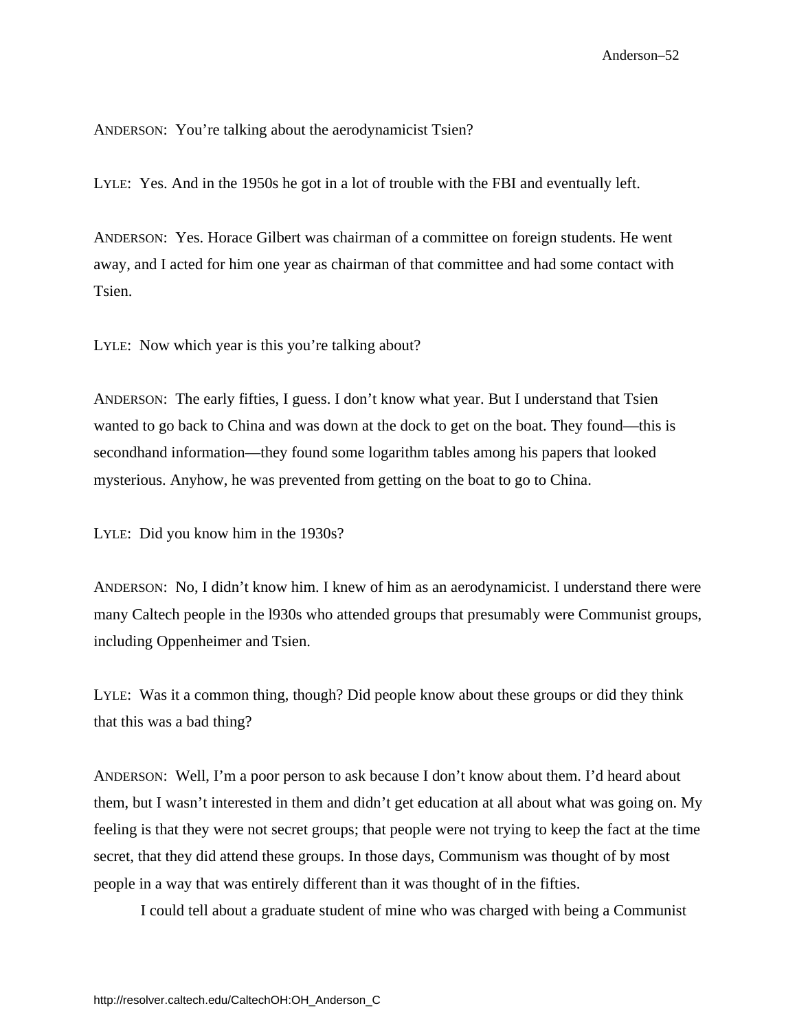ANDERSON: You're talking about the aerodynamicist Tsien?

LYLE: Yes. And in the 1950s he got in a lot of trouble with the FBI and eventually left.

ANDERSON: Yes. Horace Gilbert was chairman of a committee on foreign students. He went away, and I acted for him one year as chairman of that committee and had some contact with Tsien.

LYLE: Now which year is this you're talking about?

ANDERSON: The early fifties, I guess. I don't know what year. But I understand that Tsien wanted to go back to China and was down at the dock to get on the boat. They found—this is secondhand information—they found some logarithm tables among his papers that looked mysterious. Anyhow, he was prevented from getting on the boat to go to China.

LYLE: Did you know him in the 1930s?

ANDERSON: No, I didn't know him. I knew of him as an aerodynamicist. I understand there were many Caltech people in the l930s who attended groups that presumably were Communist groups, including Oppenheimer and Tsien.

LYLE: Was it a common thing, though? Did people know about these groups or did they think that this was a bad thing?

ANDERSON: Well, I'm a poor person to ask because I don't know about them. I'd heard about them, but I wasn't interested in them and didn't get education at all about what was going on. My feeling is that they were not secret groups; that people were not trying to keep the fact at the time secret, that they did attend these groups. In those days, Communism was thought of by most people in a way that was entirely different than it was thought of in the fifties.

I could tell about a graduate student of mine who was charged with being a Communist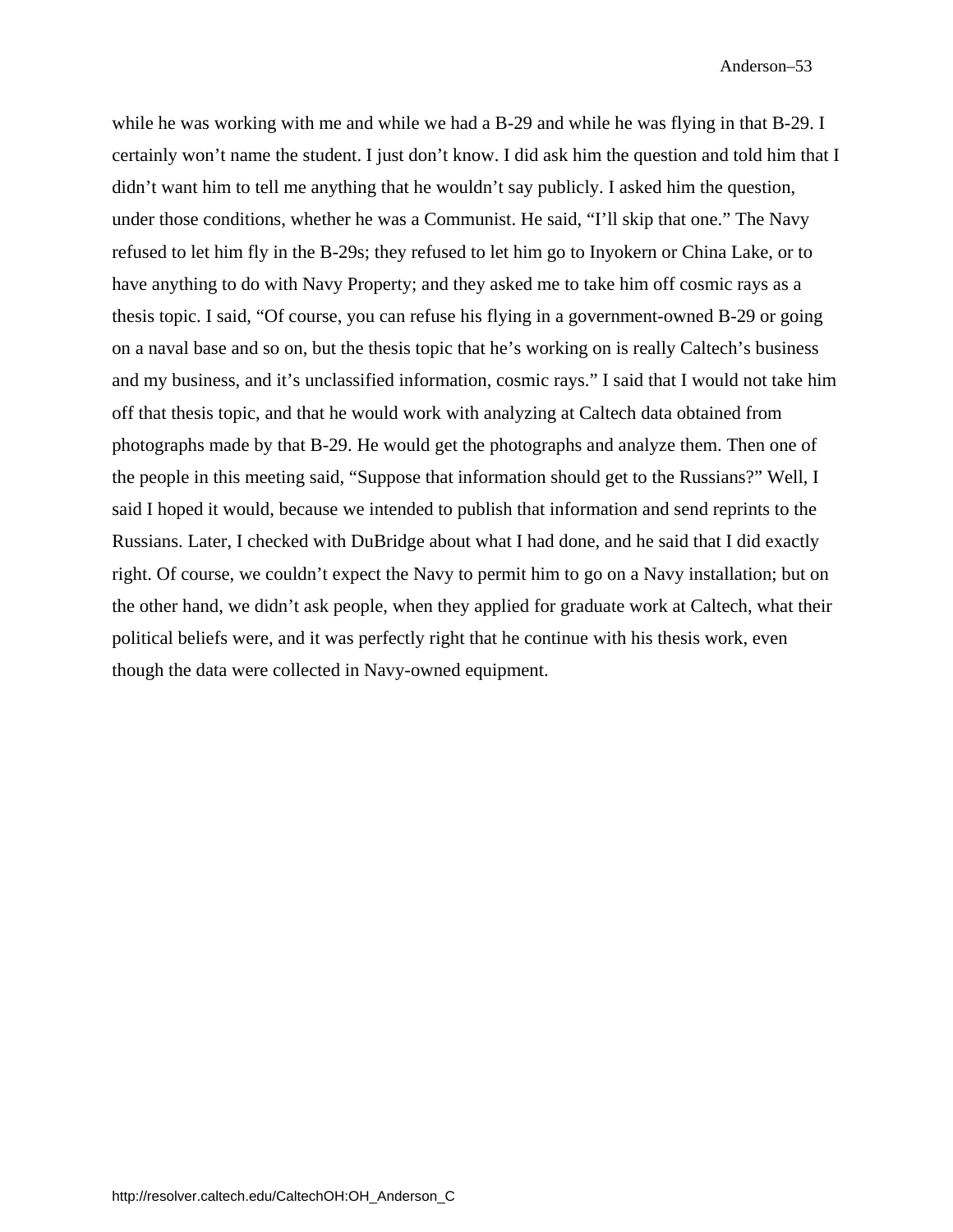while he was working with me and while we had a B-29 and while he was flying in that B-29. I certainly won't name the student. I just don't know. I did ask him the question and told him that I didn't want him to tell me anything that he wouldn't say publicly. I asked him the question, under those conditions, whether he was a Communist. He said, "I'll skip that one." The Navy refused to let him fly in the B-29s; they refused to let him go to Inyokern or China Lake, or to have anything to do with Navy Property; and they asked me to take him off cosmic rays as a thesis topic. I said, "Of course, you can refuse his flying in a government-owned B-29 or going on a naval base and so on, but the thesis topic that he's working on is really Caltech's business and my business, and it's unclassified information, cosmic rays." I said that I would not take him off that thesis topic, and that he would work with analyzing at Caltech data obtained from photographs made by that B-29. He would get the photographs and analyze them. Then one of the people in this meeting said, "Suppose that information should get to the Russians?" Well, I said I hoped it would, because we intended to publish that information and send reprints to the Russians. Later, I checked with DuBridge about what I had done, and he said that I did exactly right. Of course, we couldn't expect the Navy to permit him to go on a Navy installation; but on the other hand, we didn't ask people, when they applied for graduate work at Caltech, what their political beliefs were, and it was perfectly right that he continue with his thesis work, even though the data were collected in Navy-owned equipment.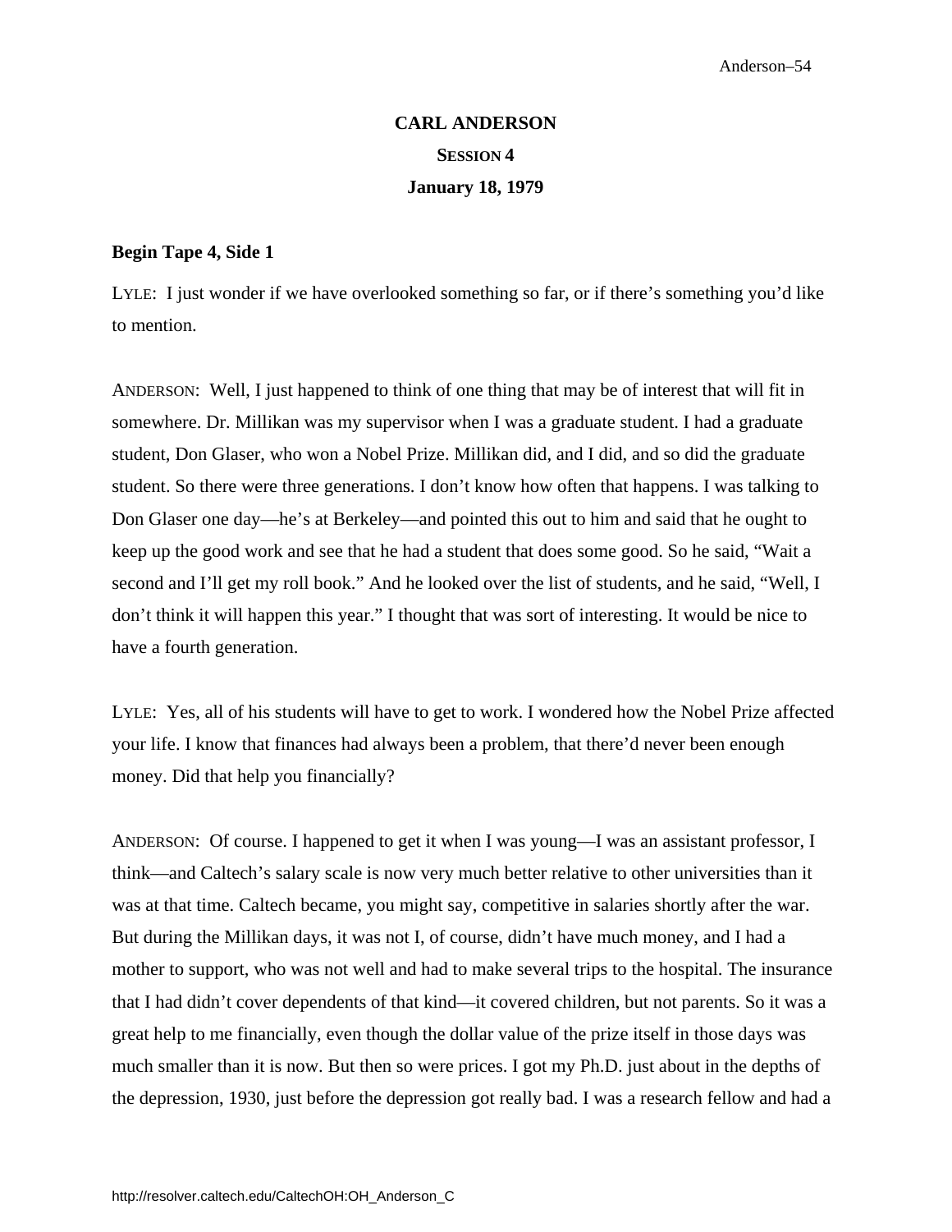# CARL ANDERSON

## SESSION 4

## January 18, 1979

**Begin Tape 4, Side 1**

LYLE: I just wonder if we have overlooked something so far, or if there's something you'd like to mention.

ANDERSON: Well, I just happened to think of one thing that may be of interest that will fit in somewhere. Dr. Millikan was my supervisor when I was a graduate student. I had a graduate student, Don Glaser, who won a Nobel Prize. Millikan did, and I did, and so did the graduate student. So there were three generations. I don't know how often that happens. I was talking to Don Glaser one day—he's at Berkeley—and pointed this out to him and said that he ought to keep up the good work and see that he had a student that does some good. So he said, "Wait a second and I'll get my roll book." And he looked over the list of students, and he said, "Well, I don't think it will happen this year." I thought that was sort of interesting. It would be nice to have a fourth generation.

LYLE: Yes, all of his students will have to get to work. I wondered how the Nobel Prize affected your life. I know that finances had always been a problem, that there'd never been enough money. Did that help you financially?

ANDERSON: Of course. I happened to get it when I was young—I was an assistant professor, I think—and Caltech's salary scale is now very much better relative to other universities than it was at that time. Caltech became, you might say, competitive in salaries shortly after the war. But during the Millikan days, it was not I, of course, didn't have much money, and I had a mother to support, who was not well and had to make several trips to the hospital. The insurance that I had didn't cover dependents of that kind—it covered children, but not parents. So it was a great help to me financially, even though the dollar value of the prize itself in those days was much smaller than it is now. But then so were prices. I got my Ph.D. just about in the depths of the depression, 1930, just before the depression got really bad. I was a research fellow and had a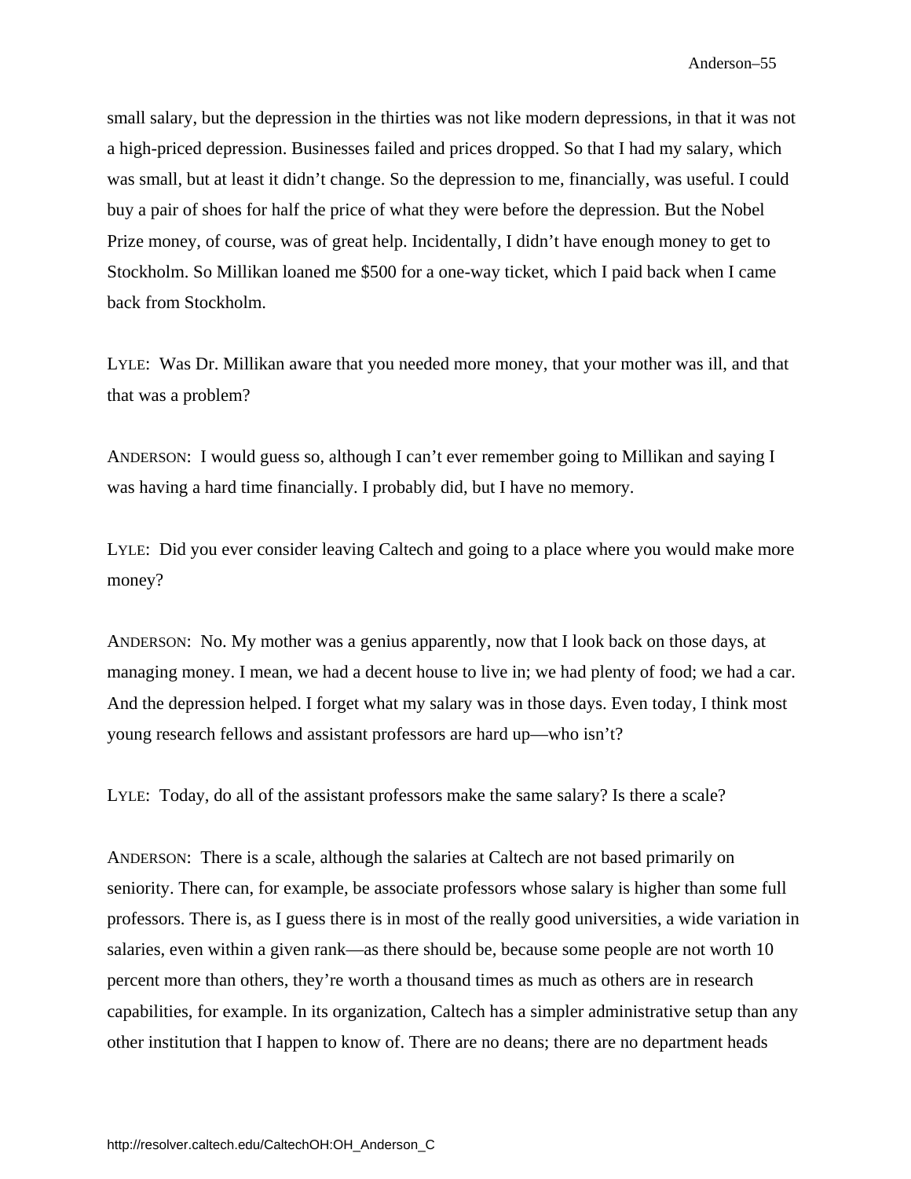small salary, but the depression in the thirties was not like modern depressions, in that it was not a high-priced depression. Businesses failed and prices dropped. So that I had my salary, which was small, but at least it didn't change. So the depression to me, financially, was useful. I could buy a pair of shoes for half the price of what they were before the depression. But the Nobel Prize money, of course, was of great help. Incidentally, I didn't have enough money to get to Stockholm. So Millikan loaned me $500 for a one-way ticket, which I paid back when I came back from Stockholm.

LYLE: Was Dr. Millikan aware that you needed more money, that your mother was ill, and that that was a problem?

ANDERSON: I would guess so, although I can't ever remember going to Millikan and saying I was having a hard time financially. I probably did, but I have no memory.

LYLE: Did you ever consider leaving Caltech and going to a place where you would make more money?

ANDERSON: No. My mother was a genius apparently, now that I look back on those days, at managing money. I mean, we had a decent house to live in; we had plenty of food; we had a car. And the depression helped. I forget what my salary was in those days. Even today, I think most young research fellows and assistant professors are hard up—who isn't?

LYLE: Today, do all of the assistant professors make the same salary? Is there a scale?

ANDERSON: There is a scale, although the salaries at Caltech are not based primarily on seniority. There can, for example, be associate professors whose salary is higher than some full professors. There is, as I guess there is in most of the really good universities, a wide variation in salaries, even within a given rank—as there should be, because some people are not worth 10 percent more than others, they're worth a thousand times as much as others are in research capabilities, for example. In its organization, Caltech has a simpler administrative setup than any other institution that I happen to know of. There are no deans; there are no department heads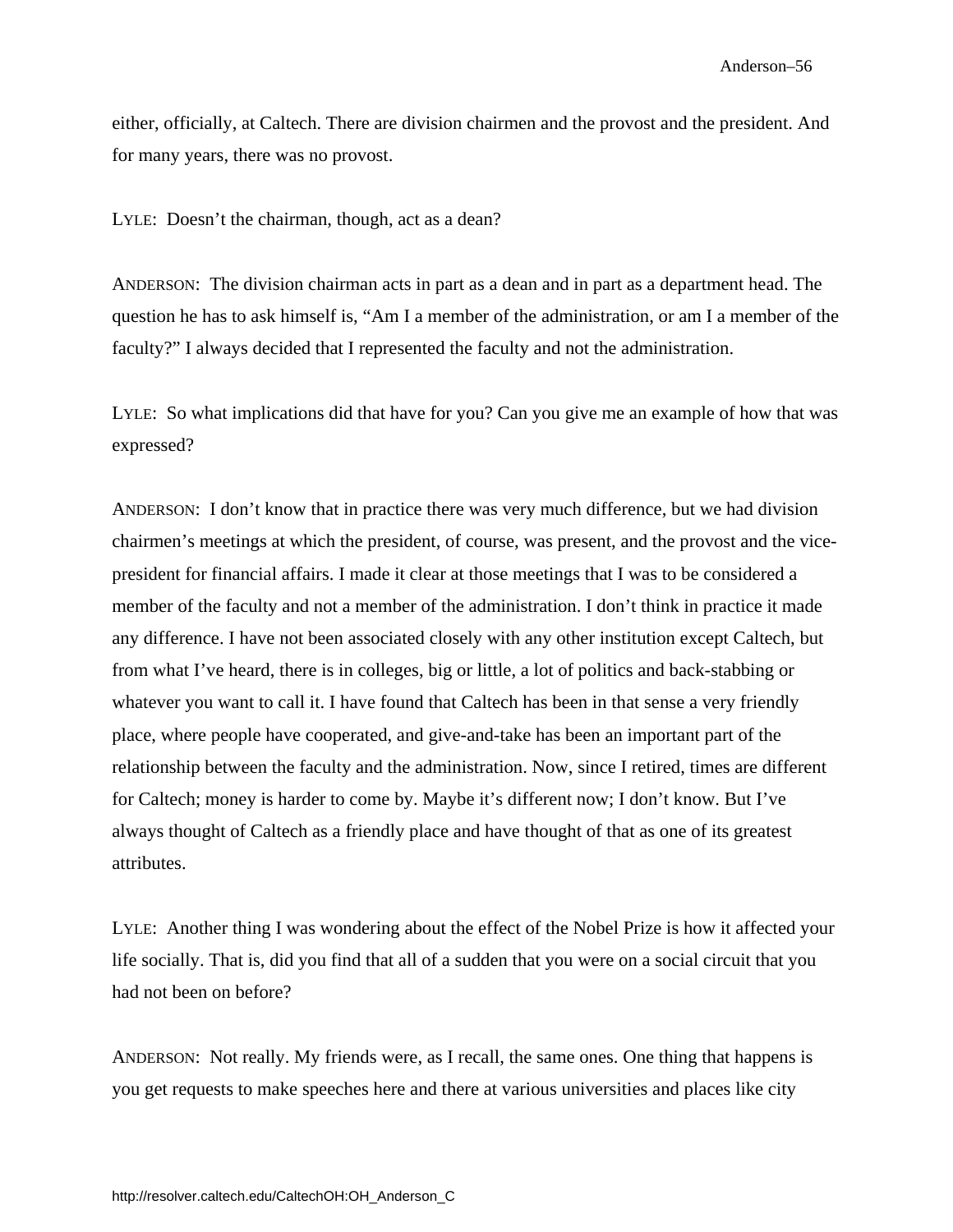either, officially, at Caltech. There are division chairmen and the provost and the president. And for many years, there was no provost.

LYLE: Doesn't the chairman, though, act as a dean?

ANDERSON: The division chairman acts in part as a dean and in part as a department head. The question he has to ask himself is, "Am I a member of the administration, or am I a member of the faculty?" I always decided that I represented the faculty and not the administration.

LYLE: So what implications did that have for you? Can you give me an example of how that was expressed?

ANDERSON: I don't know that in practice there was very much difference, but we had division chairmen's meetings at which the president, of course, was present, and the provost and the vice-president for financial affairs. I made it clear at those meetings that I was to be considered a member of the faculty and not a member of the administration. I don't think in practice it made any difference. I have not been associated closely with any other institution except Caltech, but from what I've heard, there is in colleges, big or little, a lot of politics and back-stabbing or whatever you want to call it. I have found that Caltech has been in that sense a very friendly place, where people have cooperated, and give-and-take has been an important part of the relationship between the faculty and the administration. Now, since I retired, times are different for Caltech; money is harder to come by. Maybe it's different now; I don't know. But I've always thought of Caltech as a friendly place and have thought of that as one of its greatest attributes.

LYLE: Another thing I was wondering about the effect of the Nobel Prize is how it affected your life socially. That is, did you find that all of a sudden that you were on a social circuit that you had not been on before?

ANDERSON: Not really. My friends were, as I recall, the same ones. One thing that happens is you get requests to make speeches here and there at various universities and places like city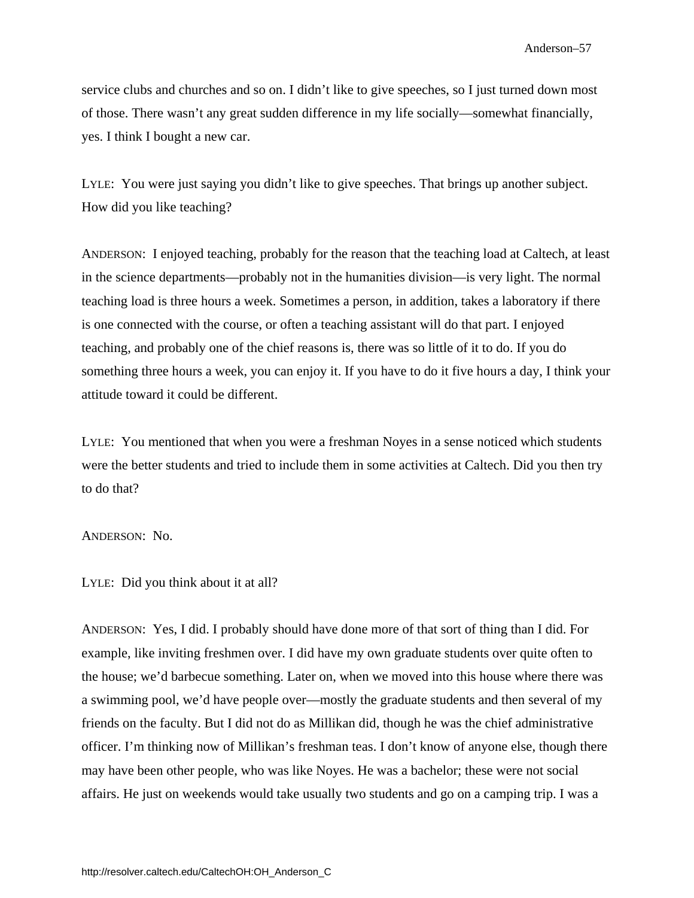service clubs and churches and so on. I didn't like to give speeches, so I just turned down most of those. There wasn't any great sudden difference in my life socially—somewhat financially, yes. I think I bought a new car.

LYLE: You were just saying you didn't like to give speeches. That brings up another subject. How did you like teaching?

ANDERSON: I enjoyed teaching, probably for the reason that the teaching load at Caltech, at least in the science departments—probably not in the humanities division—is very light. The normal teaching load is three hours a week. Sometimes a person, in addition, takes a laboratory if there is one connected with the course, or often a teaching assistant will do that part. I enjoyed teaching, and probably one of the chief reasons is, there was so little of it to do. If you do something three hours a week, you can enjoy it. If you have to do it five hours a day, I think your attitude toward it could be different.

LYLE: You mentioned that when you were a freshman Noyes in a sense noticed which students were the better students and tried to include them in some activities at Caltech. Did you then try to do that?

ANDERSON: No.

LYLE: Did you think about it at all?

ANDERSON: Yes, I did. I probably should have done more of that sort of thing than I did. For example, like inviting freshmen over. I did have my own graduate students over quite often to the house; we'd barbecue something. Later on, when we moved into this house where there was a swimming pool, we'd have people over—mostly the graduate students and then several of my friends on the faculty. But I did not do as Millikan did, though he was the chief administrative officer. I'm thinking now of Millikan's freshman teas. I don't know of anyone else, though there may have been other people, who was like Noyes. He was a bachelor; these were not social affairs. He just on weekends would take usually two students and go on a camping trip. I was a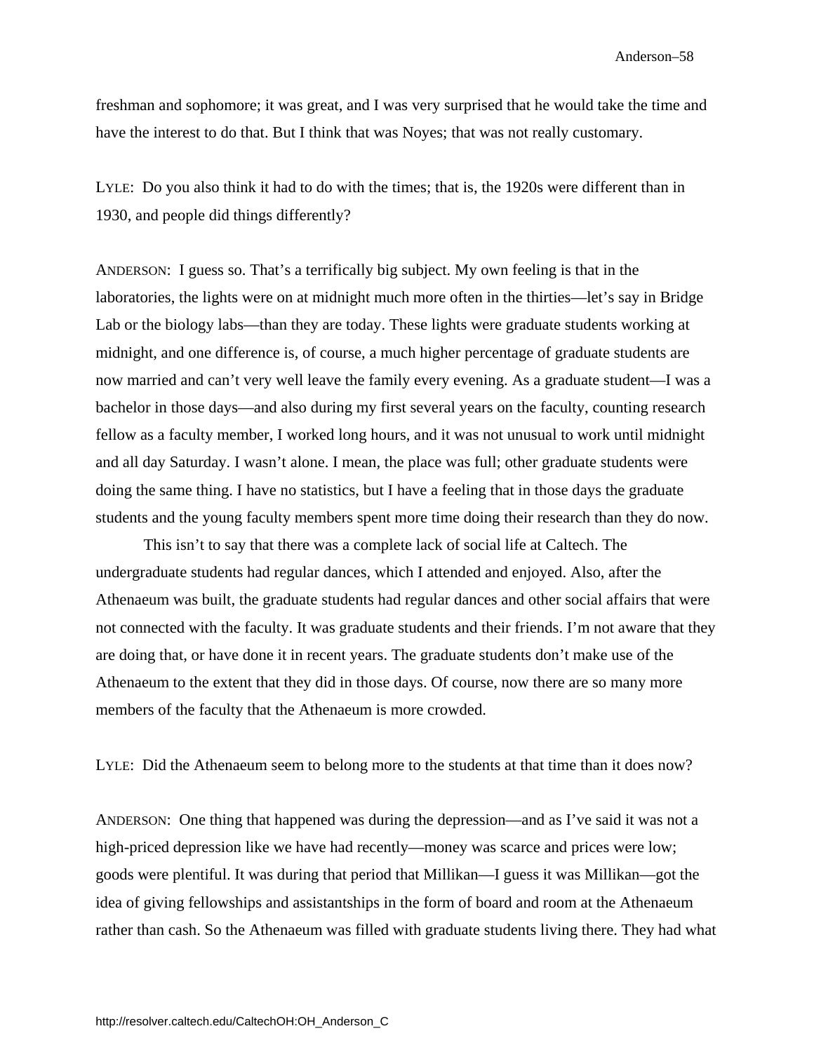freshman and sophomore; it was great, and I was very surprised that he would take the time and have the interest to do that. But I think that was Noyes; that was not really customary.

LYLE: Do you also think it had to do with the times; that is, the 1920s were different than in 1930, and people did things differently?

ANDERSON: I guess so. That's a terrifically big subject. My own feeling is that in the laboratories, the lights were on at midnight much more often in the thirties—let's say in Bridge Lab or the biology labs—than they are today. These lights were graduate students working at midnight, and one difference is, of course, a much higher percentage of graduate students are now married and can't very well leave the family every evening. As a graduate student—I was a bachelor in those days—and also during my first several years on the faculty, counting research fellow as a faculty member, I worked long hours, and it was not unusual to work until midnight and all day Saturday. I wasn't alone. I mean, the place was full; other graduate students were doing the same thing. I have no statistics, but I have a feeling that in those days the graduate students and the young faculty members spent more time doing their research than they do now.

This isn't to say that there was a complete lack of social life at Caltech. The undergraduate students had regular dances, which I attended and enjoyed. Also, after the Athenaeum was built, the graduate students had regular dances and other social affairs that were not connected with the faculty. It was graduate students and their friends. I'm not aware that they are doing that, or have done it in recent years. The graduate students don't make use of the Athenaeum to the extent that they did in those days. Of course, now there are so many more members of the faculty that the Athenaeum is more crowded.

LYLE: Did the Athenaeum seem to belong more to the students at that time than it does now?

ANDERSON: One thing that happened was during the depression—and as I've said it was not a high-priced depression like we have had recently—money was scarce and prices were low; goods were plentiful. It was during that period that Millikan—I guess it was Millikan—got the idea of giving fellowships and assistantships in the form of board and room at the Athenaeum rather than cash. So the Athenaeum was filled with graduate students living there. They had what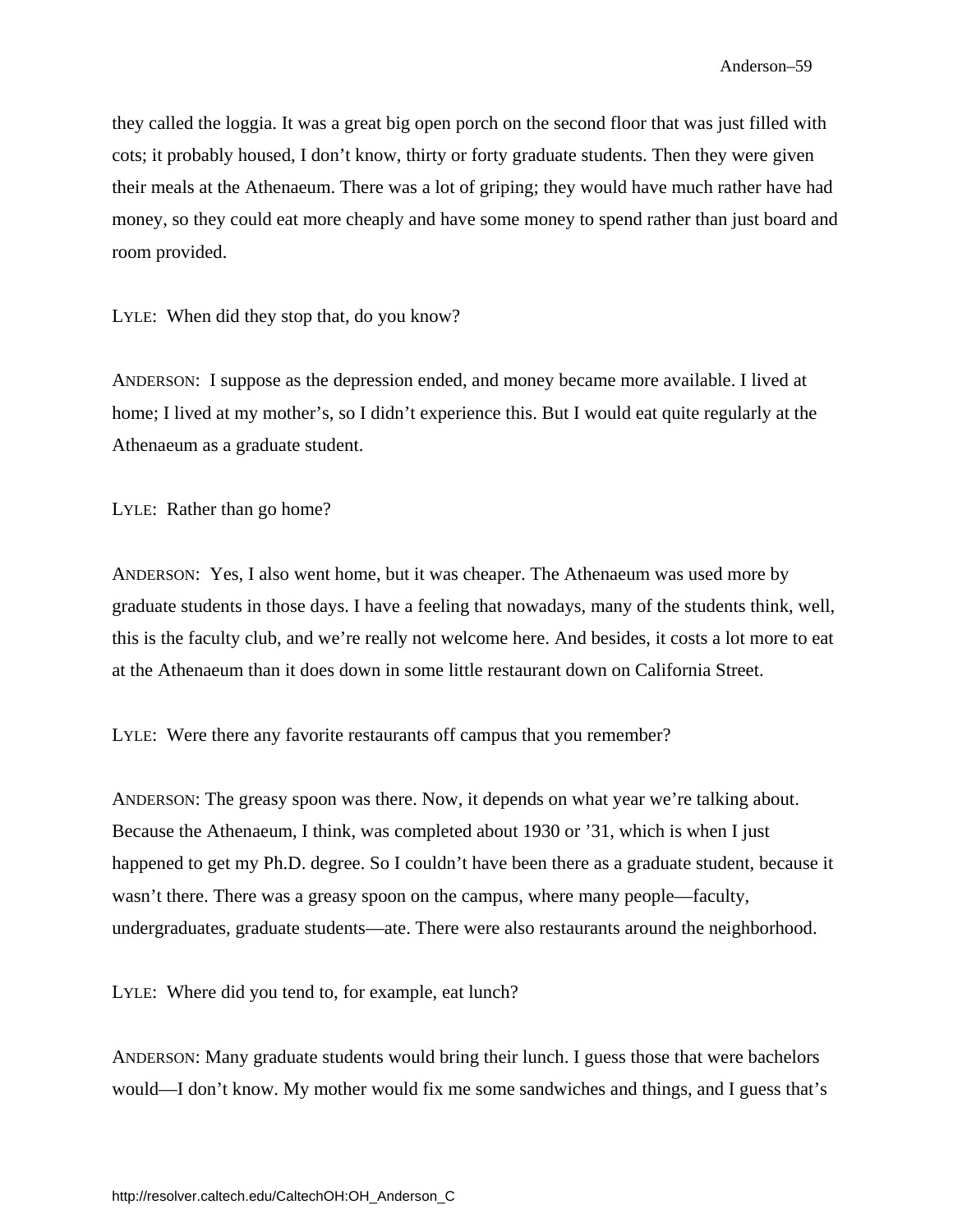they called the loggia. It was a great big open porch on the second floor that was just filled with cots; it probably housed, I don't know, thirty or forty graduate students. Then they were given their meals at the Athenaeum. There was a lot of griping; they would have much rather have had money, so they could eat more cheaply and have some money to spend rather than just board and room provided.

LYLE: When did they stop that, do you know?

ANDERSON: I suppose as the depression ended, and money became more available. I lived at home; I lived at my mother's, so I didn't experience this. But I would eat quite regularly at the Athenaeum as a graduate student.

LYLE: Rather than go home?

ANDERSON: Yes, I also went home, but it was cheaper. The Athenaeum was used more by graduate students in those days. I have a feeling that nowadays, many of the students think, well, this is the faculty club, and we're really not welcome here. And besides, it costs a lot more to eat at the Athenaeum than it does down in some little restaurant down on California Street.

LYLE: Were there any favorite restaurants off campus that you remember?

ANDERSON: The greasy spoon was there. Now, it depends on what year we're talking about. Because the Athenaeum, I think, was completed about 1930 or '31, which is when I just happened to get my Ph.D. degree. So I couldn't have been there as a graduate student, because it wasn't there. There was a greasy spoon on the campus, where many people—faculty, undergraduates, graduate students—ate. There were also restaurants around the neighborhood.

LYLE: Where did you tend to, for example, eat lunch?

ANDERSON: Many graduate students would bring their lunch. I guess those that were bachelors would—I don't know. My mother would fix me some sandwiches and things, and I guess that's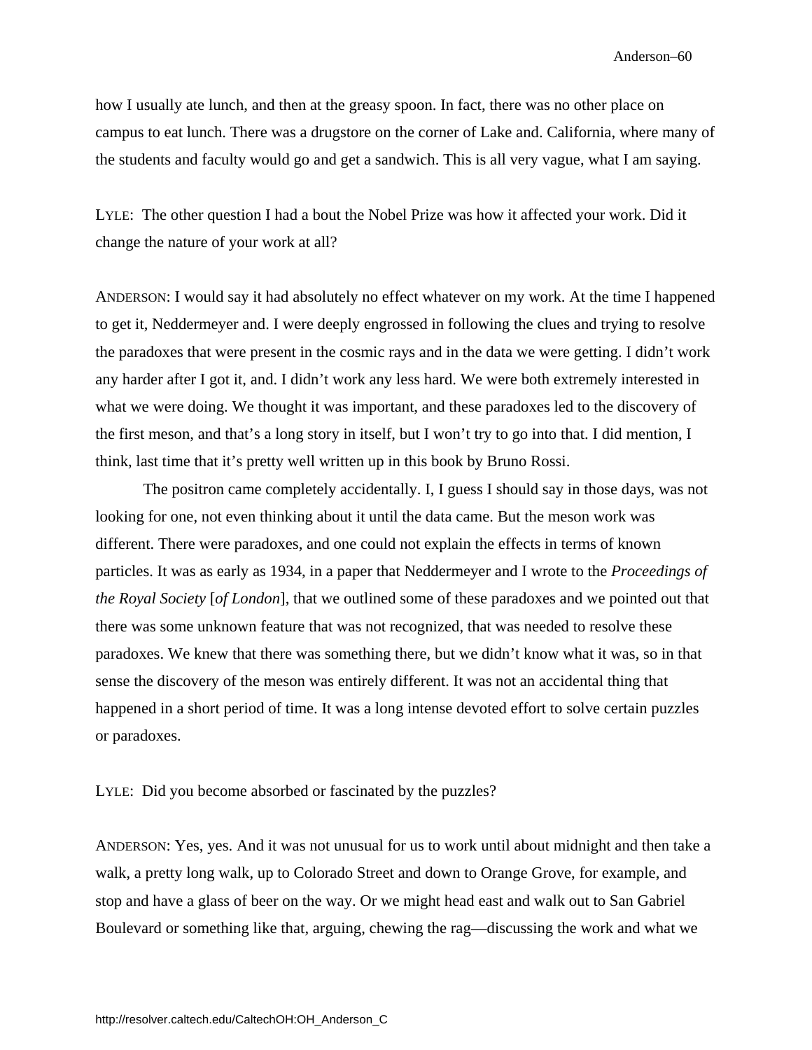how I usually ate lunch, and then at the greasy spoon. In fact, there was no other place on campus to eat lunch. There was a drugstore on the corner of Lake and. California, where many of the students and faculty would go and get a sandwich. This is all very vague, what I am saying.

LYLE: The other question I had a bout the Nobel Prize was how it affected your work. Did it change the nature of your work at all?

ANDERSON: I would say it had absolutely no effect whatever on my work. At the time I happened to get it, Neddermeyer and. I were deeply engrossed in following the clues and trying to resolve the paradoxes that were present in the cosmic rays and in the data we were getting. I didn't work any harder after I got it, and. I didn't work any less hard. We were both extremely interested in what we were doing. We thought it was important, and these paradoxes led to the discovery of the first meson, and that's a long story in itself, but I won't try to go into that. I did mention, I think, last time that it's pretty well written up in this book by Bruno Rossi.

The positron came completely accidentally. I, I guess I should say in those days, was not looking for one, not even thinking about it until the data came. But the meson work was different. There were paradoxes, and one could not explain the effects in terms of known particles. It was as early as 1934, in a paper that Neddermeyer and I wrote to the *Proceedings of the Royal Society* [*of London*], that we outlined some of these paradoxes and we pointed out that there was some unknown feature that was not recognized, that was needed to resolve these paradoxes. We knew that there was something there, but we didn't know what it was, so in that sense the discovery of the meson was entirely different. It was not an accidental thing that happened in a short period of time. It was a long intense devoted effort to solve certain puzzles or paradoxes.

LYLE: Did you become absorbed or fascinated by the puzzles?

ANDERSON: Yes, yes. And it was not unusual for us to work until about midnight and then take a walk, a pretty long walk, up to Colorado Street and down to Orange Grove, for example, and stop and have a glass of beer on the way. Or we might head east and walk out to San Gabriel Boulevard or something like that, arguing, chewing the rag—discussing the work and what we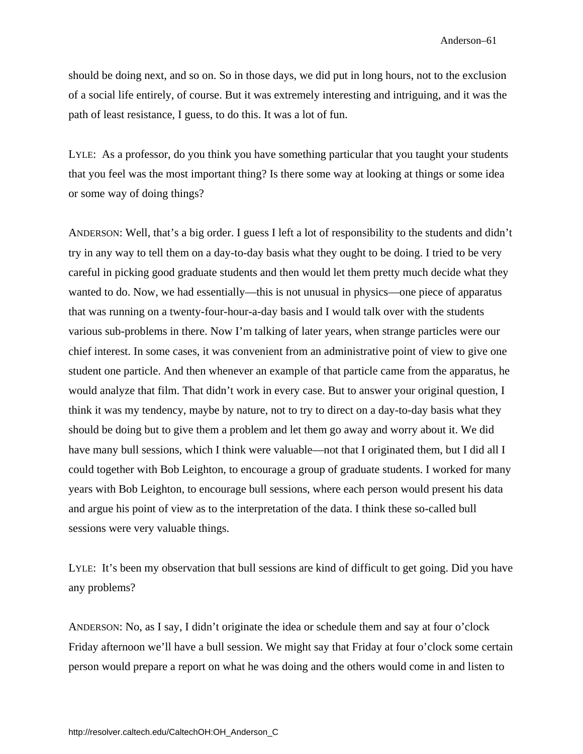should be doing next, and so on. So in those days, we did put in long hours, not to the exclusion of a social life entirely, of course. But it was extremely interesting and intriguing, and it was the path of least resistance, I guess, to do this. It was a lot of fun.

LYLE: As a professor, do you think you have something particular that you taught your students that you feel was the most important thing? Is there some way at looking at things or some idea or some way of doing things?

ANDERSON: Well, that's a big order. I guess I left a lot of responsibility to the students and didn't try in any way to tell them on a day-to-day basis what they ought to be doing. I tried to be very careful in picking good graduate students and then would let them pretty much decide what they wanted to do. Now, we had essentially—this is not unusual in physics—one piece of apparatus that was running on a twenty-four-hour-a-day basis and I would talk over with the students various sub-problems in there. Now I'm talking of later years, when strange particles were our chief interest. In some cases, it was convenient from an administrative point of view to give one student one particle. And then whenever an example of that particle came from the apparatus, he would analyze that film. That didn't work in every case. But to answer your original question, I think it was my tendency, maybe by nature, not to try to direct on a day-to-day basis what they should be doing but to give them a problem and let them go away and worry about it. We did have many bull sessions, which I think were valuable—not that I originated them, but I did all I could together with Bob Leighton, to encourage a group of graduate students. I worked for many years with Bob Leighton, to encourage bull sessions, where each person would present his data and argue his point of view as to the interpretation of the data. I think these so-called bull sessions were very valuable things.

LYLE: It's been my observation that bull sessions are kind of difficult to get going. Did you have any problems?

ANDERSON: No, as I say, I didn't originate the idea or schedule them and say at four o'clock Friday afternoon we'll have a bull session. We might say that Friday at four o'clock some certain person would prepare a report on what he was doing and the others would come in and listen to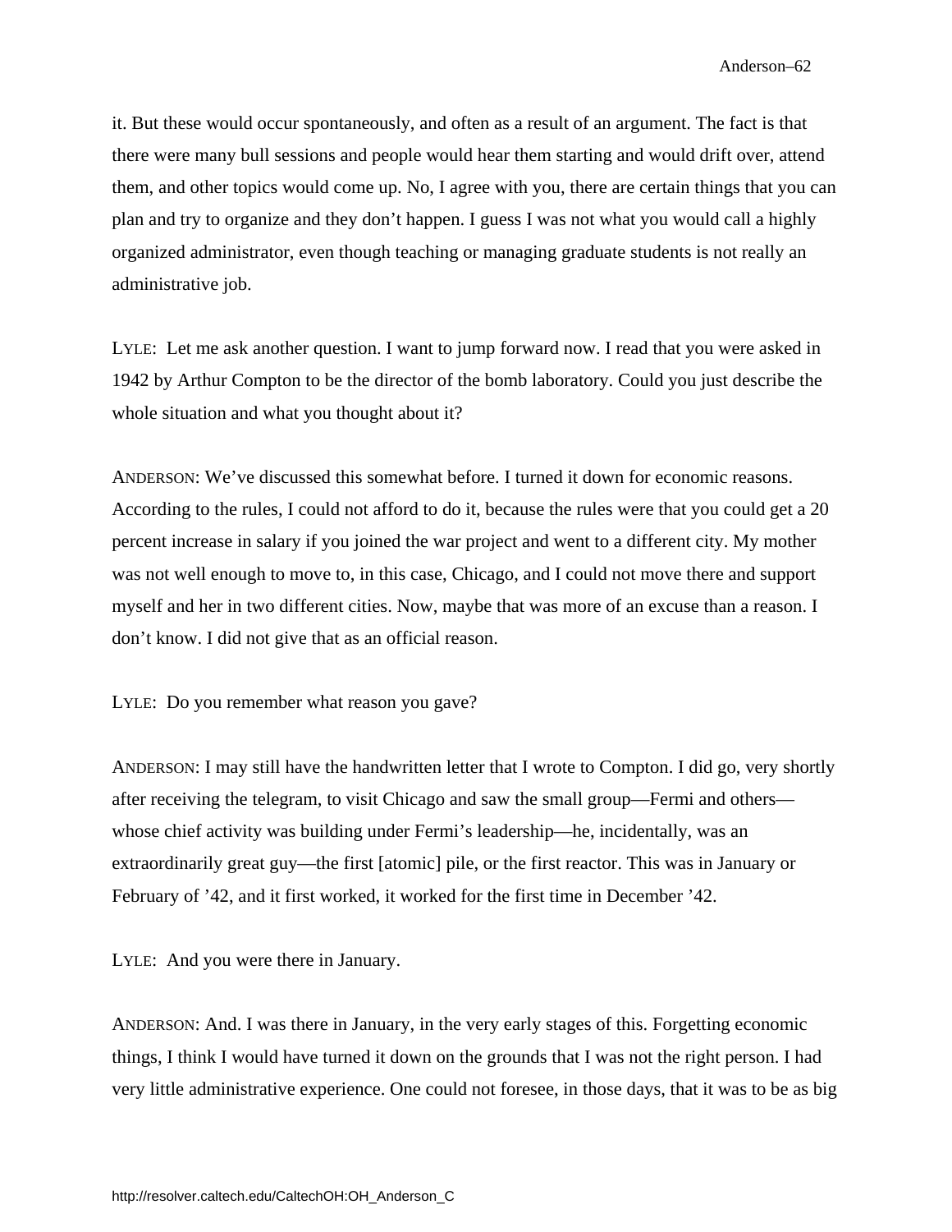it. But these would occur spontaneously, and often as a result of an argument. The fact is that there were many bull sessions and people would hear them starting and would drift over, attend them, and other topics would come up. No, I agree with you, there are certain things that you can plan and try to organize and they don't happen. I guess I was not what you would call a highly organized administrator, even though teaching or managing graduate students is not really an administrative job.

LYLE: Let me ask another question. I want to jump forward now. I read that you were asked in 1942 by Arthur Compton to be the director of the bomb laboratory. Could you just describe the whole situation and what you thought about it?

ANDERSON: We've discussed this somewhat before. I turned it down for economic reasons. According to the rules, I could not afford to do it, because the rules were that you could get a 20 percent increase in salary if you joined the war project and went to a different city. My mother was not well enough to move to, in this case, Chicago, and I could not move there and support myself and her in two different cities. Now, maybe that was more of an excuse than a reason. I don't know. I did not give that as an official reason.

LYLE: Do you remember what reason you gave?

ANDERSON: I may still have the handwritten letter that I wrote to Compton. I did go, very shortly after receiving the telegram, to visit Chicago and saw the small group—Fermi and others—whose chief activity was building under Fermi's leadership—he, incidentally, was an extraordinarily great guy—the first [atomic] pile, or the first reactor. This was in January or February of '42, and it first worked, it worked for the first time in December '42.

LYLE: And you were there in January.

ANDERSON: And. I was there in January, in the very early stages of this. Forgetting economic things, I think I would have turned it down on the grounds that I was not the right person. I had very little administrative experience. One could not foresee, in those days, that it was to be as big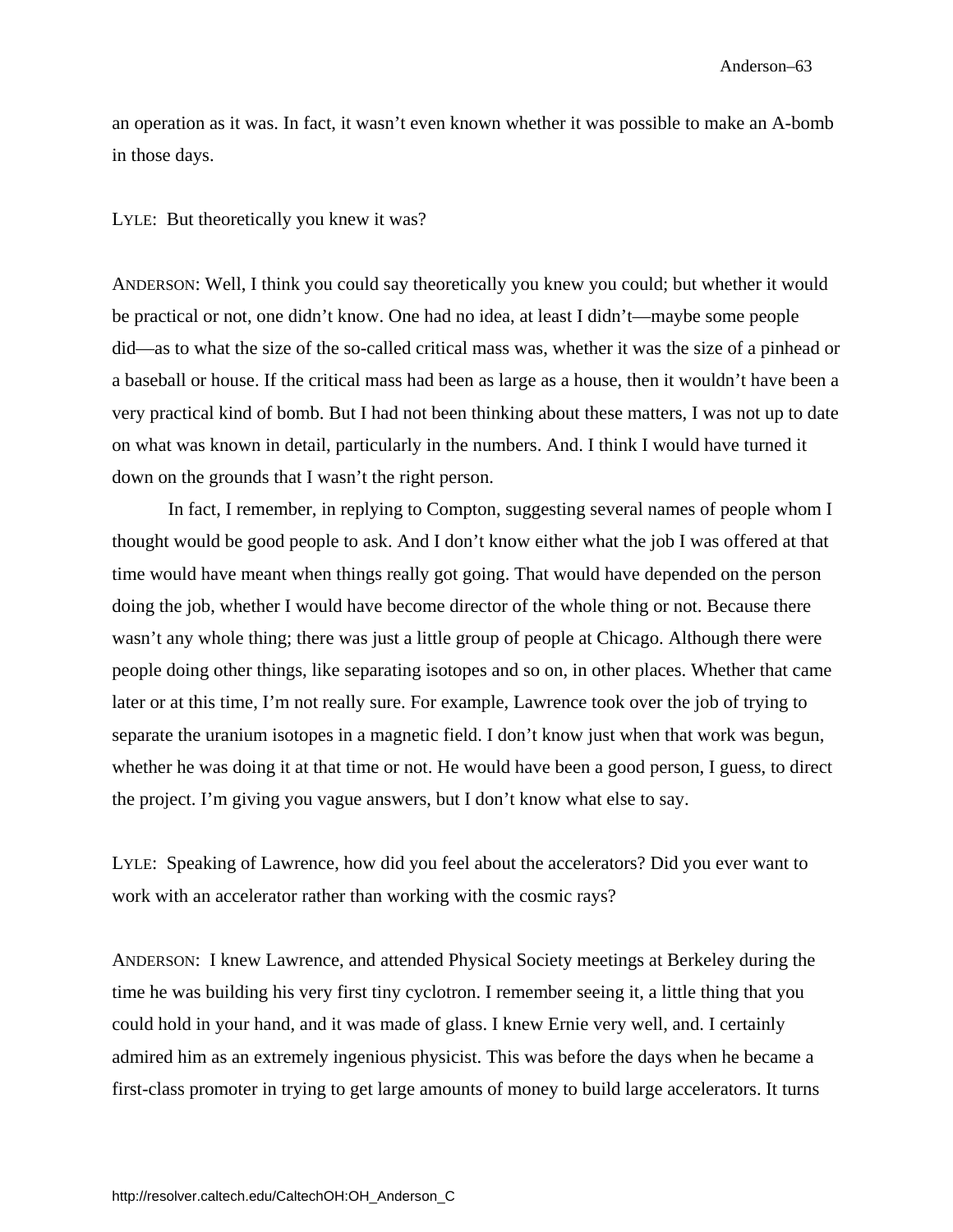an operation as it was. In fact, it wasn't even known whether it was possible to make an A-bomb in those days.

LYLE: But theoretically you knew it was?

ANDERSON: Well, I think you could say theoretically you knew you could; but whether it would be practical or not, one didn't know. One had no idea, at least I didn't—maybe some people did—as to what the size of the so-called critical mass was, whether it was the size of a pinhead or a baseball or house. If the critical mass had been as large as a house, then it wouldn't have been a very practical kind of bomb. But I had not been thinking about these matters, I was not up to date on what was known in detail, particularly in the numbers. And. I think I would have turned it down on the grounds that I wasn't the right person.

In fact, I remember, in replying to Compton, suggesting several names of people whom I thought would be good people to ask. And I don't know either what the job I was offered at that time would have meant when things really got going. That would have depended on the person doing the job, whether I would have become director of the whole thing or not. Because there wasn't any whole thing; there was just a little group of people at Chicago. Although there were people doing other things, like separating isotopes and so on, in other places. Whether that came later or at this time, I'm not really sure. For example, Lawrence took over the job of trying to separate the uranium isotopes in a magnetic field. I don't know just when that work was begun, whether he was doing it at that time or not. He would have been a good person, I guess, to direct the project. I'm giving you vague answers, but I don't know what else to say.

LYLE: Speaking of Lawrence, how did you feel about the accelerators? Did you ever want to work with an accelerator rather than working with the cosmic rays?

ANDERSON: I knew Lawrence, and attended Physical Society meetings at Berkeley during the time he was building his very first tiny cyclotron. I remember seeing it, a little thing that you could hold in your hand, and it was made of glass. I knew Ernie very well, and. I certainly admired him as an extremely ingenious physicist. This was before the days when he became a first-class promoter in trying to get large amounts of money to build large accelerators. It turns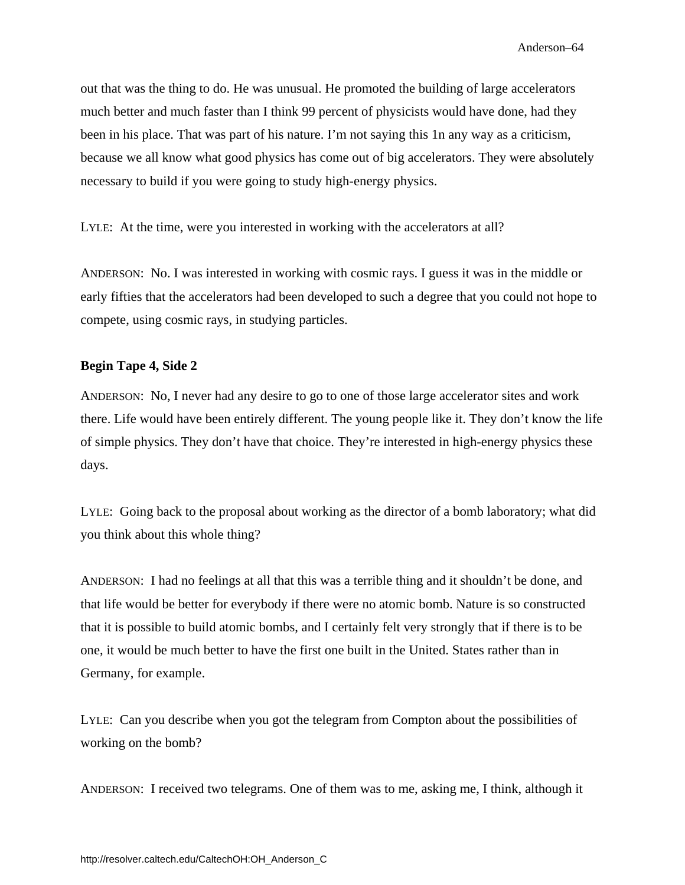out that was the thing to do. He was unusual. He promoted the building of large accelerators much better and much faster than I think 99 percent of physicists would have done, had they been in his place. That was part of his nature. I'm not saying this 1n any way as a criticism, because we all know what good physics has come out of big accelerators. They were absolutely necessary to build if you were going to study high-energy physics.

LYLE: At the time, were you interested in working with the accelerators at all?

ANDERSON: No. I was interested in working with cosmic rays. I guess it was in the middle or early fifties that the accelerators had been developed to such a degree that you could not hope to compete, using cosmic rays, in studying particles.

**Begin Tape 4, Side 2**

ANDERSON: No, I never had any desire to go to one of those large accelerator sites and work there. Life would have been entirely different. The young people like it. They don't know the life of simple physics. They don't have that choice. They're interested in high-energy physics these days.

LYLE: Going back to the proposal about working as the director of a bomb laboratory; what did you think about this whole thing?

ANDERSON: I had no feelings at all that this was a terrible thing and it shouldn't be done, and that life would be better for everybody if there were no atomic bomb. Nature is so constructed that it is possible to build atomic bombs, and I certainly felt very strongly that if there is to be one, it would be much better to have the first one built in the United. States rather than in Germany, for example.

LYLE: Can you describe when you got the telegram from Compton about the possibilities of working on the bomb?

ANDERSON: I received two telegrams. One of them was to me, asking me, I think, although it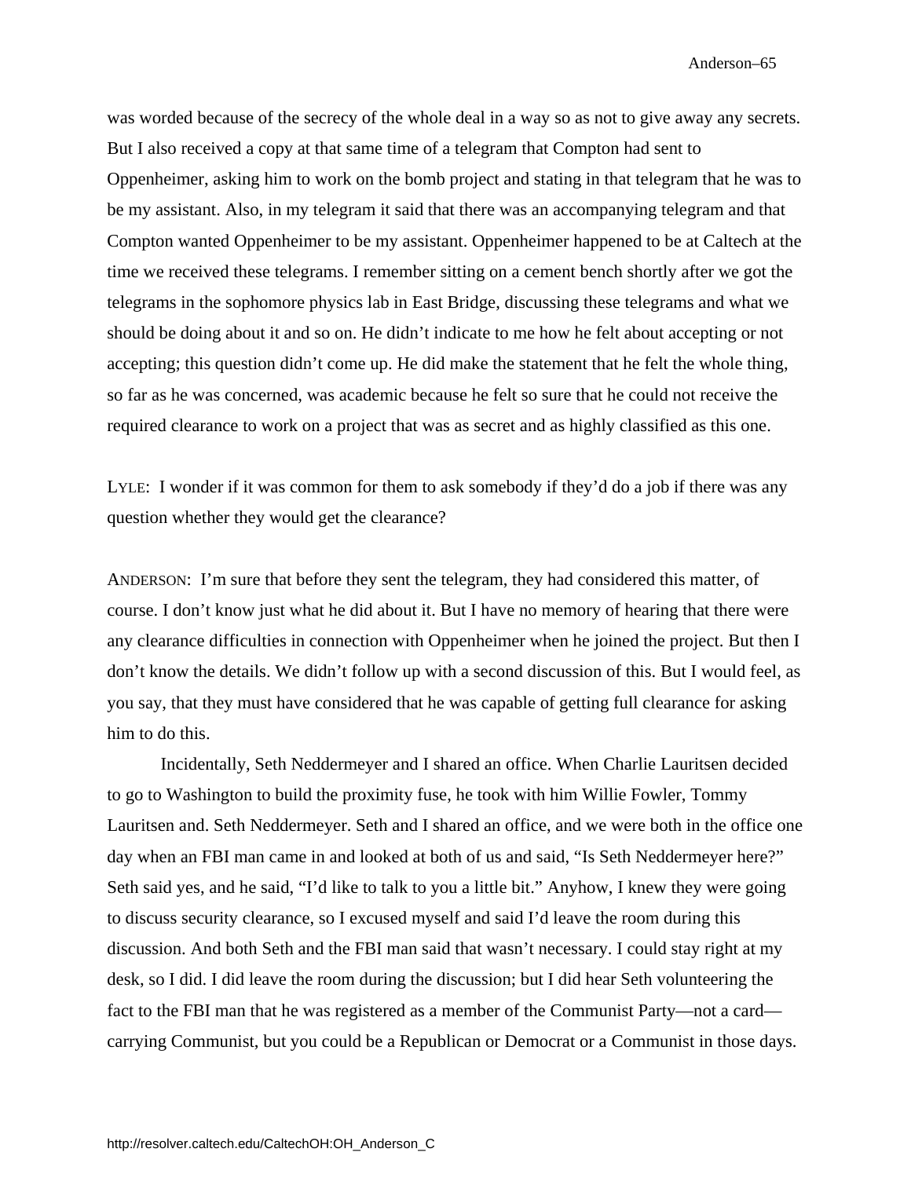was worded because of the secrecy of the whole deal in a way so as not to give away any secrets. But I also received a copy at that same time of a telegram that Compton had sent to Oppenheimer, asking him to work on the bomb project and stating in that telegram that he was to be my assistant. Also, in my telegram it said that there was an accompanying telegram and that Compton wanted Oppenheimer to be my assistant. Oppenheimer happened to be at Caltech at the time we received these telegrams. I remember sitting on a cement bench shortly after we got the telegrams in the sophomore physics lab in East Bridge, discussing these telegrams and what we should be doing about it and so on. He didn't indicate to me how he felt about accepting or not accepting; this question didn't come up. He did make the statement that he felt the whole thing, so far as he was concerned, was academic because he felt so sure that he could not receive the required clearance to work on a project that was as secret and as highly classified as this one.

LYLE: I wonder if it was common for them to ask somebody if they'd do a job if there was any question whether they would get the clearance?

ANDERSON: I'm sure that before they sent the telegram, they had considered this matter, of course. I don't know just what he did about it. But I have no memory of hearing that there were any clearance difficulties in connection with Oppenheimer when he joined the project. But then I don't know the details. We didn't follow up with a second discussion of this. But I would feel, as you say, that they must have considered that he was capable of getting full clearance for asking him to do this.

Incidentally, Seth Neddermeyer and I shared an office. When Charlie Lauritsen decided to go to Washington to build the proximity fuse, he took with him Willie Fowler, Tommy Lauritsen and. Seth Neddermeyer. Seth and I shared an office, and we were both in the office one day when an FBI man came in and looked at both of us and said, "Is Seth Neddermeyer here?" Seth said yes, and he said, "I'd like to talk to you a little bit." Anyhow, I knew they were going to discuss security clearance, so I excused myself and said I'd leave the room during this discussion. And both Seth and the FBI man said that wasn't necessary. I could stay right at my desk, so I did. I did leave the room during the discussion; but I did hear Seth volunteering the fact to the FBI man that he was registered as a member of the Communist Party—not a card—carrying Communist, but you could be a Republican or Democrat or a Communist in those days.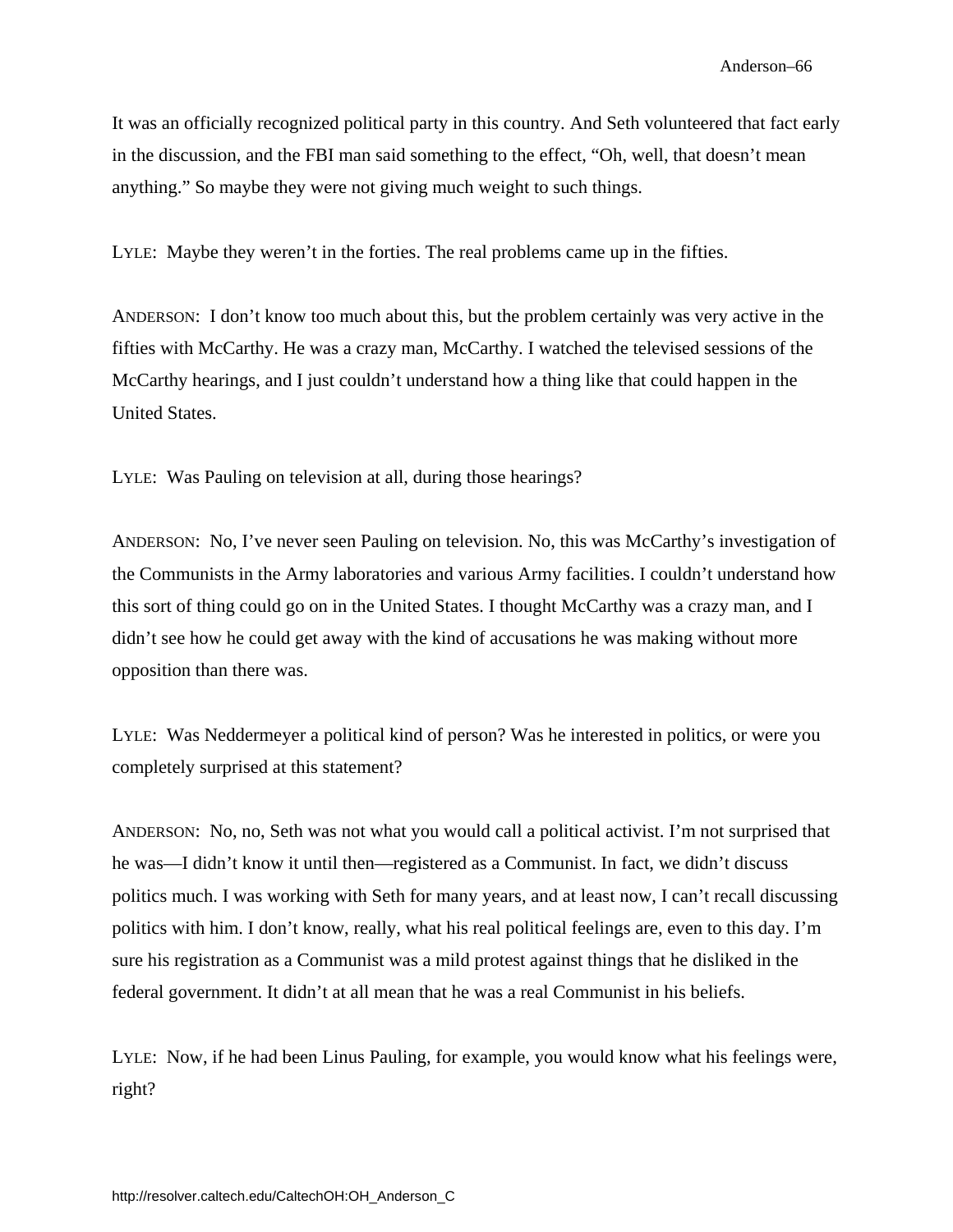It was an officially recognized political party in this country. And Seth volunteered that fact early in the discussion, and the FBI man said something to the effect, "Oh, well, that doesn't mean anything." So maybe they were not giving much weight to such things.

LYLE: Maybe they weren't in the forties. The real problems came up in the fifties.

ANDERSON: I don't know too much about this, but the problem certainly was very active in the fifties with McCarthy. He was a crazy man, McCarthy. I watched the televised sessions of the McCarthy hearings, and I just couldn't understand how a thing like that could happen in the United States.

LYLE: Was Pauling on television at all, during those hearings?

ANDERSON: No, I've never seen Pauling on television. No, this was McCarthy's investigation of the Communists in the Army laboratories and various Army facilities. I couldn't understand how this sort of thing could go on in the United States. I thought McCarthy was a crazy man, and I didn't see how he could get away with the kind of accusations he was making without more opposition than there was.

LYLE: Was Neddermeyer a political kind of person? Was he interested in politics, or were you completely surprised at this statement?

ANDERSON: No, no, Seth was not what you would call a political activist. I'm not surprised that he was—I didn't know it until then—registered as a Communist. In fact, we didn't discuss politics much. I was working with Seth for many years, and at least now, I can't recall discussing politics with him. I don't know, really, what his real political feelings are, even to this day. I'm sure his registration as a Communist was a mild protest against things that he disliked in the federal government. It didn't at all mean that he was a real Communist in his beliefs.

LYLE: Now, if he had been Linus Pauling, for example, you would know what his feelings were, right?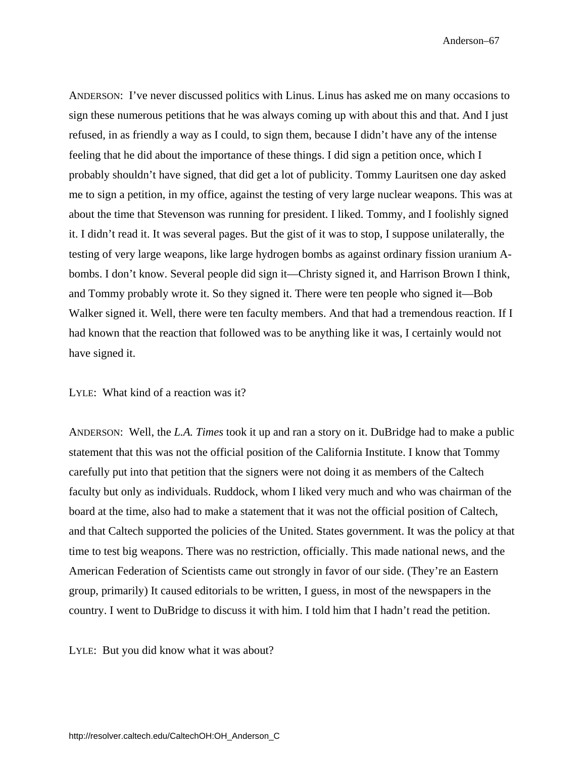ANDERSON: I've never discussed politics with Linus. Linus has asked me on many occasions to sign these numerous petitions that he was always coming up with about this and that. And I just refused, in as friendly a way as I could, to sign them, because I didn't have any of the intense feeling that he did about the importance of these things. I did sign a petition once, which I probably shouldn't have signed, that did get a lot of publicity. Tommy Lauritsen one day asked me to sign a petition, in my office, against the testing of very large nuclear weapons. This was at about the time that Stevenson was running for president. I liked. Tommy, and I foolishly signed it. I didn't read it. It was several pages. But the gist of it was to stop, I suppose unilaterally, the testing of very large weapons, like large hydrogen bombs as against ordinary fission uranium A-bombs. I don't know. Several people did sign it—Christy signed it, and Harrison Brown I think, and Tommy probably wrote it. So they signed it. There were ten people who signed it—Bob Walker signed it. Well, there were ten faculty members. And that had a tremendous reaction. If I had known that the reaction that followed was to be anything like it was, I certainly would not have signed it.

LYLE: What kind of a reaction was it?

ANDERSON: Well, the *L.A. Times* took it up and ran a story on it. DuBridge had to make a public statement that this was not the official position of the California Institute. I know that Tommy carefully put into that petition that the signers were not doing it as members of the Caltech faculty but only as individuals. Ruddock, whom I liked very much and who was chairman of the board at the time, also had to make a statement that it was not the official position of Caltech, and that Caltech supported the policies of the United. States government. It was the policy at that time to test big weapons. There was no restriction, officially. This made national news, and the American Federation of Scientists came out strongly in favor of our side. (They're an Eastern group, primarily) It caused editorials to be written, I guess, in most of the newspapers in the country. I went to DuBridge to discuss it with him. I told him that I hadn't read the petition.

LYLE: But you did know what it was about?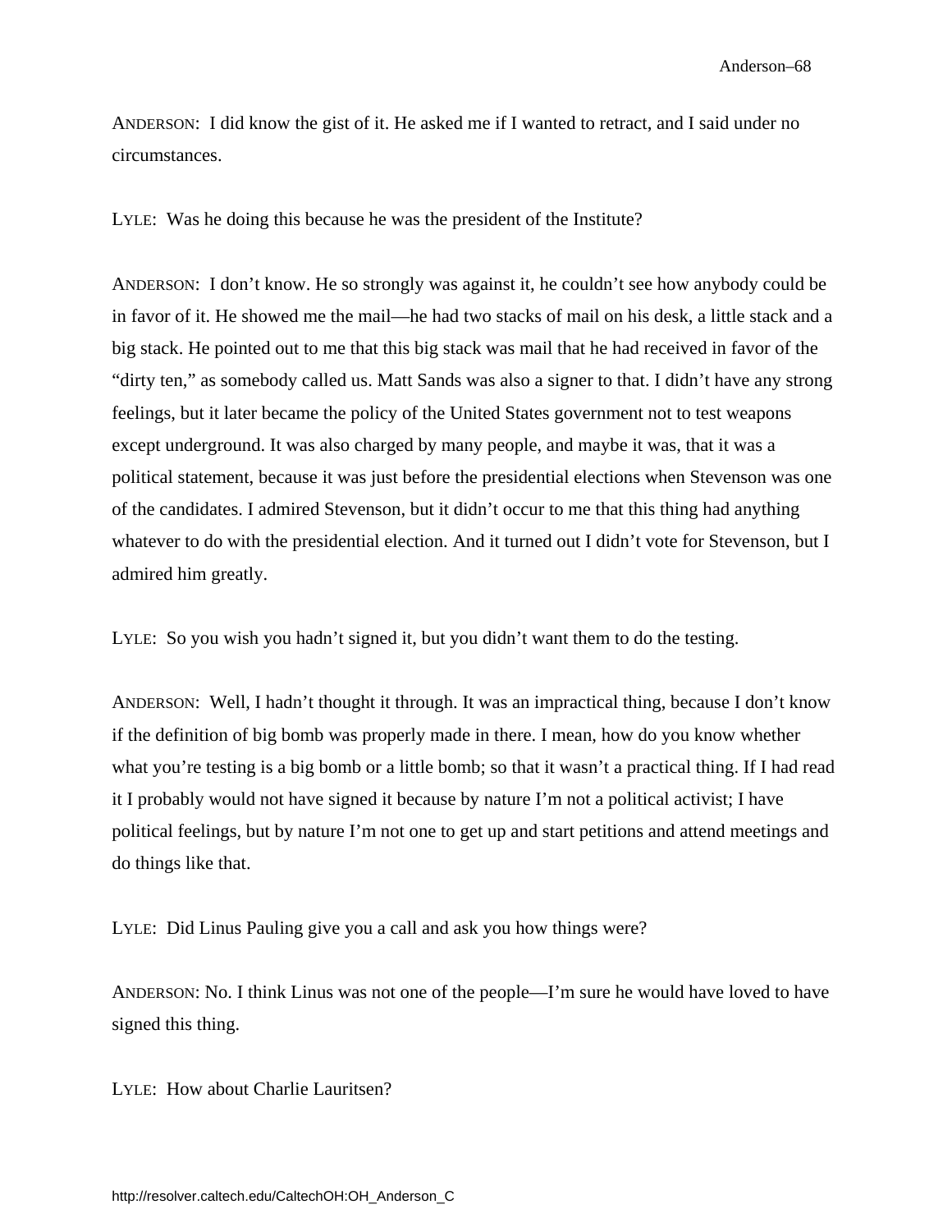ANDERSON: I did know the gist of it. He asked me if I wanted to retract, and I said under no circumstances.

LYLE: Was he doing this because he was the president of the Institute?

ANDERSON: I don't know. He so strongly was against it, he couldn't see how anybody could be in favor of it. He showed me the mail—he had two stacks of mail on his desk, a little stack and a big stack. He pointed out to me that this big stack was mail that he had received in favor of the "dirty ten," as somebody called us. Matt Sands was also a signer to that. I didn't have any strong feelings, but it later became the policy of the United States government not to test weapons except underground. It was also charged by many people, and maybe it was, that it was a political statement, because it was just before the presidential elections when Stevenson was one of the candidates. I admired Stevenson, but it didn't occur to me that this thing had anything whatever to do with the presidential election. And it turned out I didn't vote for Stevenson, but I admired him greatly.

LYLE: So you wish you hadn't signed it, but you didn't want them to do the testing.

ANDERSON: Well, I hadn't thought it through. It was an impractical thing, because I don't know if the definition of big bomb was properly made in there. I mean, how do you know whether what you're testing is a big bomb or a little bomb; so that it wasn't a practical thing. If I had read it I probably would not have signed it because by nature I'm not a political activist; I have political feelings, but by nature I'm not one to get up and start petitions and attend meetings and do things like that.

LYLE: Did Linus Pauling give you a call and ask you how things were?

ANDERSON: No. I think Linus was not one of the people—I'm sure he would have loved to have signed this thing.

LYLE: How about Charlie Lauritsen?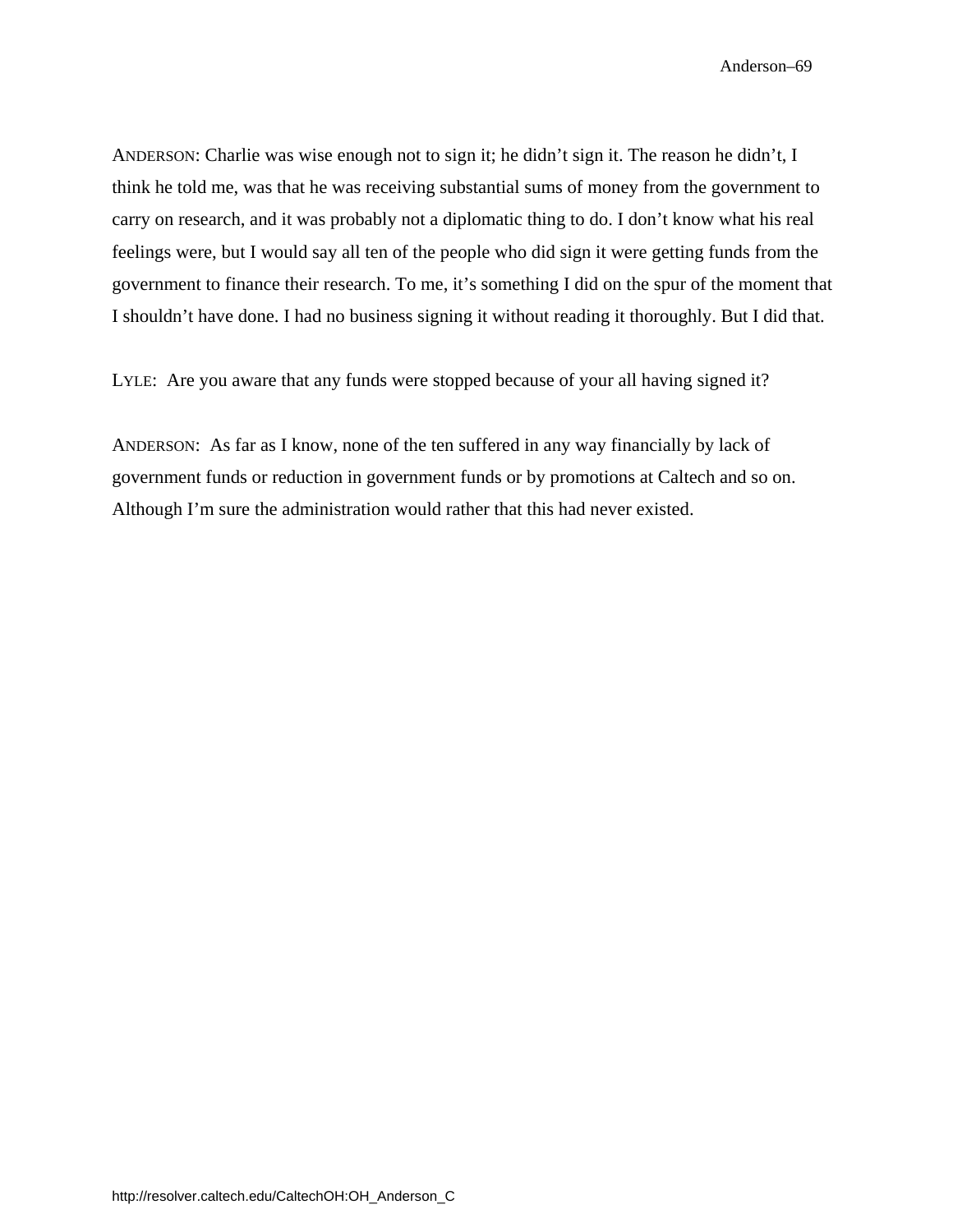ANDERSON: Charlie was wise enough not to sign it; he didn't sign it. The reason he didn't, I think he told me, was that he was receiving substantial sums of money from the government to carry on research, and it was probably not a diplomatic thing to do. I don't know what his real feelings were, but I would say all ten of the people who did sign it were getting funds from the government to finance their research. To me, it's something I did on the spur of the moment that I shouldn't have done. I had no business signing it without reading it thoroughly. But I did that.

LYLE: Are you aware that any funds were stopped because of your all having signed it?

ANDERSON: As far as I know, none of the ten suffered in any way financially by lack of government funds or reduction in government funds or by promotions at Caltech and so on. Although I'm sure the administration would rather that this had never existed.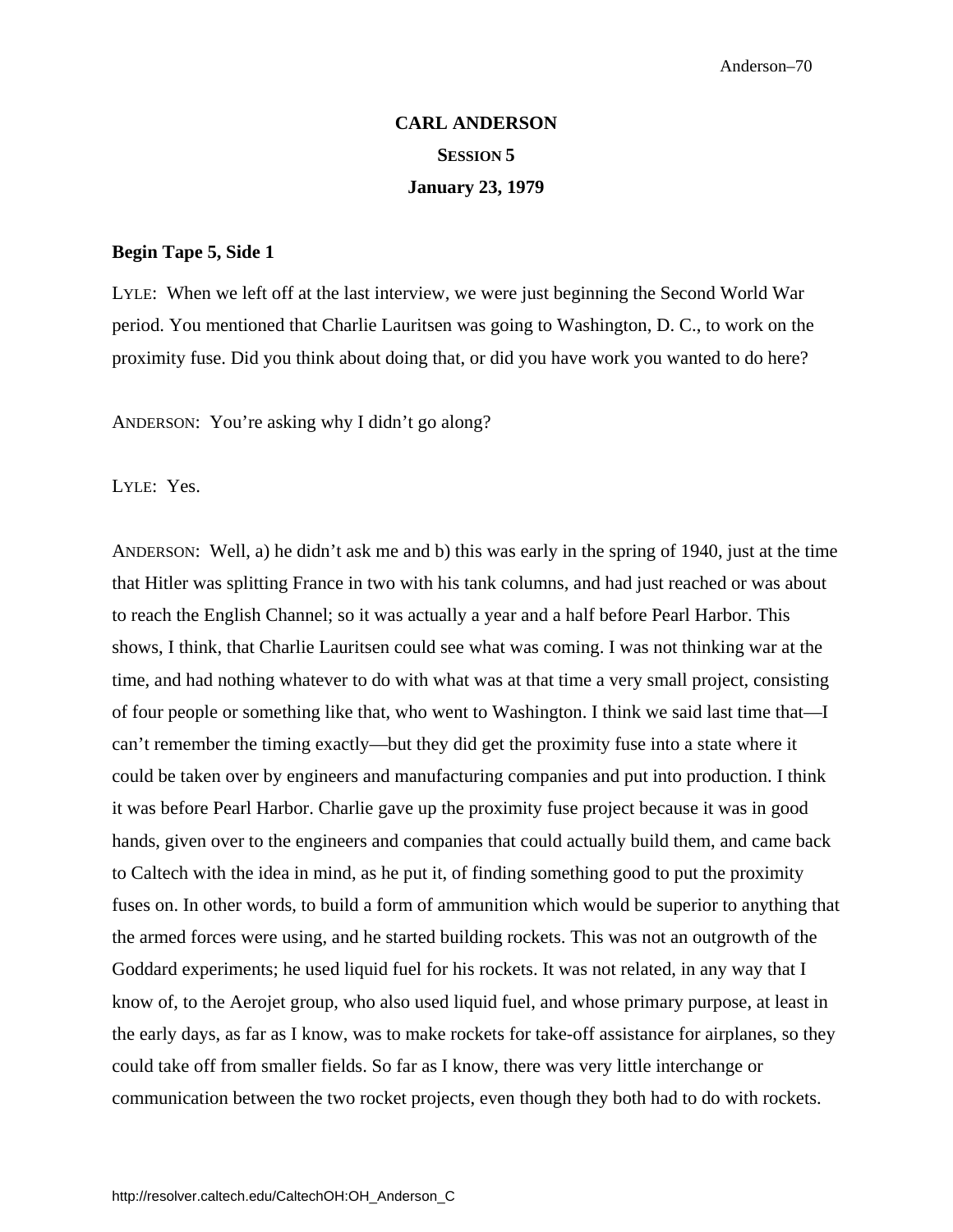# CARL ANDERSON

## SESSION 5

## January 23, 1979

**Begin Tape 5, Side 1**

LYLE: When we left off at the last interview, we were just beginning the Second World War period. You mentioned that Charlie Lauritsen was going to Washington, D. C., to work on the proximity fuse. Did you think about doing that, or did you have work you wanted to do here?

ANDERSON: You're asking why I didn't go along?

LYLE: Yes.

ANDERSON: Well, a) he didn't ask me and b) this was early in the spring of 1940, just at the time that Hitler was splitting France in two with his tank columns, and had just reached or was about to reach the English Channel; so it was actually a year and a half before Pearl Harbor. This shows, I think, that Charlie Lauritsen could see what was coming. I was not thinking war at the time, and had nothing whatever to do with what was at that time a very small project, consisting of four people or something like that, who went to Washington. I think we said last time that—I can't remember the timing exactly—but they did get the proximity fuse into a state where it could be taken over by engineers and manufacturing companies and put into production. I think it was before Pearl Harbor. Charlie gave up the proximity fuse project because it was in good hands, given over to the engineers and companies that could actually build them, and came back to Caltech with the idea in mind, as he put it, of finding something good to put the proximity fuses on. In other words, to build a form of ammunition which would be superior to anything that the armed forces were using, and he started building rockets. This was not an outgrowth of the Goddard experiments; he used liquid fuel for his rockets. It was not related, in any way that I know of, to the Aerojet group, who also used liquid fuel, and whose primary purpose, at least in the early days, as far as I know, was to make rockets for take-off assistance for airplanes, so they could take off from smaller fields. So far as I know, there was very little interchange or communication between the two rocket projects, even though they both had to do with rockets.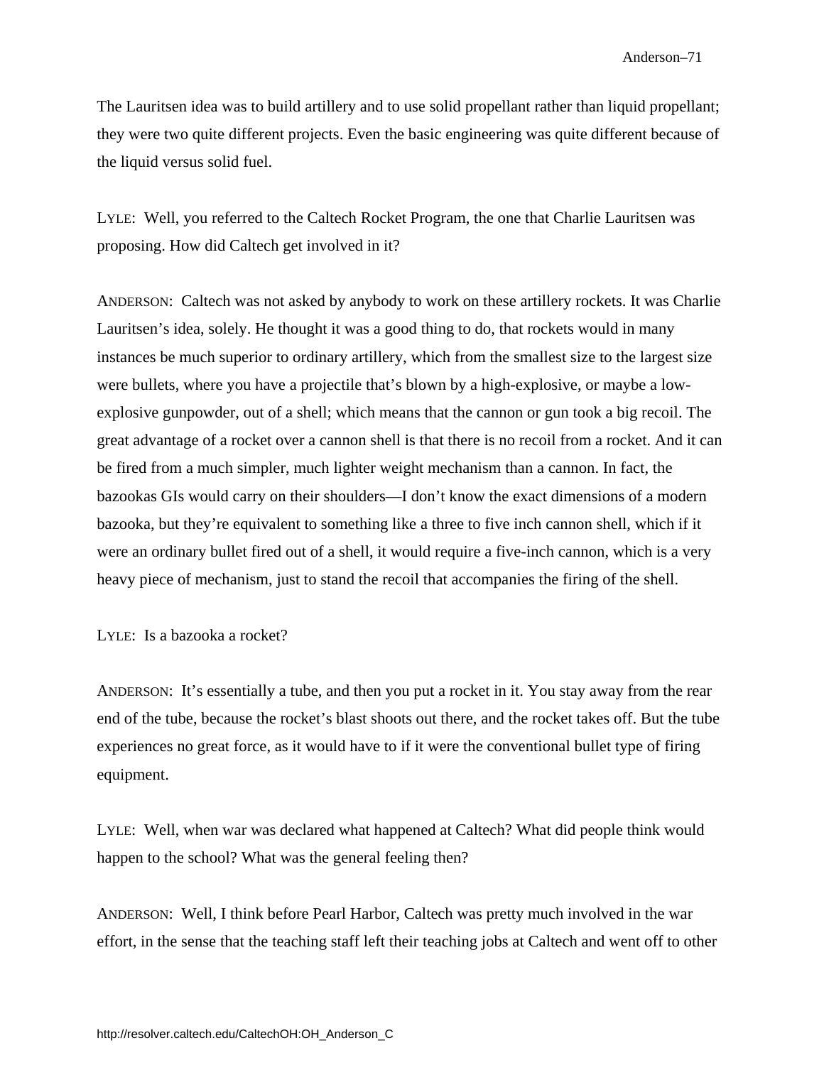The Lauritsen idea was to build artillery and to use solid propellant rather than liquid propellant; they were two quite different projects. Even the basic engineering was quite different because of the liquid versus solid fuel.

LYLE: Well, you referred to the Caltech Rocket Program, the one that Charlie Lauritsen was proposing. How did Caltech get involved in it?

ANDERSON: Caltech was not asked by anybody to work on these artillery rockets. It was Charlie Lauritsen's idea, solely. He thought it was a good thing to do, that rockets would in many instances be much superior to ordinary artillery, which from the smallest size to the largest size were bullets, where you have a projectile that's blown by a high-explosive, or maybe a low-explosive gunpowder, out of a shell; which means that the cannon or gun took a big recoil. The great advantage of a rocket over a cannon shell is that there is no recoil from a rocket. And it can be fired from a much simpler, much lighter weight mechanism than a cannon. In fact, the bazookas GIs would carry on their shoulders—I don't know the exact dimensions of a modern bazooka, but they're equivalent to something like a three to five inch cannon shell, which if it were an ordinary bullet fired out of a shell, it would require a five-inch cannon, which is a very heavy piece of mechanism, just to stand the recoil that accompanies the firing of the shell.

LYLE: Is a bazooka a rocket?

ANDERSON: It's essentially a tube, and then you put a rocket in it. You stay away from the rear end of the tube, because the rocket's blast shoots out there, and the rocket takes off. But the tube experiences no great force, as it would have to if it were the conventional bullet type of firing equipment.

LYLE: Well, when war was declared what happened at Caltech? What did people think would happen to the school? What was the general feeling then?

ANDERSON: Well, I think before Pearl Harbor, Caltech was pretty much involved in the war effort, in the sense that the teaching staff left their teaching jobs at Caltech and went off to other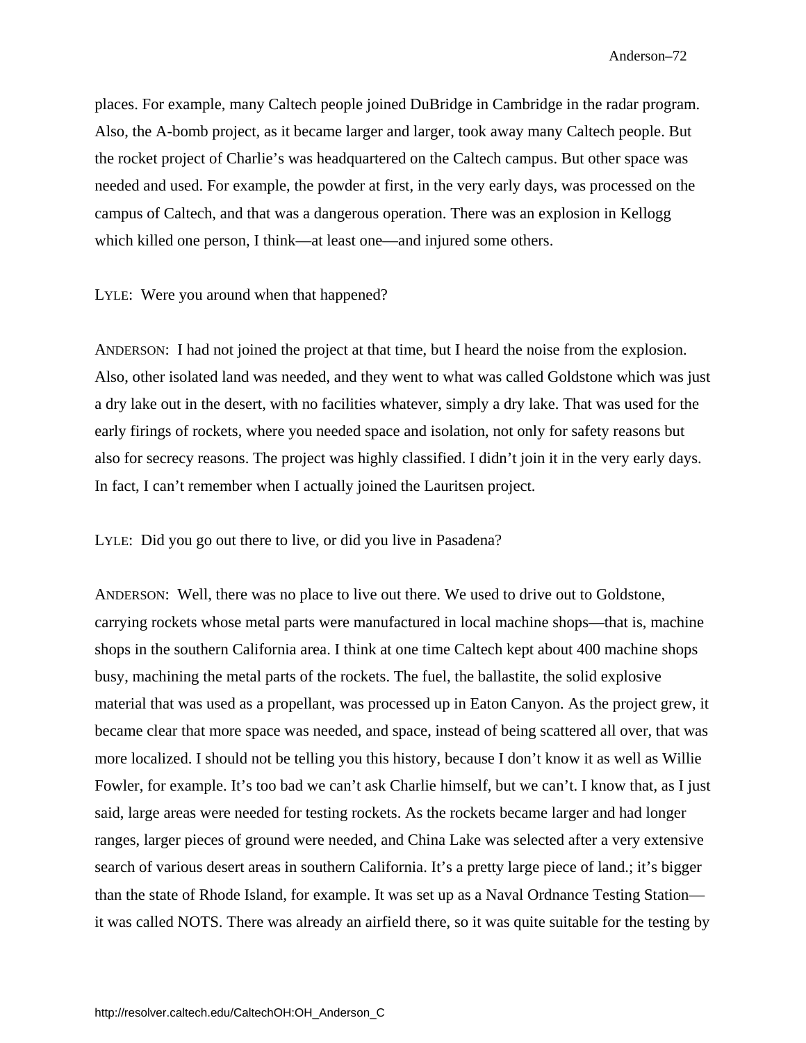places. For example, many Caltech people joined DuBridge in Cambridge in the radar program. Also, the A-bomb project, as it became larger and larger, took away many Caltech people. But the rocket project of Charlie's was headquartered on the Caltech campus. But other space was needed and used. For example, the powder at first, in the very early days, was processed on the campus of Caltech, and that was a dangerous operation. There was an explosion in Kellogg which killed one person, I think—at least one—and injured some others.

LYLE: Were you around when that happened?

ANDERSON: I had not joined the project at that time, but I heard the noise from the explosion. Also, other isolated land was needed, and they went to what was called Goldstone which was just a dry lake out in the desert, with no facilities whatever, simply a dry lake. That was used for the early firings of rockets, where you needed space and isolation, not only for safety reasons but also for secrecy reasons. The project was highly classified. I didn't join it in the very early days. In fact, I can't remember when I actually joined the Lauritsen project.

LYLE: Did you go out there to live, or did you live in Pasadena?

ANDERSON: Well, there was no place to live out there. We used to drive out to Goldstone, carrying rockets whose metal parts were manufactured in local machine shops—that is, machine shops in the southern California area. I think at one time Caltech kept about 400 machine shops busy, machining the metal parts of the rockets. The fuel, the ballastite, the solid explosive material that was used as a propellant, was processed up in Eaton Canyon. As the project grew, it became clear that more space was needed, and space, instead of being scattered all over, that was more localized. I should not be telling you this history, because I don't know it as well as Willie Fowler, for example. It's too bad we can't ask Charlie himself, but we can't. I know that, as I just said, large areas were needed for testing rockets. As the rockets became larger and had longer ranges, larger pieces of ground were needed, and China Lake was selected after a very extensive search of various desert areas in southern California. It's a pretty large piece of land.; it's bigger than the state of Rhode Island, for example. It was set up as a Naval Ordnance Testing Station—it was called NOTS. There was already an airfield there, so it was quite suitable for the testing by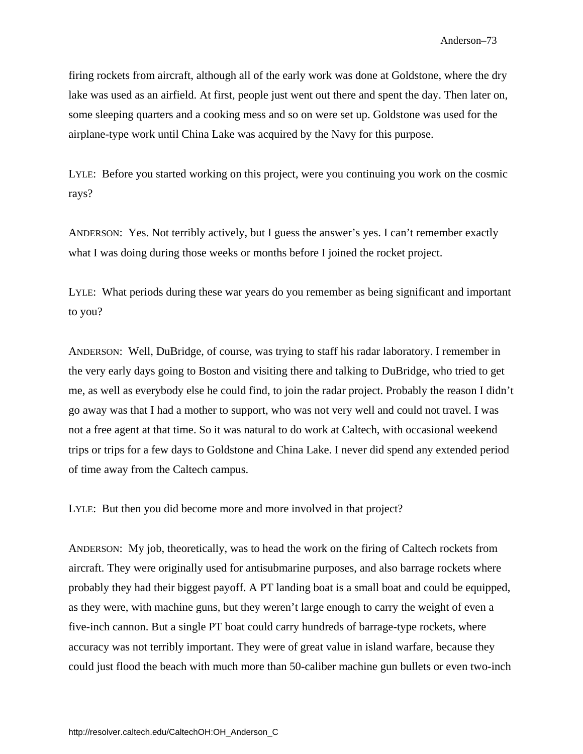firing rockets from aircraft, although all of the early work was done at Goldstone, where the dry lake was used as an airfield. At first, people just went out there and spent the day. Then later on, some sleeping quarters and a cooking mess and so on were set up. Goldstone was used for the airplane-type work until China Lake was acquired by the Navy for this purpose.

LYLE: Before you started working on this project, were you continuing you work on the cosmic rays?

ANDERSON: Yes. Not terribly actively, but I guess the answer's yes. I can't remember exactly what I was doing during those weeks or months before I joined the rocket project.

LYLE: What periods during these war years do you remember as being significant and important to you?

ANDERSON: Well, DuBridge, of course, was trying to staff his radar laboratory. I remember in the very early days going to Boston and visiting there and talking to DuBridge, who tried to get me, as well as everybody else he could find, to join the radar project. Probably the reason I didn't go away was that I had a mother to support, who was not very well and could not travel. I was not a free agent at that time. So it was natural to do work at Caltech, with occasional weekend trips or trips for a few days to Goldstone and China Lake. I never did spend any extended period of time away from the Caltech campus.

LYLE: But then you did become more and more involved in that project?

ANDERSON: My job, theoretically, was to head the work on the firing of Caltech rockets from aircraft. They were originally used for antisubmarine purposes, and also barrage rockets where probably they had their biggest payoff. A PT landing boat is a small boat and could be equipped, as they were, with machine guns, but they weren't large enough to carry the weight of even a five-inch cannon. But a single PT boat could carry hundreds of barrage-type rockets, where accuracy was not terribly important. They were of great value in island warfare, because they could just flood the beach with much more than 50-caliber machine gun bullets or even two-inch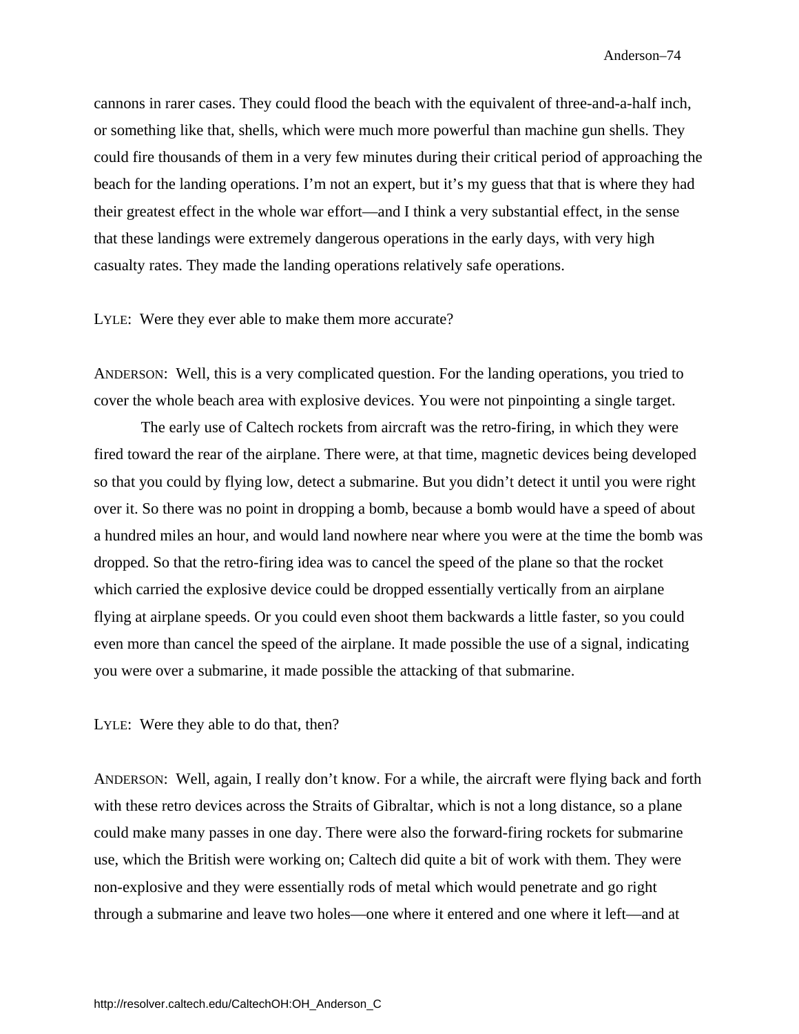cannons in rarer cases. They could flood the beach with the equivalent of three-and-a-half inch, or something like that, shells, which were much more powerful than machine gun shells. They could fire thousands of them in a very few minutes during their critical period of approaching the beach for the landing operations. I'm not an expert, but it's my guess that that is where they had their greatest effect in the whole war effort—and I think a very substantial effect, in the sense that these landings were extremely dangerous operations in the early days, with very high casualty rates. They made the landing operations relatively safe operations.

LYLE: Were they ever able to make them more accurate?

ANDERSON: Well, this is a very complicated question. For the landing operations, you tried to cover the whole beach area with explosive devices. You were not pinpointing a single target.

The early use of Caltech rockets from aircraft was the retro-firing, in which they were fired toward the rear of the airplane. There were, at that time, magnetic devices being developed so that you could by flying low, detect a submarine. But you didn't detect it until you were right over it. So there was no point in dropping a bomb, because a bomb would have a speed of about a hundred miles an hour, and would land nowhere near where you were at the time the bomb was dropped. So that the retro-firing idea was to cancel the speed of the plane so that the rocket which carried the explosive device could be dropped essentially vertically from an airplane flying at airplane speeds. Or you could even shoot them backwards a little faster, so you could even more than cancel the speed of the airplane. It made possible the use of a signal, indicating you were over a submarine, it made possible the attacking of that submarine.

LYLE: Were they able to do that, then?

ANDERSON: Well, again, I really don't know. For a while, the aircraft were flying back and forth with these retro devices across the Straits of Gibraltar, which is not a long distance, so a plane could make many passes in one day. There were also the forward-firing rockets for submarine use, which the British were working on; Caltech did quite a bit of work with them. They were non-explosive and they were essentially rods of metal which would penetrate and go right through a submarine and leave two holes—one where it entered and one where it left—and at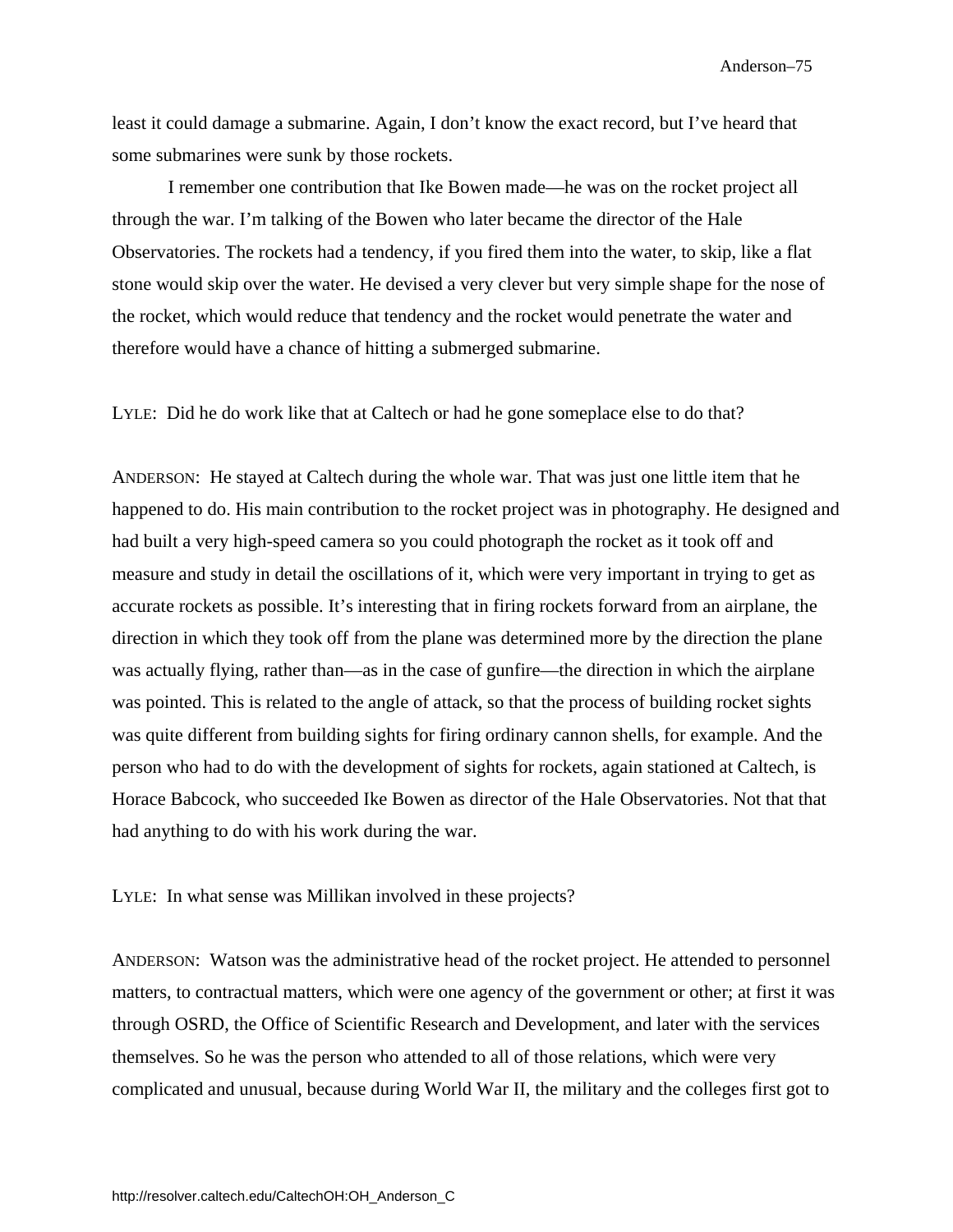least it could damage a submarine. Again, I don't know the exact record, but I've heard that some submarines were sunk by those rockets.

I remember one contribution that Ike Bowen made—he was on the rocket project all through the war. I'm talking of the Bowen who later became the director of the Hale Observatories. The rockets had a tendency, if you fired them into the water, to skip, like a flat stone would skip over the water. He devised a very clever but very simple shape for the nose of the rocket, which would reduce that tendency and the rocket would penetrate the water and therefore would have a chance of hitting a submerged submarine.

LYLE: Did he do work like that at Caltech or had he gone someplace else to do that?

ANDERSON: He stayed at Caltech during the whole war. That was just one little item that he happened to do. His main contribution to the rocket project was in photography. He designed and had built a very high-speed camera so you could photograph the rocket as it took off and measure and study in detail the oscillations of it, which were very important in trying to get as accurate rockets as possible. It's interesting that in firing rockets forward from an airplane, the direction in which they took off from the plane was determined more by the direction the plane was actually flying, rather than—as in the case of gunfire—the direction in which the airplane was pointed. This is related to the angle of attack, so that the process of building rocket sights was quite different from building sights for firing ordinary cannon shells, for example. And the person who had to do with the development of sights for rockets, again stationed at Caltech, is Horace Babcock, who succeeded Ike Bowen as director of the Hale Observatories. Not that that had anything to do with his work during the war.

LYLE: In what sense was Millikan involved in these projects?

ANDERSON: Watson was the administrative head of the rocket project. He attended to personnel matters, to contractual matters, which were one agency of the government or other; at first it was through OSRD, the Office of Scientific Research and Development, and later with the services themselves. So he was the person who attended to all of those relations, which were very complicated and unusual, because during World War II, the military and the colleges first got to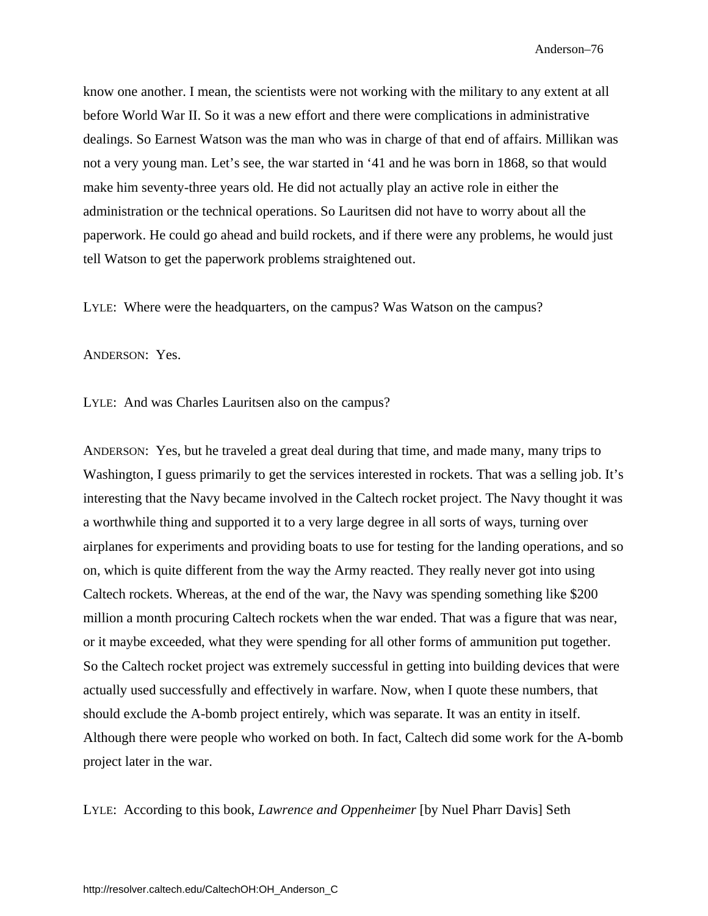know one another. I mean, the scientists were not working with the military to any extent at all before World War II. So it was a new effort and there were complications in administrative dealings. So Earnest Watson was the man who was in charge of that end of affairs. Millikan was not a very young man. Let's see, the war started in '41 and he was born in 1868, so that would make him seventy-three years old. He did not actually play an active role in either the administration or the technical operations. So Lauritsen did not have to worry about all the paperwork. He could go ahead and build rockets, and if there were any problems, he would just tell Watson to get the paperwork problems straightened out.

LYLE: Where were the headquarters, on the campus? Was Watson on the campus?

ANDERSON: Yes.

LYLE: And was Charles Lauritsen also on the campus?

ANDERSON: Yes, but he traveled a great deal during that time, and made many, many trips to Washington, I guess primarily to get the services interested in rockets. That was a selling job. It's interesting that the Navy became involved in the Caltech rocket project. The Navy thought it was a worthwhile thing and supported it to a very large degree in all sorts of ways, turning over airplanes for experiments and providing boats to use for testing for the landing operations, and so on, which is quite different from the way the Army reacted. They really never got into using Caltech rockets. Whereas, at the end of the war, the Navy was spending something like $200 million a month procuring Caltech rockets when the war ended. That was a figure that was near, or it maybe exceeded, what they were spending for all other forms of ammunition put together. So the Caltech rocket project was extremely successful in getting into building devices that were actually used successfully and effectively in warfare. Now, when I quote these numbers, that should exclude the A-bomb project entirely, which was separate. It was an entity in itself. Although there were people who worked on both. In fact, Caltech did some work for the A-bomb project later in the war.

LYLE: According to this book, *Lawrence and Oppenheimer* [by Nuel Pharr Davis] Seth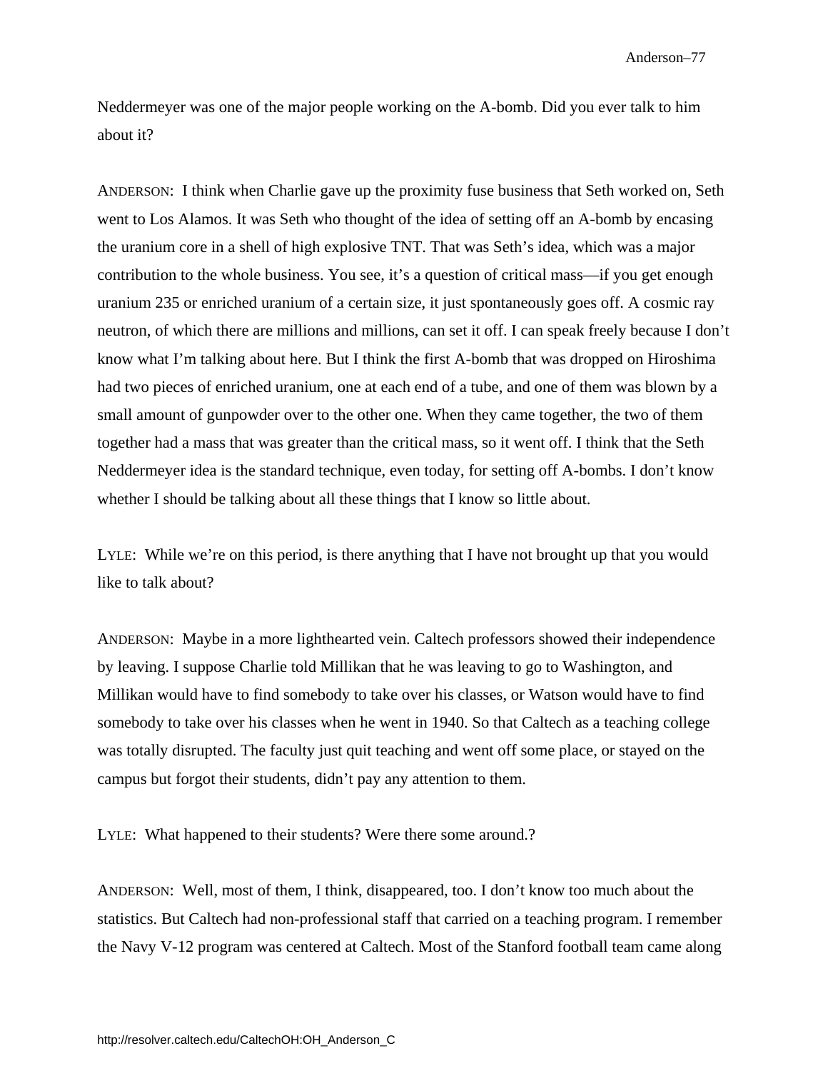Neddermeyer was one of the major people working on the A-bomb. Did you ever talk to him about it?

ANDERSON: I think when Charlie gave up the proximity fuse business that Seth worked on, Seth went to Los Alamos. It was Seth who thought of the idea of setting off an A-bomb by encasing the uranium core in a shell of high explosive TNT. That was Seth's idea, which was a major contribution to the whole business. You see, it's a question of critical mass—if you get enough uranium 235 or enriched uranium of a certain size, it just spontaneously goes off. A cosmic ray neutron, of which there are millions and millions, can set it off. I can speak freely because I don't know what I'm talking about here. But I think the first A-bomb that was dropped on Hiroshima had two pieces of enriched uranium, one at each end of a tube, and one of them was blown by a small amount of gunpowder over to the other one. When they came together, the two of them together had a mass that was greater than the critical mass, so it went off. I think that the Seth Neddermeyer idea is the standard technique, even today, for setting off A-bombs. I don't know whether I should be talking about all these things that I know so little about.

LYLE: While we're on this period, is there anything that I have not brought up that you would like to talk about?

ANDERSON: Maybe in a more lighthearted vein. Caltech professors showed their independence by leaving. I suppose Charlie told Millikan that he was leaving to go to Washington, and Millikan would have to find somebody to take over his classes, or Watson would have to find somebody to take over his classes when he went in 1940. So that Caltech as a teaching college was totally disrupted. The faculty just quit teaching and went off some place, or stayed on the campus but forgot their students, didn't pay any attention to them.

LYLE: What happened to their students? Were there some around.?

ANDERSON: Well, most of them, I think, disappeared, too. I don't know too much about the statistics. But Caltech had non-professional staff that carried on a teaching program. I remember the Navy V-12 program was centered at Caltech. Most of the Stanford football team came along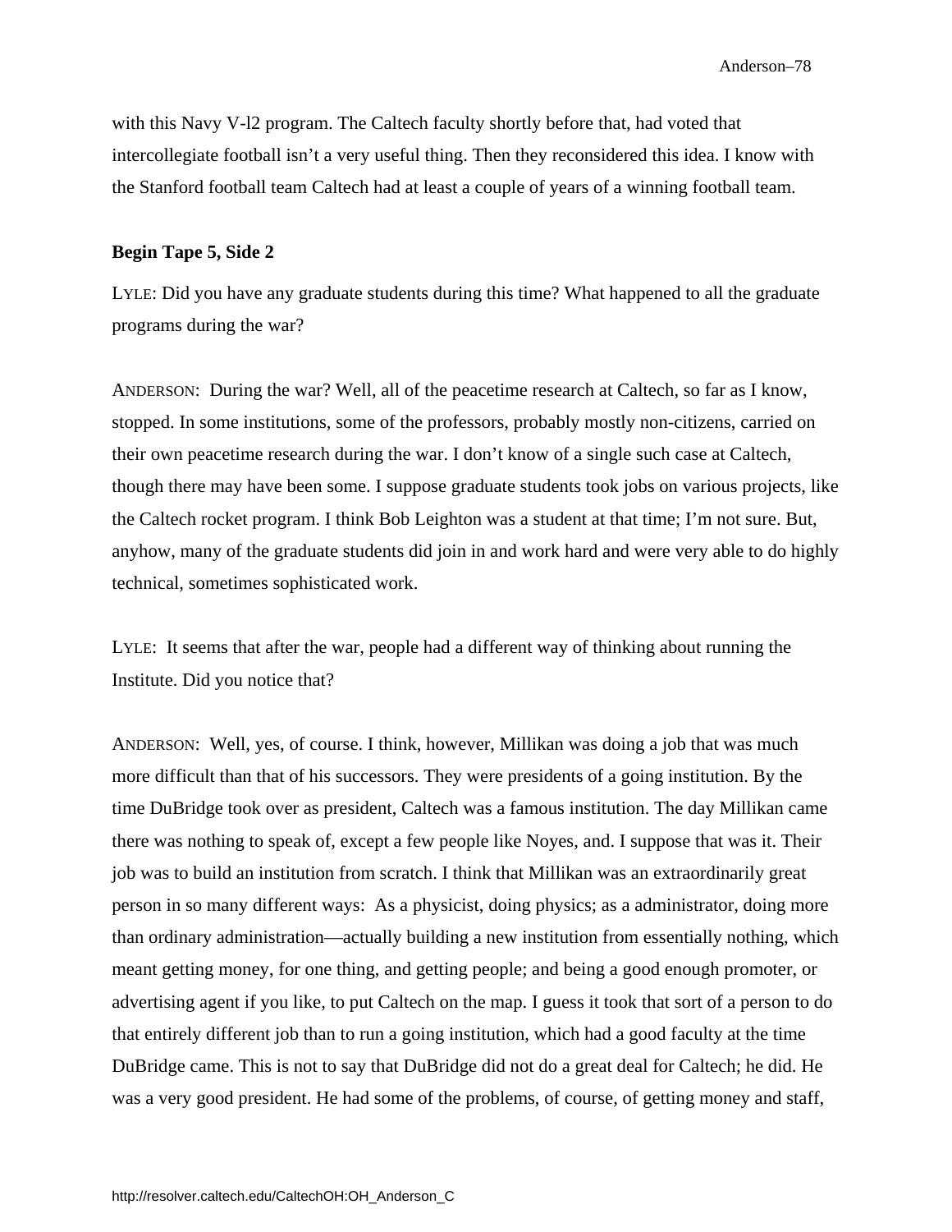with this Navy V-l2 program. The Caltech faculty shortly before that, had voted that intercollegiate football isn't a very useful thing. Then they reconsidered this idea. I know with the Stanford football team Caltech had at least a couple of years of a winning football team.

**Begin Tape 5, Side 2**

LYLE: Did you have any graduate students during this time? What happened to all the graduate programs during the war?

ANDERSON: During the war? Well, all of the peacetime research at Caltech, so far as I know, stopped. In some institutions, some of the professors, probably mostly non-citizens, carried on their own peacetime research during the war. I don't know of a single such case at Caltech, though there may have been some. I suppose graduate students took jobs on various projects, like the Caltech rocket program. I think Bob Leighton was a student at that time; I'm not sure. But, anyhow, many of the graduate students did join in and work hard and were very able to do highly technical, sometimes sophisticated work.

LYLE: It seems that after the war, people had a different way of thinking about running the Institute. Did you notice that?

ANDERSON: Well, yes, of course. I think, however, Millikan was doing a job that was much more difficult than that of his successors. They were presidents of a going institution. By the time DuBridge took over as president, Caltech was a famous institution. The day Millikan came there was nothing to speak of, except a few people like Noyes, and. I suppose that was it. Their job was to build an institution from scratch. I think that Millikan was an extraordinarily great person in so many different ways: As a physicist, doing physics; as a administrator, doing more than ordinary administration—actually building a new institution from essentially nothing, which meant getting money, for one thing, and getting people; and being a good enough promoter, or advertising agent if you like, to put Caltech on the map. I guess it took that sort of a person to do that entirely different job than to run a going institution, which had a good faculty at the time DuBridge came. This is not to say that DuBridge did not do a great deal for Caltech; he did. He was a very good president. He had some of the problems, of course, of getting money and staff,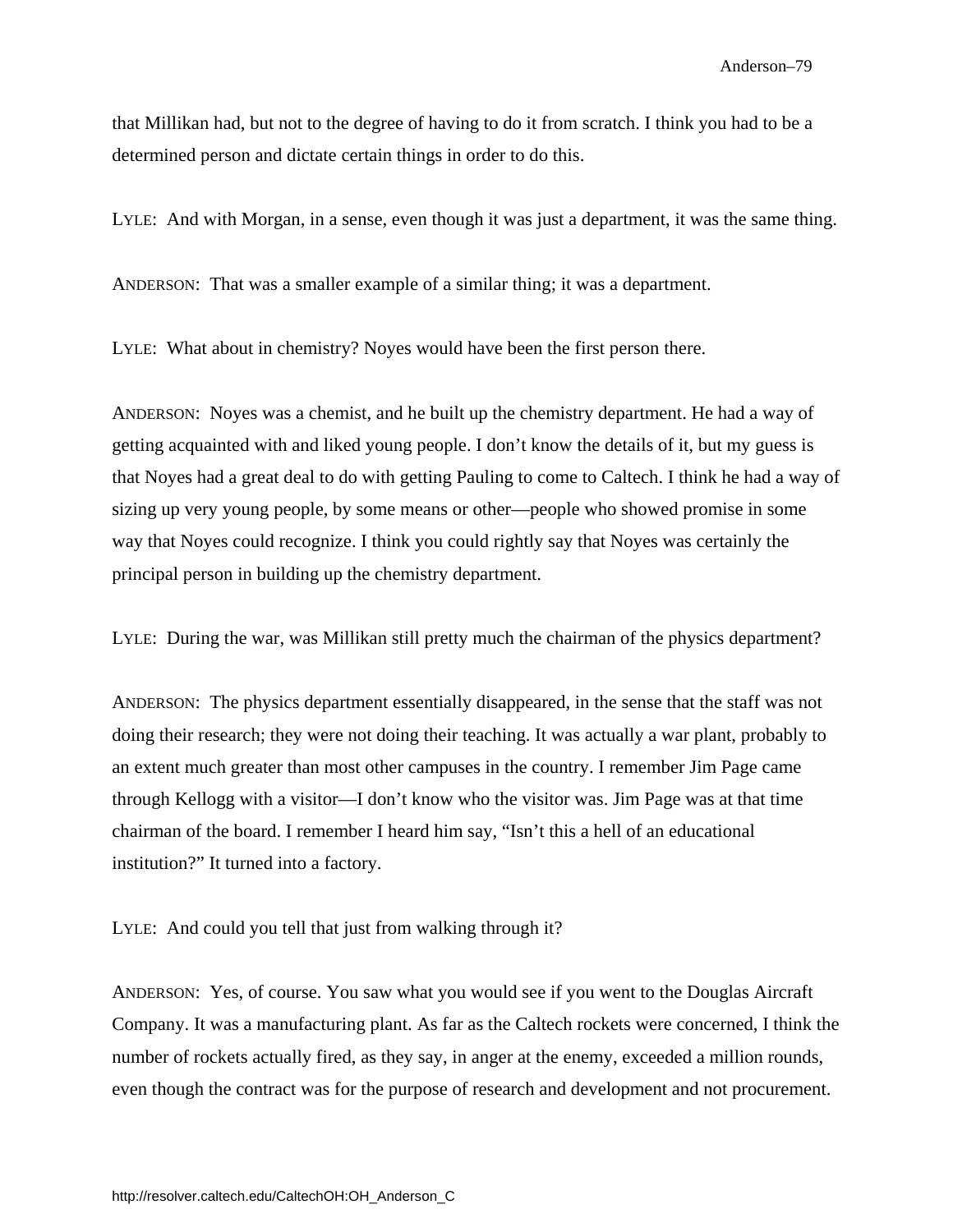that Millikan had, but not to the degree of having to do it from scratch. I think you had to be a determined person and dictate certain things in order to do this.

LYLE: And with Morgan, in a sense, even though it was just a department, it was the same thing.

ANDERSON: That was a smaller example of a similar thing; it was a department.

LYLE: What about in chemistry? Noyes would have been the first person there.

ANDERSON: Noyes was a chemist, and he built up the chemistry department. He had a way of getting acquainted with and liked young people. I don't know the details of it, but my guess is that Noyes had a great deal to do with getting Pauling to come to Caltech. I think he had a way of sizing up very young people, by some means or other—people who showed promise in some way that Noyes could recognize. I think you could rightly say that Noyes was certainly the principal person in building up the chemistry department.

LYLE: During the war, was Millikan still pretty much the chairman of the physics department?

ANDERSON: The physics department essentially disappeared, in the sense that the staff was not doing their research; they were not doing their teaching. It was actually a war plant, probably to an extent much greater than most other campuses in the country. I remember Jim Page came through Kellogg with a visitor—I don't know who the visitor was. Jim Page was at that time chairman of the board. I remember I heard him say, "Isn't this a hell of an educational institution?" It turned into a factory.

LYLE: And could you tell that just from walking through it?

ANDERSON: Yes, of course. You saw what you would see if you went to the Douglas Aircraft Company. It was a manufacturing plant. As far as the Caltech rockets were concerned, I think the number of rockets actually fired, as they say, in anger at the enemy, exceeded a million rounds, even though the contract was for the purpose of research and development and not procurement.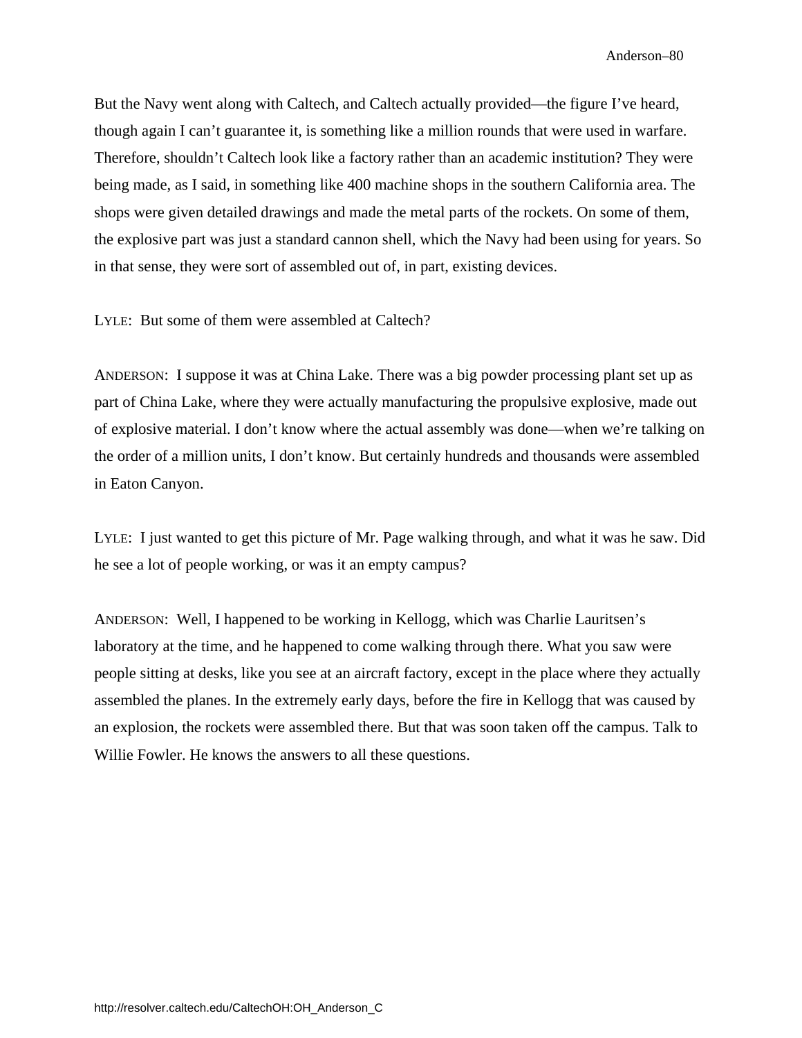But the Navy went along with Caltech, and Caltech actually provided—the figure I've heard, though again I can't guarantee it, is something like a million rounds that were used in warfare. Therefore, shouldn't Caltech look like a factory rather than an academic institution? They were being made, as I said, in something like 400 machine shops in the southern California area. The shops were given detailed drawings and made the metal parts of the rockets. On some of them, the explosive part was just a standard cannon shell, which the Navy had been using for years. So in that sense, they were sort of assembled out of, in part, existing devices.

LYLE: But some of them were assembled at Caltech?

ANDERSON: I suppose it was at China Lake. There was a big powder processing plant set up as part of China Lake, where they were actually manufacturing the propulsive explosive, made out of explosive material. I don't know where the actual assembly was done—when we're talking on the order of a million units, I don't know. But certainly hundreds and thousands were assembled in Eaton Canyon.

LYLE: I just wanted to get this picture of Mr. Page walking through, and what it was he saw. Did he see a lot of people working, or was it an empty campus?

ANDERSON: Well, I happened to be working in Kellogg, which was Charlie Lauritsen's laboratory at the time, and he happened to come walking through there. What you saw were people sitting at desks, like you see at an aircraft factory, except in the place where they actually assembled the planes. In the extremely early days, before the fire in Kellogg that was caused by an explosion, the rockets were assembled there. But that was soon taken off the campus. Talk to Willie Fowler. He knows the answers to all these questions.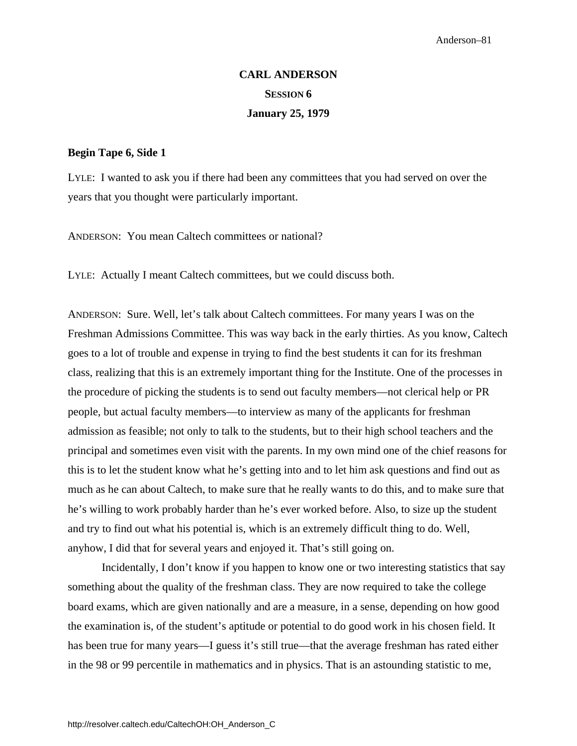# CARL ANDERSON

## SESSION 6

## January 25, 1979

**Begin Tape 6, Side 1**

LYLE: I wanted to ask you if there had been any committees that you had served on over the years that you thought were particularly important.

ANDERSON: You mean Caltech committees or national?

LYLE: Actually I meant Caltech committees, but we could discuss both.

ANDERSON: Sure. Well, let's talk about Caltech committees. For many years I was on the Freshman Admissions Committee. This was way back in the early thirties. As you know, Caltech goes to a lot of trouble and expense in trying to find the best students it can for its freshman class, realizing that this is an extremely important thing for the Institute. One of the processes in the procedure of picking the students is to send out faculty members—not clerical help or PR people, but actual faculty members—to interview as many of the applicants for freshman admission as feasible; not only to talk to the students, but to their high school teachers and the principal and sometimes even visit with the parents. In my own mind one of the chief reasons for this is to let the student know what he's getting into and to let him ask questions and find out as much as he can about Caltech, to make sure that he really wants to do this, and to make sure that he's willing to work probably harder than he's ever worked before. Also, to size up the student and try to find out what his potential is, which is an extremely difficult thing to do. Well, anyhow, I did that for several years and enjoyed it. That's still going on.

Incidentally, I don't know if you happen to know one or two interesting statistics that say something about the quality of the freshman class. They are now required to take the college board exams, which are given nationally and are a measure, in a sense, depending on how good the examination is, of the student's aptitude or potential to do good work in his chosen field. It has been true for many years—I guess it's still true—that the average freshman has rated either in the 98 or 99 percentile in mathematics and in physics. That is an astounding statistic to me,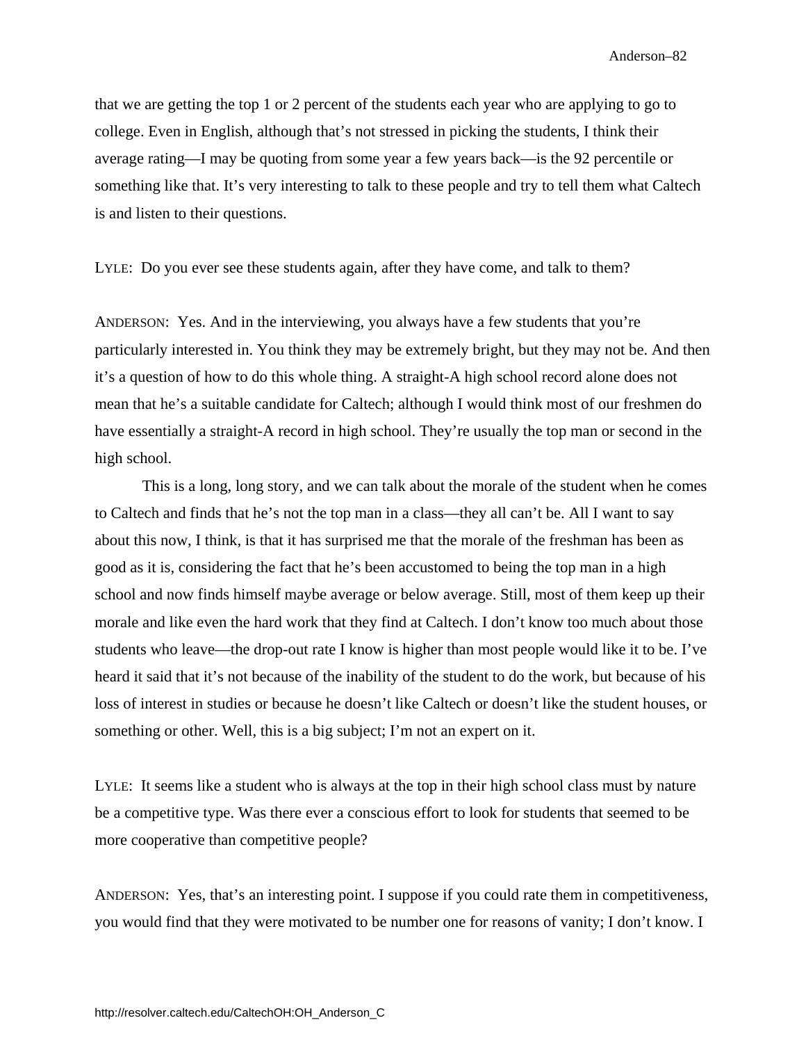that we are getting the top 1 or 2 percent of the students each year who are applying to go to college. Even in English, although that's not stressed in picking the students, I think their average rating—I may be quoting from some year a few years back—is the 92 percentile or something like that. It's very interesting to talk to these people and try to tell them what Caltech is and listen to their questions.

LYLE: Do you ever see these students again, after they have come, and talk to them?

ANDERSON: Yes. And in the interviewing, you always have a few students that you're particularly interested in. You think they may be extremely bright, but they may not be. And then it's a question of how to do this whole thing. A straight-A high school record alone does not mean that he's a suitable candidate for Caltech; although I would think most of our freshmen do have essentially a straight-A record in high school. They're usually the top man or second in the high school.

This is a long, long story, and we can talk about the morale of the student when he comes to Caltech and finds that he's not the top man in a class—they all can't be. All I want to say about this now, I think, is that it has surprised me that the morale of the freshman has been as good as it is, considering the fact that he's been accustomed to being the top man in a high school and now finds himself maybe average or below average. Still, most of them keep up their morale and like even the hard work that they find at Caltech. I don't know too much about those students who leave—the drop-out rate I know is higher than most people would like it to be. I've heard it said that it's not because of the inability of the student to do the work, but because of his loss of interest in studies or because he doesn't like Caltech or doesn't like the student houses, or something or other. Well, this is a big subject; I'm not an expert on it.

LYLE: It seems like a student who is always at the top in their high school class must by nature be a competitive type. Was there ever a conscious effort to look for students that seemed to be more cooperative than competitive people?

ANDERSON: Yes, that's an interesting point. I suppose if you could rate them in competitiveness, you would find that they were motivated to be number one for reasons of vanity; I don't know. I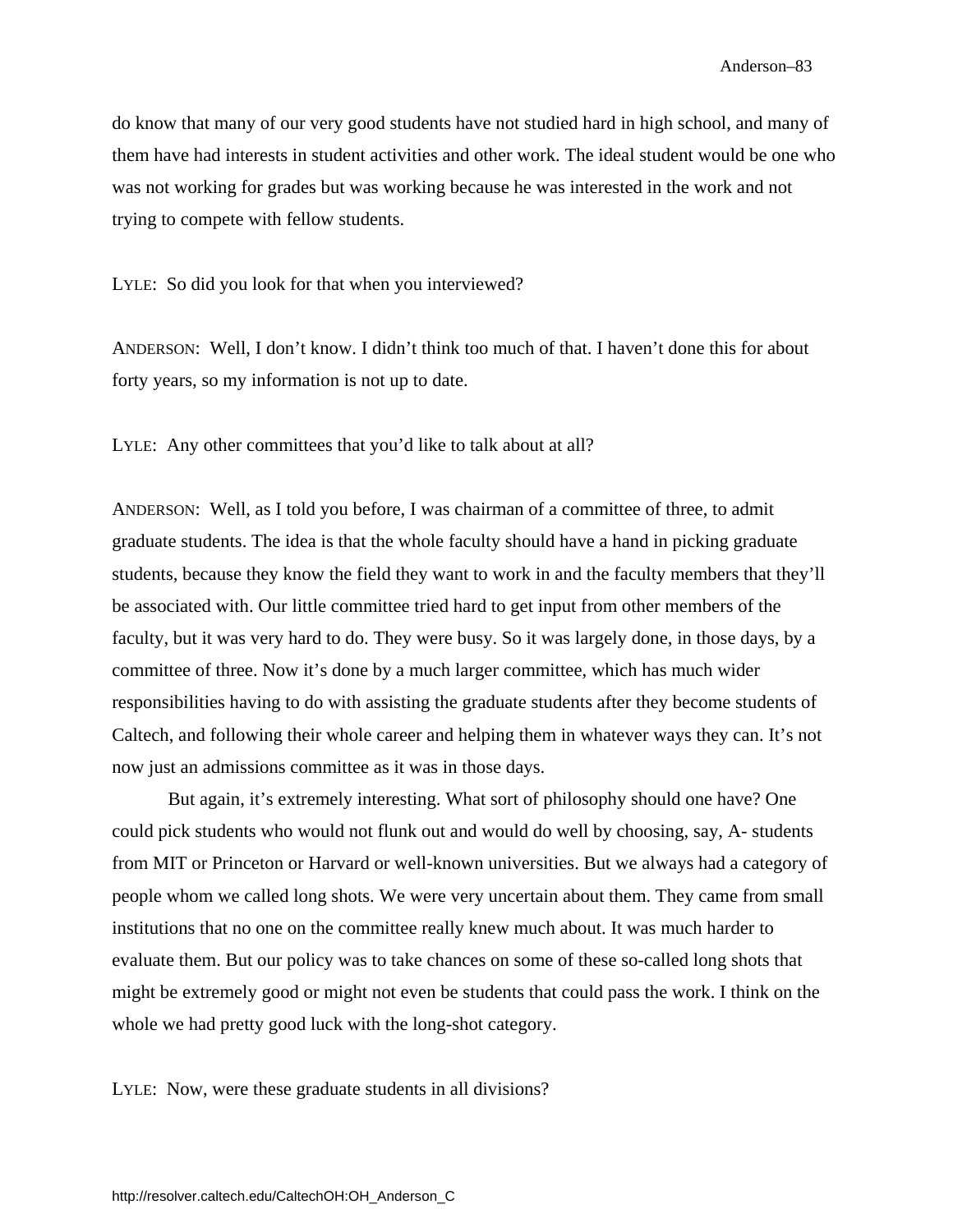do know that many of our very good students have not studied hard in high school, and many of them have had interests in student activities and other work. The ideal student would be one who was not working for grades but was working because he was interested in the work and not trying to compete with fellow students.

LYLE: So did you look for that when you interviewed?

ANDERSON: Well, I don't know. I didn't think too much of that. I haven't done this for about forty years, so my information is not up to date.

LYLE: Any other committees that you'd like to talk about at all?

ANDERSON: Well, as I told you before, I was chairman of a committee of three, to admit graduate students. The idea is that the whole faculty should have a hand in picking graduate students, because they know the field they want to work in and the faculty members that they'll be associated with. Our little committee tried hard to get input from other members of the faculty, but it was very hard to do. They were busy. So it was largely done, in those days, by a committee of three. Now it's done by a much larger committee, which has much wider responsibilities having to do with assisting the graduate students after they become students of Caltech, and following their whole career and helping them in whatever ways they can. It's not now just an admissions committee as it was in those days.

But again, it's extremely interesting. What sort of philosophy should one have? One could pick students who would not flunk out and would do well by choosing, say, A- students from MIT or Princeton or Harvard or well-known universities. But we always had a category of people whom we called long shots. We were very uncertain about them. They came from small institutions that no one on the committee really knew much about. It was much harder to evaluate them. But our policy was to take chances on some of these so-called long shots that might be extremely good or might not even be students that could pass the work. I think on the whole we had pretty good luck with the long-shot category.

LYLE: Now, were these graduate students in all divisions?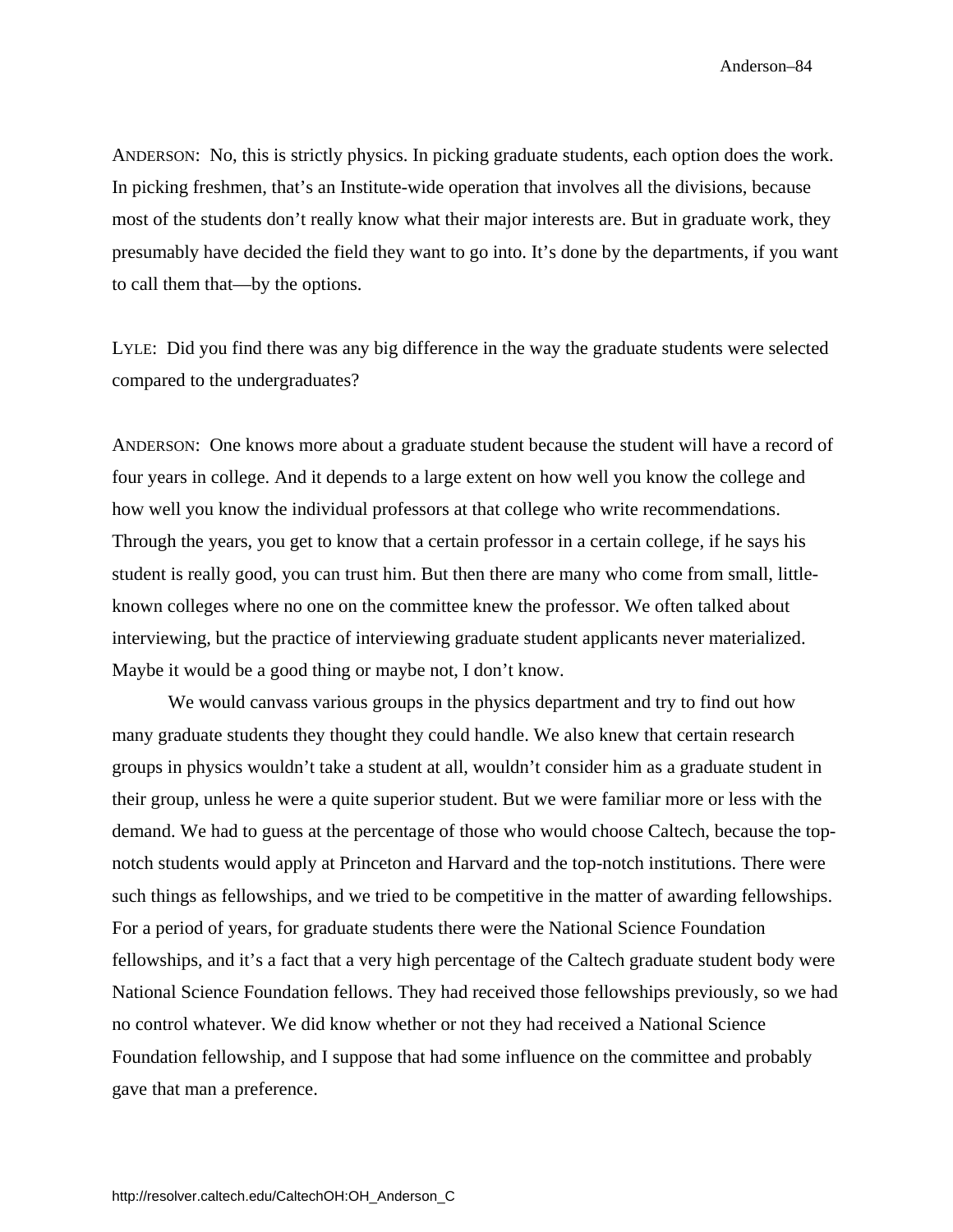ANDERSON: No, this is strictly physics. In picking graduate students, each option does the work. In picking freshmen, that's an Institute-wide operation that involves all the divisions, because most of the students don't really know what their major interests are. But in graduate work, they presumably have decided the field they want to go into. It's done by the departments, if you want to call them that—by the options.

LYLE: Did you find there was any big difference in the way the graduate students were selected compared to the undergraduates?

ANDERSON: One knows more about a graduate student because the student will have a record of four years in college. And it depends to a large extent on how well you know the college and how well you know the individual professors at that college who write recommendations. Through the years, you get to know that a certain professor in a certain college, if he says his student is really good, you can trust him. But then there are many who come from small, little-known colleges where no one on the committee knew the professor. We often talked about interviewing, but the practice of interviewing graduate student applicants never materialized. Maybe it would be a good thing or maybe not, I don't know.

We would canvass various groups in the physics department and try to find out how many graduate students they thought they could handle. We also knew that certain research groups in physics wouldn't take a student at all, wouldn't consider him as a graduate student in their group, unless he were a quite superior student. But we were familiar more or less with the demand. We had to guess at the percentage of those who would choose Caltech, because the top-notch students would apply at Princeton and Harvard and the top-notch institutions. There were such things as fellowships, and we tried to be competitive in the matter of awarding fellowships. For a period of years, for graduate students there were the National Science Foundation fellowships, and it's a fact that a very high percentage of the Caltech graduate student body were National Science Foundation fellows. They had received those fellowships previously, so we had no control whatever. We did know whether or not they had received a National Science Foundation fellowship, and I suppose that had some influence on the committee and probably gave that man a preference.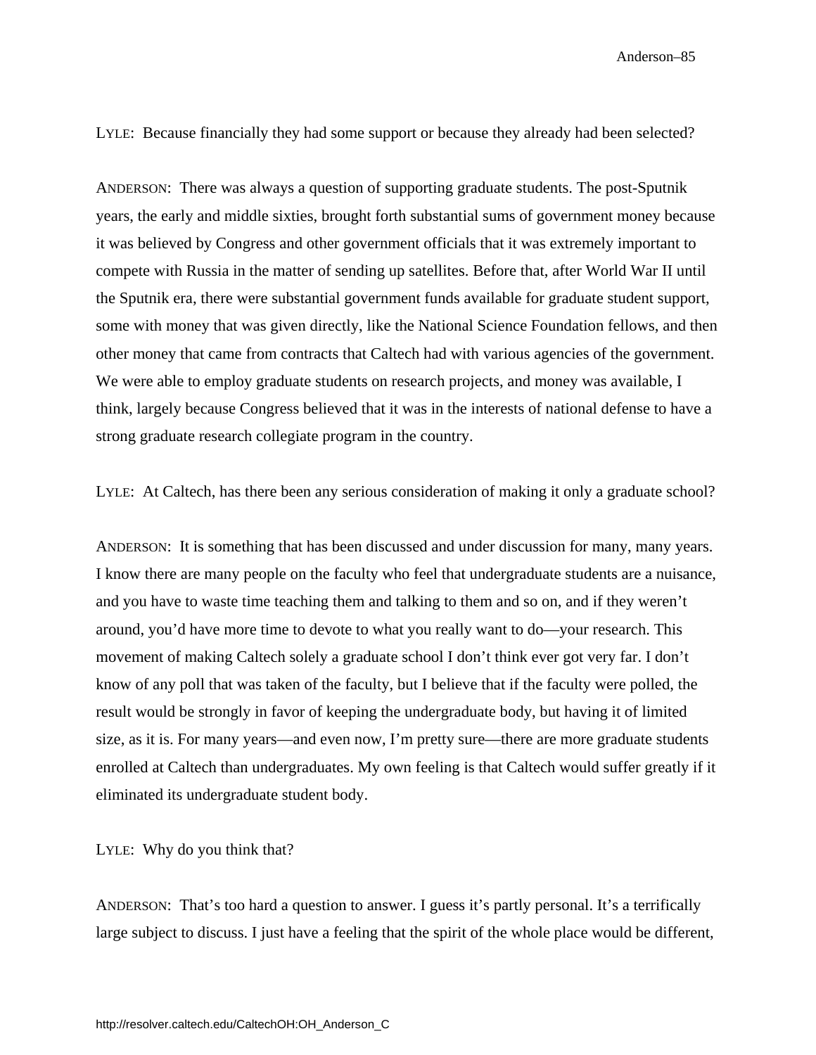LYLE: Because financially they had some support or because they already had been selected?

ANDERSON: There was always a question of supporting graduate students. The post-Sputnik years, the early and middle sixties, brought forth substantial sums of government money because it was believed by Congress and other government officials that it was extremely important to compete with Russia in the matter of sending up satellites. Before that, after World War II until the Sputnik era, there were substantial government funds available for graduate student support, some with money that was given directly, like the National Science Foundation fellows, and then other money that came from contracts that Caltech had with various agencies of the government. We were able to employ graduate students on research projects, and money was available, I think, largely because Congress believed that it was in the interests of national defense to have a strong graduate research collegiate program in the country.

LYLE: At Caltech, has there been any serious consideration of making it only a graduate school?

ANDERSON: It is something that has been discussed and under discussion for many, many years. I know there are many people on the faculty who feel that undergraduate students are a nuisance, and you have to waste time teaching them and talking to them and so on, and if they weren't around, you'd have more time to devote to what you really want to do—your research. This movement of making Caltech solely a graduate school I don't think ever got very far. I don't know of any poll that was taken of the faculty, but I believe that if the faculty were polled, the result would be strongly in favor of keeping the undergraduate body, but having it of limited size, as it is. For many years—and even now, I'm pretty sure—there are more graduate students enrolled at Caltech than undergraduates. My own feeling is that Caltech would suffer greatly if it eliminated its undergraduate student body.

LYLE: Why do you think that?

ANDERSON: That's too hard a question to answer. I guess it's partly personal. It's a terrifically large subject to discuss. I just have a feeling that the spirit of the whole place would be different,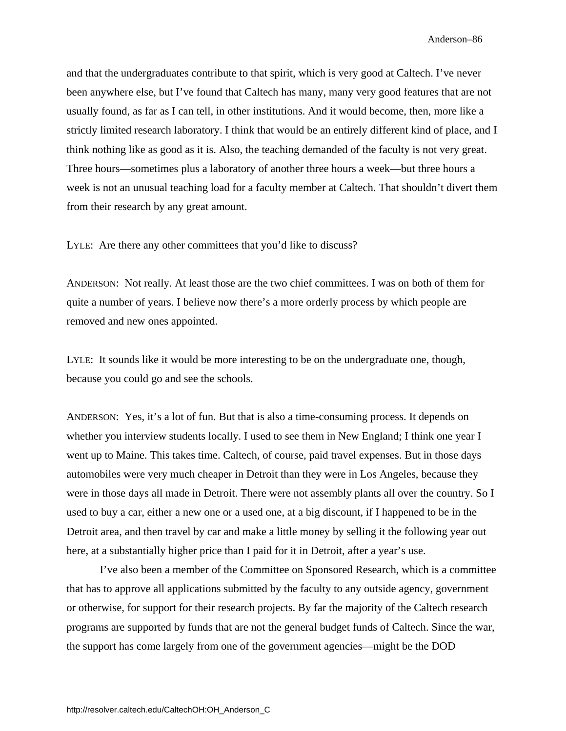and that the undergraduates contribute to that spirit, which is very good at Caltech. I've never been anywhere else, but I've found that Caltech has many, many very good features that are not usually found, as far as I can tell, in other institutions. And it would become, then, more like a strictly limited research laboratory. I think that would be an entirely different kind of place, and I think nothing like as good as it is. Also, the teaching demanded of the faculty is not very great. Three hours—sometimes plus a laboratory of another three hours a week—but three hours a week is not an unusual teaching load for a faculty member at Caltech. That shouldn't divert them from their research by any great amount.

LYLE: Are there any other committees that you'd like to discuss?

ANDERSON: Not really. At least those are the two chief committees. I was on both of them for quite a number of years. I believe now there's a more orderly process by which people are removed and new ones appointed.

LYLE: It sounds like it would be more interesting to be on the undergraduate one, though, because you could go and see the schools.

ANDERSON: Yes, it's a lot of fun. But that is also a time-consuming process. It depends on whether you interview students locally. I used to see them in New England; I think one year I went up to Maine. This takes time. Caltech, of course, paid travel expenses. But in those days automobiles were very much cheaper in Detroit than they were in Los Angeles, because they were in those days all made in Detroit. There were not assembly plants all over the country. So I used to buy a car, either a new one or a used one, at a big discount, if I happened to be in the Detroit area, and then travel by car and make a little money by selling it the following year out here, at a substantially higher price than I paid for it in Detroit, after a year's use.

I've also been a member of the Committee on Sponsored Research, which is a committee that has to approve all applications submitted by the faculty to any outside agency, government or otherwise, for support for their research projects. By far the majority of the Caltech research programs are supported by funds that are not the general budget funds of Caltech. Since the war, the support has come largely from one of the government agencies—might be the DOD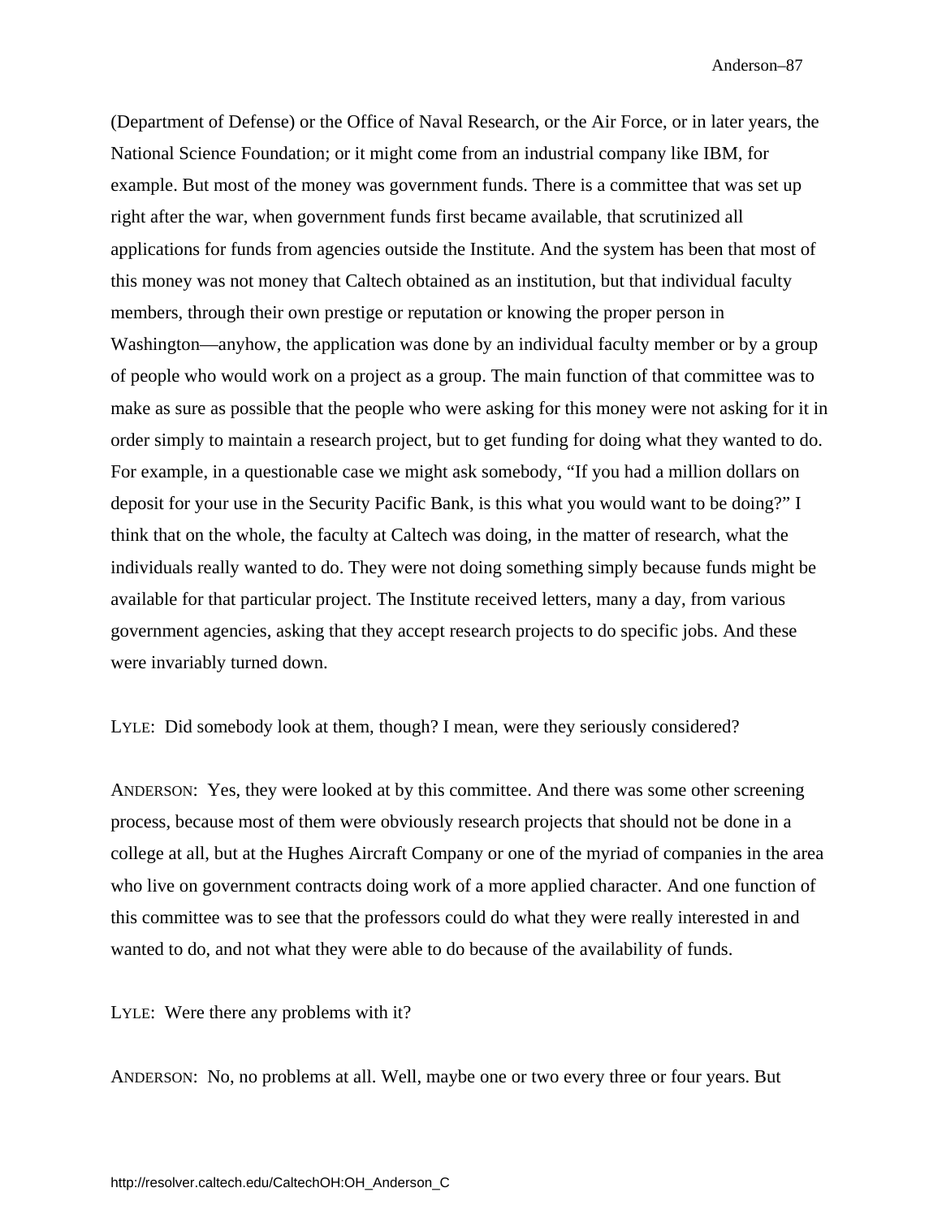(Department of Defense) or the Office of Naval Research, or the Air Force, or in later years, the National Science Foundation; or it might come from an industrial company like IBM, for example. But most of the money was government funds. There is a committee that was set up right after the war, when government funds first became available, that scrutinized all applications for funds from agencies outside the Institute. And the system has been that most of this money was not money that Caltech obtained as an institution, but that individual faculty members, through their own prestige or reputation or knowing the proper person in Washington—anyhow, the application was done by an individual faculty member or by a group of people who would work on a project as a group. The main function of that committee was to make as sure as possible that the people who were asking for this money were not asking for it in order simply to maintain a research project, but to get funding for doing what they wanted to do. For example, in a questionable case we might ask somebody, "If you had a million dollars on deposit for your use in the Security Pacific Bank, is this what you would want to be doing?" I think that on the whole, the faculty at Caltech was doing, in the matter of research, what the individuals really wanted to do. They were not doing something simply because funds might be available for that particular project. The Institute received letters, many a day, from various government agencies, asking that they accept research projects to do specific jobs. And these were invariably turned down.

LYLE: Did somebody look at them, though? I mean, were they seriously considered?

ANDERSON: Yes, they were looked at by this committee. And there was some other screening process, because most of them were obviously research projects that should not be done in a college at all, but at the Hughes Aircraft Company or one of the myriad of companies in the area who live on government contracts doing work of a more applied character. And one function of this committee was to see that the professors could do what they were really interested in and wanted to do, and not what they were able to do because of the availability of funds.

LYLE: Were there any problems with it?

ANDERSON: No, no problems at all. Well, maybe one or two every three or four years. But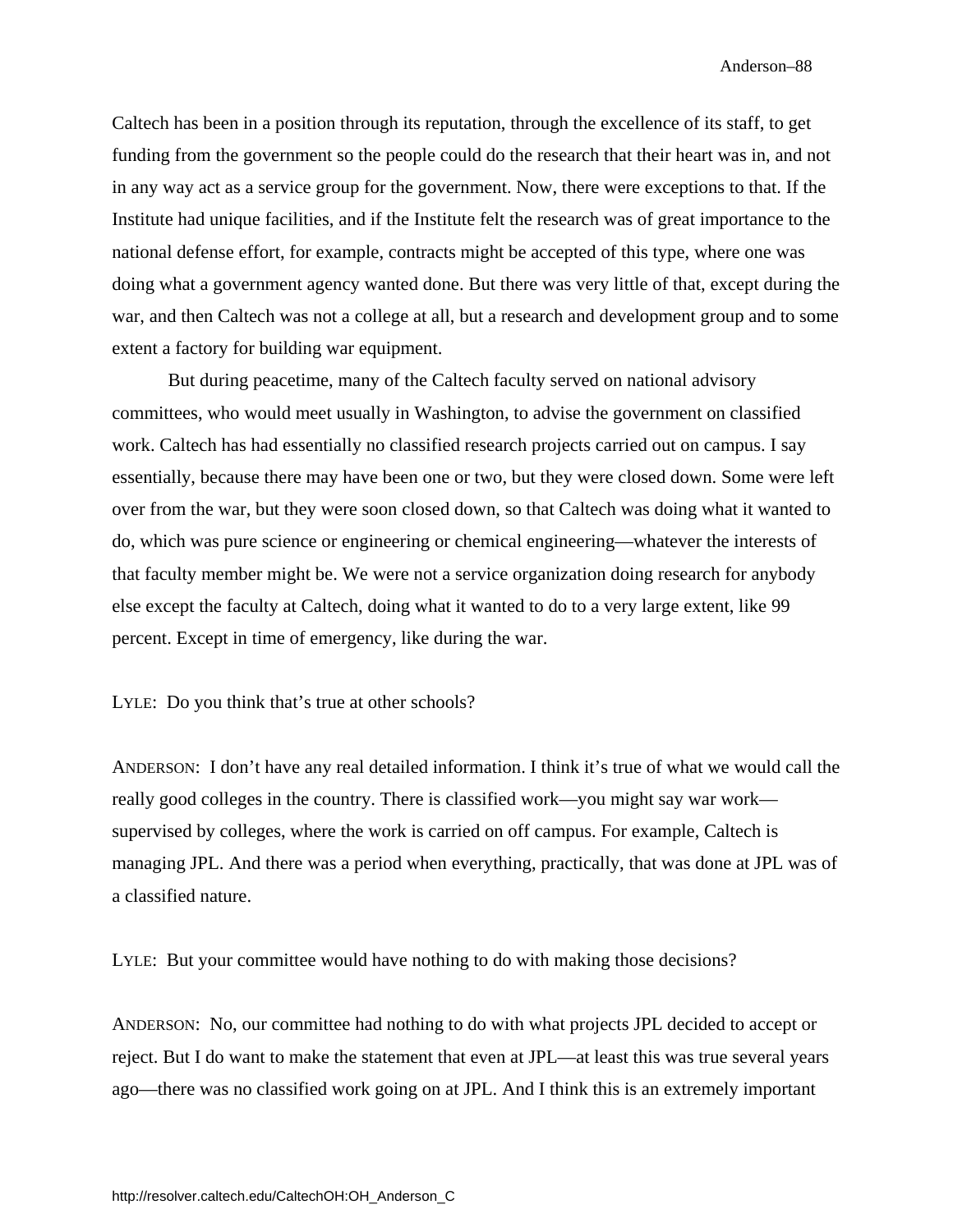Caltech has been in a position through its reputation, through the excellence of its staff, to get funding from the government so the people could do the research that their heart was in, and not in any way act as a service group for the government. Now, there were exceptions to that. If the Institute had unique facilities, and if the Institute felt the research was of great importance to the national defense effort, for example, contracts might be accepted of this type, where one was doing what a government agency wanted done. But there was very little of that, except during the war, and then Caltech was not a college at all, but a research and development group and to some extent a factory for building war equipment.

But during peacetime, many of the Caltech faculty served on national advisory committees, who would meet usually in Washington, to advise the government on classified work. Caltech has had essentially no classified research projects carried out on campus. I say essentially, because there may have been one or two, but they were closed down. Some were left over from the war, but they were soon closed down, so that Caltech was doing what it wanted to do, which was pure science or engineering or chemical engineering—whatever the interests of that faculty member might be. We were not a service organization doing research for anybody else except the faculty at Caltech, doing what it wanted to do to a very large extent, like 99 percent. Except in time of emergency, like during the war.

LYLE: Do you think that's true at other schools?

ANDERSON: I don't have any real detailed information. I think it's true of what we would call the really good colleges in the country. There is classified work—you might say war work—supervised by colleges, where the work is carried on off campus. For example, Caltech is managing JPL. And there was a period when everything, practically, that was done at JPL was of a classified nature.

LYLE: But your committee would have nothing to do with making those decisions?

ANDERSON: No, our committee had nothing to do with what projects JPL decided to accept or reject. But I do want to make the statement that even at JPL—at least this was true several years ago—there was no classified work going on at JPL. And I think this is an extremely important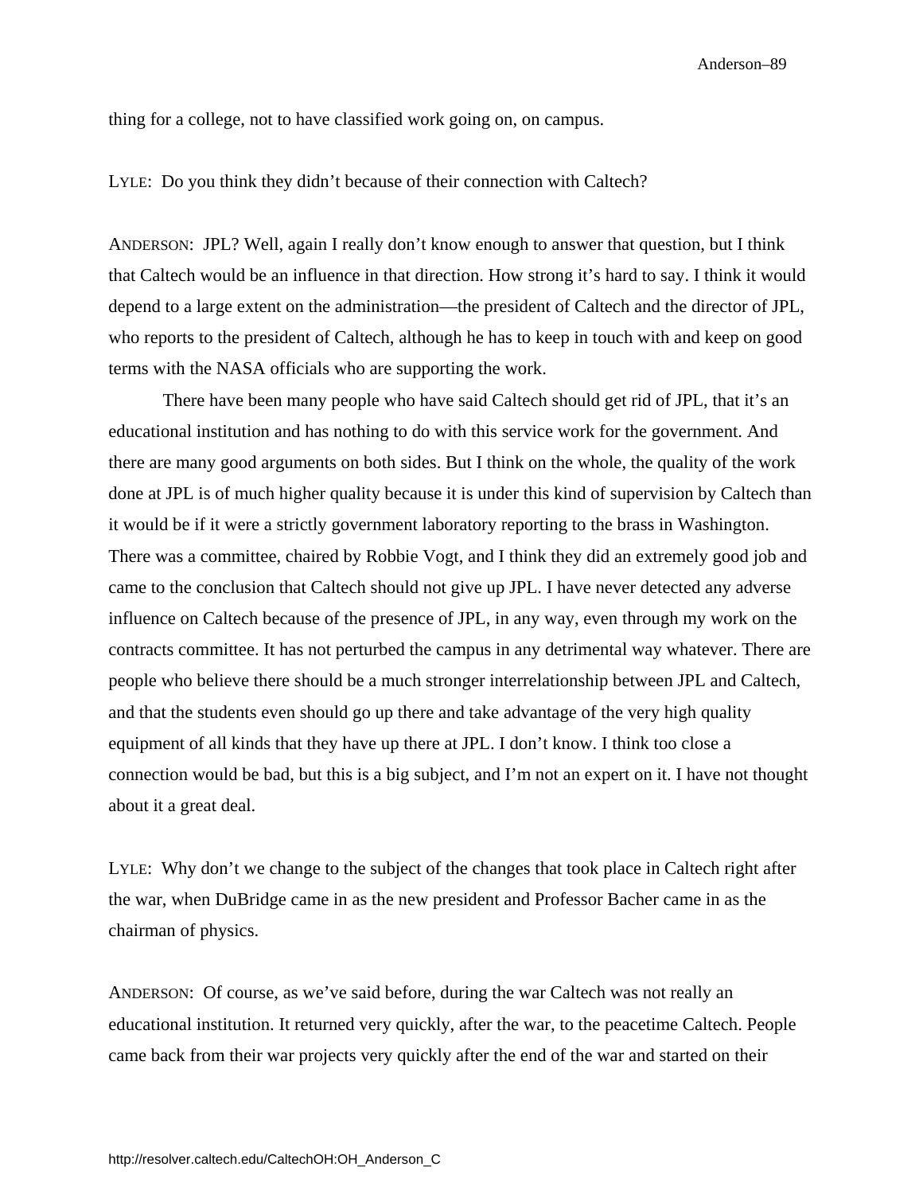thing for a college, not to have classified work going on, on campus.

LYLE: Do you think they didn't because of their connection with Caltech?

ANDERSON: JPL? Well, again I really don't know enough to answer that question, but I think that Caltech would be an influence in that direction. How strong it's hard to say. I think it would depend to a large extent on the administration—the president of Caltech and the director of JPL, who reports to the president of Caltech, although he has to keep in touch with and keep on good terms with the NASA officials who are supporting the work.

There have been many people who have said Caltech should get rid of JPL, that it's an educational institution and has nothing to do with this service work for the government. And there are many good arguments on both sides. But I think on the whole, the quality of the work done at JPL is of much higher quality because it is under this kind of supervision by Caltech than it would be if it were a strictly government laboratory reporting to the brass in Washington. There was a committee, chaired by Robbie Vogt, and I think they did an extremely good job and came to the conclusion that Caltech should not give up JPL. I have never detected any adverse influence on Caltech because of the presence of JPL, in any way, even through my work on the contracts committee. It has not perturbed the campus in any detrimental way whatever. There are people who believe there should be a much stronger interrelationship between JPL and Caltech, and that the students even should go up there and take advantage of the very high quality equipment of all kinds that they have up there at JPL. I don't know. I think too close a connection would be bad, but this is a big subject, and I'm not an expert on it. I have not thought about it a great deal.

LYLE: Why don't we change to the subject of the changes that took place in Caltech right after the war, when DuBridge came in as the new president and Professor Bacher came in as the chairman of physics.

ANDERSON: Of course, as we've said before, during the war Caltech was not really an educational institution. It returned very quickly, after the war, to the peacetime Caltech. People came back from their war projects very quickly after the end of the war and started on their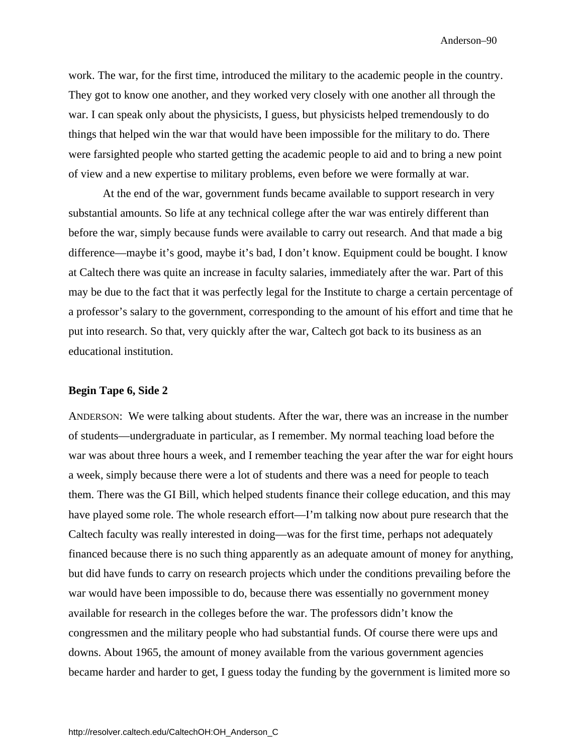work. The war, for the first time, introduced the military to the academic people in the country. They got to know one another, and they worked very closely with one another all through the war. I can speak only about the physicists, I guess, but physicists helped tremendously to do things that helped win the war that would have been impossible for the military to do. There were farsighted people who started getting the academic people to aid and to bring a new point of view and a new expertise to military problems, even before we were formally at war.

At the end of the war, government funds became available to support research in very substantial amounts. So life at any technical college after the war was entirely different than before the war, simply because funds were available to carry out research. And that made a big difference—maybe it's good, maybe it's bad, I don't know. Equipment could be bought. I know at Caltech there was quite an increase in faculty salaries, immediately after the war. Part of this may be due to the fact that it was perfectly legal for the Institute to charge a certain percentage of a professor's salary to the government, corresponding to the amount of his effort and time that he put into research. So that, very quickly after the war, Caltech got back to its business as an educational institution.

**Begin Tape 6, Side 2**

ANDERSON: We were talking about students. After the war, there was an increase in the number of students—undergraduate in particular, as I remember. My normal teaching load before the war was about three hours a week, and I remember teaching the year after the war for eight hours a week, simply because there were a lot of students and there was a need for people to teach them. There was the GI Bill, which helped students finance their college education, and this may have played some role. The whole research effort—I'm talking now about pure research that the Caltech faculty was really interested in doing—was for the first time, perhaps not adequately financed because there is no such thing apparently as an adequate amount of money for anything, but did have funds to carry on research projects which under the conditions prevailing before the war would have been impossible to do, because there was essentially no government money available for research in the colleges before the war. The professors didn't know the congressmen and the military people who had substantial funds. Of course there were ups and downs. About 1965, the amount of money available from the various government agencies became harder and harder to get, I guess today the funding by the government is limited more so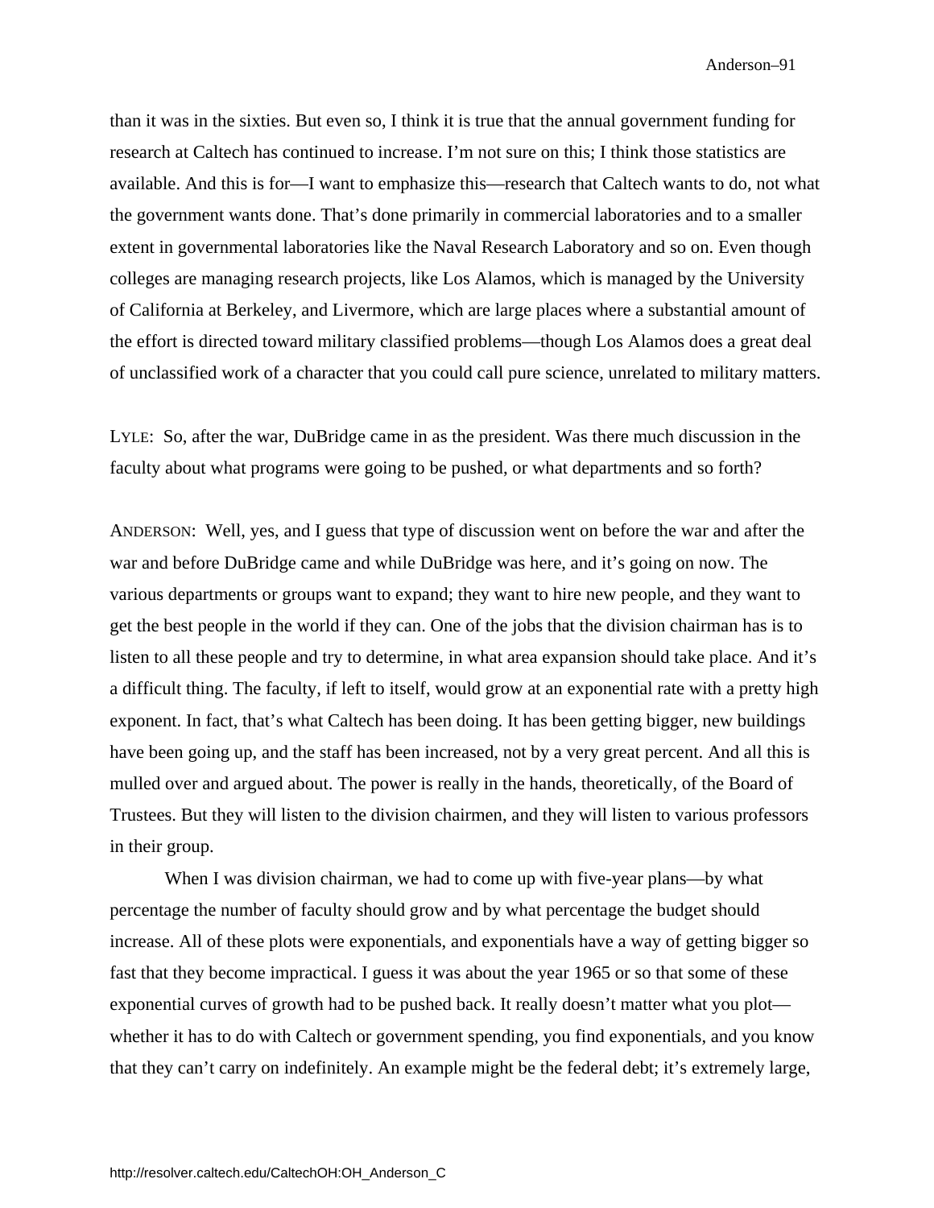than it was in the sixties. But even so, I think it is true that the annual government funding for research at Caltech has continued to increase. I'm not sure on this; I think those statistics are available. And this is for—I want to emphasize this—research that Caltech wants to do, not what the government wants done. That's done primarily in commercial laboratories and to a smaller extent in governmental laboratories like the Naval Research Laboratory and so on. Even though colleges are managing research projects, like Los Alamos, which is managed by the University of California at Berkeley, and Livermore, which are large places where a substantial amount of the effort is directed toward military classified problems—though Los Alamos does a great deal of unclassified work of a character that you could call pure science, unrelated to military matters.

LYLE: So, after the war, DuBridge came in as the president. Was there much discussion in the faculty about what programs were going to be pushed, or what departments and so forth?

ANDERSON: Well, yes, and I guess that type of discussion went on before the war and after the war and before DuBridge came and while DuBridge was here, and it's going on now. The various departments or groups want to expand; they want to hire new people, and they want to get the best people in the world if they can. One of the jobs that the division chairman has is to listen to all these people and try to determine, in what area expansion should take place. And it's a difficult thing. The faculty, if left to itself, would grow at an exponential rate with a pretty high exponent. In fact, that's what Caltech has been doing. It has been getting bigger, new buildings have been going up, and the staff has been increased, not by a very great percent. And all this is mulled over and argued about. The power is really in the hands, theoretically, of the Board of Trustees. But they will listen to the division chairmen, and they will listen to various professors in their group.

When I was division chairman, we had to come up with five-year plans—by what percentage the number of faculty should grow and by what percentage the budget should increase. All of these plots were exponentials, and exponentials have a way of getting bigger so fast that they become impractical. I guess it was about the year 1965 or so that some of these exponential curves of growth had to be pushed back. It really doesn't matter what you plot—whether it has to do with Caltech or government spending, you find exponentials, and you know that they can't carry on indefinitely. An example might be the federal debt; it's extremely large,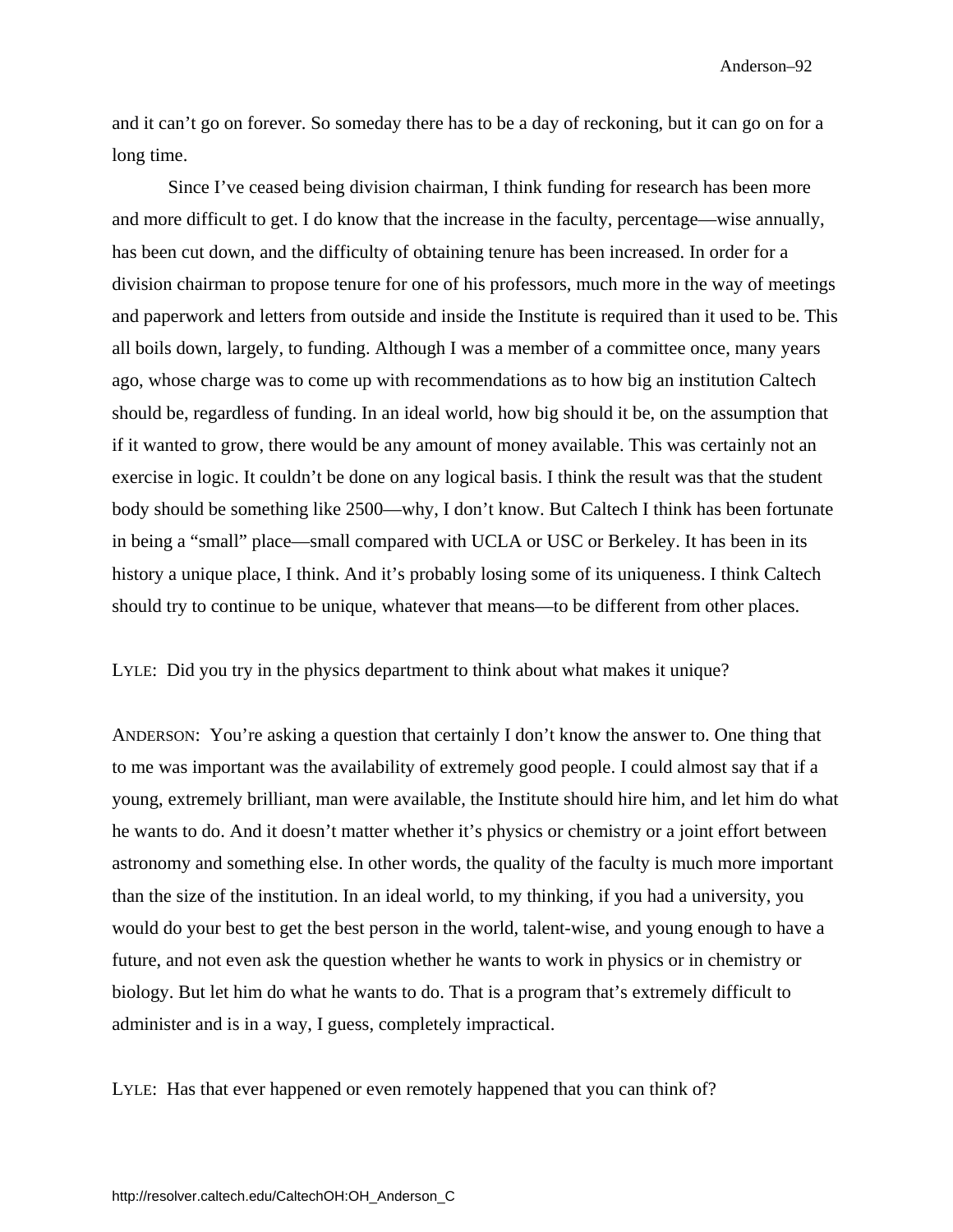and it can't go on forever. So someday there has to be a day of reckoning, but it can go on for a long time.

Since I've ceased being division chairman, I think funding for research has been more and more difficult to get. I do know that the increase in the faculty, percentage—wise annually, has been cut down, and the difficulty of obtaining tenure has been increased. In order for a division chairman to propose tenure for one of his professors, much more in the way of meetings and paperwork and letters from outside and inside the Institute is required than it used to be. This all boils down, largely, to funding. Although I was a member of a committee once, many years ago, whose charge was to come up with recommendations as to how big an institution Caltech should be, regardless of funding. In an ideal world, how big should it be, on the assumption that if it wanted to grow, there would be any amount of money available. This was certainly not an exercise in logic. It couldn't be done on any logical basis. I think the result was that the student body should be something like 2500—why, I don't know. But Caltech I think has been fortunate in being a "small" place—small compared with UCLA or USC or Berkeley. It has been in its history a unique place, I think. And it's probably losing some of its uniqueness. I think Caltech should try to continue to be unique, whatever that means—to be different from other places.

LYLE: Did you try in the physics department to think about what makes it unique?

ANDERSON: You're asking a question that certainly I don't know the answer to. One thing that to me was important was the availability of extremely good people. I could almost say that if a young, extremely brilliant, man were available, the Institute should hire him, and let him do what he wants to do. And it doesn't matter whether it's physics or chemistry or a joint effort between astronomy and something else. In other words, the quality of the faculty is much more important than the size of the institution. In an ideal world, to my thinking, if you had a university, you would do your best to get the best person in the world, talent-wise, and young enough to have a future, and not even ask the question whether he wants to work in physics or in chemistry or biology. But let him do what he wants to do. That is a program that's extremely difficult to administer and is in a way, I guess, completely impractical.

LYLE: Has that ever happened or even remotely happened that you can think of?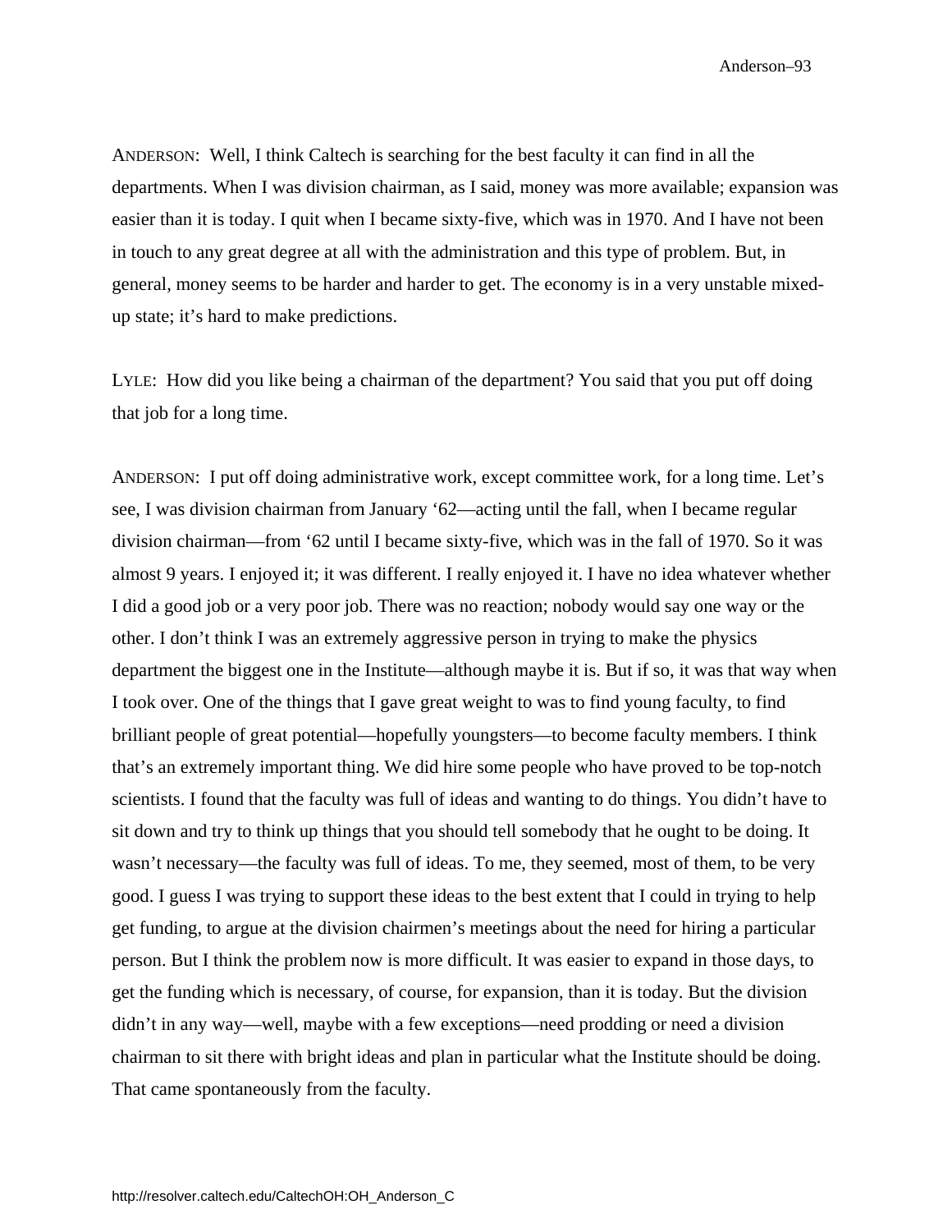ANDERSON: Well, I think Caltech is searching for the best faculty it can find in all the departments. When I was division chairman, as I said, money was more available; expansion was easier than it is today. I quit when I became sixty-five, which was in 1970. And I have not been in touch to any great degree at all with the administration and this type of problem. But, in general, money seems to be harder and harder to get. The economy is in a very unstable mixed-up state; it's hard to make predictions.

LYLE: How did you like being a chairman of the department? You said that you put off doing that job for a long time.

ANDERSON: I put off doing administrative work, except committee work, for a long time. Let's see, I was division chairman from January '62—acting until the fall, when I became regular division chairman—from '62 until I became sixty-five, which was in the fall of 1970. So it was almost 9 years. I enjoyed it; it was different. I really enjoyed it. I have no idea whatever whether I did a good job or a very poor job. There was no reaction; nobody would say one way or the other. I don't think I was an extremely aggressive person in trying to make the physics department the biggest one in the Institute—although maybe it is. But if so, it was that way when I took over. One of the things that I gave great weight to was to find young faculty, to find brilliant people of great potential—hopefully youngsters—to become faculty members. I think that's an extremely important thing. We did hire some people who have proved to be top-notch scientists. I found that the faculty was full of ideas and wanting to do things. You didn't have to sit down and try to think up things that you should tell somebody that he ought to be doing. It wasn't necessary—the faculty was full of ideas. To me, they seemed, most of them, to be very good. I guess I was trying to support these ideas to the best extent that I could in trying to help get funding, to argue at the division chairmen's meetings about the need for hiring a particular person. But I think the problem now is more difficult. It was easier to expand in those days, to get the funding which is necessary, of course, for expansion, than it is today. But the division didn't in any way—well, maybe with a few exceptions—need prodding or need a division chairman to sit there with bright ideas and plan in particular what the Institute should be doing. That came spontaneously from the faculty.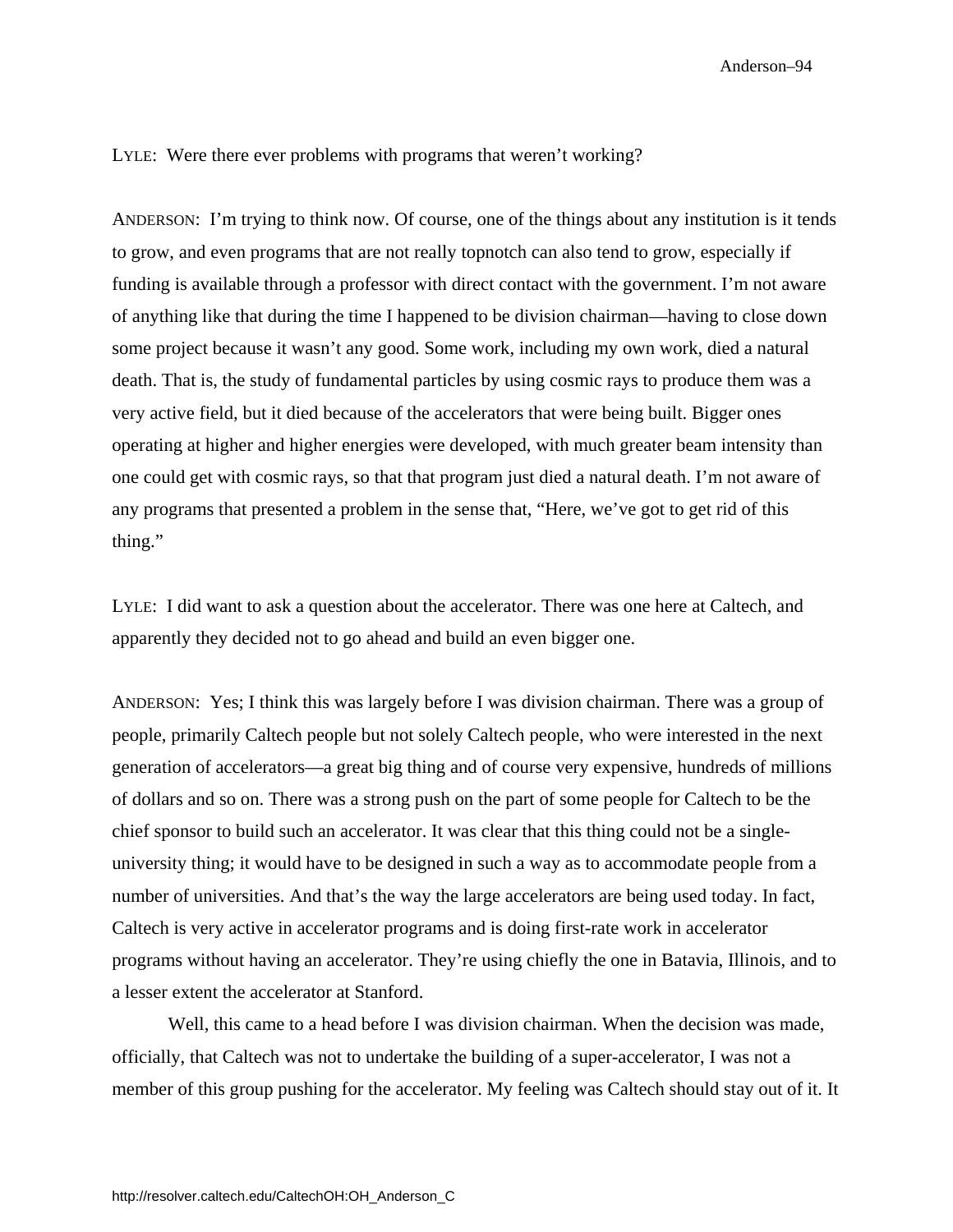LYLE: Were there ever problems with programs that weren't working?

ANDERSON: I'm trying to think now. Of course, one of the things about any institution is it tends to grow, and even programs that are not really topnotch can also tend to grow, especially if funding is available through a professor with direct contact with the government. I'm not aware of anything like that during the time I happened to be division chairman—having to close down some project because it wasn't any good. Some work, including my own work, died a natural death. That is, the study of fundamental particles by using cosmic rays to produce them was a very active field, but it died because of the accelerators that were being built. Bigger ones operating at higher and higher energies were developed, with much greater beam intensity than one could get with cosmic rays, so that that program just died a natural death. I'm not aware of any programs that presented a problem in the sense that, "Here, we've got to get rid of this thing."

LYLE: I did want to ask a question about the accelerator. There was one here at Caltech, and apparently they decided not to go ahead and build an even bigger one.

ANDERSON: Yes; I think this was largely before I was division chairman. There was a group of people, primarily Caltech people but not solely Caltech people, who were interested in the next generation of accelerators—a great big thing and of course very expensive, hundreds of millions of dollars and so on. There was a strong push on the part of some people for Caltech to be the chief sponsor to build such an accelerator. It was clear that this thing could not be a single-university thing; it would have to be designed in such a way as to accommodate people from a number of universities. And that's the way the large accelerators are being used today. In fact, Caltech is very active in accelerator programs and is doing first-rate work in accelerator programs without having an accelerator. They're using chiefly the one in Batavia, Illinois, and to a lesser extent the accelerator at Stanford.

Well, this came to a head before I was division chairman. When the decision was made, officially, that Caltech was not to undertake the building of a super-accelerator, I was not a member of this group pushing for the accelerator. My feeling was Caltech should stay out of it. It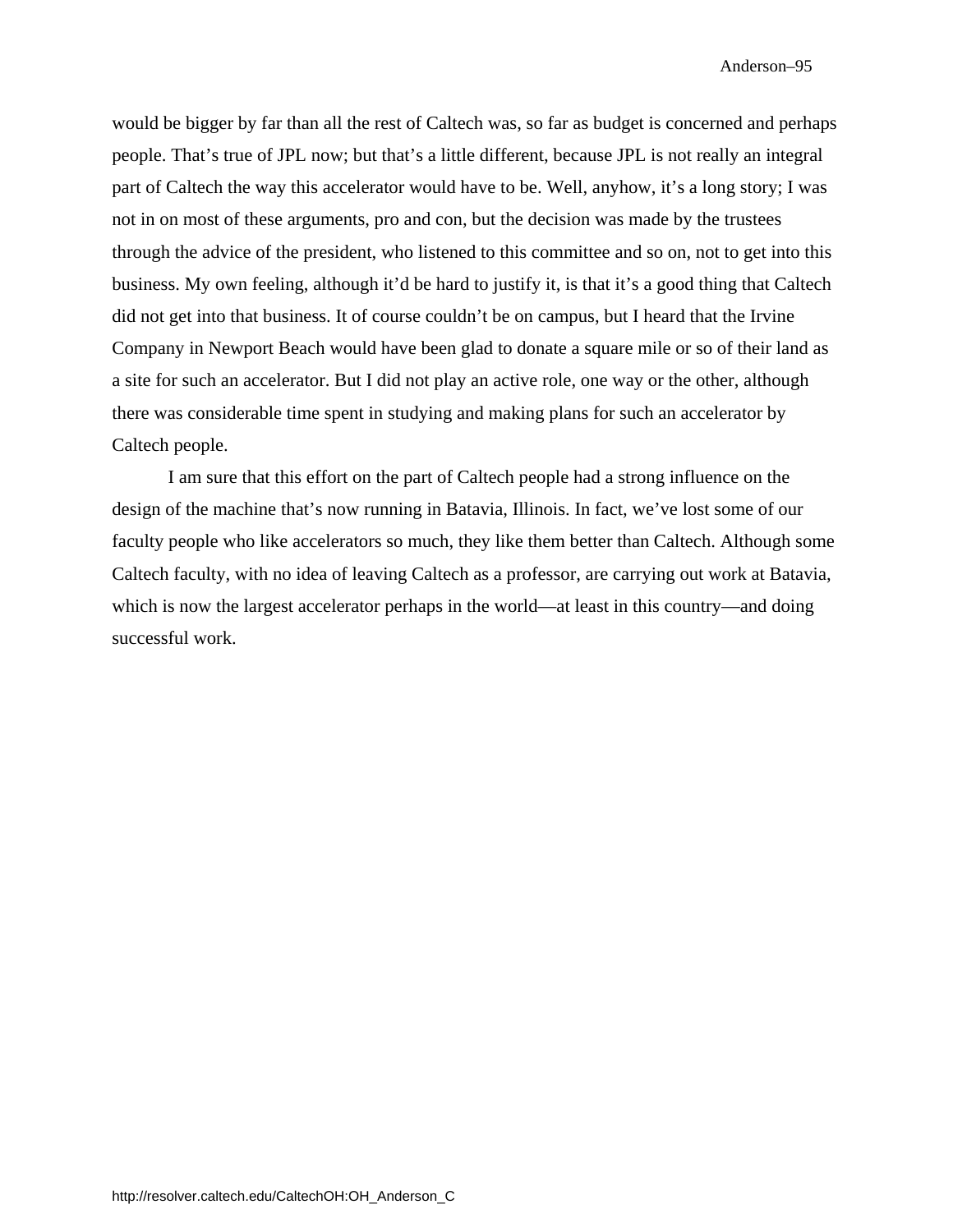would be bigger by far than all the rest of Caltech was, so far as budget is concerned and perhaps people. That's true of JPL now; but that's a little different, because JPL is not really an integral part of Caltech the way this accelerator would have to be. Well, anyhow, it's a long story; I was not in on most of these arguments, pro and con, but the decision was made by the trustees through the advice of the president, who listened to this committee and so on, not to get into this business. My own feeling, although it'd be hard to justify it, is that it's a good thing that Caltech did not get into that business. It of course couldn't be on campus, but I heard that the Irvine Company in Newport Beach would have been glad to donate a square mile or so of their land as a site for such an accelerator. But I did not play an active role, one way or the other, although there was considerable time spent in studying and making plans for such an accelerator by Caltech people.

I am sure that this effort on the part of Caltech people had a strong influence on the design of the machine that's now running in Batavia, Illinois. In fact, we've lost some of our faculty people who like accelerators so much, they like them better than Caltech. Although some Caltech faculty, with no idea of leaving Caltech as a professor, are carrying out work at Batavia, which is now the largest accelerator perhaps in the world—at least in this country—and doing successful work.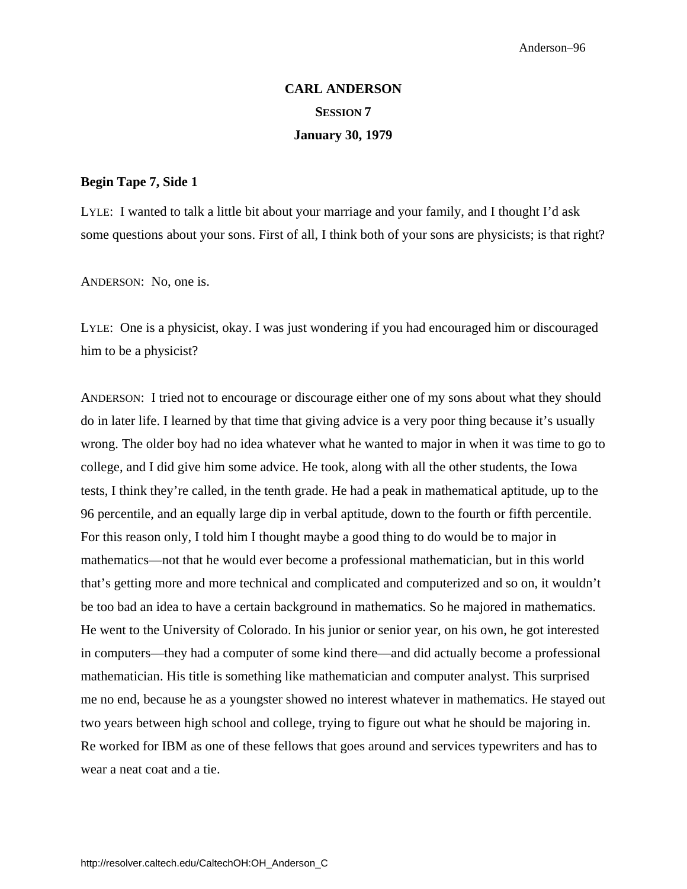# CARL ANDERSON

## SESSION 7

## January 30, 1979

**Begin Tape 7, Side 1**

LYLE: I wanted to talk a little bit about your marriage and your family, and I thought I'd ask some questions about your sons. First of all, I think both of your sons are physicists; is that right?

ANDERSON: No, one is.

LYLE: One is a physicist, okay. I was just wondering if you had encouraged him or discouraged him to be a physicist?

ANDERSON: I tried not to encourage or discourage either one of my sons about what they should do in later life. I learned by that time that giving advice is a very poor thing because it's usually wrong. The older boy had no idea whatever what he wanted to major in when it was time to go to college, and I did give him some advice. He took, along with all the other students, the Iowa tests, I think they're called, in the tenth grade. He had a peak in mathematical aptitude, up to the 96 percentile, and an equally large dip in verbal aptitude, down to the fourth or fifth percentile. For this reason only, I told him I thought maybe a good thing to do would be to major in mathematics—not that he would ever become a professional mathematician, but in this world that's getting more and more technical and complicated and computerized and so on, it wouldn't be too bad an idea to have a certain background in mathematics. So he majored in mathematics. He went to the University of Colorado. In his junior or senior year, on his own, he got interested in computers—they had a computer of some kind there—and did actually become a professional mathematician. His title is something like mathematician and computer analyst. This surprised me no end, because he as a youngster showed no interest whatever in mathematics. He stayed out two years between high school and college, trying to figure out what he should be majoring in. Re worked for IBM as one of these fellows that goes around and services typewriters and has to wear a neat coat and a tie.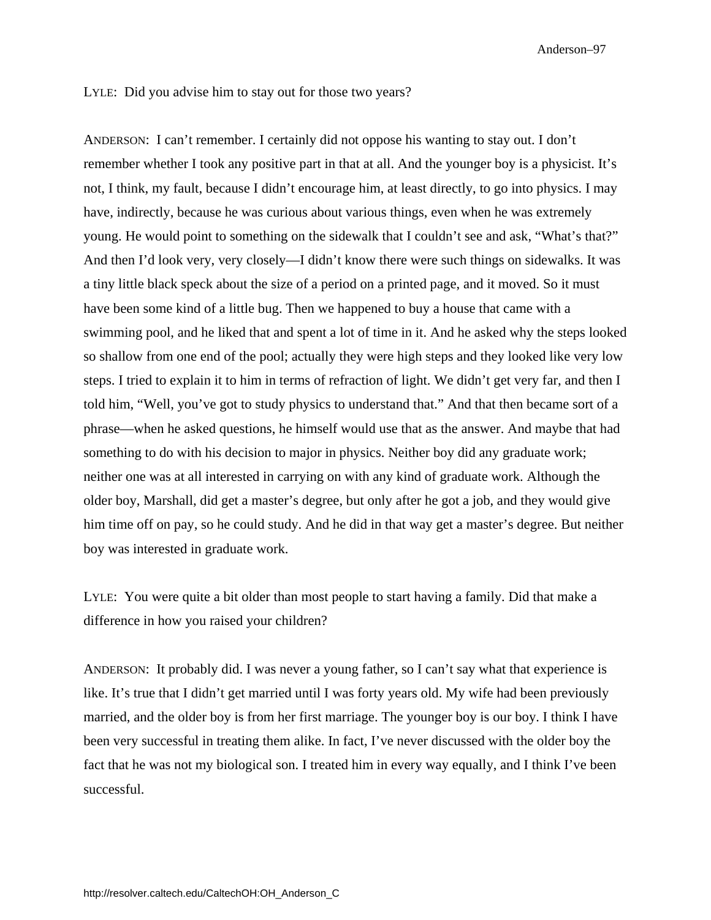LYLE: Did you advise him to stay out for those two years?

ANDERSON: I can't remember. I certainly did not oppose his wanting to stay out. I don't remember whether I took any positive part in that at all. And the younger boy is a physicist. It's not, I think, my fault, because I didn't encourage him, at least directly, to go into physics. I may have, indirectly, because he was curious about various things, even when he was extremely young. He would point to something on the sidewalk that I couldn't see and ask, "What's that?" And then I'd look very, very closely—I didn't know there were such things on sidewalks. It was a tiny little black speck about the size of a period on a printed page, and it moved. So it must have been some kind of a little bug. Then we happened to buy a house that came with a swimming pool, and he liked that and spent a lot of time in it. And he asked why the steps looked so shallow from one end of the pool; actually they were high steps and they looked like very low steps. I tried to explain it to him in terms of refraction of light. We didn't get very far, and then I told him, "Well, you've got to study physics to understand that." And that then became sort of a phrase—when he asked questions, he himself would use that as the answer. And maybe that had something to do with his decision to major in physics. Neither boy did any graduate work; neither one was at all interested in carrying on with any kind of graduate work. Although the older boy, Marshall, did get a master's degree, but only after he got a job, and they would give him time off on pay, so he could study. And he did in that way get a master's degree. But neither boy was interested in graduate work.

LYLE: You were quite a bit older than most people to start having a family. Did that make a difference in how you raised your children?

ANDERSON: It probably did. I was never a young father, so I can't say what that experience is like. It's true that I didn't get married until I was forty years old. My wife had been previously married, and the older boy is from her first marriage. The younger boy is our boy. I think I have been very successful in treating them alike. In fact, I've never discussed with the older boy the fact that he was not my biological son. I treated him in every way equally, and I think I've been successful.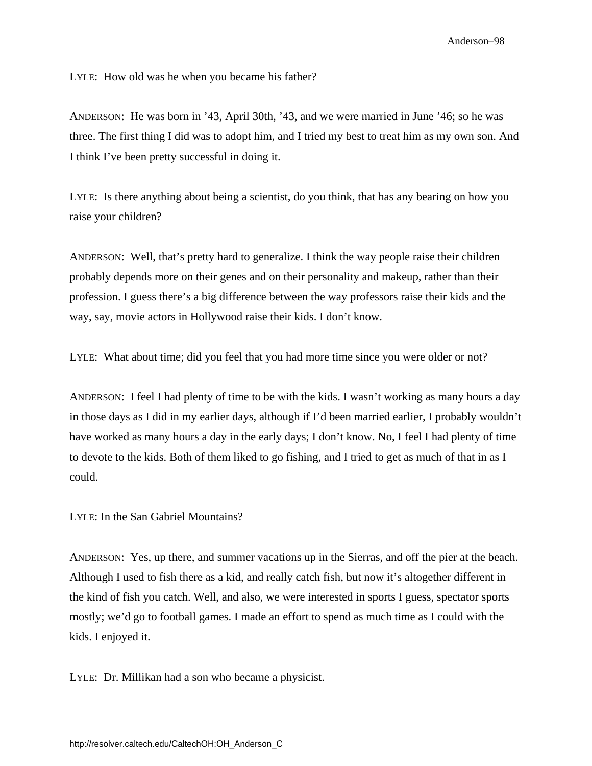LYLE: How old was he when you became his father?

ANDERSON: He was born in ’43, April 30th, ’43, and we were married in June ’46; so he was three. The first thing I did was to adopt him, and I tried my best to treat him as my own son. And I think I’ve been pretty successful in doing it.

LYLE: Is there anything about being a scientist, do you think, that has any bearing on how you raise your children?

ANDERSON: Well, that’s pretty hard to generalize. I think the way people raise their children probably depends more on their genes and on their personality and makeup, rather than their profession. I guess there’s a big difference between the way professors raise their kids and the way, say, movie actors in Hollywood raise their kids. I don’t know.

LYLE: What about time; did you feel that you had more time since you were older or not?

ANDERSON: I feel I had plenty of time to be with the kids. I wasn’t working as many hours a day in those days as I did in my earlier days, although if I’d been married earlier, I probably wouldn’t have worked as many hours a day in the early days; I don’t know. No, I feel I had plenty of time to devote to the kids. Both of them liked to go fishing, and I tried to get as much of that in as I could.

LYLE: In the San Gabriel Mountains?

ANDERSON: Yes, up there, and summer vacations up in the Sierras, and off the pier at the beach. Although I used to fish there as a kid, and really catch fish, but now it’s altogether different in the kind of fish you catch. Well, and also, we were interested in sports I guess, spectator sports mostly; we’d go to football games. I made an effort to spend as much time as I could with the kids. I enjoyed it.

LYLE: Dr. Millikan had a son who became a physicist.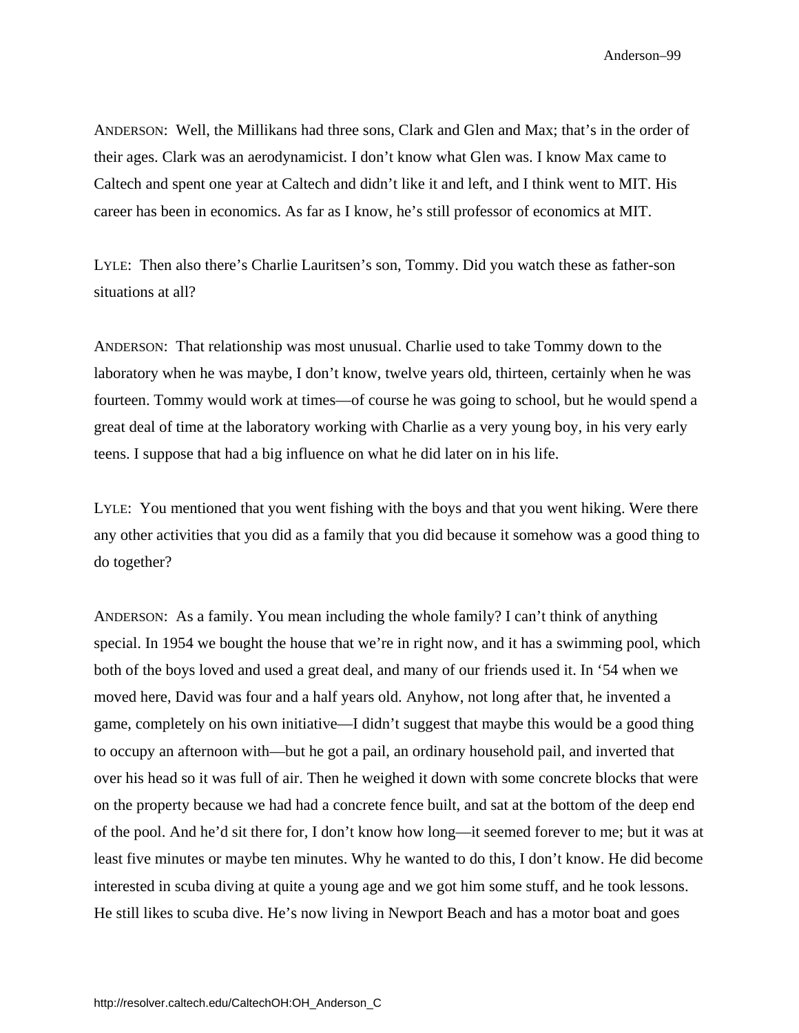ANDERSON: Well, the Millikans had three sons, Clark and Glen and Max; that's in the order of their ages. Clark was an aerodynamicist. I don't know what Glen was. I know Max came to Caltech and spent one year at Caltech and didn't like it and left, and I think went to MIT. His career has been in economics. As far as I know, he's still professor of economics at MIT.

LYLE: Then also there's Charlie Lauritsen's son, Tommy. Did you watch these as father-son situations at all?

ANDERSON: That relationship was most unusual. Charlie used to take Tommy down to the laboratory when he was maybe, I don't know, twelve years old, thirteen, certainly when he was fourteen. Tommy would work at times—of course he was going to school, but he would spend a great deal of time at the laboratory working with Charlie as a very young boy, in his very early teens. I suppose that had a big influence on what he did later on in his life.

LYLE: You mentioned that you went fishing with the boys and that you went hiking. Were there any other activities that you did as a family that you did because it somehow was a good thing to do together?

ANDERSON: As a family. You mean including the whole family? I can't think of anything special. In 1954 we bought the house that we're in right now, and it has a swimming pool, which both of the boys loved and used a great deal, and many of our friends used it. In '54 when we moved here, David was four and a half years old. Anyhow, not long after that, he invented a game, completely on his own initiative—I didn't suggest that maybe this would be a good thing to occupy an afternoon with—but he got a pail, an ordinary household pail, and inverted that over his head so it was full of air. Then he weighed it down with some concrete blocks that were on the property because we had had a concrete fence built, and sat at the bottom of the deep end of the pool. And he'd sit there for, I don't know how long—it seemed forever to me; but it was at least five minutes or maybe ten minutes. Why he wanted to do this, I don't know. He did become interested in scuba diving at quite a young age and we got him some stuff, and he took lessons. He still likes to scuba dive. He's now living in Newport Beach and has a motor boat and goes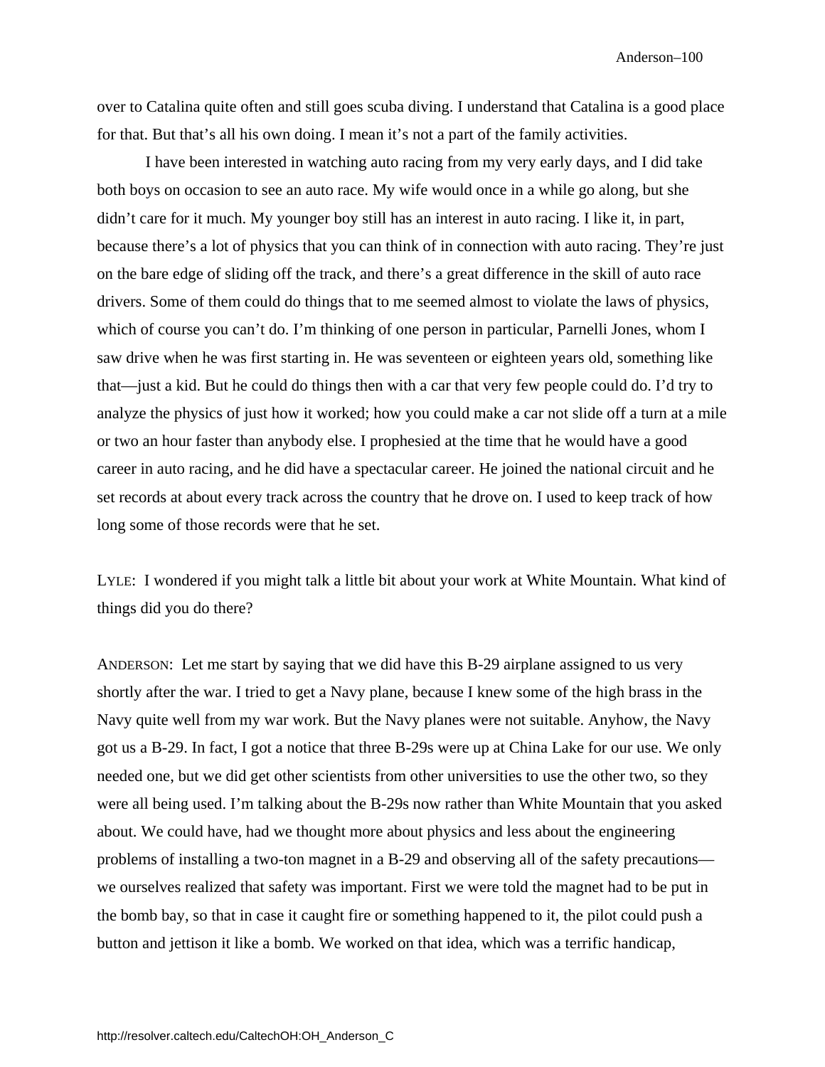over to Catalina quite often and still goes scuba diving. I understand that Catalina is a good place for that. But that's all his own doing. I mean it's not a part of the family activities.

I have been interested in watching auto racing from my very early days, and I did take both boys on occasion to see an auto race. My wife would once in a while go along, but she didn't care for it much. My younger boy still has an interest in auto racing. I like it, in part, because there's a lot of physics that you can think of in connection with auto racing. They're just on the bare edge of sliding off the track, and there's a great difference in the skill of auto race drivers. Some of them could do things that to me seemed almost to violate the laws of physics, which of course you can't do. I'm thinking of one person in particular, Parnelli Jones, whom I saw drive when he was first starting in. He was seventeen or eighteen years old, something like that—just a kid. But he could do things then with a car that very few people could do. I'd try to analyze the physics of just how it worked; how you could make a car not slide off a turn at a mile or two an hour faster than anybody else. I prophesied at the time that he would have a good career in auto racing, and he did have a spectacular career. He joined the national circuit and he set records at about every track across the country that he drove on. I used to keep track of how long some of those records were that he set.

LYLE: I wondered if you might talk a little bit about your work at White Mountain. What kind of things did you do there?

ANDERSON: Let me start by saying that we did have this B-29 airplane assigned to us very shortly after the war. I tried to get a Navy plane, because I knew some of the high brass in the Navy quite well from my war work. But the Navy planes were not suitable. Anyhow, the Navy got us a B-29. In fact, I got a notice that three B-29s were up at China Lake for our use. We only needed one, but we did get other scientists from other universities to use the other two, so they were all being used. I'm talking about the B-29s now rather than White Mountain that you asked about. We could have, had we thought more about physics and less about the engineering problems of installing a two-ton magnet in a B-29 and observing all of the safety precautions—we ourselves realized that safety was important. First we were told the magnet had to be put in the bomb bay, so that in case it caught fire or something happened to it, the pilot could push a button and jettison it like a bomb. We worked on that idea, which was a terrific handicap,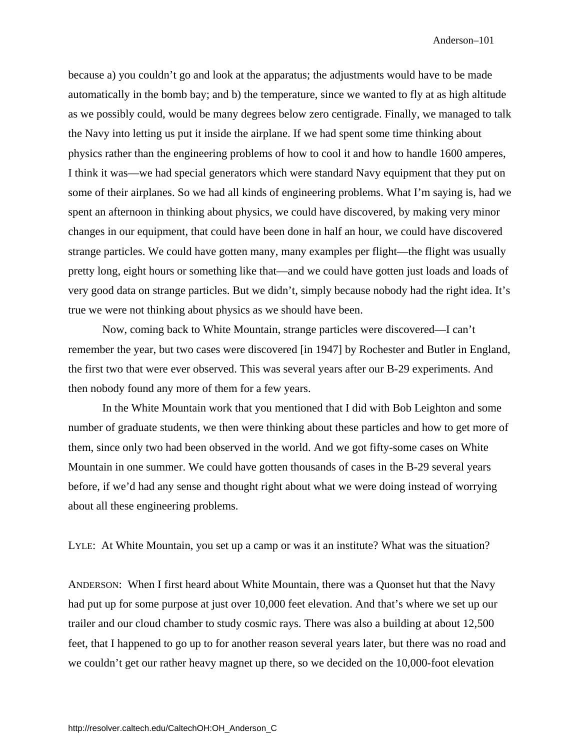because a) you couldn't go and look at the apparatus; the adjustments would have to be made automatically in the bomb bay; and b) the temperature, since we wanted to fly at as high altitude as we possibly could, would be many degrees below zero centigrade. Finally, we managed to talk the Navy into letting us put it inside the airplane. If we had spent some time thinking about physics rather than the engineering problems of how to cool it and how to handle 1600 amperes, I think it was—we had special generators which were standard Navy equipment that they put on some of their airplanes. So we had all kinds of engineering problems. What I'm saying is, had we spent an afternoon in thinking about physics, we could have discovered, by making very minor changes in our equipment, that could have been done in half an hour, we could have discovered strange particles. We could have gotten many, many examples per flight—the flight was usually pretty long, eight hours or something like that—and we could have gotten just loads and loads of very good data on strange particles. But we didn't, simply because nobody had the right idea. It's true we were not thinking about physics as we should have been.

Now, coming back to White Mountain, strange particles were discovered—I can't remember the year, but two cases were discovered [in 1947] by Rochester and Butler in England, the first two that were ever observed. This was several years after our B-29 experiments. And then nobody found any more of them for a few years.

In the White Mountain work that you mentioned that I did with Bob Leighton and some number of graduate students, we then were thinking about these particles and how to get more of them, since only two had been observed in the world. And we got fifty-some cases on White Mountain in one summer. We could have gotten thousands of cases in the B-29 several years before, if we'd had any sense and thought right about what we were doing instead of worrying about all these engineering problems.

LYLE: At White Mountain, you set up a camp or was it an institute? What was the situation?

ANDERSON: When I first heard about White Mountain, there was a Quonset hut that the Navy had put up for some purpose at just over 10,000 feet elevation. And that's where we set up our trailer and our cloud chamber to study cosmic rays. There was also a building at about 12,500 feet, that I happened to go up to for another reason several years later, but there was no road and we couldn't get our rather heavy magnet up there, so we decided on the 10,000-foot elevation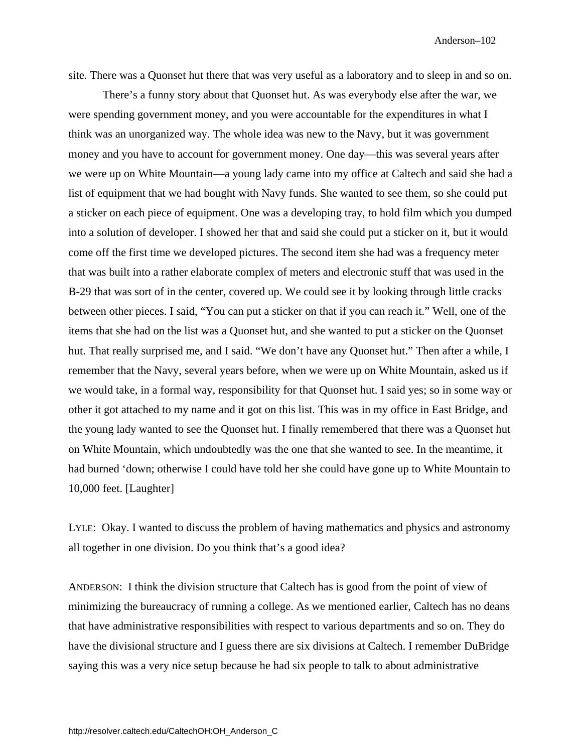site. There was a Quonset hut there that was very useful as a laboratory and to sleep in and so on.

There's a funny story about that Quonset hut. As was everybody else after the war, we were spending government money, and you were accountable for the expenditures in what I think was an unorganized way. The whole idea was new to the Navy, but it was government money and you have to account for government money. One day—this was several years after we were up on White Mountain—a young lady came into my office at Caltech and said she had a list of equipment that we had bought with Navy funds. She wanted to see them, so she could put a sticker on each piece of equipment. One was a developing tray, to hold film which you dumped into a solution of developer. I showed her that and said she could put a sticker on it, but it would come off the first time we developed pictures. The second item she had was a frequency meter that was built into a rather elaborate complex of meters and electronic stuff that was used in the B-29 that was sort of in the center, covered up. We could see it by looking through little cracks between other pieces. I said, "You can put a sticker on that if you can reach it." Well, one of the items that she had on the list was a Quonset hut, and she wanted to put a sticker on the Quonset hut. That really surprised me, and I said. "We don't have any Quonset hut." Then after a while, I remember that the Navy, several years before, when we were up on White Mountain, asked us if we would take, in a formal way, responsibility for that Quonset hut. I said yes; so in some way or other it got attached to my name and it got on this list. This was in my office in East Bridge, and the young lady wanted to see the Quonset hut. I finally remembered that there was a Quonset hut on White Mountain, which undoubtedly was the one that she wanted to see. In the meantime, it had burned 'down; otherwise I could have told her she could have gone up to White Mountain to 10,000 feet. [Laughter]

LYLE: Okay. I wanted to discuss the problem of having mathematics and physics and astronomy all together in one division. Do you think that's a good idea?

ANDERSON: I think the division structure that Caltech has is good from the point of view of minimizing the bureaucracy of running a college. As we mentioned earlier, Caltech has no deans that have administrative responsibilities with respect to various departments and so on. They do have the divisional structure and I guess there are six divisions at Caltech. I remember DuBridge saying this was a very nice setup because he had six people to talk to about administrative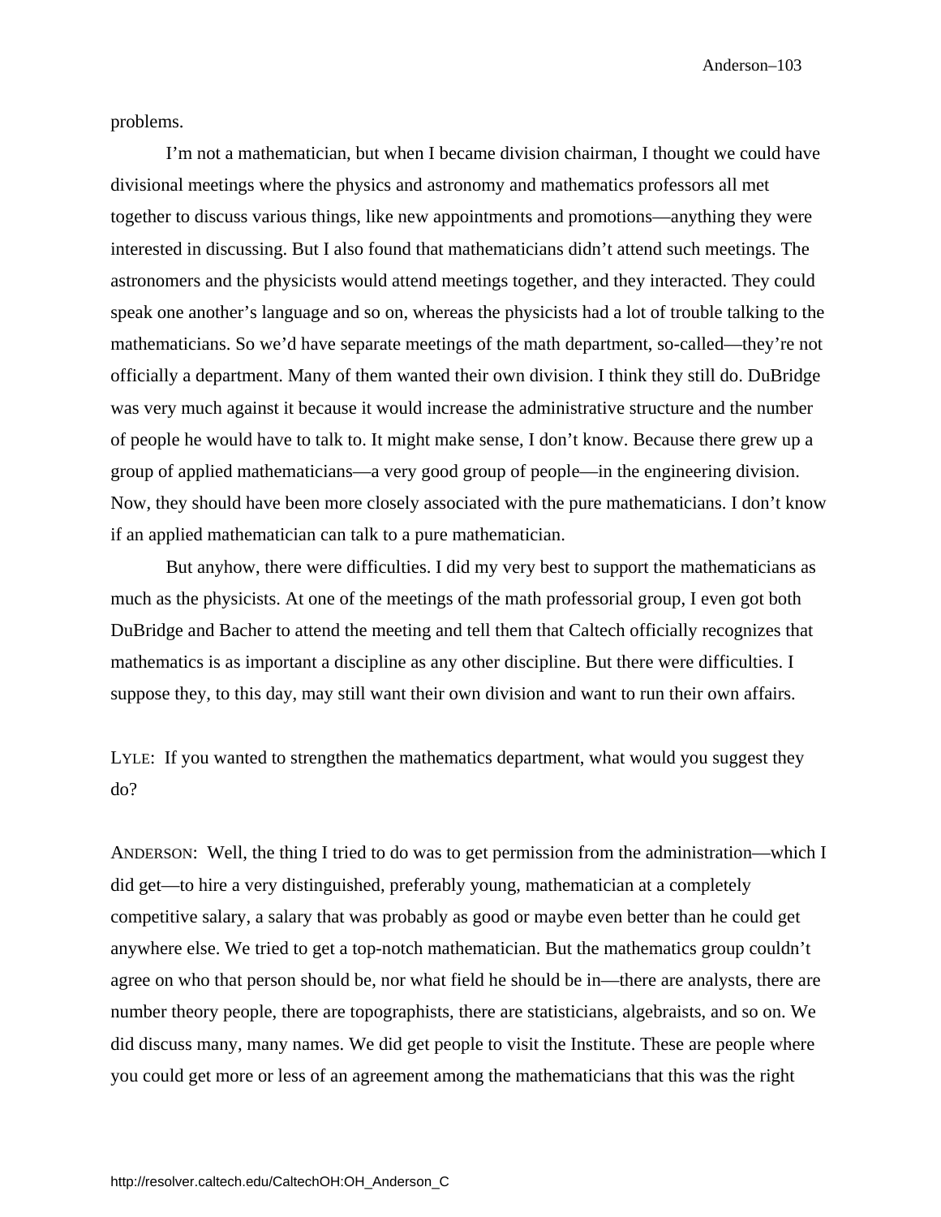problems.

I'm not a mathematician, but when I became division chairman, I thought we could have divisional meetings where the physics and astronomy and mathematics professors all met together to discuss various things, like new appointments and promotions—anything they were interested in discussing. But I also found that mathematicians didn't attend such meetings. The astronomers and the physicists would attend meetings together, and they interacted. They could speak one another's language and so on, whereas the physicists had a lot of trouble talking to the mathematicians. So we'd have separate meetings of the math department, so-called—they're not officially a department. Many of them wanted their own division. I think they still do. DuBridge was very much against it because it would increase the administrative structure and the number of people he would have to talk to. It might make sense, I don't know. Because there grew up a group of applied mathematicians—a very good group of people—in the engineering division. Now, they should have been more closely associated with the pure mathematicians. I don't know if an applied mathematician can talk to a pure mathematician.

But anyhow, there were difficulties. I did my very best to support the mathematicians as much as the physicists. At one of the meetings of the math professorial group, I even got both DuBridge and Bacher to attend the meeting and tell them that Caltech officially recognizes that mathematics is as important a discipline as any other discipline. But there were difficulties. I suppose they, to this day, may still want their own division and want to run their own affairs.

LYLE: If you wanted to strengthen the mathematics department, what would you suggest they do?

ANDERSON: Well, the thing I tried to do was to get permission from the administration—which I did get—to hire a very distinguished, preferably young, mathematician at a completely competitive salary, a salary that was probably as good or maybe even better than he could get anywhere else. We tried to get a top-notch mathematician. But the mathematics group couldn't agree on who that person should be, nor what field he should be in—there are analysts, there are number theory people, there are topographists, there are statisticians, algebraists, and so on. We did discuss many, many names. We did get people to visit the Institute. These are people where you could get more or less of an agreement among the mathematicians that this was the right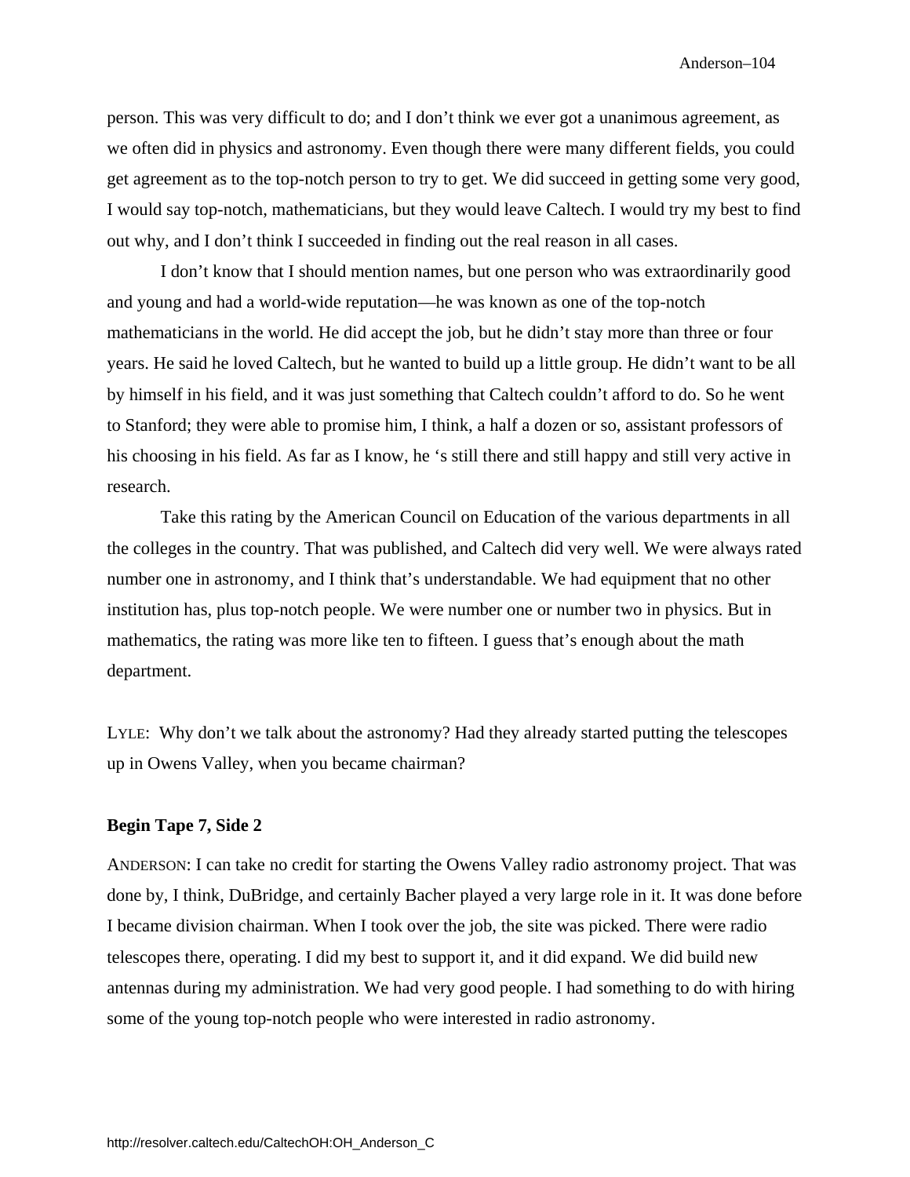person. This was very difficult to do; and I don't think we ever got a unanimous agreement, as we often did in physics and astronomy. Even though there were many different fields, you could get agreement as to the top-notch person to try to get. We did succeed in getting some very good, I would say top-notch, mathematicians, but they would leave Caltech. I would try my best to find out why, and I don't think I succeeded in finding out the real reason in all cases.

I don't know that I should mention names, but one person who was extraordinarily good and young and had a world-wide reputation—he was known as one of the top-notch mathematicians in the world. He did accept the job, but he didn't stay more than three or four years. He said he loved Caltech, but he wanted to build up a little group. He didn't want to be all by himself in his field, and it was just something that Caltech couldn't afford to do. So he went to Stanford; they were able to promise him, I think, a half a dozen or so, assistant professors of his choosing in his field. As far as I know, he 's still there and still happy and still very active in research.

Take this rating by the American Council on Education of the various departments in all the colleges in the country. That was published, and Caltech did very well. We were always rated number one in astronomy, and I think that's understandable. We had equipment that no other institution has, plus top-notch people. We were number one or number two in physics. But in mathematics, the rating was more like ten to fifteen. I guess that's enough about the math department.

LYLE: Why don't we talk about the astronomy? Had they already started putting the telescopes up in Owens Valley, when you became chairman?

**Begin Tape 7, Side 2**

ANDERSON: I can take no credit for starting the Owens Valley radio astronomy project. That was done by, I think, DuBridge, and certainly Bacher played a very large role in it. It was done before I became division chairman. When I took over the job, the site was picked. There were radio telescopes there, operating. I did my best to support it, and it did expand. We did build new antennas during my administration. We had very good people. I had something to do with hiring some of the young top-notch people who were interested in radio astronomy.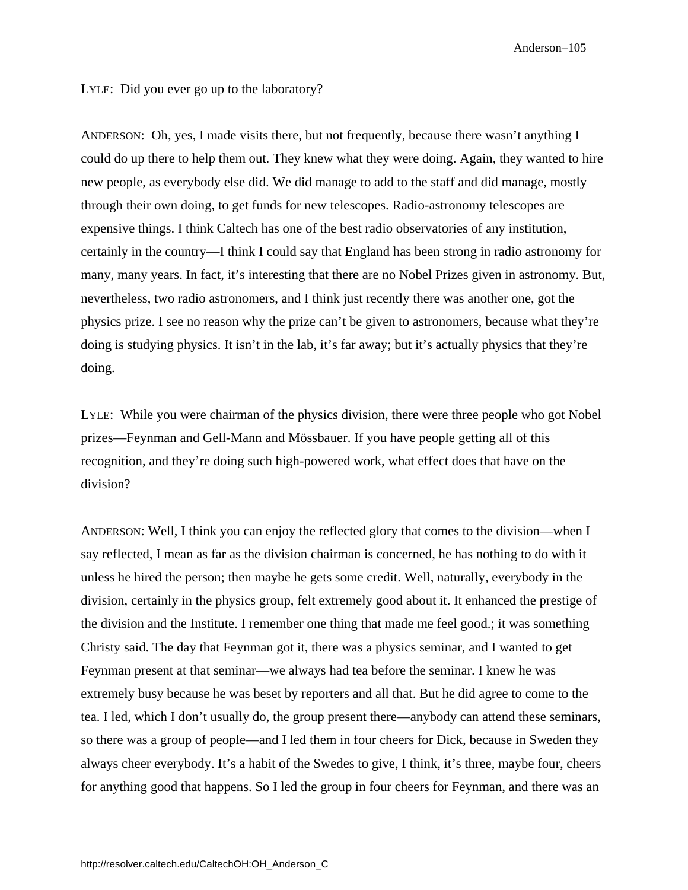LYLE: Did you ever go up to the laboratory?

ANDERSON: Oh, yes, I made visits there, but not frequently, because there wasn't anything I could do up there to help them out. They knew what they were doing. Again, they wanted to hire new people, as everybody else did. We did manage to add to the staff and did manage, mostly through their own doing, to get funds for new telescopes. Radio-astronomy telescopes are expensive things. I think Caltech has one of the best radio observatories of any institution, certainly in the country—I think I could say that England has been strong in radio astronomy for many, many years. In fact, it's interesting that there are no Nobel Prizes given in astronomy. But, nevertheless, two radio astronomers, and I think just recently there was another one, got the physics prize. I see no reason why the prize can't be given to astronomers, because what they're doing is studying physics. It isn't in the lab, it's far away; but it's actually physics that they're doing.

LYLE: While you were chairman of the physics division, there were three people who got Nobel prizes—Feynman and Gell-Mann and Mössbauer. If you have people getting all of this recognition, and they're doing such high-powered work, what effect does that have on the division?

ANDERSON: Well, I think you can enjoy the reflected glory that comes to the division—when I say reflected, I mean as far as the division chairman is concerned, he has nothing to do with it unless he hired the person; then maybe he gets some credit. Well, naturally, everybody in the division, certainly in the physics group, felt extremely good about it. It enhanced the prestige of the division and the Institute. I remember one thing that made me feel good.; it was something Christy said. The day that Feynman got it, there was a physics seminar, and I wanted to get Feynman present at that seminar—we always had tea before the seminar. I knew he was extremely busy because he was beset by reporters and all that. But he did agree to come to the tea. I led, which I don't usually do, the group present there—anybody can attend these seminars, so there was a group of people—and I led them in four cheers for Dick, because in Sweden they always cheer everybody. It's a habit of the Swedes to give, I think, it's three, maybe four, cheers for anything good that happens. So I led the group in four cheers for Feynman, and there was an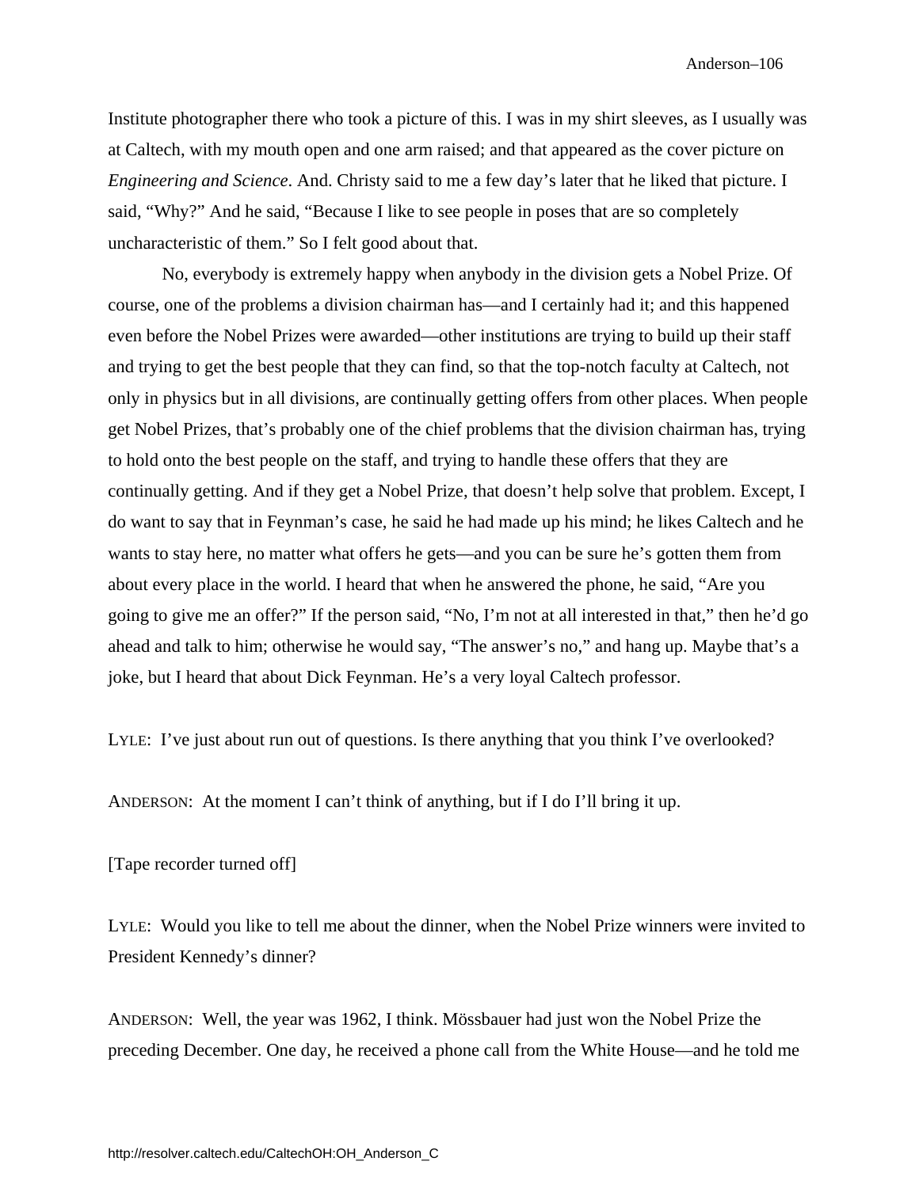Institute photographer there who took a picture of this. I was in my shirt sleeves, as I usually was at Caltech, with my mouth open and one arm raised; and that appeared as the cover picture on *Engineering and Science*. And. Christy said to me a few day's later that he liked that picture. I said, "Why?" And he said, "Because I like to see people in poses that are so completely uncharacteristic of them." So I felt good about that.

No, everybody is extremely happy when anybody in the division gets a Nobel Prize. Of course, one of the problems a division chairman has—and I certainly had it; and this happened even before the Nobel Prizes were awarded—other institutions are trying to build up their staff and trying to get the best people that they can find, so that the top-notch faculty at Caltech, not only in physics but in all divisions, are continually getting offers from other places. When people get Nobel Prizes, that's probably one of the chief problems that the division chairman has, trying to hold onto the best people on the staff, and trying to handle these offers that they are continually getting. And if they get a Nobel Prize, that doesn't help solve that problem. Except, I do want to say that in Feynman's case, he said he had made up his mind; he likes Caltech and he wants to stay here, no matter what offers he gets—and you can be sure he's gotten them from about every place in the world. I heard that when he answered the phone, he said, "Are you going to give me an offer?" If the person said, "No, I'm not at all interested in that," then he'd go ahead and talk to him; otherwise he would say, "The answer's no," and hang up. Maybe that's a joke, but I heard that about Dick Feynman. He's a very loyal Caltech professor.

LYLE: I've just about run out of questions. Is there anything that you think I've overlooked?

ANDERSON: At the moment I can't think of anything, but if I do I'll bring it up.

[Tape recorder turned off]

LYLE: Would you like to tell me about the dinner, when the Nobel Prize winners were invited to President Kennedy's dinner?

ANDERSON: Well, the year was 1962, I think. Mössbauer had just won the Nobel Prize the preceding December. One day, he received a phone call from the White House—and he told me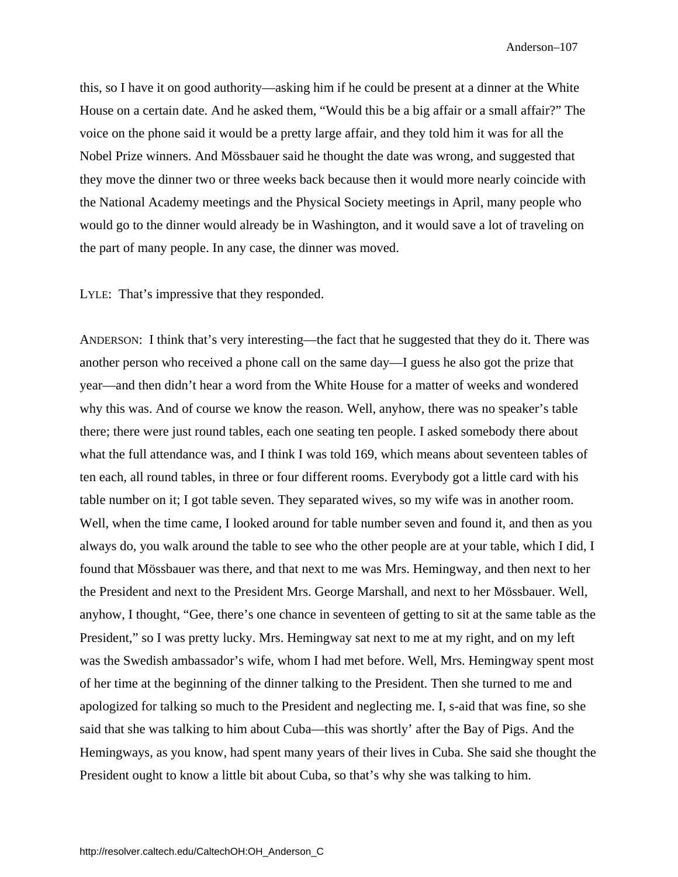this, so I have it on good authority—asking him if he could be present at a dinner at the White House on a certain date. And he asked them, "Would this be a big affair or a small affair?" The voice on the phone said it would be a pretty large affair, and they told him it was for all the Nobel Prize winners. And Mössbauer said he thought the date was wrong, and suggested that they move the dinner two or three weeks back because then it would more nearly coincide with the National Academy meetings and the Physical Society meetings in April, many people who would go to the dinner would already be in Washington, and it would save a lot of traveling on the part of many people. In any case, the dinner was moved.

LYLE: That's impressive that they responded.

ANDERSON: I think that's very interesting—the fact that he suggested that they do it. There was another person who received a phone call on the same day—I guess he also got the prize that year—and then didn't hear a word from the White House for a matter of weeks and wondered why this was. And of course we know the reason. Well, anyhow, there was no speaker's table there; there were just round tables, each one seating ten people. I asked somebody there about what the full attendance was, and I think I was told 169, which means about seventeen tables of ten each, all round tables, in three or four different rooms. Everybody got a little card with his table number on it; I got table seven. They separated wives, so my wife was in another room. Well, when the time came, I looked around for table number seven and found it, and then as you always do, you walk around the table to see who the other people are at your table, which I did, I found that Mössbauer was there, and that next to me was Mrs. Hemingway, and then next to her the President and next to the President Mrs. George Marshall, and next to her Mössbauer. Well, anyhow, I thought, "Gee, there's one chance in seventeen of getting to sit at the same table as the President," so I was pretty lucky. Mrs. Hemingway sat next to me at my right, and on my left was the Swedish ambassador's wife, whom I had met before. Well, Mrs. Hemingway spent most of her time at the beginning of the dinner talking to the President. Then she turned to me and apologized for talking so much to the President and neglecting me. I, s-aid that was fine, so she said that she was talking to him about Cuba—this was shortly' after the Bay of Pigs. And the Hemingways, as you know, had spent many years of their lives in Cuba. She said she thought the President ought to know a little bit about Cuba, so that's why she was talking to him.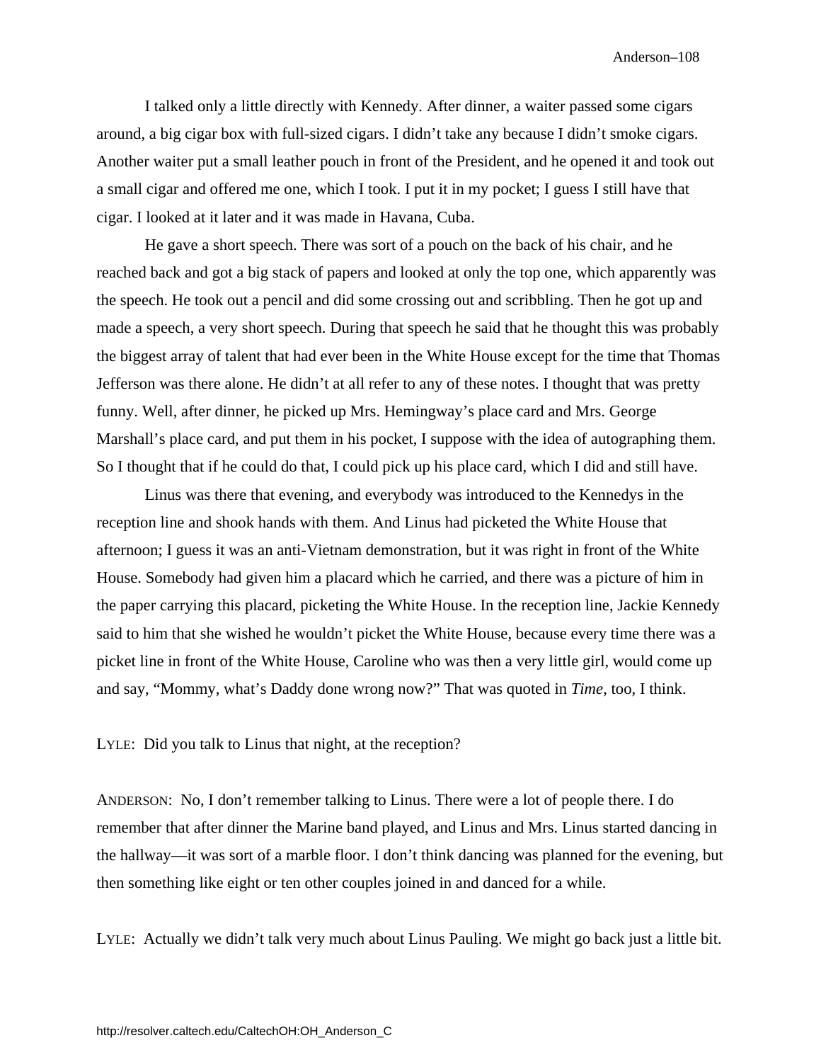I talked only a little directly with Kennedy. After dinner, a waiter passed some cigars around, a big cigar box with full-sized cigars. I didn't take any because I didn't smoke cigars. Another waiter put a small leather pouch in front of the President, and he opened it and took out a small cigar and offered me one, which I took. I put it in my pocket; I guess I still have that cigar. I looked at it later and it was made in Havana, Cuba.

He gave a short speech. There was sort of a pouch on the back of his chair, and he reached back and got a big stack of papers and looked at only the top one, which apparently was the speech. He took out a pencil and did some crossing out and scribbling. Then he got up and made a speech, a very short speech. During that speech he said that he thought this was probably the biggest array of talent that had ever been in the White House except for the time that Thomas Jefferson was there alone. He didn't at all refer to any of these notes. I thought that was pretty funny. Well, after dinner, he picked up Mrs. Hemingway's place card and Mrs. George Marshall's place card, and put them in his pocket, I suppose with the idea of autographing them. So I thought that if he could do that, I could pick up his place card, which I did and still have.

Linus was there that evening, and everybody was introduced to the Kennedys in the reception line and shook hands with them. And Linus had picketed the White House that afternoon; I guess it was an anti-Vietnam demonstration, but it was right in front of the White House. Somebody had given him a placard which he carried, and there was a picture of him in the paper carrying this placard, picketing the White House. In the reception line, Jackie Kennedy said to him that she wished he wouldn't picket the White House, because every time there was a picket line in front of the White House, Caroline who was then a very little girl, would come up and say, "Mommy, what's Daddy done wrong now?" That was quoted in *Time*, too, I think.

LYLE: Did you talk to Linus that night, at the reception?

ANDERSON: No, I don't remember talking to Linus. There were a lot of people there. I do remember that after dinner the Marine band played, and Linus and Mrs. Linus started dancing in the hallway—it was sort of a marble floor. I don't think dancing was planned for the evening, but then something like eight or ten other couples joined in and danced for a while.

LYLE: Actually we didn't talk very much about Linus Pauling. We might go back just a little bit.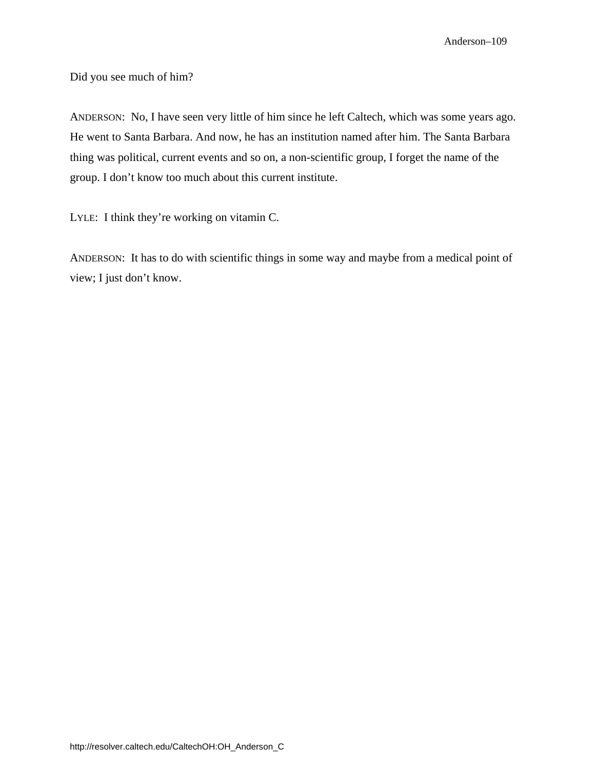Did you see much of him?

ANDERSON: No, I have seen very little of him since he left Caltech, which was some years ago. He went to Santa Barbara. And now, he has an institution named after him. The Santa Barbara thing was political, current events and so on, a non-scientific group, I forget the name of the group. I don't know too much about this current institute.

LYLE: I think they're working on vitamin C.

ANDERSON: It has to do with scientific things in some way and maybe from a medical point of view; I just don't know.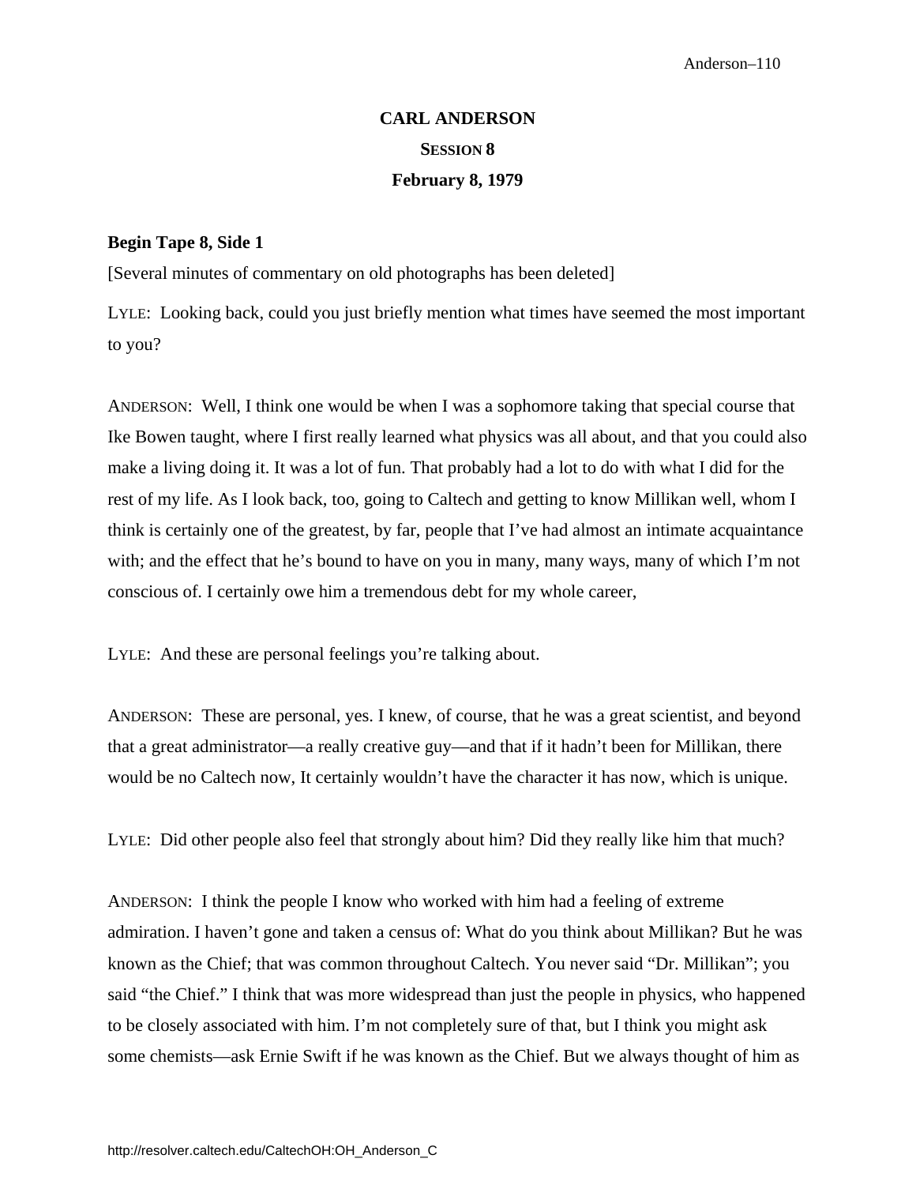# CARL ANDERSON

## SESSION 8

## February 8, 1979

**Begin Tape 8, Side 1**

[Several minutes of commentary on old photographs has been deleted]

LYLE: Looking back, could you just briefly mention what times have seemed the most important to you?

ANDERSON: Well, I think one would be when I was a sophomore taking that special course that Ike Bowen taught, where I first really learned what physics was all about, and that you could also make a living doing it. It was a lot of fun. That probably had a lot to do with what I did for the rest of my life. As I look back, too, going to Caltech and getting to know Millikan well, whom I think is certainly one of the greatest, by far, people that I've had almost an intimate acquaintance with; and the effect that he's bound to have on you in many, many ways, many of which I'm not conscious of. I certainly owe him a tremendous debt for my whole career,

LYLE: And these are personal feelings you're talking about.

ANDERSON: These are personal, yes. I knew, of course, that he was a great scientist, and beyond that a great administrator—a really creative guy—and that if it hadn't been for Millikan, there would be no Caltech now, It certainly wouldn't have the character it has now, which is unique.

LYLE: Did other people also feel that strongly about him? Did they really like him that much?

ANDERSON: I think the people I know who worked with him had a feeling of extreme admiration. I haven't gone and taken a census of: What do you think about Millikan? But he was known as the Chief; that was common throughout Caltech. You never said "Dr. Millikan"; you said "the Chief." I think that was more widespread than just the people in physics, who happened to be closely associated with him. I'm not completely sure of that, but I think you might ask some chemists—ask Ernie Swift if he was known as the Chief. But we always thought of him as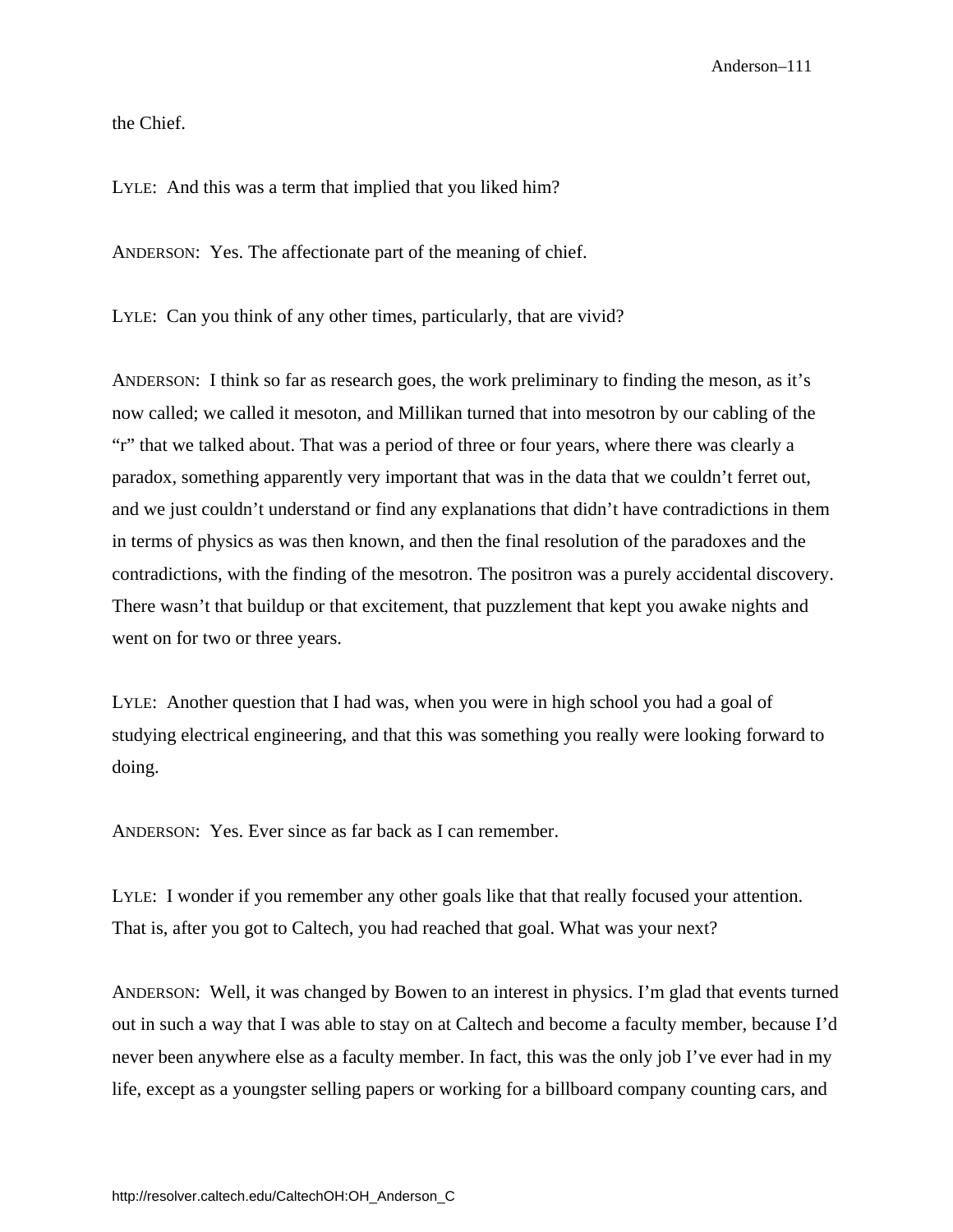the Chief.

LYLE: And this was a term that implied that you liked him?

ANDERSON: Yes. The affectionate part of the meaning of chief.

LYLE: Can you think of any other times, particularly, that are vivid?

ANDERSON: I think so far as research goes, the work preliminary to finding the meson, as it's now called; we called it mesoton, and Millikan turned that into mesotron by our cabling of the "r" that we talked about. That was a period of three or four years, where there was clearly a paradox, something apparently very important that was in the data that we couldn't ferret out, and we just couldn't understand or find any explanations that didn't have contradictions in them in terms of physics as was then known, and then the final resolution of the paradoxes and the contradictions, with the finding of the mesotron. The positron was a purely accidental discovery. There wasn't that buildup or that excitement, that puzzlement that kept you awake nights and went on for two or three years.

LYLE: Another question that I had was, when you were in high school you had a goal of studying electrical engineering, and that this was something you really were looking forward to doing.

ANDERSON: Yes. Ever since as far back as I can remember.

LYLE: I wonder if you remember any other goals like that that really focused your attention. That is, after you got to Caltech, you had reached that goal. What was your next?

ANDERSON: Well, it was changed by Bowen to an interest in physics. I'm glad that events turned out in such a way that I was able to stay on at Caltech and become a faculty member, because I'd never been anywhere else as a faculty member. In fact, this was the only job I've ever had in my life, except as a youngster selling papers or working for a billboard company counting cars, and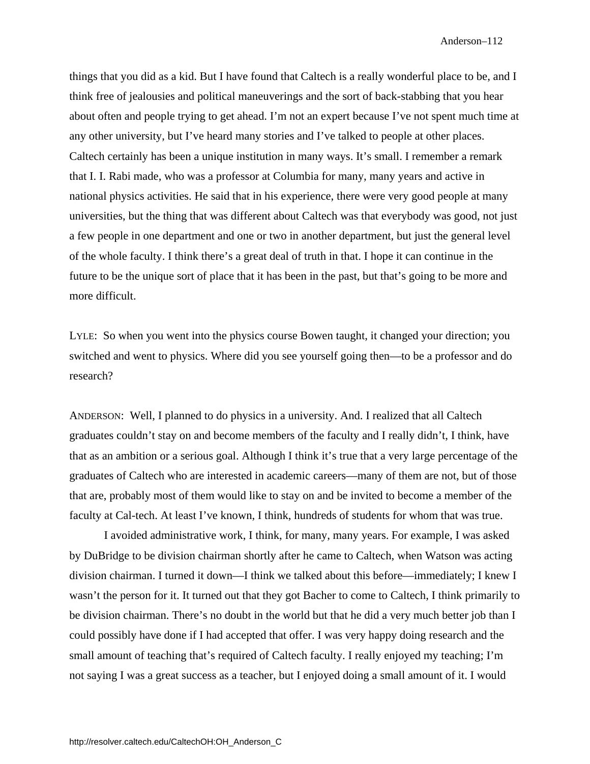things that you did as a kid. But I have found that Caltech is a really wonderful place to be, and I think free of jealousies and political maneuverings and the sort of back-stabbing that you hear about often and people trying to get ahead. I'm not an expert because I've not spent much time at any other university, but I've heard many stories and I've talked to people at other places. Caltech certainly has been a unique institution in many ways. It's small. I remember a remark that I. I. Rabi made, who was a professor at Columbia for many, many years and active in national physics activities. He said that in his experience, there were very good people at many universities, but the thing that was different about Caltech was that everybody was good, not just a few people in one department and one or two in another department, but just the general level of the whole faculty. I think there's a great deal of truth in that. I hope it can continue in the future to be the unique sort of place that it has been in the past, but that's going to be more and more difficult.

LYLE: So when you went into the physics course Bowen taught, it changed your direction; you switched and went to physics. Where did you see yourself going then—to be a professor and do research?

ANDERSON: Well, I planned to do physics in a university. And. I realized that all Caltech graduates couldn't stay on and become members of the faculty and I really didn't, I think, have that as an ambition or a serious goal. Although I think it's true that a very large percentage of the graduates of Caltech who are interested in academic careers—many of them are not, but of those that are, probably most of them would like to stay on and be invited to become a member of the faculty at Cal-tech. At least I've known, I think, hundreds of students for whom that was true.

I avoided administrative work, I think, for many, many years. For example, I was asked by DuBridge to be division chairman shortly after he came to Caltech, when Watson was acting division chairman. I turned it down—I think we talked about this before—immediately; I knew I wasn't the person for it. It turned out that they got Bacher to come to Caltech, I think primarily to be division chairman. There's no doubt in the world but that he did a very much better job than I could possibly have done if I had accepted that offer. I was very happy doing research and the small amount of teaching that's required of Caltech faculty. I really enjoyed my teaching; I'm not saying I was a great success as a teacher, but I enjoyed doing a small amount of it. I would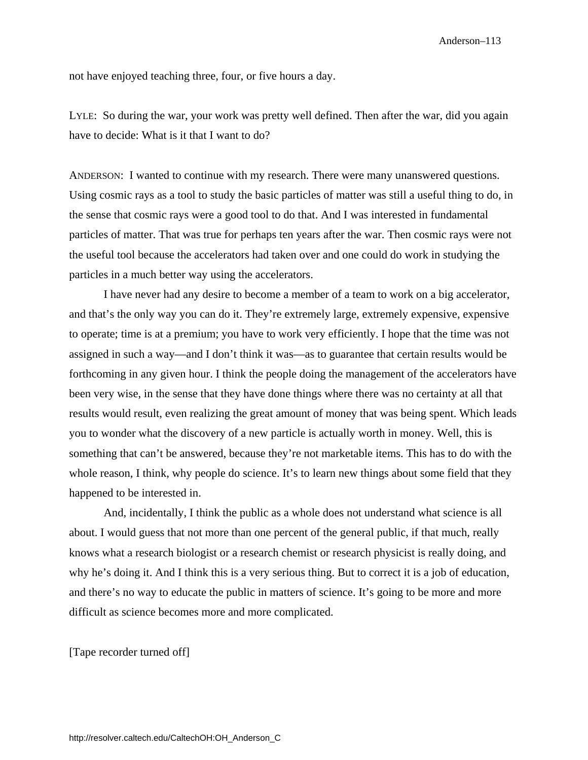not have enjoyed teaching three, four, or five hours a day.

LYLE: So during the war, your work was pretty well defined. Then after the war, did you again have to decide: What is it that I want to do?

ANDERSON: I wanted to continue with my research. There were many unanswered questions. Using cosmic rays as a tool to study the basic particles of matter was still a useful thing to do, in the sense that cosmic rays were a good tool to do that. And I was interested in fundamental particles of matter. That was true for perhaps ten years after the war. Then cosmic rays were not the useful tool because the accelerators had taken over and one could do work in studying the particles in a much better way using the accelerators.

I have never had any desire to become a member of a team to work on a big accelerator, and that's the only way you can do it. They're extremely large, extremely expensive, expensive to operate; time is at a premium; you have to work very efficiently. I hope that the time was not assigned in such a way—and I don't think it was—as to guarantee that certain results would be forthcoming in any given hour. I think the people doing the management of the accelerators have been very wise, in the sense that they have done things where there was no certainty at all that results would result, even realizing the great amount of money that was being spent. Which leads you to wonder what the discovery of a new particle is actually worth in money. Well, this is something that can't be answered, because they're not marketable items. This has to do with the whole reason, I think, why people do science. It's to learn new things about some field that they happened to be interested in.

And, incidentally, I think the public as a whole does not understand what science is all about. I would guess that not more than one percent of the general public, if that much, really knows what a research biologist or a research chemist or research physicist is really doing, and why he's doing it. And I think this is a very serious thing. But to correct it is a job of education, and there's no way to educate the public in matters of science. It's going to be more and more difficult as science becomes more and more complicated.

[Tape recorder turned off]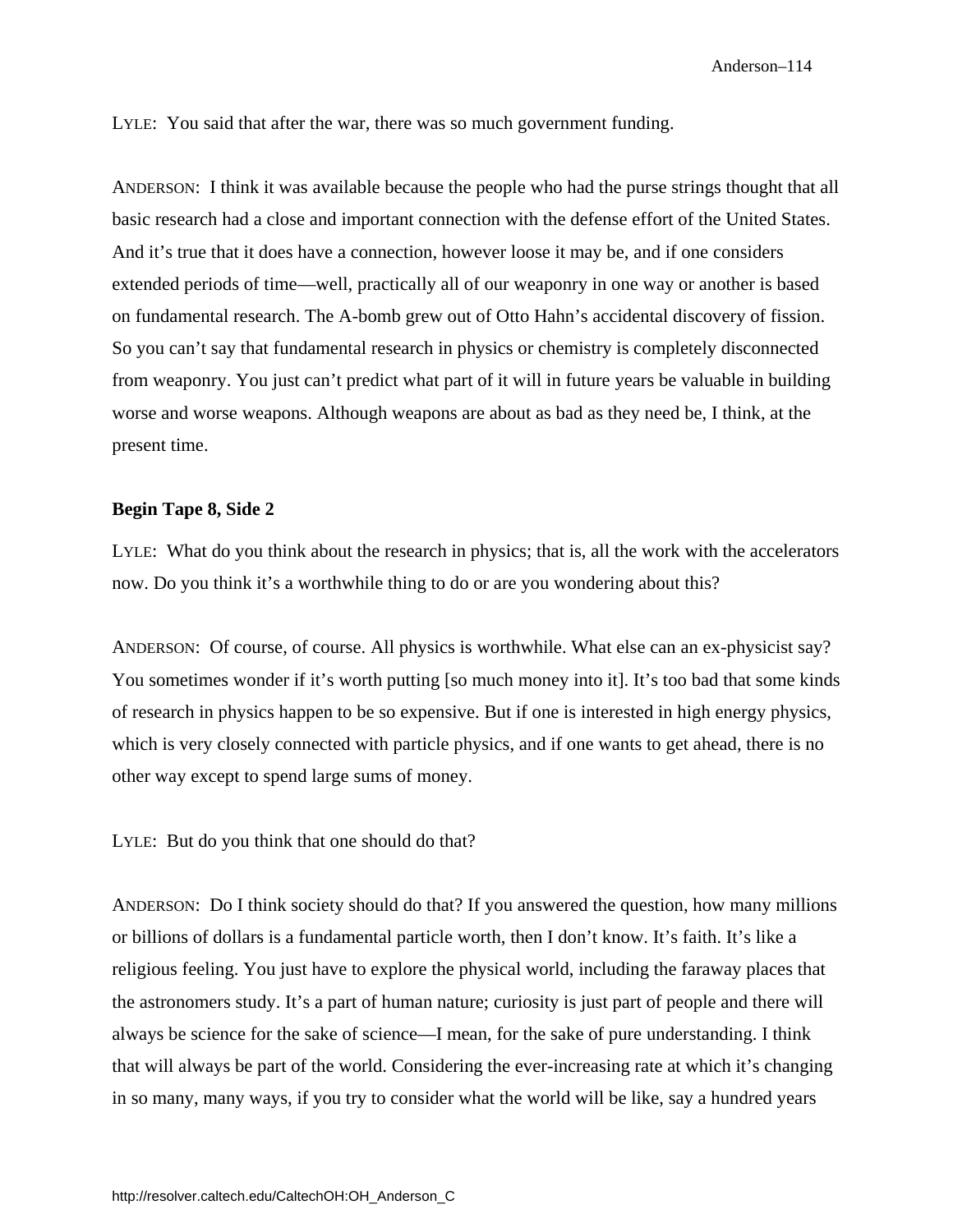LYLE: You said that after the war, there was so much government funding.

ANDERSON: I think it was available because the people who had the purse strings thought that all basic research had a close and important connection with the defense effort of the United States. And it's true that it does have a connection, however loose it may be, and if one considers extended periods of time—well, practically all of our weaponry in one way or another is based on fundamental research. The A-bomb grew out of Otto Hahn's accidental discovery of fission. So you can't say that fundamental research in physics or chemistry is completely disconnected from weaponry. You just can't predict what part of it will in future years be valuable in building worse and worse weapons. Although weapons are about as bad as they need be, I think, at the present time.

**Begin Tape 8, Side 2**

LYLE: What do you think about the research in physics; that is, all the work with the accelerators now. Do you think it's a worthwhile thing to do or are you wondering about this?

ANDERSON: Of course, of course. All physics is worthwhile. What else can an ex-physicist say? You sometimes wonder if it's worth putting [so much money into it]. It's too bad that some kinds of research in physics happen to be so expensive. But if one is interested in high energy physics, which is very closely connected with particle physics, and if one wants to get ahead, there is no other way except to spend large sums of money.

LYLE: But do you think that one should do that?

ANDERSON: Do I think society should do that? If you answered the question, how many millions or billions of dollars is a fundamental particle worth, then I don't know. It's faith. It's like a religious feeling. You just have to explore the physical world, including the faraway places that the astronomers study. It's a part of human nature; curiosity is just part of people and there will always be science for the sake of science—I mean, for the sake of pure understanding. I think that will always be part of the world. Considering the ever-increasing rate at which it's changing in so many, many ways, if you try to consider what the world will be like, say a hundred years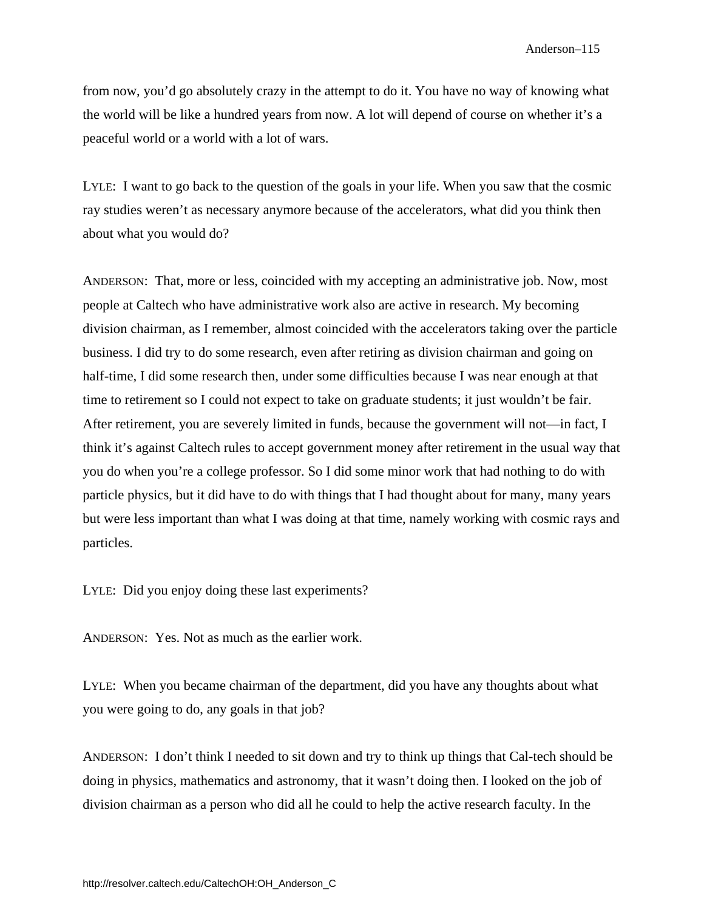from now, you'd go absolutely crazy in the attempt to do it. You have no way of knowing what the world will be like a hundred years from now. A lot will depend of course on whether it's a peaceful world or a world with a lot of wars.

LYLE: I want to go back to the question of the goals in your life. When you saw that the cosmic ray studies weren't as necessary anymore because of the accelerators, what did you think then about what you would do?

ANDERSON: That, more or less, coincided with my accepting an administrative job. Now, most people at Caltech who have administrative work also are active in research. My becoming division chairman, as I remember, almost coincided with the accelerators taking over the particle business. I did try to do some research, even after retiring as division chairman and going on half-time, I did some research then, under some difficulties because I was near enough at that time to retirement so I could not expect to take on graduate students; it just wouldn't be fair. After retirement, you are severely limited in funds, because the government will not—in fact, I think it's against Caltech rules to accept government money after retirement in the usual way that you do when you're a college professor. So I did some minor work that had nothing to do with particle physics, but it did have to do with things that I had thought about for many, many years but were less important than what I was doing at that time, namely working with cosmic rays and particles.

LYLE: Did you enjoy doing these last experiments?

ANDERSON: Yes. Not as much as the earlier work.

LYLE: When you became chairman of the department, did you have any thoughts about what you were going to do, any goals in that job?

ANDERSON: I don't think I needed to sit down and try to think up things that Cal-tech should be doing in physics, mathematics and astronomy, that it wasn't doing then. I looked on the job of division chairman as a person who did all he could to help the active research faculty. In the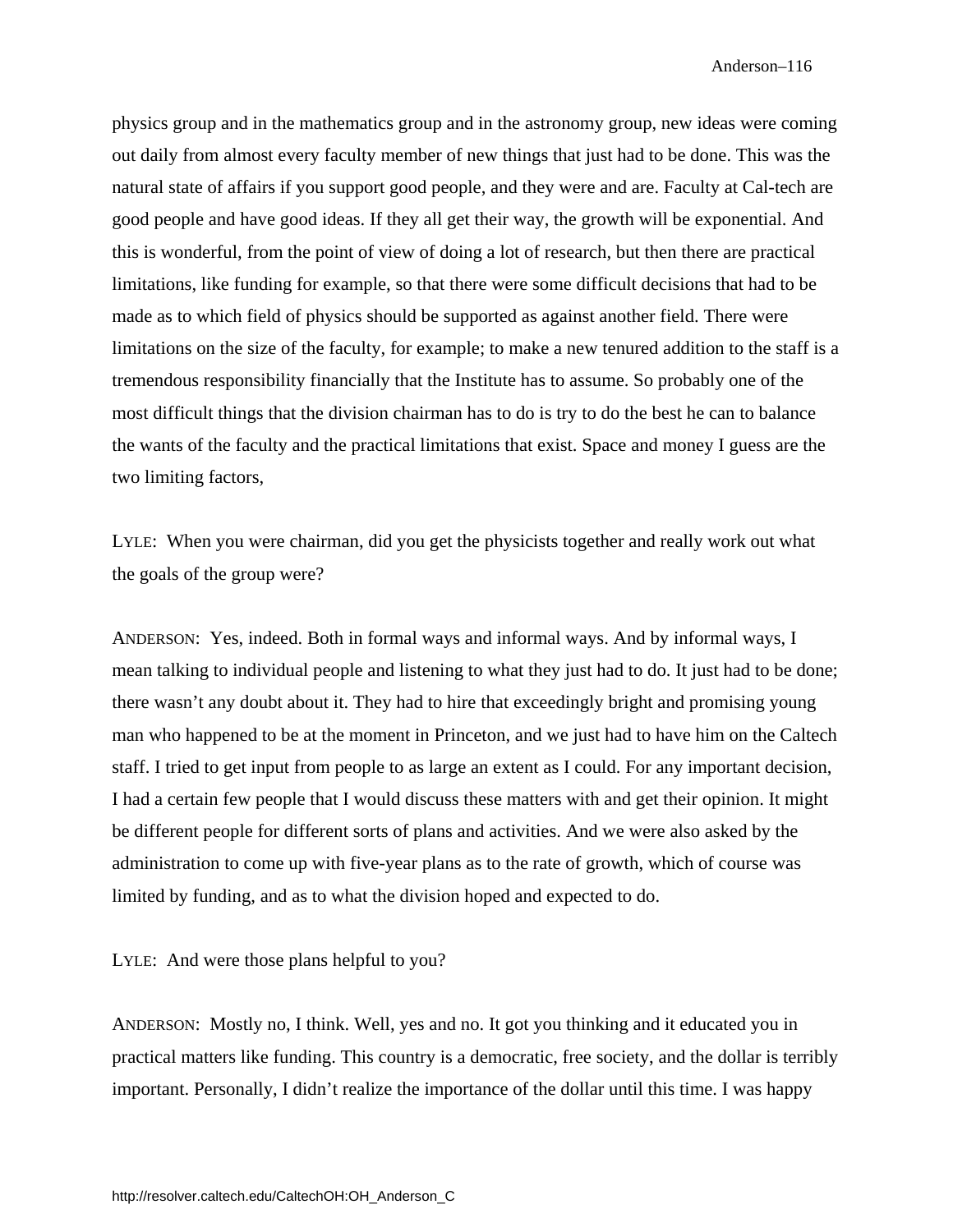physics group and in the mathematics group and in the astronomy group, new ideas were coming out daily from almost every faculty member of new things that just had to be done. This was the natural state of affairs if you support good people, and they were and are. Faculty at Cal-tech are good people and have good ideas. If they all get their way, the growth will be exponential. And this is wonderful, from the point of view of doing a lot of research, but then there are practical limitations, like funding for example, so that there were some difficult decisions that had to be made as to which field of physics should be supported as against another field. There were limitations on the size of the faculty, for example; to make a new tenured addition to the staff is a tremendous responsibility financially that the Institute has to assume. So probably one of the most difficult things that the division chairman has to do is try to do the best he can to balance the wants of the faculty and the practical limitations that exist. Space and money I guess are the two limiting factors,

LYLE: When you were chairman, did you get the physicists together and really work out what the goals of the group were?

ANDERSON: Yes, indeed. Both in formal ways and informal ways. And by informal ways, I mean talking to individual people and listening to what they just had to do. It just had to be done; there wasn't any doubt about it. They had to hire that exceedingly bright and promising young man who happened to be at the moment in Princeton, and we just had to have him on the Caltech staff. I tried to get input from people to as large an extent as I could. For any important decision, I had a certain few people that I would discuss these matters with and get their opinion. It might be different people for different sorts of plans and activities. And we were also asked by the administration to come up with five-year plans as to the rate of growth, which of course was limited by funding, and as to what the division hoped and expected to do.

LYLE: And were those plans helpful to you?

ANDERSON: Mostly no, I think. Well, yes and no. It got you thinking and it educated you in practical matters like funding. This country is a democratic, free society, and the dollar is terribly important. Personally, I didn't realize the importance of the dollar until this time. I was happy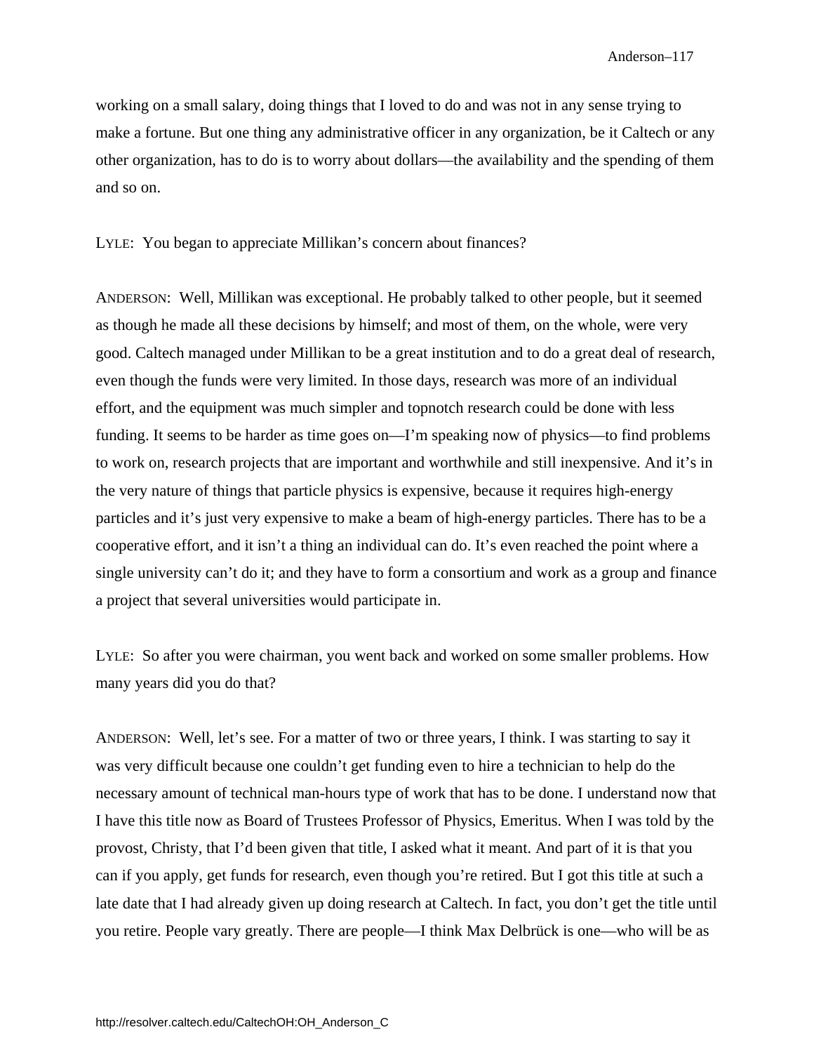working on a small salary, doing things that I loved to do and was not in any sense trying to make a fortune. But one thing any administrative officer in any organization, be it Caltech or any other organization, has to do is to worry about dollars—the availability and the spending of them and so on.

LYLE: You began to appreciate Millikan's concern about finances?

ANDERSON: Well, Millikan was exceptional. He probably talked to other people, but it seemed as though he made all these decisions by himself; and most of them, on the whole, were very good. Caltech managed under Millikan to be a great institution and to do a great deal of research, even though the funds were very limited. In those days, research was more of an individual effort, and the equipment was much simpler and topnotch research could be done with less funding. It seems to be harder as time goes on—I'm speaking now of physics—to find problems to work on, research projects that are important and worthwhile and still inexpensive. And it's in the very nature of things that particle physics is expensive, because it requires high-energy particles and it's just very expensive to make a beam of high-energy particles. There has to be a cooperative effort, and it isn't a thing an individual can do. It's even reached the point where a single university can't do it; and they have to form a consortium and work as a group and finance a project that several universities would participate in.

LYLE: So after you were chairman, you went back and worked on some smaller problems. How many years did you do that?

ANDERSON: Well, let's see. For a matter of two or three years, I think. I was starting to say it was very difficult because one couldn't get funding even to hire a technician to help do the necessary amount of technical man-hours type of work that has to be done. I understand now that I have this title now as Board of Trustees Professor of Physics, Emeritus. When I was told by the provost, Christy, that I'd been given that title, I asked what it meant. And part of it is that you can if you apply, get funds for research, even though you're retired. But I got this title at such a late date that I had already given up doing research at Caltech. In fact, you don't get the title until you retire. People vary greatly. There are people—I think Max Delbrück is one—who will be as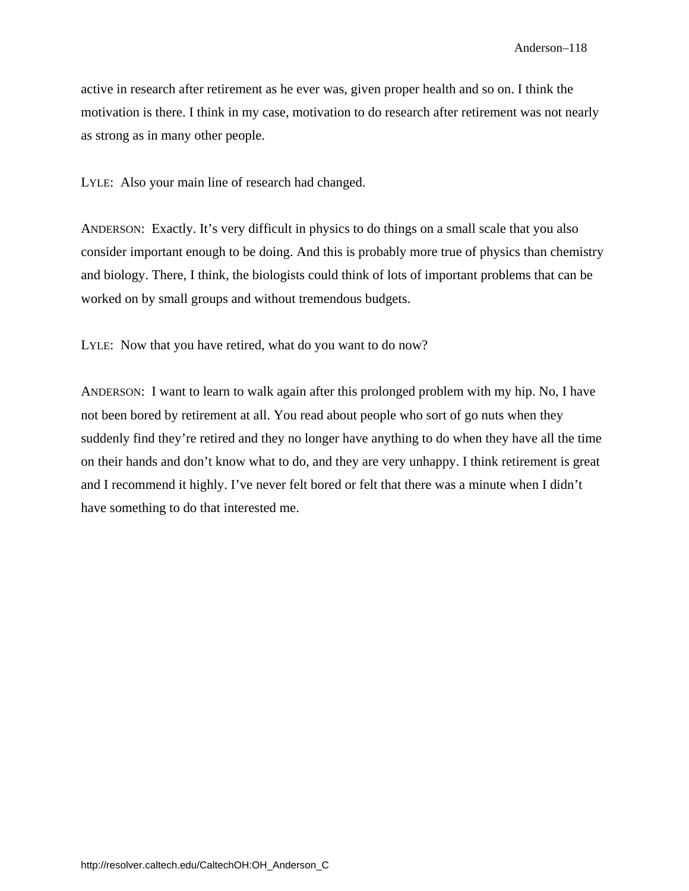active in research after retirement as he ever was, given proper health and so on. I think the motivation is there. I think in my case, motivation to do research after retirement was not nearly as strong as in many other people.

LYLE: Also your main line of research had changed.

ANDERSON: Exactly. It's very difficult in physics to do things on a small scale that you also consider important enough to be doing. And this is probably more true of physics than chemistry and biology. There, I think, the biologists could think of lots of important problems that can be worked on by small groups and without tremendous budgets.

LYLE: Now that you have retired, what do you want to do now?

ANDERSON: I want to learn to walk again after this prolonged problem with my hip. No, I have not been bored by retirement at all. You read about people who sort of go nuts when they suddenly find they're retired and they no longer have anything to do when they have all the time on their hands and don't know what to do, and they are very unhappy. I think retirement is great and I recommend it highly. I've never felt bored or felt that there was a minute when I didn't have something to do that interested me.